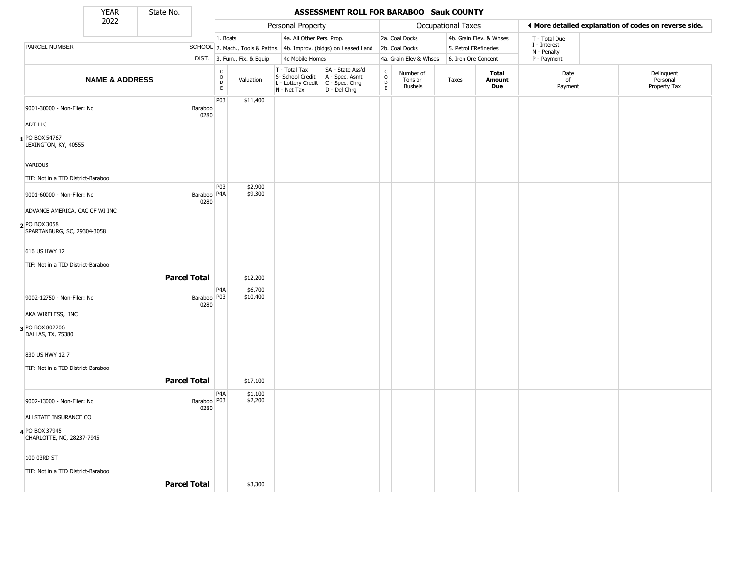# ASSESSMENT ROLL FOR BARABOO Sauk COUNTY

| YEAR | State No. |
|---|---|
| 2022 | |

**Personal Property**
- 1. Boats
- 2. Mach., Tools & Pattns.
- 3. Furn., Fix. & Equip
- 4a. All Other Pers. Prop.
- 4b. Improv. (bldgs) on Leased Land
- 4c Mobile Homes

**Occupational Taxes**
- 2a. Coal Docks
- 2b. Coal Docks
- 4a. Grain Elev & Whses
- 4b. Grain Elev. & Whses
- 5. Petrol FRefineries
- 6. Iron Ore Concent

◄ More detailed explanation of codes on reverse side.

- T - Total Due
- I - Interest
- N - Penalty
- P - Payment

| | PARCEL NUMBER / NAME & ADDRESS | SCHOOL DIST. | CODE | Valuation | T - Total Tax S- School Credit L - Lottery Credit N - Net Tax | SA - State Ass'd A - Spec. Asmt C - Spec. Chrg D - Del Chrg | CODE | Number of Tons or Bushels | Taxes | Total Amount Due | Date of Payment | Delinquent Personal Property Tax |
|---|---|---|---|---|---|---|---|---|---|---|---|---|
| 1 | 9001-30000 - Non-Filer: No<br>ADT LLC<br>PO BOX 54767<br>LEXINGTON, KY, 40555<br>VARIOUS<br>TIF: Not in a TID District-Baraboo | Baraboo 0280 | P03 | $11,400 | | | | | | | | |
| 2 | 9001-60000 - Non-Filer: No<br>ADVANCE AMERICA, CAC OF WI INC<br>PO BOX 3058<br>SPARTANBURG, SC, 29304-3058<br>616 US HWY 12<br>TIF: Not in a TID District-Baraboo | Baraboo 0280 | P03<br>P4A | $2,900<br>$9,300 | | | | | | | | |
| | **Parcel Total** | | | $12,200 | | | | | | | | |
| 3 | 9002-12750 - Non-Filer: No<br>AKA WIRELESS, INC<br>PO BOX 802206<br>DALLAS, TX, 75380<br>830 US HWY 12 7<br>TIF: Not in a TID District-Baraboo | Baraboo 0280 | P4A<br>P03 | $6,700<br>$10,400 | | | | | | | | |
| | **Parcel Total** | | | $17,100 | | | | | | | | |
| 4 | 9002-13000 - Non-Filer: No<br>ALLSTATE INSURANCE CO<br>PO BOX 37945<br>CHARLOTTE, NC, 28237-7945<br>100 03RD ST<br>TIF: Not in a TID District-Baraboo | Baraboo 0280 | P4A<br>P03 | $1,100<br>$2,200 | | | | | | | | |
| | **Parcel Total** | | | $3,300 | | | | | | | | |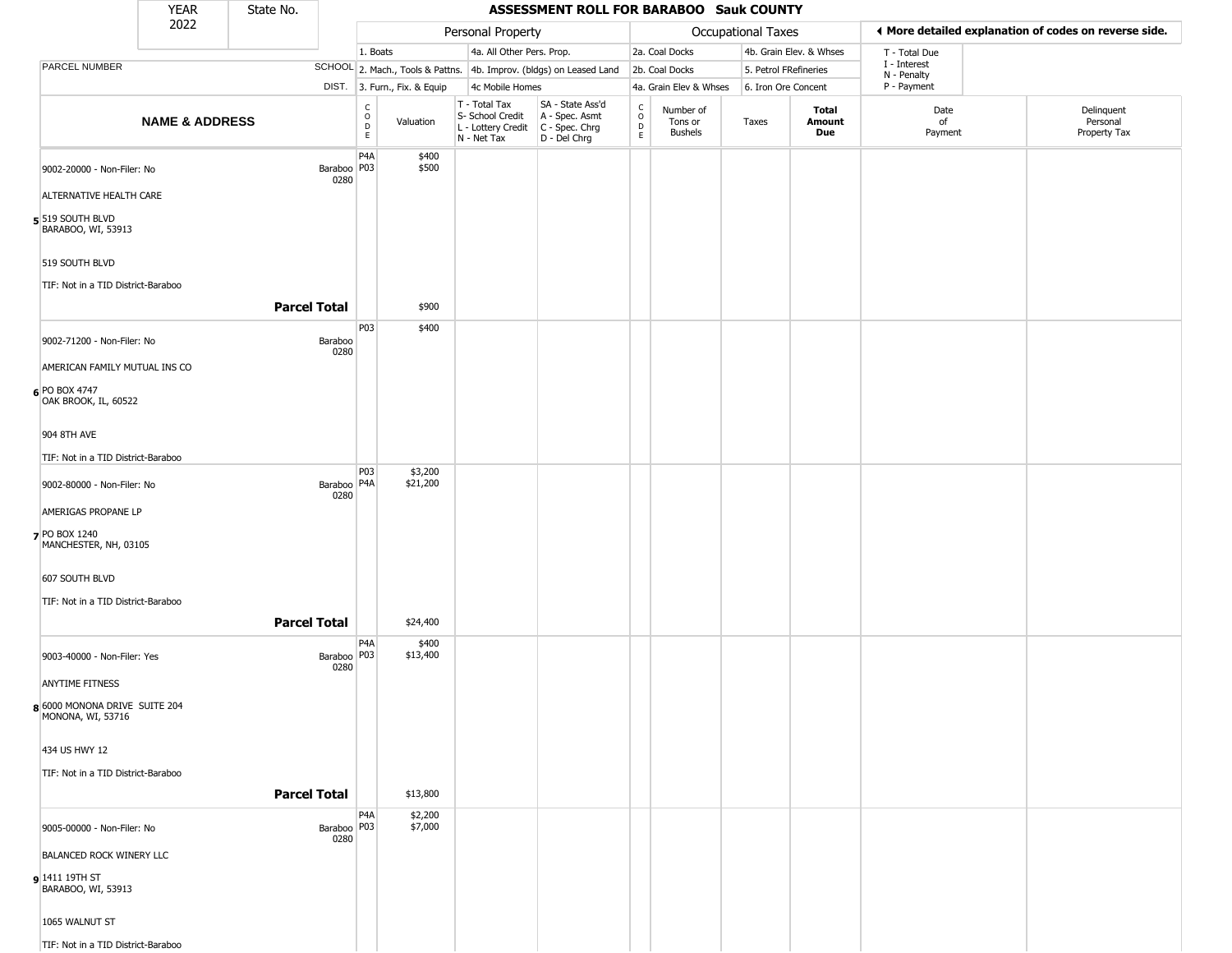# ASSESSMENT ROLL FOR BARABOO Sauk COUNTY

YEAR 2022 | State No.

| | | Personal Property | | | | Occupational Taxes | | | | ◀ More detailed explanation of codes on reverse side. | |
|---|---|---|---|---|---|---|---|---|---|---|---|
| PARCEL NUMBER | SCHOOL DIST. | 1. Boats / 2. Mach., Tools & Pattns. / 3. Furn., Fix. & Equip | | 4a. All Other Pers. Prop. / 4b. Improv. (bldgs) on Leased Land / 4c Mobile Homes | | 2a. Coal Docks / 2b. Coal Docks / 4a. Grain Elev & Whses | | 4b. Grain Elev. & Whses / 5. Petrol FRefineries / 6. Iron Ore Concent | | T - Total Due / I - Interest / N - Penalty / P - Payment | |
| NAME & ADDRESS | | CODE | Valuation | T - Total Tax / S- School Credit / L - Lottery Credit / N - Net Tax | SA - State Ass'd / A - Spec. Asmt / C - Spec. Chrg / D - Del Chrg | CODE | Number of Tons or Bushels | Taxes | Total Amount Due | Date of Payment | Delinquent Personal Property Tax |
| 5 9002-20000 - Non-Filer: No<br>ALTERNATIVE HEALTH CARE<br>519 SOUTH BLVD<br>BARABOO, WI, 53913<br>519 SOUTH BLVD<br>TIF: Not in a TID District-Baraboo | Baraboo 0280 | P4A<br>P03 | $400<br>$500 | | | | | | | | |
| **Parcel Total** | | | $900 | | | | | | | | |
| 6 9002-71200 - Non-Filer: No<br>AMERICAN FAMILY MUTUAL INS CO<br>PO BOX 4747<br>OAK BROOK, IL, 60522<br>904 8TH AVE<br>TIF: Not in a TID District-Baraboo | Baraboo 0280 | P03 | $400 | | | | | | | | |
| 7 9002-80000 - Non-Filer: No<br>AMERIGAS PROPANE LP<br>PO BOX 1240<br>MANCHESTER, NH, 03105<br>607 SOUTH BLVD<br>TIF: Not in a TID District-Baraboo | Baraboo 0280 | P03<br>P4A | $3,200<br>$21,200 | | | | | | | | |
| **Parcel Total** | | | $24,400 | | | | | | | | |
| 8 9003-40000 - Non-Filer: Yes<br>ANYTIME FITNESS<br>6000 MONONA DRIVE SUITE 204<br>MONONA, WI, 53716<br>434 US HWY 12<br>TIF: Not in a TID District-Baraboo | Baraboo 0280 | P4A<br>P03 | $400<br>$13,400 | | | | | | | | |
| **Parcel Total** | | | $13,800 | | | | | | | | |
| 9 9005-00000 - Non-Filer: No<br>BALANCED ROCK WINERY LLC<br>1411 19TH ST<br>BARABOO, WI, 53913<br>1065 WALNUT ST<br>TIF: Not in a TID District-Baraboo | Baraboo 0280 | P4A<br>P03 | $2,200<br>$7,000 | | | | | | | | |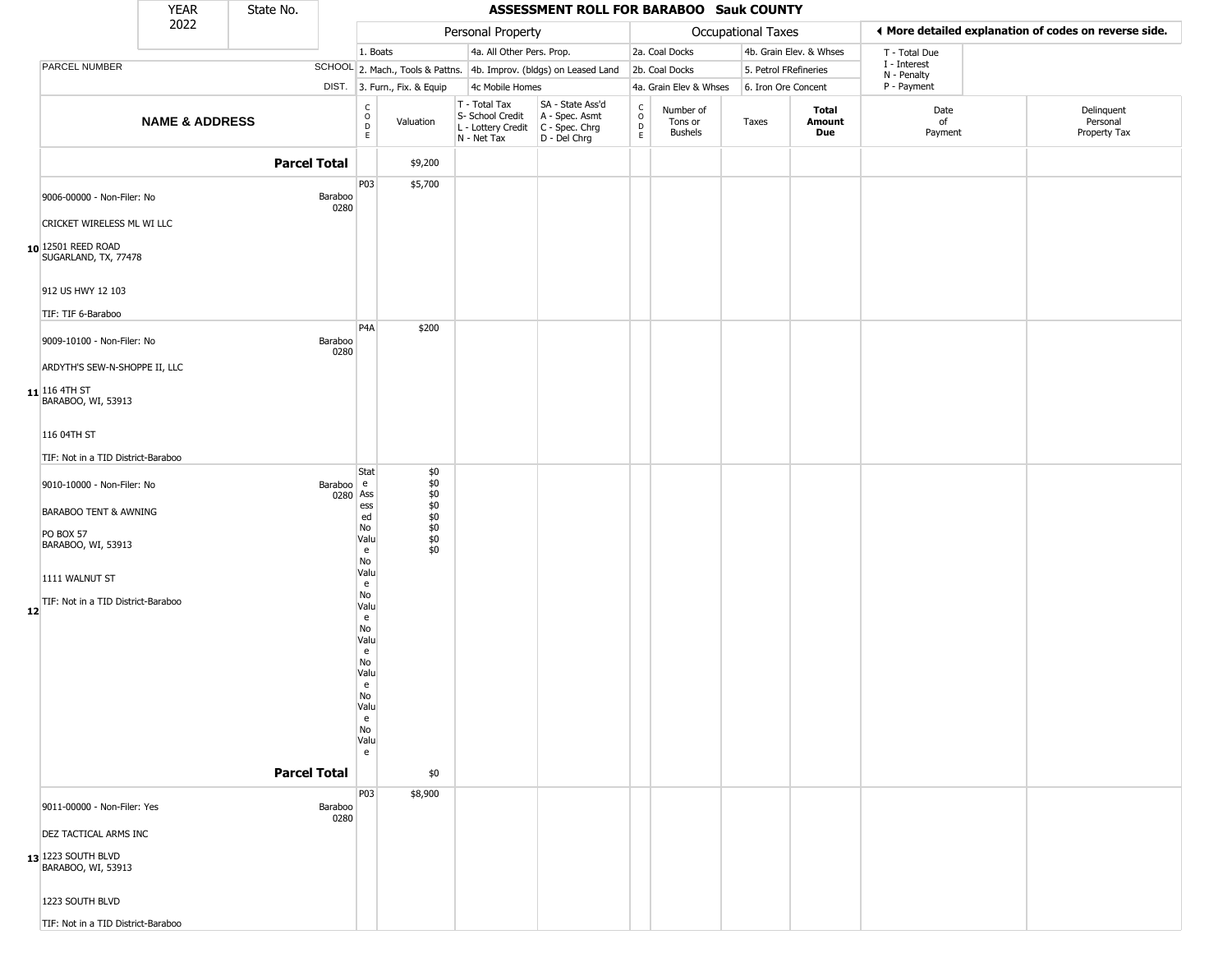| YEAR 2022 | State No. | ASSESSMENT ROLL FOR BARABOO Sauk COUNTY | | | | | | | | | |
|---|---|---|---|---|---|---|---|---|---|---|---|

| | | Personal Property | | | | Occupational Taxes | | | | ◄ More detailed explanation of codes on reverse side. | |
|---|---|---|---|---|---|---|---|---|---|---|---|
| PARCEL NUMBER | SCHOOL DIST. | 1. Boats<br>2. Mach., Tools & Pattns.<br>3. Furn., Fix. & Equip | | 4a. All Other Pers. Prop.<br>4b. Improv. (bldgs) on Leased Land<br>4c Mobile Homes | | 2a. Coal Docks<br>2b. Coal Docks<br>4a. Grain Elev & Whses | | 4b. Grain Elev. & Whses<br>5. Petrol FRefineries<br>6. Iron Ore Concent | | T - Total Due<br>I - Interest<br>N - Penalty<br>P - Payment | |
| **NAME & ADDRESS** | | CODE | Valuation | T - Total Tax<br>S- School Credit<br>L - Lottery Credit<br>N - Net Tax | SA - State Ass'd<br>A - Spec. Asmt<br>C - Spec. Chrg<br>D - Del Chrg | CODE | Number of Tons or Bushels | Taxes | **Total Amount Due** | Date of Payment | Delinquent Personal Property Tax |
| **Parcel Total** | | | $9,200 | | | | | | | | |
| 10 9006-00000 - Non-Filer: No<br>CRICKET WIRELESS ML WI LLC<br>12501 REED ROAD<br>SUGARLAND, TX, 77478<br>912 US HWY 12 103<br>TIF: TIF 6-Baraboo | Baraboo 0280 | P03 | $5,700 | | | | | | | | |
| 11 9009-10100 - Non-Filer: No<br>ARDYTH'S SEW-N-SHOPPE II, LLC<br>116 4TH ST<br>BARABOO, WI, 53913<br>116 04TH ST<br>TIF: Not in a TID District-Baraboo | Baraboo 0280 | P4A | $200 | | | | | | | | |
| 12 9010-10000 - Non-Filer: No<br>BARABOO TENT & AWNING<br>PO BOX 57<br>BARABOO, WI, 53913<br>1111 WALNUT ST<br>TIF: Not in a TID District-Baraboo | Baraboo 0280 | State Assessed<br>No Value<br>No Value<br>No Value<br>No Value<br>No Value<br>No Value<br>No Value | $0<br>$0<br>$0<br>$0<br>$0<br>$0<br>$0<br>$0 | | | | | | | | |
| **Parcel Total** | | | $0 | | | | | | | | |
| 13 9011-00000 - Non-Filer: Yes<br>DEZ TACTICAL ARMS INC<br>1223 SOUTH BLVD<br>BARABOO, WI, 53913<br>1223 SOUTH BLVD<br>TIF: Not in a TID District-Baraboo | Baraboo 0280 | P03 | $8,900 | | | | | | | | |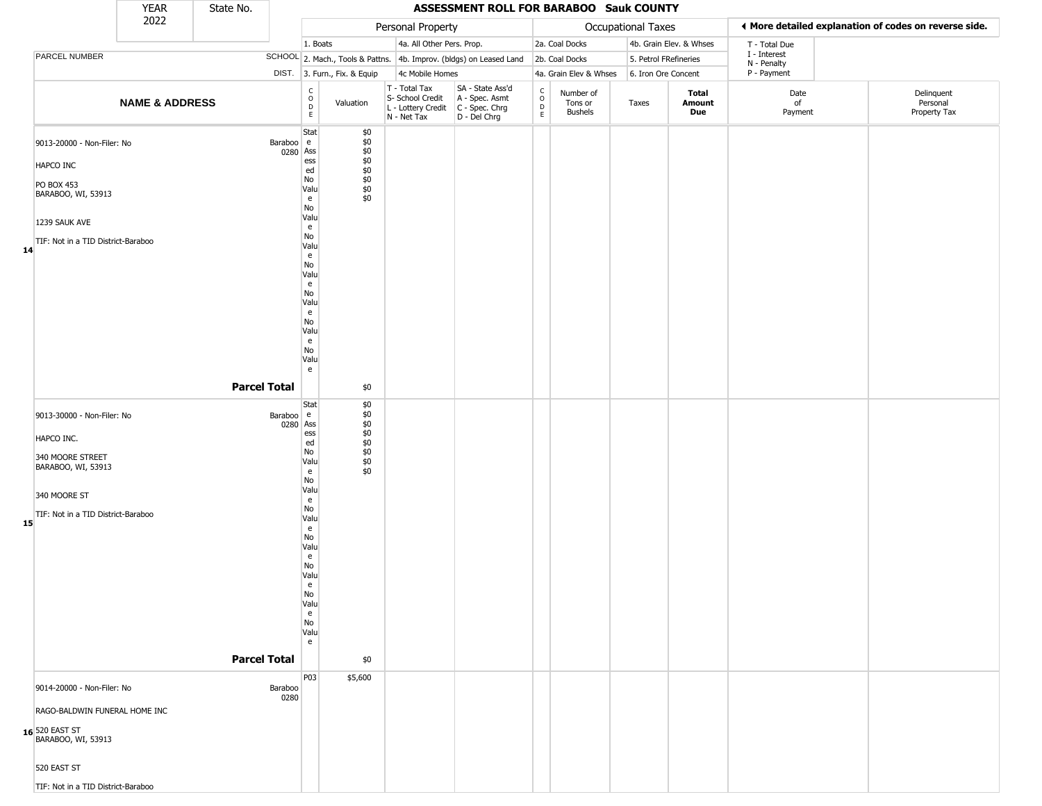# ASSESSMENT ROLL FOR BARABOO Sauk COUNTY

| YEAR | State No. |
|---|---|
| 2022 | |

| | | Personal Property | | | | Occupational Taxes | | | | More detailed explanation of codes on reverse side. | |
|---|---|---|---|---|---|---|---|---|---|---|---|
| | | 1. Boats | | 4a. All Other Pers. Prop. | | 2a. Coal Docks | | 4b. Grain Elev. & Whses | | T - Total Due | |
| PARCEL NUMBER | SCHOOL | 2. Mach., Tools & Pattns. | | 4b. Improv. (bldgs) on Leased Land | | 2b. Coal Docks | | 5. Petrol FRefineries | | I - Interest | |
| | DIST. | 3. Furn., Fix. & Equip | | 4c Mobile Homes | | 4a. Grain Elev & Whses | | 6. Iron Ore Concent | | N - Penalty / P - Payment | |

| | NAME & ADDRESS | CODE | Valuation | T - Total Tax / S- School Credit / L - Lottery Credit / N - Net Tax | SA - State Ass'd / A - Spec. Asmt / C - Spec. Chrg / D - Del Chrg | CODE | Number of Tons or Bushels | Taxes | Total Amount Due | Date of Payment | Delinquent Personal Property Tax |
|---|---|---|---|---|---|---|---|---|---|---|---|
| 14 | 9013-20000 - Non-Filer: No<br>Baraboo 0280<br>HAPCO INC<br>PO BOX 453<br>BARABOO, WI, 53913<br>1239 SAUK AVE<br>TIF: Not in a TID District-Baraboo | State Assessed<br>No Value<br>No Value<br>No Value<br>No Value<br>No Value<br>No Value<br>No Value | $0<br>$0<br>$0<br>$0<br>$0<br>$0<br>$0<br>$0 | | | | | | | | |
| | **Parcel Total** | | $0 | | | | | | | | |
| 15 | 9013-30000 - Non-Filer: No<br>Baraboo 0280<br>HAPCO INC.<br>340 MOORE STREET<br>BARABOO, WI, 53913<br>340 MOORE ST<br>TIF: Not in a TID District-Baraboo | State Assessed<br>No Value<br>No Value<br>No Value<br>No Value<br>No Value<br>No Value<br>No Value | $0<br>$0<br>$0<br>$0<br>$0<br>$0<br>$0<br>$0 | | | | | | | | |
| | **Parcel Total** | | $0 | | | | | | | | |
| 16 | 9014-20000 - Non-Filer: No<br>Baraboo 0280<br>RAGO-BALDWIN FUNERAL HOME INC<br>520 EAST ST<br>BARABOO, WI, 53913<br>520 EAST ST<br>TIF: Not in a TID District-Baraboo | P03 | $5,600 | | | | | | | | |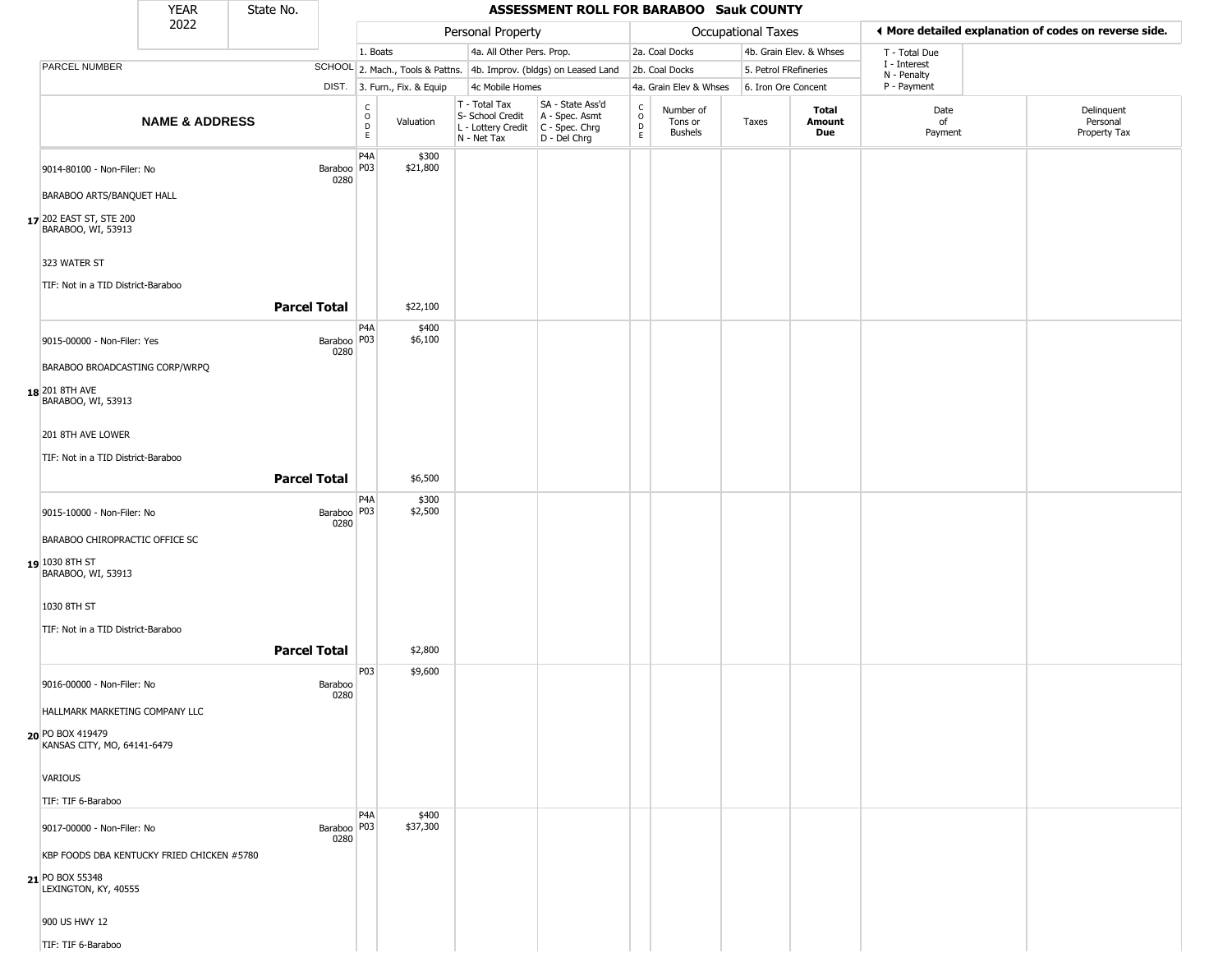# ASSESSMENT ROLL FOR BARABOO Sauk COUNTY

YEAR 2022 | State No.

| | | Personal Property | | | | Occupational Taxes | | | | ◄ More detailed explanation of codes on reverse side. | |
|---|---|---|---|---|---|---|---|---|---|---|---|
| PARCEL NUMBER | SCHOOL DIST. | 1. Boats 2. Mach., Tools & Pattns. 3. Furn., Fix. & Equip | | 4a. All Other Pers. Prop. 4b. Improv. (bldgs) on Leased Land 4c Mobile Homes | | 2a. Coal Docks 2b. Coal Docks 4a. Grain Elev & Whses | | 4b. Grain Elev. & Whses 5. Petrol FRefineries 6. Iron Ore Concent | | T - Total Due I - Interest N - Penalty P - Payment | |
| **NAME & ADDRESS** | | CODE | Valuation | T - Total Tax S- School Credit L - Lottery Credit N - Net Tax | SA - State Ass'd A - Spec. Asmt C - Spec. Chrg D - Del Chrg | CODE | Number of Tons or Bushels | Taxes | **Total Amount Due** | Date of Payment | Delinquent Personal Property Tax |
| 17 9014-80100 - Non-Filer: No<br>BARABOO ARTS/BANQUET HALL<br>202 EAST ST, STE 200<br>BARABOO, WI, 53913<br>323 WATER ST<br>TIF: Not in a TID District-Baraboo | Baraboo 0280 | P4A<br>P03 | $300<br>$21,800 | | | | | | | | |
| **Parcel Total** | | | $22,100 | | | | | | | | |
| 18 9015-00000 - Non-Filer: Yes<br>BARABOO BROADCASTING CORP/WRPQ<br>201 8TH AVE<br>BARABOO, WI, 53913<br>201 8TH AVE LOWER<br>TIF: Not in a TID District-Baraboo | Baraboo 0280 | P4A<br>P03 | $400<br>$6,100 | | | | | | | | |
| **Parcel Total** | | | $6,500 | | | | | | | | |
| 19 9015-10000 - Non-Filer: No<br>BARABOO CHIROPRACTIC OFFICE SC<br>1030 8TH ST<br>BARABOO, WI, 53913<br>1030 8TH ST<br>TIF: Not in a TID District-Baraboo | Baraboo 0280 | P4A<br>P03 | $300<br>$2,500 | | | | | | | | |
| **Parcel Total** | | | $2,800 | | | | | | | | |
| 20 9016-00000 - Non-Filer: No<br>HALLMARK MARKETING COMPANY LLC<br>PO BOX 419479<br>KANSAS CITY, MO, 64141-6479<br>VARIOUS<br>TIF: TIF 6-Baraboo | Baraboo 0280 | P03 | $9,600 | | | | | | | | |
| 21 9017-00000 - Non-Filer: No<br>KBP FOODS DBA KENTUCKY FRIED CHICKEN #5780<br>PO BOX 55348<br>LEXINGTON, KY, 40555<br>900 US HWY 12<br>TIF: TIF 6-Baraboo | Baraboo 0280 | P4A<br>P03 | $400<br>$37,300 | | | | | | | | |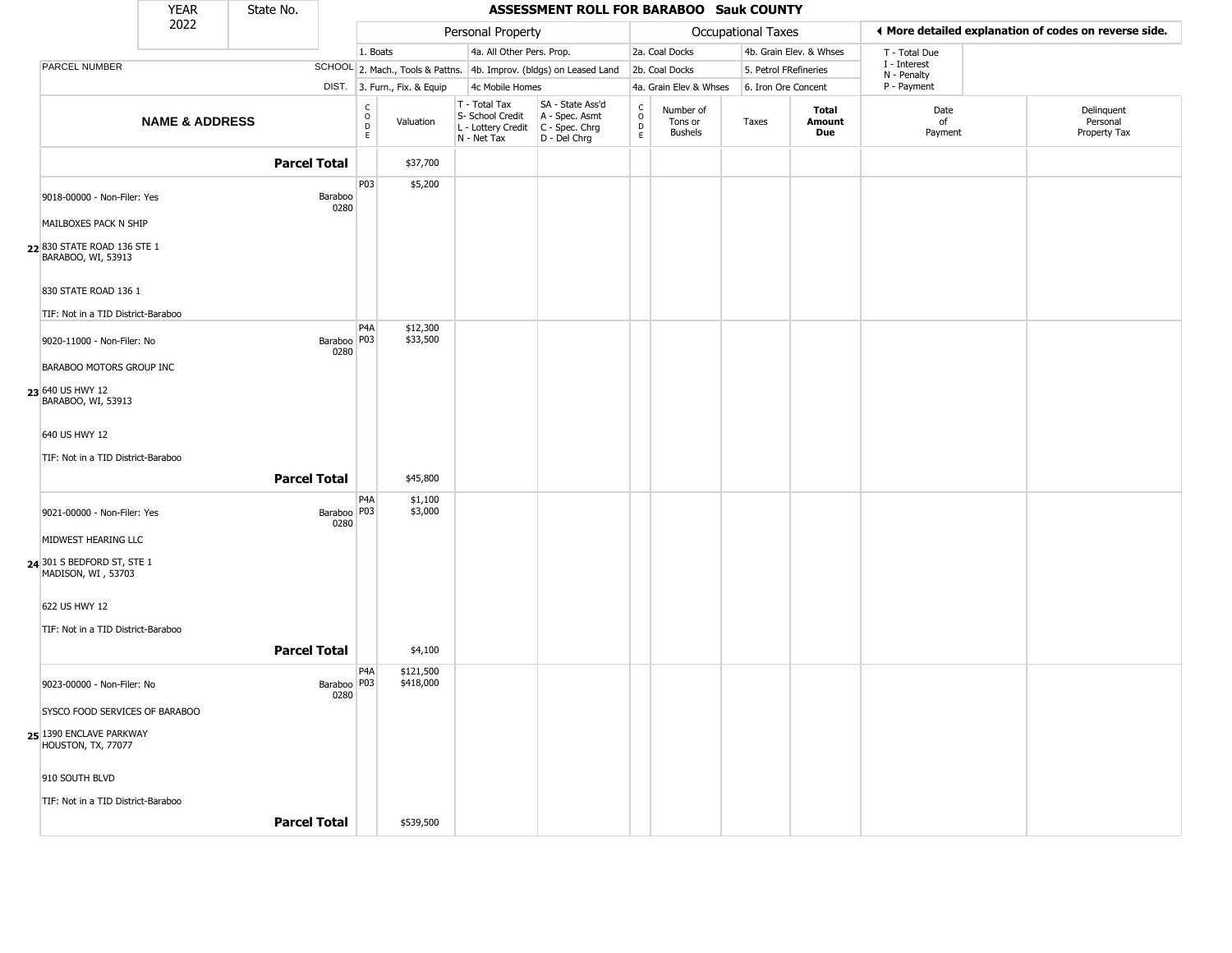| YEAR 2022 | State No. | ASSESSMENT ROLL FOR BARABOO Sauk COUNTY |
|---|---|---|

| | | Personal Property | | | | Occupational Taxes | | | | ◄ More detailed explanation of codes on reverse side. | |
|---|---|---|---|---|---|---|---|---|---|---|---|
| | | 1. Boats | | 4a. All Other Pers. Prop. | | 2a. Coal Docks | | 4b. Grain Elev. & Whses | | T - Total Due | |
| PARCEL NUMBER | SCHOOL | 2. Mach., Tools & Pattns. | | 4b. Improv. (bldgs) on Leased Land | | 2b. Coal Docks | | 5. Petrol FRefineries | | I - Interest N - Penalty | |
| | DIST. | 3. Furn., Fix. & Equip | | 4c Mobile Homes | | 4a. Grain Elev & Whses | | 6. Iron Ore Concent | | P - Payment | |
| **NAME & ADDRESS** | | CODE | Valuation | T - Total Tax S- School Credit L - Lottery Credit N - Net Tax | SA - State Ass'd A - Spec. Asmt C - Spec. Chrg D - Del Chrg | CODE | Number of Tons or Bushels | Taxes | **Total Amount Due** | Date of Payment | Delinquent Personal Property Tax |
| **Parcel Total** | | | $37,700 | | | | | | | | |
| 9018-00000 - Non-Filer: Yes<br>MAILBOXES PACK N SHIP<br>22 830 STATE ROAD 136 STE 1<br>BARABOO, WI, 53913<br>830 STATE ROAD 136 1<br>TIF: Not in a TID District-Baraboo | Baraboo 0280 | P03 | $5,200 | | | | | | | | |
| 9020-11000 - Non-Filer: No<br>BARABOO MOTORS GROUP INC<br>23 640 US HWY 12<br>BARABOO, WI, 53913<br>640 US HWY 12<br>TIF: Not in a TID District-Baraboo | Baraboo 0280 | P4A<br>P03 | $12,300<br>$33,500 | | | | | | | | |
| **Parcel Total** | | | $45,800 | | | | | | | | |
| 9021-00000 - Non-Filer: Yes<br>MIDWEST HEARING LLC<br>24 301 S BEDFORD ST, STE 1<br>MADISON, WI , 53703<br>622 US HWY 12<br>TIF: Not in a TID District-Baraboo | Baraboo 0280 | P4A<br>P03 | $1,100<br>$3,000 | | | | | | | | |
| **Parcel Total** | | | $4,100 | | | | | | | | |
| 9023-00000 - Non-Filer: No<br>SYSCO FOOD SERVICES OF BARABOO<br>25 1390 ENCLAVE PARKWAY<br>HOUSTON, TX, 77077<br>910 SOUTH BLVD<br>TIF: Not in a TID District-Baraboo | Baraboo 0280 | P4A<br>P03 | $121,500<br>$418,000 | | | | | | | | |
| **Parcel Total** | | | $539,500 | | | | | | | | |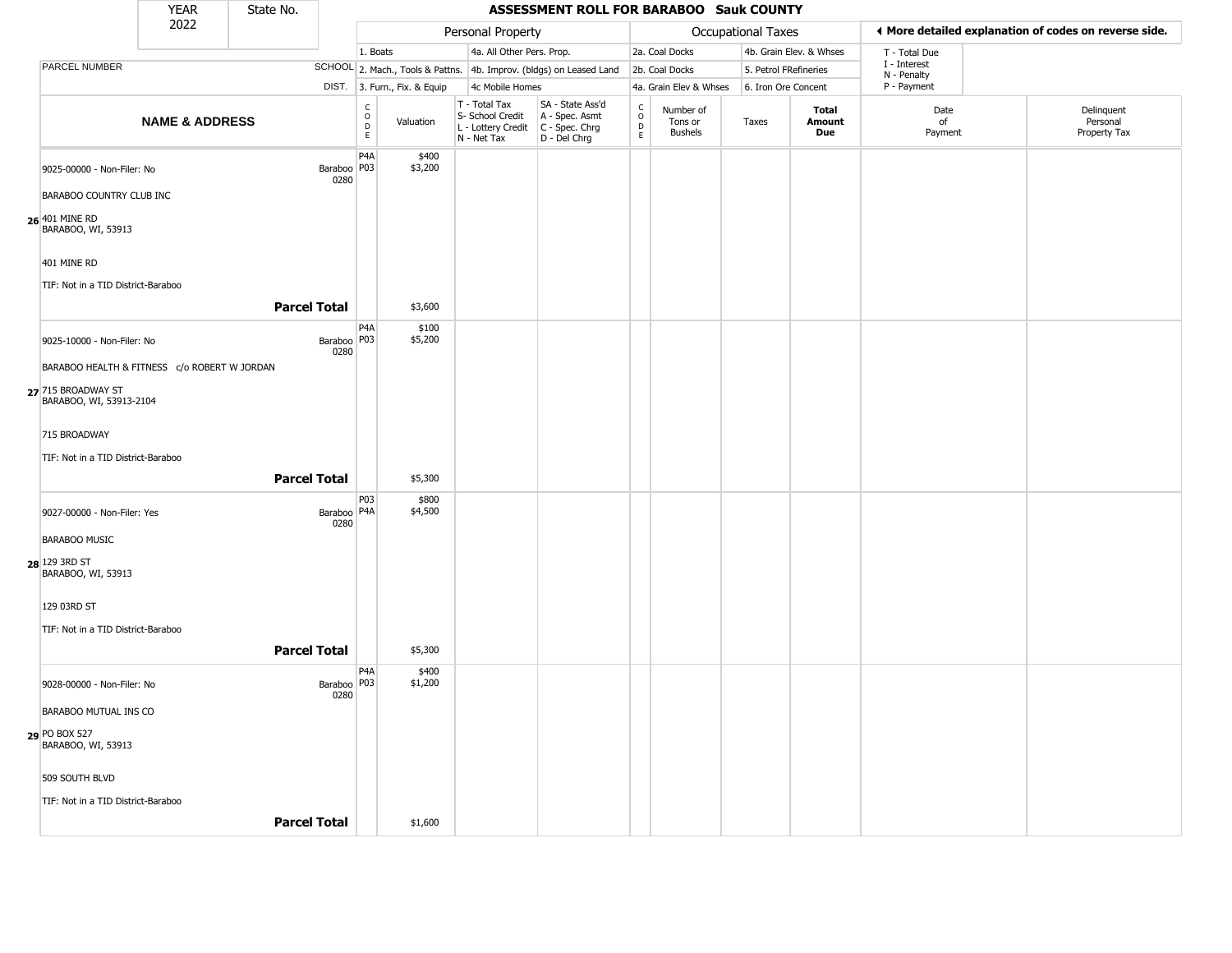| YEAR 2022 | State No. | | ASSESSMENT ROLL FOR BARABOO Sauk COUNTY | | | | | | | | | | |
|---|---|---|---|---|---|---|---|---|---|---|---|---|---|

| | | Personal Property | | | | Occupational Taxes | | | | | ◄ More detailed explanation of codes on reverse side. | |
|---|---|---|---|---|---|---|---|---|---|---|---|---|
| PARCEL NUMBER | SCHOOL DIST. | 1. Boats 2. Mach., Tools & Pattns. 3. Furn., Fix. & Equip | | 4a. All Other Pers. Prop. 4b. Improv. (bldgs) on Leased Land 4c Mobile Homes | | 2a. Coal Docks 2b. Coal Docks 4a. Grain Elev & Whses | | 4b. Grain Elev. & Whses 5. Petrol FRefineries 6. Iron Ore Concent | | | T - Total Due I - Interest N - Penalty P - Payment | |
| **NAME & ADDRESS** | | CODE | Valuation | T - Total Tax S- School Credit L - Lottery Credit N - Net Tax | SA - State Ass'd A - Spec. Asmt C - Spec. Chrg D - Del Chrg | CODE | Number of Tons or Bushels | Taxes | **Total Amount Due** | Date of Payment | | Delinquent Personal Property Tax |
| 26 9025-00000 - Non-Filer: No<br>BARABOO COUNTRY CLUB INC<br>401 MINE RD<br>BARABOO, WI, 53913<br>401 MINE RD<br>TIF: Not in a TID District-Baraboo | Baraboo 0280 | P4A<br>P03 | $400<br>$3,200 | | | | | | | | | |
| **Parcel Total** | | | $3,600 | | | | | | | | | |
| 27 9025-10000 - Non-Filer: No<br>BARABOO HEALTH & FITNESS c/o ROBERT W JORDAN<br>715 BROADWAY ST<br>BARABOO, WI, 53913-2104<br>715 BROADWAY<br>TIF: Not in a TID District-Baraboo | Baraboo 0280 | P4A<br>P03 | $100<br>$5,200 | | | | | | | | | |
| **Parcel Total** | | | $5,300 | | | | | | | | | |
| 28 9027-00000 - Non-Filer: Yes<br>BARABOO MUSIC<br>129 3RD ST<br>BARABOO, WI, 53913<br>129 03RD ST<br>TIF: Not in a TID District-Baraboo | Baraboo 0280 | P03<br>P4A | $800<br>$4,500 | | | | | | | | | |
| **Parcel Total** | | | $5,300 | | | | | | | | | |
| 29 9028-00000 - Non-Filer: No<br>BARABOO MUTUAL INS CO<br>PO BOX 527<br>BARABOO, WI, 53913<br>509 SOUTH BLVD<br>TIF: Not in a TID District-Baraboo | Baraboo 0280 | P4A<br>P03 | $400<br>$1,200 | | | | | | | | | |
| **Parcel Total** | | | $1,600 | | | | | | | | | |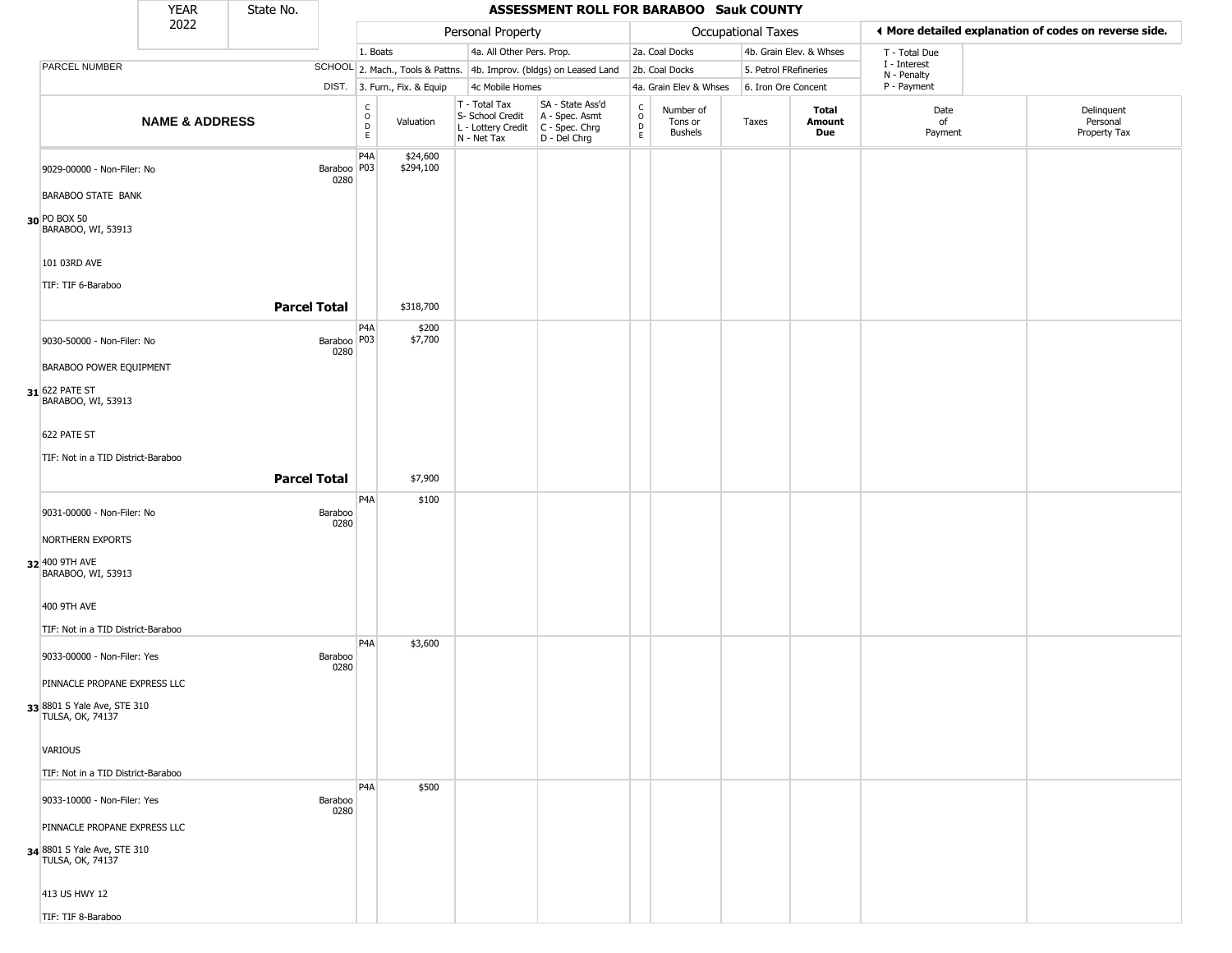| YEAR 2022 | State No. | ASSESSMENT ROLL FOR BARABOO Sauk COUNTY |
|---|---|---|

| PARCEL NUMBER | SCHOOL DIST. | Personal Property: 1. Boats; 2. Mach., Tools & Pattns.; 3. Furn., Fix. & Equip; 4a. All Other Pers. Prop.; 4b. Improv. (bldgs) on Leased Land; 4c Mobile Homes | | | | Occupational Taxes: 2a. Coal Docks; 2b. Coal Docks; 4a. Grain Elev & Whses; 4b. Grain Elev. & Whses; 5. Petrol FRefineries; 6. Iron Ore Concent | | | | ◄ More detailed explanation of codes on reverse side. T - Total Due; I - Interest; N - Penalty; P - Payment | |
|---|---|---|---|---|---|---|---|---|---|---|---|
| **NAME & ADDRESS** | | CODE | Valuation | T - Total Tax; S- School Credit; L - Lottery Credit; N - Net Tax | SA - State Ass'd; A - Spec. Asmt; C - Spec. Chrg; D - Del Chrg | CODE | Number of Tons or Bushels | Taxes | **Total Amount Due** | Date of Payment | Delinquent Personal Property Tax |
| **30** 9029-00000 - Non-Filer: No<br>BARABOO STATE BANK<br>PO BOX 50<br>BARABOO, WI, 53913<br>101 03RD AVE<br>TIF: TIF 6-Baraboo | Baraboo 0280 | P4A<br>P03 | $24,600<br>$294,100 | | | | | | | | |
| **Parcel Total** | | | $318,700 | | | | | | | | |
| **31** 9030-50000 - Non-Filer: No<br>BARABOO POWER EQUIPMENT<br>622 PATE ST<br>BARABOO, WI, 53913<br>622 PATE ST<br>TIF: Not in a TID District-Baraboo | Baraboo 0280 | P4A<br>P03 | $200<br>$7,700 | | | | | | | | |
| **Parcel Total** | | | $7,900 | | | | | | | | |
| **32** 9031-00000 - Non-Filer: No<br>NORTHERN EXPORTS<br>400 9TH AVE<br>BARABOO, WI, 53913<br>400 9TH AVE<br>TIF: Not in a TID District-Baraboo | Baraboo 0280 | P4A | $100 | | | | | | | | |
| **33** 9033-00000 - Non-Filer: Yes<br>PINNACLE PROPANE EXPRESS LLC<br>8801 S Yale Ave, STE 310<br>TULSA, OK, 74137<br>VARIOUS<br>TIF: Not in a TID District-Baraboo | Baraboo 0280 | P4A | $3,600 | | | | | | | | |
| **34** 9033-10000 - Non-Filer: Yes<br>PINNACLE PROPANE EXPRESS LLC<br>8801 S Yale Ave, STE 310<br>TULSA, OK, 74137<br>413 US HWY 12<br>TIF: TIF 8-Baraboo | Baraboo 0280 | P4A | $500 | | | | | | | | |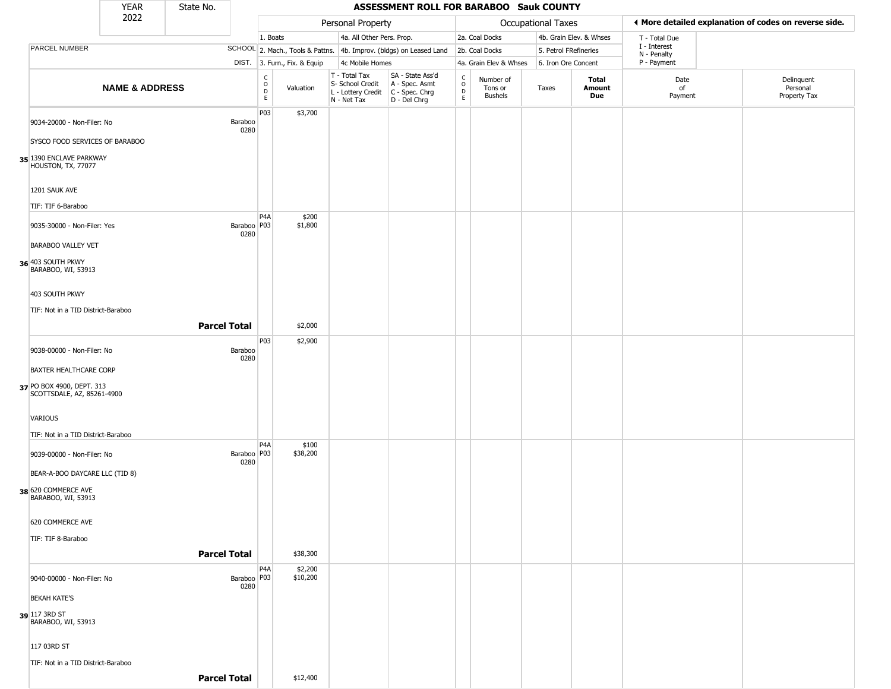| YEAR 2022 | State No. | | | | | | | | | | | |
|---|---|---|---|---|---|---|---|---|---|---|---|---|

# ASSESSMENT ROLL FOR BARABOO Sauk COUNTY

| PARCEL NUMBER | SCHOOL DIST. | Personal Property | | | | Occupational Taxes | | | | | ◄ More detailed explanation of codes on reverse side. | |
|---|---|---|---|---|---|---|---|---|---|---|---|---|
| | | 1. Boats | | 4a. All Other Pers. Prop. | | 2a. Coal Docks | | 4b. Grain Elev. & Whses | | | T - Total Due | |
| | | 2. Mach., Tools & Pattns. | | 4b. Improv. (bldgs) on Leased Land | | 2b. Coal Docks | | 5. Petrol FRefineries | | | I - Interest | |
| | | 3. Furn., Fix. & Equip | | 4c Mobile Homes | | 4a. Grain Elev & Whses | | 6. Iron Ore Concent | | | N - Penalty<br>P - Payment | |
| **NAME & ADDRESS** | | CODE | Valuation | T - Total Tax<br>S- School Credit<br>L - Lottery Credit<br>N - Net Tax | SA - State Ass'd<br>A - Spec. Asmt<br>C - Spec. Chrg<br>D - Del Chrg | CODE | Number of Tons or Bushels | Taxes | **Total Amount Due** | Date of Payment | Delinquent Personal Property Tax | |
| 35 9034-20000 - Non-Filer: No<br>SYSCO FOOD SERVICES OF BARABOO<br>1390 ENCLAVE PARKWAY<br>HOUSTON, TX, 77077<br>1201 SAUK AVE<br>TIF: TIF 6-Baraboo | Baraboo 0280 | P03 | $3,700 | | | | | | | | | |
| 36 9035-30000 - Non-Filer: Yes<br>BARABOO VALLEY VET<br>403 SOUTH PKWY<br>BARABOO, WI, 53913<br>403 SOUTH PKWY<br>TIF: Not in a TID District-Baraboo | Baraboo 0280 | P4A<br>P03 | $200<br>$1,800 | | | | | | | | | |
| **Parcel Total** | | | $2,000 | | | | | | | | | |
| 37 9038-00000 - Non-Filer: No<br>BAXTER HEALTHCARE CORP<br>PO BOX 4900, DEPT. 313<br>SCOTTSDALE, AZ, 85261-4900<br>VARIOUS<br>TIF: Not in a TID District-Baraboo | Baraboo 0280 | P03 | $2,900 | | | | | | | | | |
| 38 9039-00000 - Non-Filer: No<br>BEAR-A-BOO DAYCARE LLC (TID 8)<br>620 COMMERCE AVE<br>BARABOO, WI, 53913<br>620 COMMERCE AVE<br>TIF: TIF 8-Baraboo | Baraboo 0280 | P4A<br>P03 | $100<br>$38,200 | | | | | | | | | |
| **Parcel Total** | | | $38,300 | | | | | | | | | |
| 39 9040-00000 - Non-Filer: No<br>BEKAH KATE'S<br>117 3RD ST<br>BARABOO, WI, 53913<br>117 03RD ST<br>TIF: Not in a TID District-Baraboo | Baraboo 0280 | P4A<br>P03 | $2,200<br>$10,200 | | | | | | | | | |
| **Parcel Total** | | | $12,400 | | | | | | | | | |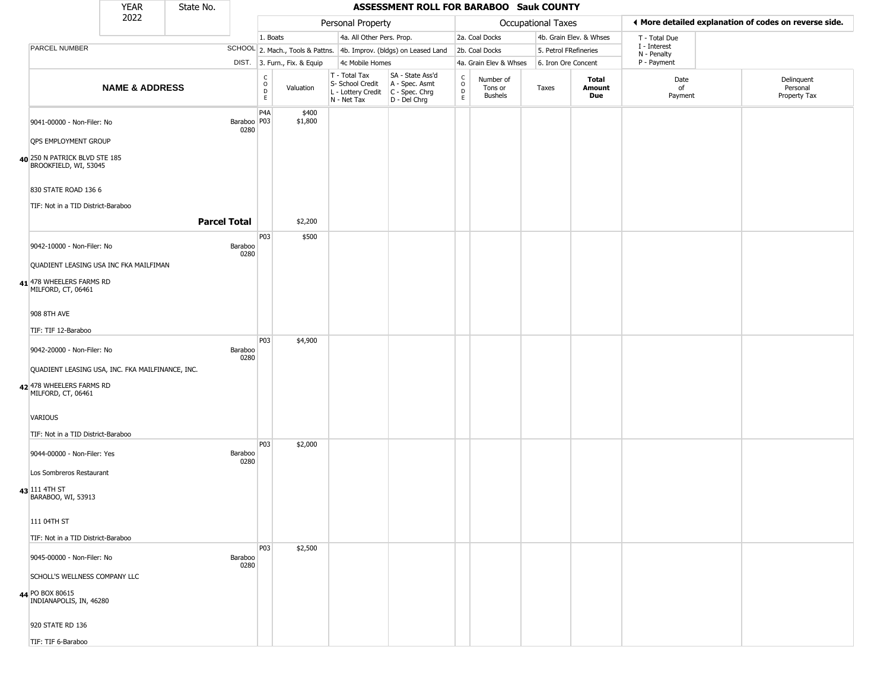| YEAR | State No. |
|---|---|
| 2022 | |

# ASSESSMENT ROLL FOR BARABOO Sauk COUNTY

| | | Personal Property | | | | Occupational Taxes | | | | ◄ More detailed explanation of codes on reverse side. | |
|---|---|---|---|---|---|---|---|---|---|---|---|
| | | 1. Boats | | 4a. All Other Pers. Prop. | | 2a. Coal Docks | | 4b. Grain Elev. & Whses | | T - Total Due | |
| PARCEL NUMBER | SCHOOL | 2. Mach., Tools & Pattns. | | 4b. Improv. (bldgs) on Leased Land | | 2b. Coal Docks | | 5. Petrol FRefineries | | I - Interest<br>N - Penalty | |
| | DIST. | 3. Furn., Fix. & Equip | | 4c Mobile Homes | | 4a. Grain Elev & Whses | | 6. Iron Ore Concent | | P - Payment | |
| **NAME & ADDRESS** | | CODE | Valuation | T - Total Tax<br>S- School Credit<br>L - Lottery Credit<br>N - Net Tax | SA - State Ass'd<br>A - Spec. Asmt<br>C - Spec. Chrg<br>D - Del Chrg | CODE | Number of Tons or Bushels | Taxes | **Total Amount Due** | Date of Payment | Delinquent Personal Property Tax |
| **40** 9041-00000 - Non-Filer: No<br>QPS EMPLOYMENT GROUP<br>250 N PATRICK BLVD STE 185<br>BROOKFIELD, WI, 53045<br>830 STATE ROAD 136 6<br>TIF: Not in a TID District-Baraboo | Baraboo 0280 | P4A<br>P03 | \$400<br>\$1,800 | | | | | | | | |
| **Parcel Total** | | | \$2,200 | | | | | | | | |
| **41** 9042-10000 - Non-Filer: No<br>QUADIENT LEASING USA INC FKA MAILFIMAN<br>478 WHEELERS FARMS RD<br>MILFORD, CT, 06461<br>908 8TH AVE<br>TIF: TIF 12-Baraboo | Baraboo 0280 | P03 | \$500 | | | | | | | | |
| **42** 9042-20000 - Non-Filer: No<br>QUADIENT LEASING USA, INC. FKA MAILFINANCE, INC.<br>478 WHEELERS FARMS RD<br>MILFORD, CT, 06461<br>VARIOUS<br>TIF: Not in a TID District-Baraboo | Baraboo 0280 | P03 | \$4,900 | | | | | | | | |
| **43** 9044-00000 - Non-Filer: Yes<br>Los Sombreros Restaurant<br>111 4TH ST<br>BARABOO, WI, 53913<br>111 04TH ST<br>TIF: Not in a TID District-Baraboo | Baraboo 0280 | P03 | \$2,000 | | | | | | | | |
| **44** 9045-00000 - Non-Filer: No<br>SCHOLL'S WELLNESS COMPANY LLC<br>PO BOX 80615<br>INDIANAPOLIS, IN, 46280<br>920 STATE RD 136<br>TIF: TIF 6-Baraboo | Baraboo 0280 | P03 | \$2,500 | | | | | | | | |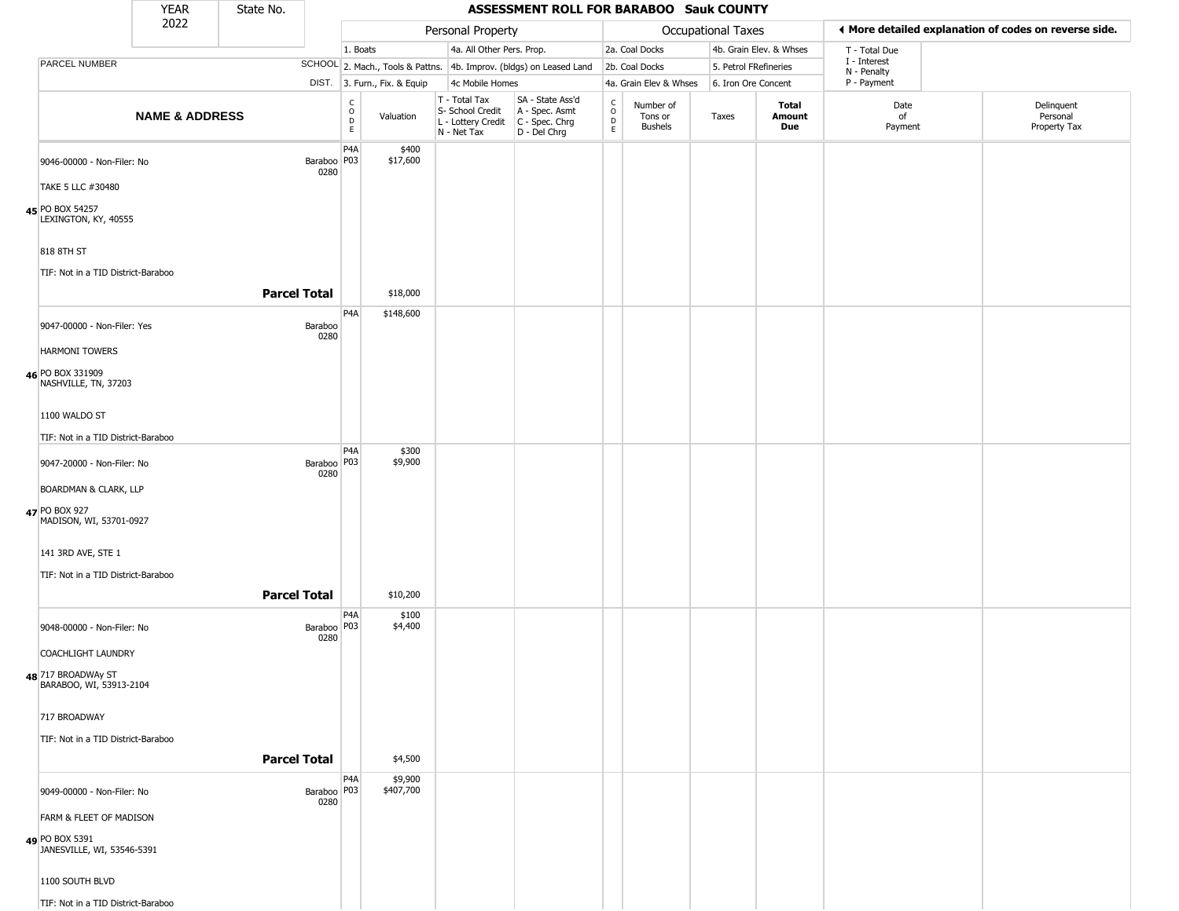| YEAR 2022 | State No. | | | ASSESSMENT ROLL FOR BARABOO Sauk COUNTY | | | | | | | | | |
|---|---|---|---|---|---|---|---|---|---|---|---|---|---|

| | | Personal Property | | | | Occupational Taxes | | | | | ◂ More detailed explanation of codes on reverse side. | |
|---|---|---|---|---|---|---|---|---|---|---|---|---|
| | | 1. Boats | | 4a. All Other Pers. Prop. | | 2a. Coal Docks | | 4b. Grain Elev. & Whses | | | T - Total Due<br>I - Interest<br>N - Penalty<br>P - Payment | |
| PARCEL NUMBER | SCHOOL | 2. Mach., Tools & Pattns. | | 4b. Improv. (bldgs) on Leased Land | | 2b. Coal Docks | | 5. Petrol FRefineries | | | | |
| | DIST. | 3. Furn., Fix. & Equip | | 4c Mobile Homes | | 4a. Grain Elev & Whses | | 6. Iron Ore Concent | | | | |
| NAME & ADDRESS | | CODE | Valuation | T - Total Tax<br>S- School Credit<br>L - Lottery Credit<br>N - Net Tax | SA - State Ass'd<br>A - Spec. Asmt<br>C - Spec. Chrg<br>D - Del Chrg | CODE | Number of Tons or Bushels | Taxes | Total Amount Due | Date of Payment | Delinquent Personal Property Tax | |
| 45 9046-00000 - Non-Filer: No<br>TAKE 5 LLC #30480<br>PO BOX 54257<br>LEXINGTON, KY, 40555<br>818 8TH ST<br>TIF: Not in a TID District-Baraboo | Baraboo 0280 | P4A<br>P03 | $400<br>$17,600 | | | | | | | | | |
| Parcel Total | | | $18,000 | | | | | | | | | |
| 46 9047-00000 - Non-Filer: Yes<br>HARMONI TOWERS<br>PO BOX 331909<br>NASHVILLE, TN, 37203<br>1100 WALDO ST<br>TIF: Not in a TID District-Baraboo | Baraboo 0280 | P4A | $148,600 | | | | | | | | | |
| 47 9047-20000 - Non-Filer: No<br>BOARDMAN & CLARK, LLP<br>PO BOX 927<br>MADISON, WI, 53701-0927<br>141 3RD AVE, STE 1<br>TIF: Not in a TID District-Baraboo | Baraboo 0280 | P4A<br>P03 | $300<br>$9,900 | | | | | | | | | |
| Parcel Total | | | $10,200 | | | | | | | | | |
| 48 9048-00000 - Non-Filer: No<br>COACHLIGHT LAUNDRY<br>717 BROADWAy ST<br>BARABOO, WI, 53913-2104<br>717 BROADWAY<br>TIF: Not in a TID District-Baraboo | Baraboo 0280 | P4A<br>P03 | $100<br>$4,400 | | | | | | | | | |
| Parcel Total | | | $4,500 | | | | | | | | | |
| 49 9049-00000 - Non-Filer: No<br>FARM & FLEET OF MADISON<br>PO BOX 5391<br>JANESVILLE, WI, 53546-5391<br>1100 SOUTH BLVD<br>TIF: Not in a TID District-Baraboo | Baraboo 0280 | P4A<br>P03 | $9,900<br>$407,700 | | | | | | | | | |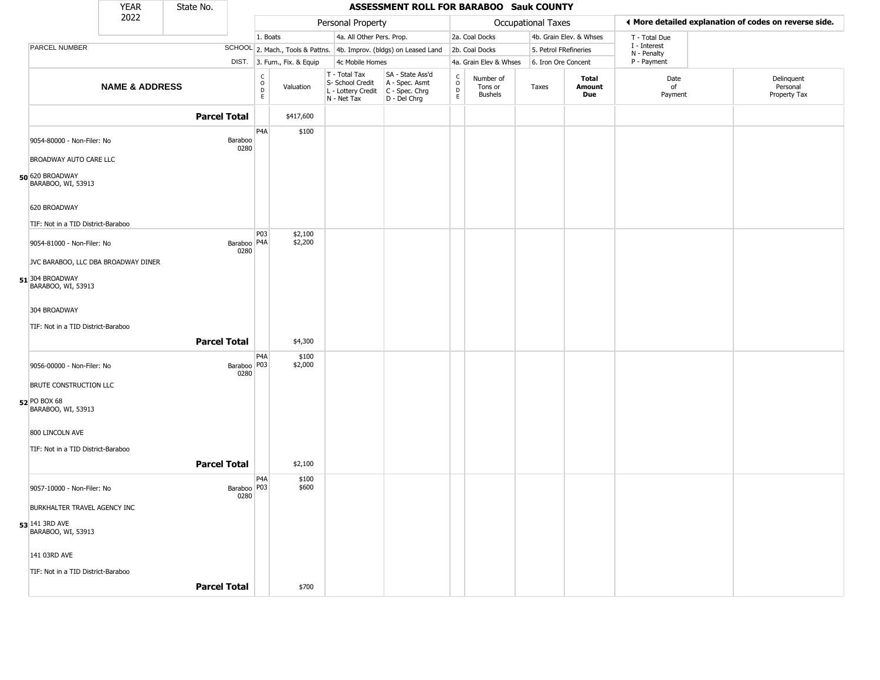| YEAR 2022 | State No. | ASSESSMENT ROLL FOR BARABOO Sauk COUNTY |
|---|---|---|

| | | Personal Property | | | | Occupational Taxes | | | | ◄ More detailed explanation of codes on reverse side. | |
|---|---|---|---|---|---|---|---|---|---|---|---|
| | | 1. Boats | | 4a. All Other Pers. Prop. | | 2a. Coal Docks | | 4b. Grain Elev. & Whses | | T - Total Due | |
| PARCEL NUMBER | SCHOOL | 2. Mach., Tools & Pattns. | | 4b. Improv. (bldgs) on Leased Land | | 2b. Coal Docks | | 5. Petrol FRefineries | | I - Interest<br>N - Penalty | |
| | DIST. | 3. Furn., Fix. & Equip | | 4c Mobile Homes | | 4a. Grain Elev & Whses | | 6. Iron Ore Concent | | P - Payment | |

| NAME & ADDRESS | | CODE | Valuation | T - Total Tax<br>S- School Credit<br>L - Lottery Credit<br>N - Net Tax | SA - State Ass'd<br>A - Spec. Asmt<br>C - Spec. Chrg<br>D - Del Chrg | CODE | Number of Tons or Bushels | Taxes | Total Amount Due | Date of Payment | Delinquent Personal Property Tax |
|---|---|---|---|---|---|---|---|---|---|---|---|
| **Parcel Total** | | | $417,600 | | | | | | | | |
| 9054-80000 - Non-Filer: No<br><br>BROADWAY AUTO CARE LLC<br><br>**50** 620 BROADWAY<br>BARABOO, WI, 53913<br><br>620 BROADWAY<br><br>TIF: Not in a TID District-Baraboo | Baraboo 0280 | P4A | $100 | | | | | | | | |
| 9054-81000 - Non-Filer: No<br><br>JVC BARABOO, LLC DBA BROADWAY DINER<br><br>**51** 304 BROADWAY<br>BARABOO, WI, 53913<br><br>304 BROADWAY<br><br>TIF: Not in a TID District-Baraboo | Baraboo 0280 | P03<br>P4A | $2,100<br>$2,200 | | | | | | | | |
| **Parcel Total** | | | $4,300 | | | | | | | | |
| 9056-00000 - Non-Filer: No<br><br>BRUTE CONSTRUCTION LLC<br><br>**52** PO BOX 68<br>BARABOO, WI, 53913<br><br>800 LINCOLN AVE<br><br>TIF: Not in a TID District-Baraboo | Baraboo 0280 | P4A<br>P03 | $100<br>$2,000 | | | | | | | | |
| **Parcel Total** | | | $2,100 | | | | | | | | |
| 9057-10000 - Non-Filer: No<br><br>BURKHALTER TRAVEL AGENCY INC<br><br>**53** 141 3RD AVE<br>BARABOO, WI, 53913<br><br>141 03RD AVE<br><br>TIF: Not in a TID District-Baraboo | Baraboo 0280 | P4A<br>P03 | $100<br>$600 | | | | | | | | |
| **Parcel Total** | | | $700 | | | | | | | | |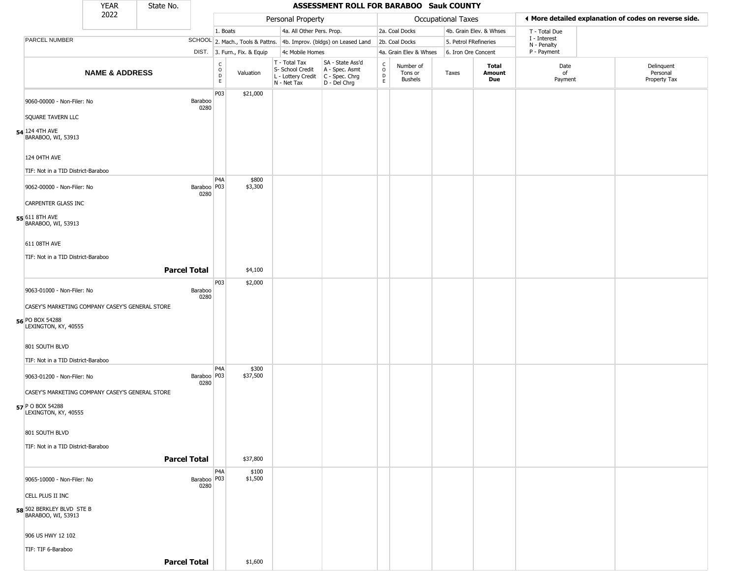# ASSESSMENT ROLL FOR BARABOO Sauk COUNTY

YEAR 2022 | State No.

| | | Personal Property | | | | Occupational Taxes | | | | More detailed explanation of codes on reverse side. | |
|---|---|---|---|---|---|---|---|---|---|---|---|
| PARCEL NUMBER | SCHOOL DIST. | 1. Boats<br>2. Mach., Tools & Pattns.<br>3. Furn., Fix. & Equip | | 4a. All Other Pers. Prop.<br>4b. Improv. (bldgs) on Leased Land<br>4c Mobile Homes | | 2a. Coal Docks<br>2b. Coal Docks<br>4a. Grain Elev & Whses | 4b. Grain Elev. & Whses<br>5. Petrol FRefineries<br>6. Iron Ore Concent | | | T - Total Due<br>I - Interest<br>N - Penalty<br>P - Payment | |
| **NAME & ADDRESS** | | CODE | Valuation | T - Total Tax<br>S- School Credit<br>L - Lottery Credit<br>N - Net Tax | SA - State Ass'd<br>A - Spec. Asmt<br>C - Spec. Chrg<br>D - Del Chrg | CODE | Number of Tons or Bushels | Taxes | **Total Amount Due** | Date of Payment | Delinquent Personal Property Tax |
| **54** 9060-00000 - Non-Filer: No<br>SQUARE TAVERN LLC<br>124 4TH AVE<br>BARABOO, WI, 53913<br>124 04TH AVE<br>TIF: Not in a TID District-Baraboo | Baraboo 0280 | P03 | $21,000 | | | | | | | | |
| **55** 9062-00000 - Non-Filer: No<br>CARPENTER GLASS INC<br>611 8TH AVE<br>BARABOO, WI, 53913<br>611 08TH AVE<br>TIF: Not in a TID District-Baraboo | Baraboo 0280 | P4A<br>P03 | $800<br>$3,300 | | | | | | | | |
| **Parcel Total** | | | $4,100 | | | | | | | | |
| **56** 9063-01000 - Non-Filer: No<br>CASEY'S MARKETING COMPANY CASEY'S GENERAL STORE<br>PO BOX 54288<br>LEXINGTON, KY, 40555<br>801 SOUTH BLVD<br>TIF: Not in a TID District-Baraboo | Baraboo 0280 | P03 | $2,000 | | | | | | | | |
| **57** 9063-01200 - Non-Filer: No<br>CASEY'S MARKETING COMPANY CASEY'S GENERAL STORE<br>P O BOX 54288<br>LEXINGTON, KY, 40555<br>801 SOUTH BLVD<br>TIF: Not in a TID District-Baraboo | Baraboo 0280 | P4A<br>P03 | $300<br>$37,500 | | | | | | | | |
| **Parcel Total** | | | $37,800 | | | | | | | | |
| **58** 9065-10000 - Non-Filer: No<br>CELL PLUS II INC<br>502 BERKLEY BLVD STE B<br>BARABOO, WI, 53913<br>906 US HWY 12 102<br>TIF: TIF 6-Baraboo | Baraboo 0280 | P4A<br>P03 | $100<br>$1,500 | | | | | | | | |
| **Parcel Total** | | | $1,600 | | | | | | | | |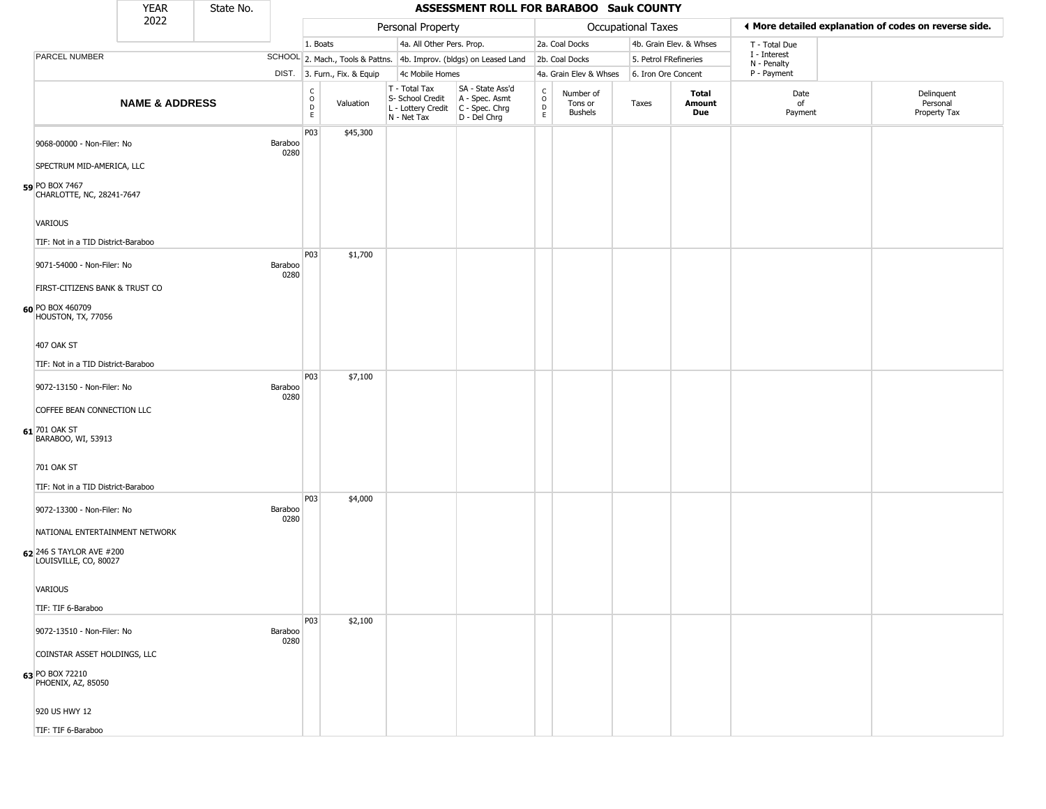| YEAR 2022 | State No. | | ASSESSMENT ROLL FOR BARABOO Sauk COUNTY | | | | | | | | | | |
|---|---|---|---|---|---|---|---|---|---|---|---|---|---|

| | | | Personal Property | | | | Occupational Taxes | | | | ◄ More detailed explanation of codes on reverse side. | |
|---|---|---|---|---|---|---|---|---|---|---|---|---|
| | | | 1. Boats | | 4a. All Other Pers. Prop. | | 2a. Coal Docks | | 4b. Grain Elev. & Whses | | T - Total Due | |
| PARCEL NUMBER | SCHOOL | | 2. Mach., Tools & Pattns. | | 4b. Improv. (bldgs) on Leased Land | | 2b. Coal Docks | | 5. Petrol FRefineries | | I - Interest N - Penalty | |
| | DIST. | | 3. Furn., Fix. & Equip | | 4c Mobile Homes | | 4a. Grain Elev & Whses | | 6. Iron Ore Concent | | P - Payment | |
| **NAME & ADDRESS** | | CODE | Valuation | T - Total Tax S- School Credit L - Lottery Credit N - Net Tax | SA - State Ass'd A - Spec. Asmt C - Spec. Chrg D - Del Chrg | CODE | Number of Tons or Bushels | Taxes | **Total Amount Due** | Date of Payment | Delinquent Personal Property Tax | |
| **59** 9068-00000 - Non-Filer: No<br>SPECTRUM MID-AMERICA, LLC<br>PO BOX 7467<br>CHARLOTTE, NC, 28241-7647<br>VARIOUS<br>TIF: Not in a TID District-Baraboo | Baraboo 0280 | P03 | $45,300 | | | | | | | | | |
| **60** 9071-54000 - Non-Filer: No<br>FIRST-CITIZENS BANK & TRUST CO<br>PO BOX 460709<br>HOUSTON, TX, 77056<br>407 OAK ST<br>TIF: Not in a TID District-Baraboo | Baraboo 0280 | P03 | $1,700 | | | | | | | | | |
| **61** 9072-13150 - Non-Filer: No<br>COFFEE BEAN CONNECTION LLC<br>701 OAK ST<br>BARABOO, WI, 53913<br>701 OAK ST<br>TIF: Not in a TID District-Baraboo | Baraboo 0280 | P03 | $7,100 | | | | | | | | | |
| **62** 9072-13300 - Non-Filer: No<br>NATIONAL ENTERTAINMENT NETWORK<br>246 S TAYLOR AVE #200<br>LOUISVILLE, CO, 80027<br>VARIOUS<br>TIF: TIF 6-Baraboo | Baraboo 0280 | P03 | $4,000 | | | | | | | | | |
| **63** 9072-13510 - Non-Filer: No<br>COINSTAR ASSET HOLDINGS, LLC<br>PO BOX 72210<br>PHOENIX, AZ, 85050<br>920 US HWY 12<br>TIF: TIF 6-Baraboo | Baraboo 0280 | P03 | $2,100 | | | | | | | | | |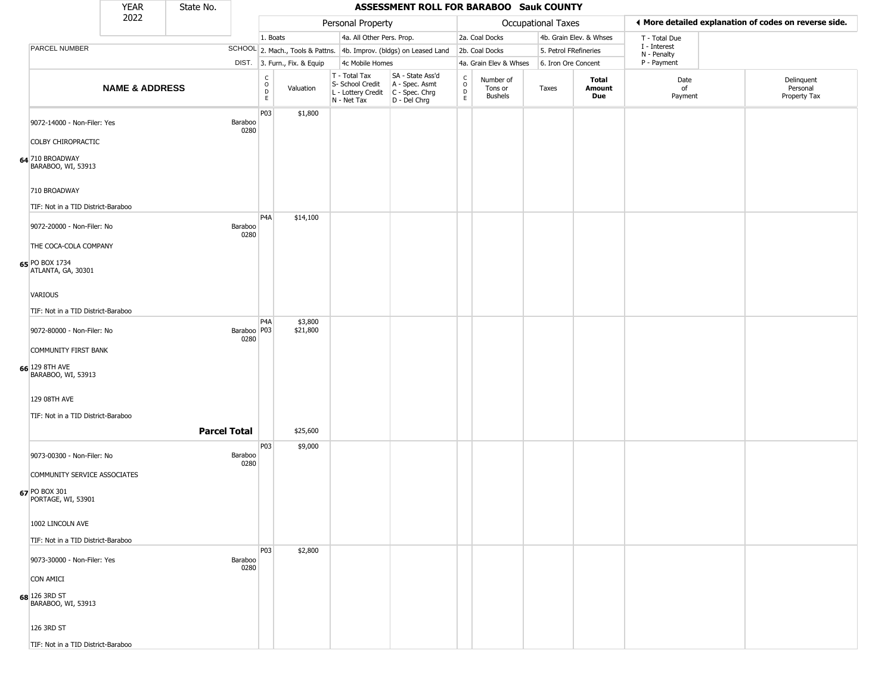# ASSESSMENT ROLL FOR BARABOO Sauk COUNTY

YEAR 2022 | State No.

| | | Personal Property | | | | Occupational Taxes | | | | ◄ More detailed explanation of codes on reverse side. | |
|---|---|---|---|---|---|---|---|---|---|---|---|
| PARCEL NUMBER | SCHOOL DIST. | 1. Boats<br>2. Mach., Tools & Pattns.<br>3. Furn., Fix. & Equip | | 4a. All Other Pers. Prop.<br>4b. Improv. (bldgs) on Leased Land<br>4c Mobile Homes | | 2a. Coal Docks<br>2b. Coal Docks<br>4a. Grain Elev & Whses | | 4b. Grain Elev. & Whses<br>5. Petrol FRefineries<br>6. Iron Ore Concent | | T - Total Due<br>I - Interest<br>N - Penalty<br>P - Payment | |
| **NAME & ADDRESS** | | CODE | Valuation | T - Total Tax<br>S- School Credit<br>L - Lottery Credit<br>N - Net Tax | SA - State Ass'd<br>A - Spec. Asmt<br>C - Spec. Chrg<br>D - Del Chrg | CODE | Number of Tons or Bushels | Taxes | **Total Amount Due** | Date of Payment | Delinquent Personal Property Tax |
| 64 9072-14000 - Non-Filer: Yes<br>COLBY CHIROPRACTIC<br>710 BROADWAY<br>BARABOO, WI, 53913<br>710 BROADWAY<br>TIF: Not in a TID District-Baraboo | Baraboo 0280 | P03 | $1,800 | | | | | | | | |
| 65 9072-20000 - Non-Filer: No<br>THE COCA-COLA COMPANY<br>PO BOX 1734<br>ATLANTA, GA, 30301<br>VARIOUS<br>TIF: Not in a TID District-Baraboo | Baraboo 0280 | P4A | $14,100 | | | | | | | | |
| 66 9072-80000 - Non-Filer: No<br>COMMUNITY FIRST BANK<br>129 8TH AVE<br>BARABOO, WI, 53913<br>129 08TH AVE<br>TIF: Not in a TID District-Baraboo | Baraboo 0280 | P4A<br>P03 | $3,800<br>$21,800 | | | | | | | | |
| **Parcel Total** | | | $25,600 | | | | | | | | |
| 67 9073-00300 - Non-Filer: No<br>COMMUNITY SERVICE ASSOCIATES<br>PO BOX 301<br>PORTAGE, WI, 53901<br>1002 LINCOLN AVE<br>TIF: Not in a TID District-Baraboo | Baraboo 0280 | P03 | $9,000 | | | | | | | | |
| 68 9073-30000 - Non-Filer: Yes<br>CON AMICI<br>126 3RD ST<br>BARABOO, WI, 53913<br>126 3RD ST<br>TIF: Not in a TID District-Baraboo | Baraboo 0280 | P03 | $2,800 | | | | | | | | |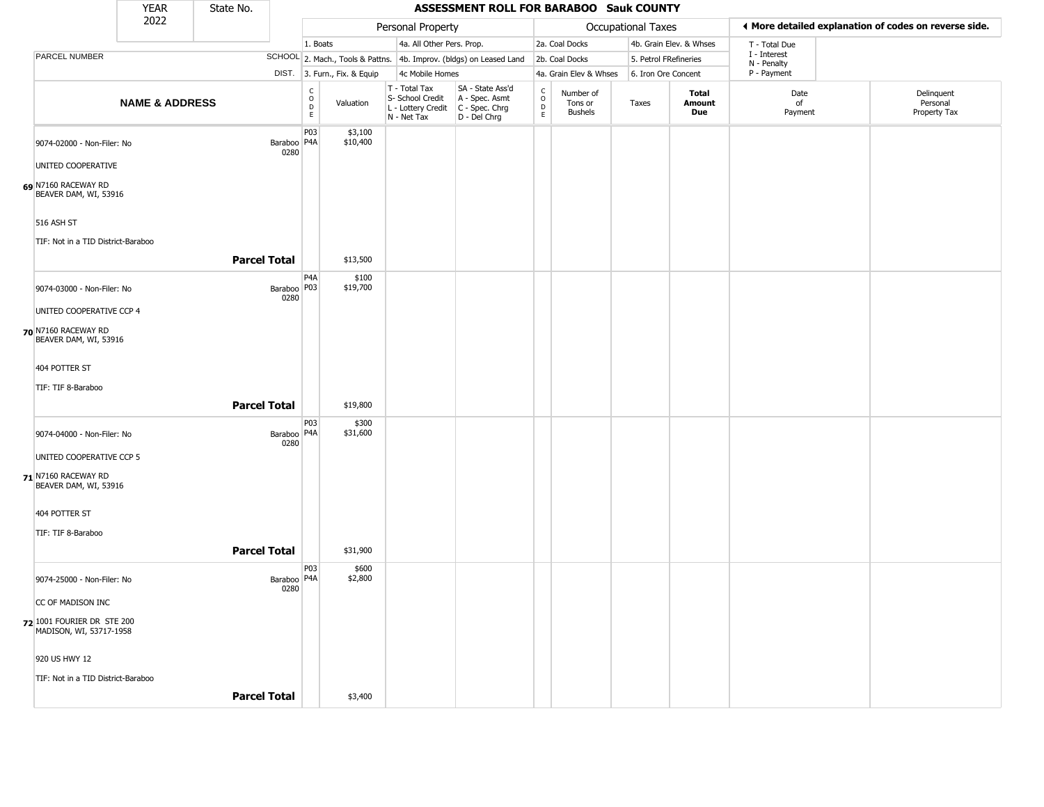| YEAR 2022 | State No. | ASSESSMENT ROLL FOR BARABOO Sauk COUNTY |
|---|---|---|

| | | Personal Property | | | | Occupational Taxes | | | | ◄ More detailed explanation of codes on reverse side. |
|---|---|---|---|---|---|---|---|---|---|---|
| | | 1. Boats | | 4a. All Other Pers. Prop. | | 2a. Coal Docks | | 4b. Grain Elev. & Whses | | T - Total Due |
| PARCEL NUMBER | SCHOOL | 2. Mach., Tools & Pattns. | | 4b. Improv. (bldgs) on Leased Land | | 2b. Coal Docks | | 5. Petrol FRefineries | | I - Interest<br>N - Penalty |
| | DIST. | 3. Furn., Fix. & Equip | | 4c Mobile Homes | | 4a. Grain Elev & Whses | | 6. Iron Ore Concent | | P - Payment |

| NAME & ADDRESS | | CODE | Valuation | T - Total Tax<br>S- School Credit<br>L - Lottery Credit<br>N - Net Tax | SA - State Ass'd<br>A - Spec. Asmt<br>C - Spec. Chrg<br>D - Del Chrg | CODE | Number of Tons or Bushels | Taxes | Total Amount Due | Date of Payment | Delinquent Personal Property Tax |
|---|---|---|---|---|---|---|---|---|---|---|---|
| 9074-02000 - Non-Filer: No<br><br>UNITED COOPERATIVE<br><br>69 N7160 RACEWAY RD<br>BEAVER DAM, WI, 53916<br><br>516 ASH ST<br><br>TIF: Not in a TID District-Baraboo | Baraboo 0280 | P03<br>P4A | $3,100<br>$10,400 | | | | | | | | |
| **Parcel Total** | | | $13,500 | | | | | | | | |
| 9074-03000 - Non-Filer: No<br><br>UNITED COOPERATIVE CCP 4<br><br>70 N7160 RACEWAY RD<br>BEAVER DAM, WI, 53916<br><br>404 POTTER ST<br><br>TIF: TIF 8-Baraboo | Baraboo 0280 | P4A<br>P03 | $100<br>$19,700 | | | | | | | | |
| **Parcel Total** | | | $19,800 | | | | | | | | |
| 9074-04000 - Non-Filer: No<br><br>UNITED COOPERATIVE CCP 5<br><br>71 N7160 RACEWAY RD<br>BEAVER DAM, WI, 53916<br><br>404 POTTER ST<br><br>TIF: TIF 8-Baraboo | Baraboo 0280 | P03<br>P4A | $300<br>$31,600 | | | | | | | | |
| **Parcel Total** | | | $31,900 | | | | | | | | |
| 9074-25000 - Non-Filer: No<br><br>CC OF MADISON INC<br><br>72 1001 FOURIER DR STE 200<br>MADISON, WI, 53717-1958<br><br>920 US HWY 12<br><br>TIF: Not in a TID District-Baraboo | Baraboo 0280 | P03<br>P4A | $600<br>$2,800 | | | | | | | | |
| **Parcel Total** | | | $3,400 | | | | | | | | |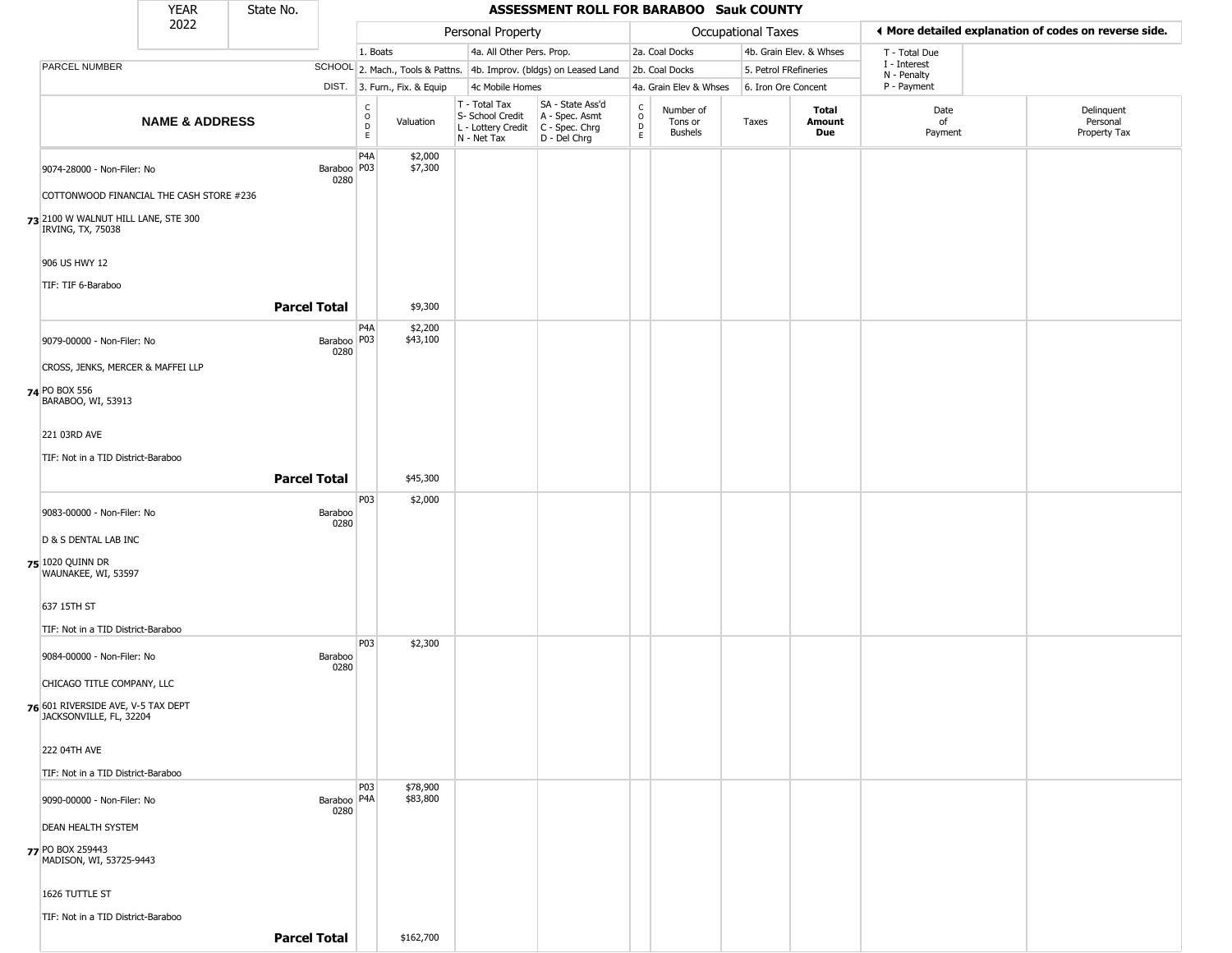# ASSESSMENT ROLL FOR BARABOO Sauk COUNTY

YEAR 2022 | State No.

| | | Personal Property | | | | Occupational Taxes | | | | ◄ More detailed explanation of codes on reverse side. | |
|---|---|---|---|---|---|---|---|---|---|---|---|
| PARCEL NUMBER | SCHOOL DIST. | 1. Boats / 2. Mach., Tools & Pattns. / 3. Furn., Fix. & Equip | | 4a. All Other Pers. Prop. / 4b. Improv. (bldgs) on Leased Land / 4c Mobile Homes | | 2a. Coal Docks / 2b. Coal Docks / 4a. Grain Elev & Whses | | 4b. Grain Elev. & Whses / 5. Petrol FRefineries / 6. Iron Ore Concent | | T - Total Due / I - Interest / N - Penalty / P - Payment | |
| **NAME & ADDRESS** | | CODE | Valuation | T - Total Tax / S- School Credit / L - Lottery Credit / N - Net Tax | SA - State Ass'd / A - Spec. Asmt / C - Spec. Chrg / D - Del Chrg | CODE | Number of Tons or Bushels | Taxes | **Total Amount Due** | Date of Payment | Delinquent Personal Property Tax |
| **73** 9074-28000 - Non-Filer: No<br>COTTONWOOD FINANCIAL THE CASH STORE #236<br>2100 W WALNUT HILL LANE, STE 300<br>IRVING, TX, 75038<br>906 US HWY 12<br>TIF: TIF 6-Baraboo | Baraboo 0280 | P4A<br>P03 | $2,000<br>$7,300 | | | | | | | | |
| **Parcel Total** | | | $9,300 | | | | | | | | |
| **74** 9079-00000 - Non-Filer: No<br>CROSS, JENKS, MERCER & MAFFEI LLP<br>PO BOX 556<br>BARABOO, WI, 53913<br>221 03RD AVE<br>TIF: Not in a TID District-Baraboo | Baraboo 0280 | P4A<br>P03 | $2,200<br>$43,100 | | | | | | | | |
| **Parcel Total** | | | $45,300 | | | | | | | | |
| **75** 9083-00000 - Non-Filer: No<br>D & S DENTAL LAB INC<br>1020 QUINN DR<br>WAUNAKEE, WI, 53597<br>637 15TH ST<br>TIF: Not in a TID District-Baraboo | Baraboo 0280 | P03 | $2,000 | | | | | | | | |
| **76** 9084-00000 - Non-Filer: No<br>CHICAGO TITLE COMPANY, LLC<br>601 RIVERSIDE AVE, V-5 TAX DEPT<br>JACKSONVILLE, FL, 32204<br>222 04TH AVE<br>TIF: Not in a TID District-Baraboo | Baraboo 0280 | P03 | $2,300 | | | | | | | | |
| **77** 9090-00000 - Non-Filer: No<br>DEAN HEALTH SYSTEM<br>PO BOX 259443<br>MADISON, WI, 53725-9443<br>1626 TUTTLE ST<br>TIF: Not in a TID District-Baraboo | Baraboo 0280 | P03<br>P4A | $78,900<br>$83,800 | | | | | | | | |
| **Parcel Total** | | | $162,700 | | | | | | | | |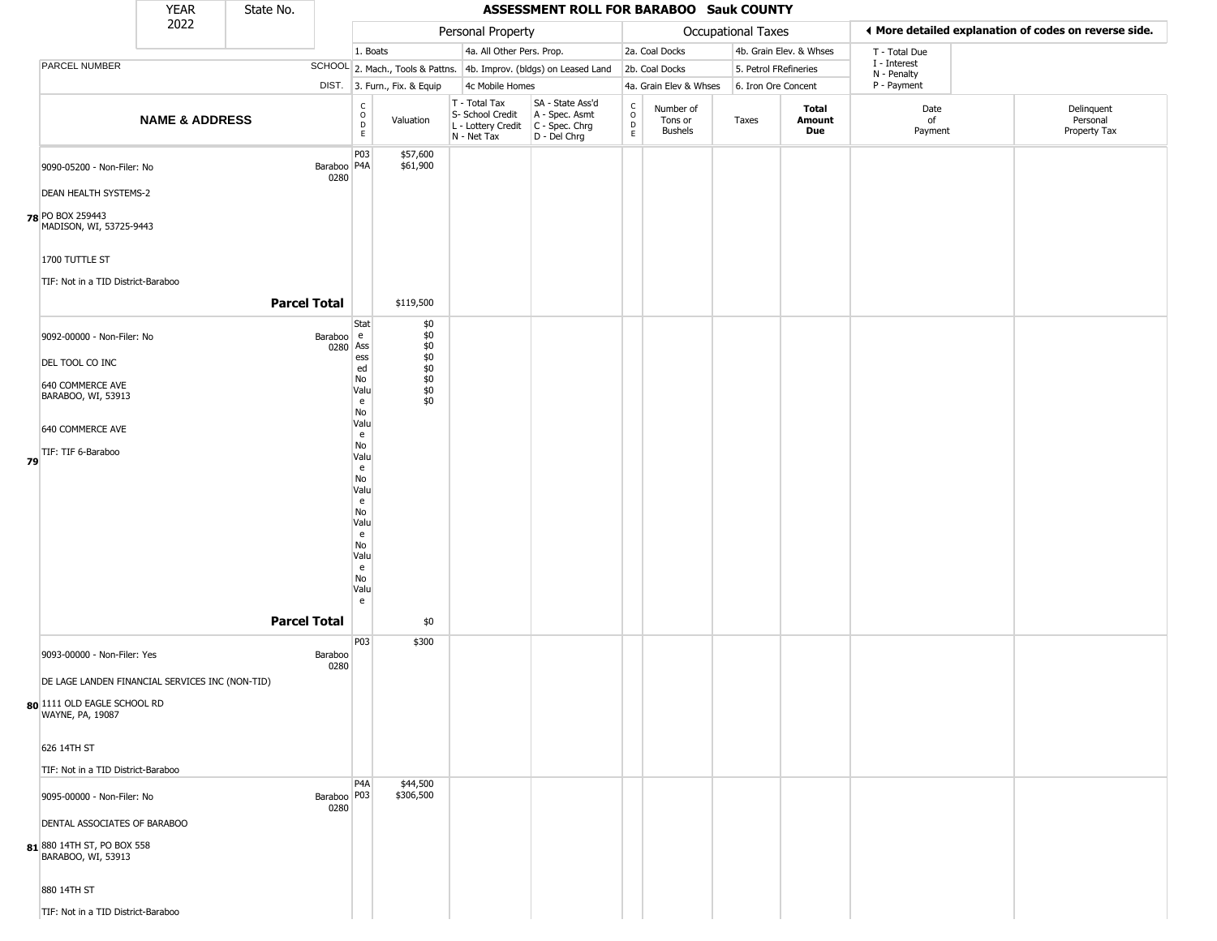| YEAR 2022 | State No. | ASSESSMENT ROLL FOR BARABOO Sauk COUNTY |
|---|---|---|

| | | | Personal Property | | | | Occupational Taxes | | | | ◀ More detailed explanation of codes on reverse side. | |
|---|---|---|---|---|---|---|---|---|---|---|---|---|
| | | | 1. Boats | | 4a. All Other Pers. Prop. | | 2a. Coal Docks | | 4b. Grain Elev. & Whses | | T - Total Due | |
| PARCEL NUMBER | SCHOOL | | 2. Mach., Tools & Pattns. | | 4b. Improv. (bldgs) on Leased Land | | 2b. Coal Docks | | 5. Petrol FRefineries | | I - Interest N - Penalty | |
| | DIST. | | 3. Furn., Fix. & Equip | | 4c Mobile Homes | | 4a. Grain Elev & Whses | | 6. Iron Ore Concent | | P - Payment | |
| NAME & ADDRESS | | CODE | Valuation | T - Total Tax S- School Credit L - Lottery Credit N - Net Tax | SA - State Ass'd A - Spec. Asmt C - Spec. Chrg D - Del Chrg | CODE | Number of Tons or Bushels | Taxes | Total Amount Due | Date of Payment | Delinquent Personal Property Tax | |
| 78 9090-05200 - Non-Filer: No<br>DEAN HEALTH SYSTEMS-2<br>PO BOX 259443<br>MADISON, WI, 53725-9443<br>1700 TUTTLE ST<br>TIF: Not in a TID District-Baraboo | Baraboo 0280 | P03<br>P4A | $57,600<br>$61,900 | | | | | | | | | |
| **Parcel Total** | | | $119,500 | | | | | | | | | |
| 79 9092-00000 - Non-Filer: No<br>DEL TOOL CO INC<br>640 COMMERCE AVE<br>BARABOO, WI, 53913<br>640 COMMERCE AVE<br>TIF: TIF 6-Baraboo | Baraboo 0280 | State Assessed<br>No Value<br>No Value<br>No Value<br>No Value<br>No Value<br>No Value<br>No Value | $0<br>$0<br>$0<br>$0<br>$0<br>$0<br>$0<br>$0 | | | | | | | | | |
| **Parcel Total** | | | $0 | | | | | | | | | |
| 80 9093-00000 - Non-Filer: Yes<br>DE LAGE LANDEN FINANCIAL SERVICES INC (NON-TID)<br>1111 OLD EAGLE SCHOOL RD<br>WAYNE, PA, 19087<br>626 14TH ST<br>TIF: Not in a TID District-Baraboo | Baraboo 0280 | P03 | $300 | | | | | | | | | |
| 81 9095-00000 - Non-Filer: No<br>DENTAL ASSOCIATES OF BARABOO<br>880 14TH ST, PO BOX 558<br>BARABOO, WI, 53913<br>880 14TH ST<br>TIF: Not in a TID District-Baraboo | Baraboo 0280 | P4A<br>P03 | $44,500<br>$306,500 | | | | | | | | | |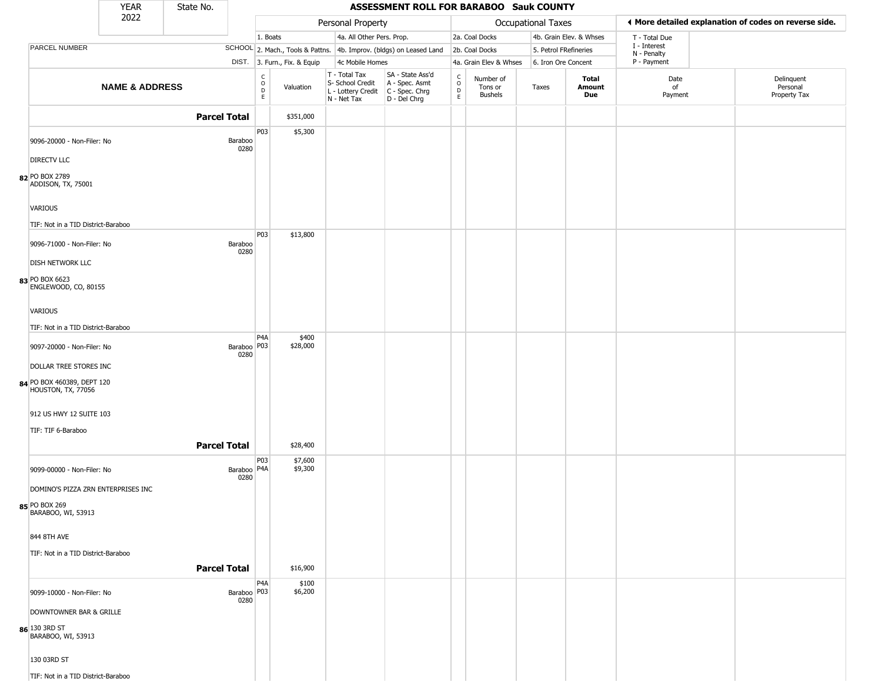| YEAR 2022 | State No. | ASSESSMENT ROLL FOR BARABOO Sauk COUNTY | | | | | | | | | | |
|---|---|---|---|---|---|---|---|---|---|---|---|---|

| | | Personal Property | | | | Occupational Taxes | | | | | ◄ More detailed explanation of codes on reverse side. | |
|---|---|---|---|---|---|---|---|---|---|---|---|---|
| PARCEL NUMBER | SCHOOL DIST. | 1. Boats<br>2. Mach., Tools & Pattns.<br>3. Furn., Fix. & Equip | | 4a. All Other Pers. Prop.<br>4b. Improv. (bldgs) on Leased Land<br>4c Mobile Homes | | 2a. Coal Docks<br>2b. Coal Docks<br>4a. Grain Elev & Whses | | 4b. Grain Elev. & Whses<br>5. Petrol FRefineries<br>6. Iron Ore Concent | | | T - Total Due<br>I - Interest<br>N - Penalty<br>P - Payment | |
| **NAME & ADDRESS** | | CODE | Valuation | T - Total Tax<br>S- School Credit<br>L - Lottery Credit<br>N - Net Tax | SA - State Ass'd<br>A - Spec. Asmt<br>C - Spec. Chrg<br>D - Del Chrg | CODE | Number of Tons or Bushels | Taxes | **Total Amount Due** | Date of Payment | Delinquent Personal Property Tax | |
| **Parcel Total** | | | $351,000 | | | | | | | | | |
| 9096-20000 - Non-Filer: No<br>DIRECTV LLC<br>82 PO BOX 2789<br>ADDISON, TX, 75001<br>VARIOUS<br>TIF: Not in a TID District-Baraboo | Baraboo 0280 | P03 | $5,300 | | | | | | | | | |
| 9096-71000 - Non-Filer: No<br>DISH NETWORK LLC<br>83 PO BOX 6623<br>ENGLEWOOD, CO, 80155<br>VARIOUS<br>TIF: Not in a TID District-Baraboo | Baraboo 0280 | P03 | $13,800 | | | | | | | | | |
| 9097-20000 - Non-Filer: No<br>DOLLAR TREE STORES INC<br>84 PO BOX 460389, DEPT 120<br>HOUSTON, TX, 77056<br>912 US HWY 12 SUITE 103<br>TIF: TIF 6-Baraboo | Baraboo 0280 | P4A<br>P03 | $400<br>$28,000 | | | | | | | | | |
| **Parcel Total** | | | $28,400 | | | | | | | | | |
| 9099-00000 - Non-Filer: No<br>DOMINO'S PIZZA ZRN ENTERPRISES INC<br>85 PO BOX 269<br>BARABOO, WI, 53913<br>844 8TH AVE<br>TIF: Not in a TID District-Baraboo | Baraboo 0280 | P03<br>P4A | $7,600<br>$9,300 | | | | | | | | | |
| **Parcel Total** | | | $16,900 | | | | | | | | | |
| 9099-10000 - Non-Filer: No<br>DOWNTOWNER BAR & GRILLE<br>86 130 3RD ST<br>BARABOO, WI, 53913<br>130 03RD ST<br>TIF: Not in a TID District-Baraboo | Baraboo 0280 | P4A<br>P03 | $100<br>$6,200 | | | | | | | | | |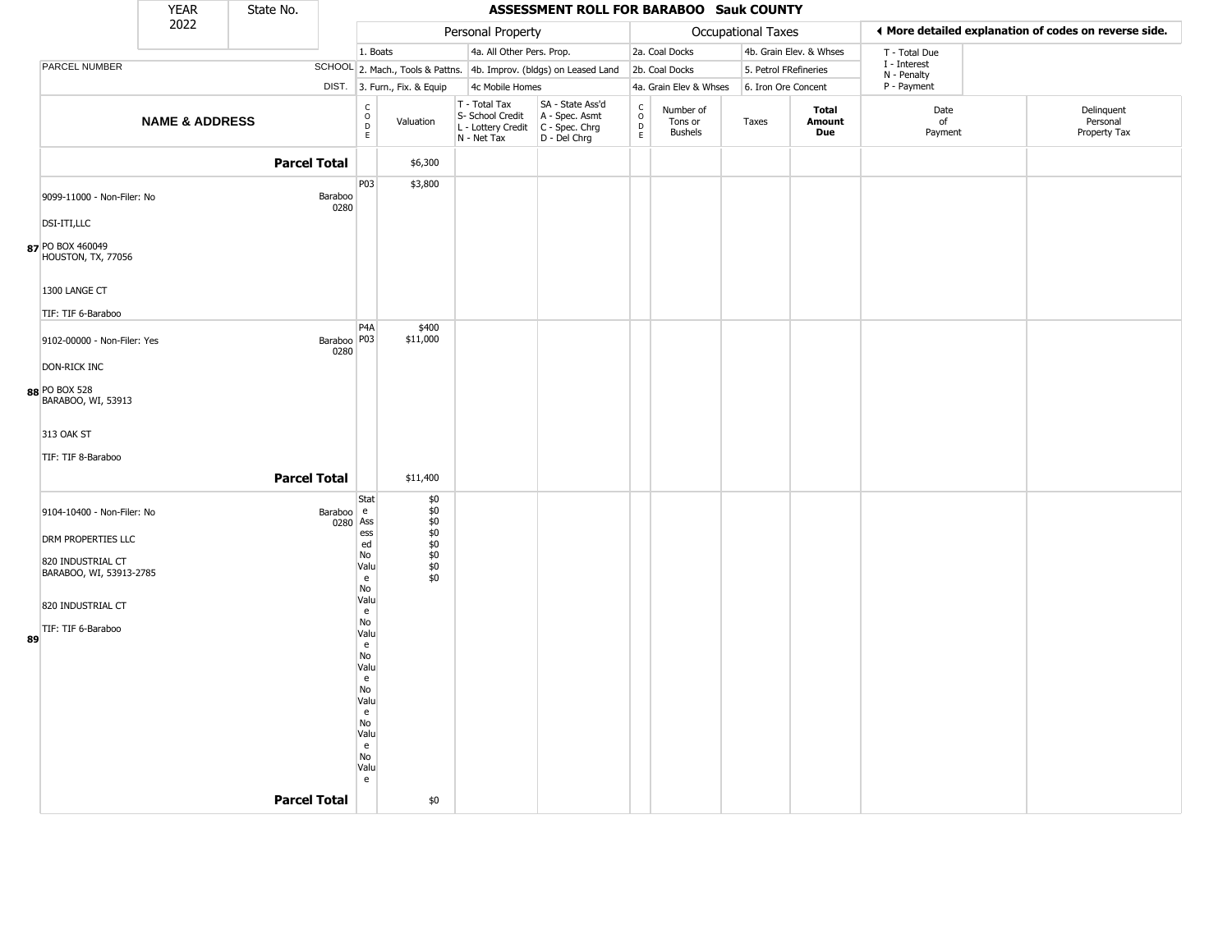# ASSESSMENT ROLL FOR BARABOO Sauk COUNTY

| YEAR | State No. |
|---|---|
| 2022 | |

| | | | Personal Property | | | | Occupational Taxes | | | | ◄ More detailed explanation of codes on reverse side. | |
|---|---|---|---|---|---|---|---|---|---|---|---|---|
| | | | 1. Boats | | 4a. All Other Pers. Prop. | | 2a. Coal Docks | | 4b. Grain Elev. & Whses | | T - Total Due | |
| PARCEL NUMBER | SCHOOL | | 2. Mach., Tools & Pattns. | | 4b. Improv. (bldgs) on Leased Land | | 2b. Coal Docks | | 5. Petrol FRefineries | | I - Interest<br>N - Penalty | |
| | DIST. | | 3. Furn., Fix. & Equip | | 4c Mobile Homes | | 4a. Grain Elev & Whses | | 6. Iron Ore Concent | | P - Payment | |
| NAME & ADDRESS | | CODE | Valuation | T - Total Tax<br>S- School Credit<br>L - Lottery Credit<br>N - Net Tax | SA - State Ass'd<br>A - Spec. Asmt<br>C - Spec. Chrg<br>D - Del Chrg | CODE | Number of Tons or Bushels | Taxes | Total Amount Due | Date of Payment | Delinquent Personal Property Tax | |
| **Parcel Total** | | | $6,300 | | | | | | | | | |
| 87 9099-11000 - Non-Filer: No<br>DSI-ITI,LLC<br>PO BOX 460049<br>HOUSTON, TX, 77056<br>1300 LANGE CT<br>TIF: TIF 6-Baraboo | Baraboo 0280 | P03 | $3,800 | | | | | | | | | |
| 88 9102-00000 - Non-Filer: Yes<br>DON-RICK INC<br>PO BOX 528<br>BARABOO, WI, 53913<br>313 OAK ST<br>TIF: TIF 8-Baraboo | Baraboo 0280 | P4A<br>P03 | $400<br>$11,000 | | | | | | | | | |
| **Parcel Total** | | | $11,400 | | | | | | | | | |
| 89 9104-10400 - Non-Filer: No<br>DRM PROPERTIES LLC<br>820 INDUSTRIAL CT<br>BARABOO, WI, 53913-2785<br>820 INDUSTRIAL CT<br>TIF: TIF 6-Baraboo | Baraboo 0280 | State Assessed<br>No Value<br>No Value<br>No Value<br>No Value<br>No Value<br>No Value<br>No Value | $0<br>$0<br>$0<br>$0<br>$0<br>$0<br>$0<br>$0 | | | | | | | | | |
| **Parcel Total** | | | $0 | | | | | | | | | |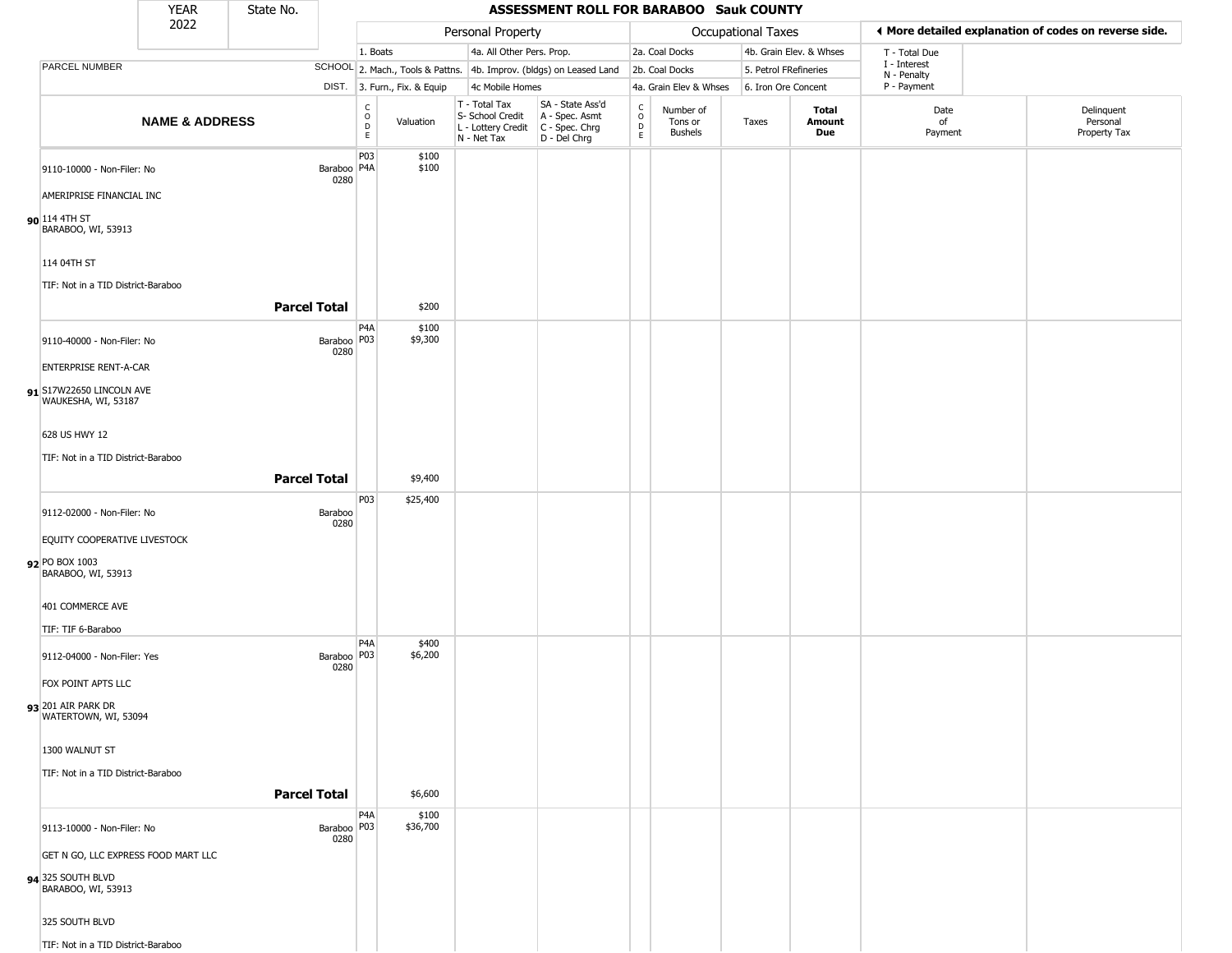# ASSESSMENT ROLL FOR BARABOO Sauk COUNTY

| YEAR | State No. |
|---|---|
| 2022 | |

| PARCEL NUMBER / NAME & ADDRESS | SCHOOL DIST. | Personal Property CODE | Valuation | T - Total Tax / S- School Credit / L - Lottery Credit / N - Net Tax | SA - State Ass'd / A - Spec. Asmt / C - Spec. Chrg / D - Del Chrg | Occupational Taxes CODE | Number of Tons or Bushels | Taxes | Total Amount Due | Date of Payment | Delinquent Personal Property Tax |
|---|---|---|---|---|---|---|---|---|---|---|---|
| **90** 9110-10000 - Non-Filer: No<br>AMERIPRISE FINANCIAL INC<br>114 4TH ST<br>BARABOO, WI, 53913<br>114 04TH ST<br>TIF: Not in a TID District-Baraboo | Baraboo 0280 | P03<br>P4A | $100<br>$100 | | | | | | | | |
| **Parcel Total** | | | $200 | | | | | | | | |
| **91** 9110-40000 - Non-Filer: No<br>ENTERPRISE RENT-A-CAR<br>S17W22650 LINCOLN AVE<br>WAUKESHA, WI, 53187<br>628 US HWY 12<br>TIF: Not in a TID District-Baraboo | Baraboo 0280 | P4A<br>P03 | $100<br>$9,300 | | | | | | | | |
| **Parcel Total** | | | $9,400 | | | | | | | | |
| **92** 9112-02000 - Non-Filer: No<br>EQUITY COOPERATIVE LIVESTOCK<br>PO BOX 1003<br>BARABOO, WI, 53913<br>401 COMMERCE AVE<br>TIF: TIF 6-Baraboo | Baraboo 0280 | P03 | $25,400 | | | | | | | | |
| **93** 9112-04000 - Non-Filer: Yes<br>FOX POINT APTS LLC<br>201 AIR PARK DR<br>WATERTOWN, WI, 53094<br>1300 WALNUT ST<br>TIF: Not in a TID District-Baraboo | Baraboo 0280 | P4A<br>P03 | $400<br>$6,200 | | | | | | | | |
| **Parcel Total** | | | $6,600 | | | | | | | | |
| **94** 9113-10000 - Non-Filer: No<br>GET N GO, LLC EXPRESS FOOD MART LLC<br>325 SOUTH BLVD<br>BARABOO, WI, 53913<br>325 SOUTH BLVD<br>TIF: Not in a TID District-Baraboo | Baraboo 0280 | P4A<br>P03 | $100<br>$36,700 | | | | | | | | |

Personal Property codes: 1. Boats; 2. Mach., Tools & Pattns.; 3. Furn., Fix. & Equip; 4a. All Other Pers. Prop.; 4b. Improv. (bldgs) on Leased Land; 4c Mobile Homes

Occupational Taxes codes: 2a. Coal Docks; 2b. Coal Docks; 4a. Grain Elev & Whses; 4b. Grain Elev. & Whses; 5. Petrol FRefineries; 6. Iron Ore Concent

◄ More detailed explanation of codes on reverse side.

T - Total Due; I - Interest; N - Penalty; P - Payment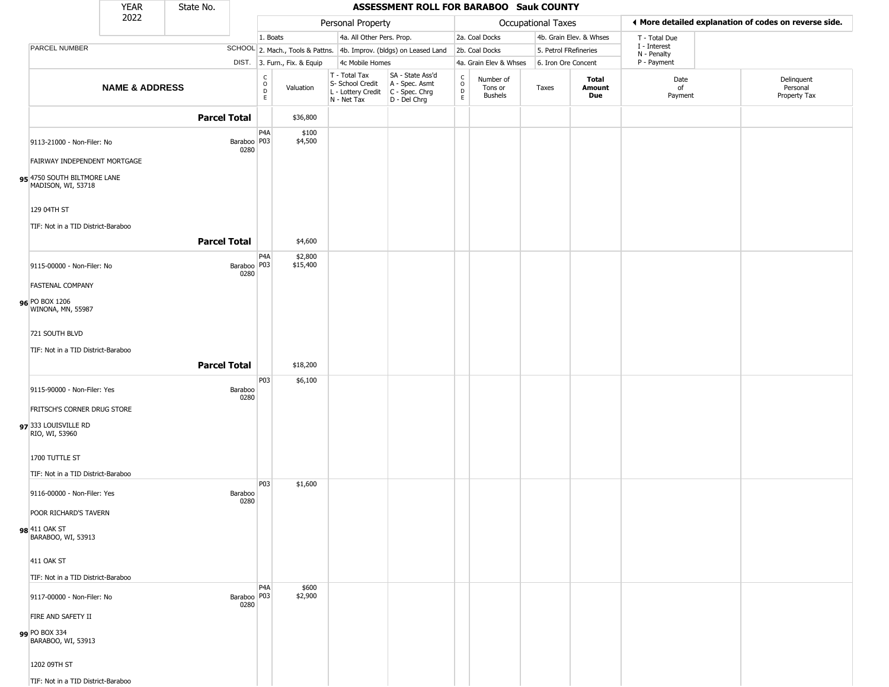# ASSESSMENT ROLL FOR BARABOO Sauk COUNTY

YEAR 2022 | State No.

| | | Personal Property | | | | | Occupational Taxes | | | | ◀ More detailed explanation of codes on reverse side. | |
|---|---|---|---|---|---|---|---|---|---|---|---|---|
| | | 1. Boats | | 4a. All Other Pers. Prop. | | | 2a. Coal Docks | | 4b. Grain Elev. & Whses | | T - Total Due | |
| PARCEL NUMBER | SCHOOL | 2. Mach., Tools & Pattns. | | 4b. Improv. (bldgs) on Leased Land | | | 2b. Coal Docks | | 5. Petrol FRefineries | | I - Interest N - Penalty | |
| | DIST. | 3. Furn., Fix. & Equip | | 4c Mobile Homes | | | 4a. Grain Elev & Whses | | 6. Iron Ore Concent | | P - Payment | |
| NAME & ADDRESS | | CODE | Valuation | T - Total Tax S- School Credit L - Lottery Credit N - Net Tax | SA - State Ass'd A - Spec. Asmt C - Spec. Chrg D - Del Chrg | CODE | Number of Tons or Bushels | Taxes | Total Amount Due | | Date of Payment | Delinquent Personal Property Tax |
| **Parcel Total** | | | $36,800 | | | | | | | | | |
| 9113-21000 - Non-Filer: No | Baraboo 0280 | P4A | $100 | | | | | | | | | |
| FAIRWAY INDEPENDENT MORTGAGE | | P03 | $4,500 | | | | | | | | | |
| 95 4750 SOUTH BILTMORE LANE MADISON, WI, 53718 | | | | | | | | | | | | |
| 129 04TH ST | | | | | | | | | | | | |
| TIF: Not in a TID District-Baraboo | | | | | | | | | | | | |
| **Parcel Total** | | | $4,600 | | | | | | | | | |
| 9115-00000 - Non-Filer: No | Baraboo 0280 | P4A | $2,800 | | | | | | | | | |
| FASTENAL COMPANY | | P03 | $15,400 | | | | | | | | | |
| 96 PO BOX 1206 WINONA, MN, 55987 | | | | | | | | | | | | |
| 721 SOUTH BLVD | | | | | | | | | | | | |
| TIF: Not in a TID District-Baraboo | | | | | | | | | | | | |
| **Parcel Total** | | | $18,200 | | | | | | | | | |
| 9115-90000 - Non-Filer: Yes | Baraboo 0280 | P03 | $6,100 | | | | | | | | | |
| FRITSCH'S CORNER DRUG STORE | | | | | | | | | | | | |
| 97 333 LOUISVILLE RD RIO, WI, 53960 | | | | | | | | | | | | |
| 1700 TUTTLE ST | | | | | | | | | | | | |
| TIF: Not in a TID District-Baraboo | | | | | | | | | | | | |
| 9116-00000 - Non-Filer: Yes | Baraboo 0280 | P03 | $1,600 | | | | | | | | | |
| POOR RICHARD'S TAVERN | | | | | | | | | | | | |
| 98 411 OAK ST BARABOO, WI, 53913 | | | | | | | | | | | | |
| 411 OAK ST | | | | | | | | | | | | |
| TIF: Not in a TID District-Baraboo | | | | | | | | | | | | |
| 9117-00000 - Non-Filer: No | Baraboo 0280 | P4A | $600 | | | | | | | | | |
| FIRE AND SAFETY II | | P03 | $2,900 | | | | | | | | | |
| 99 PO BOX 334 BARABOO, WI, 53913 | | | | | | | | | | | | |
| 1202 09TH ST | | | | | | | | | | | | |
| TIF: Not in a TID District-Baraboo | | | | | | | | | | | | |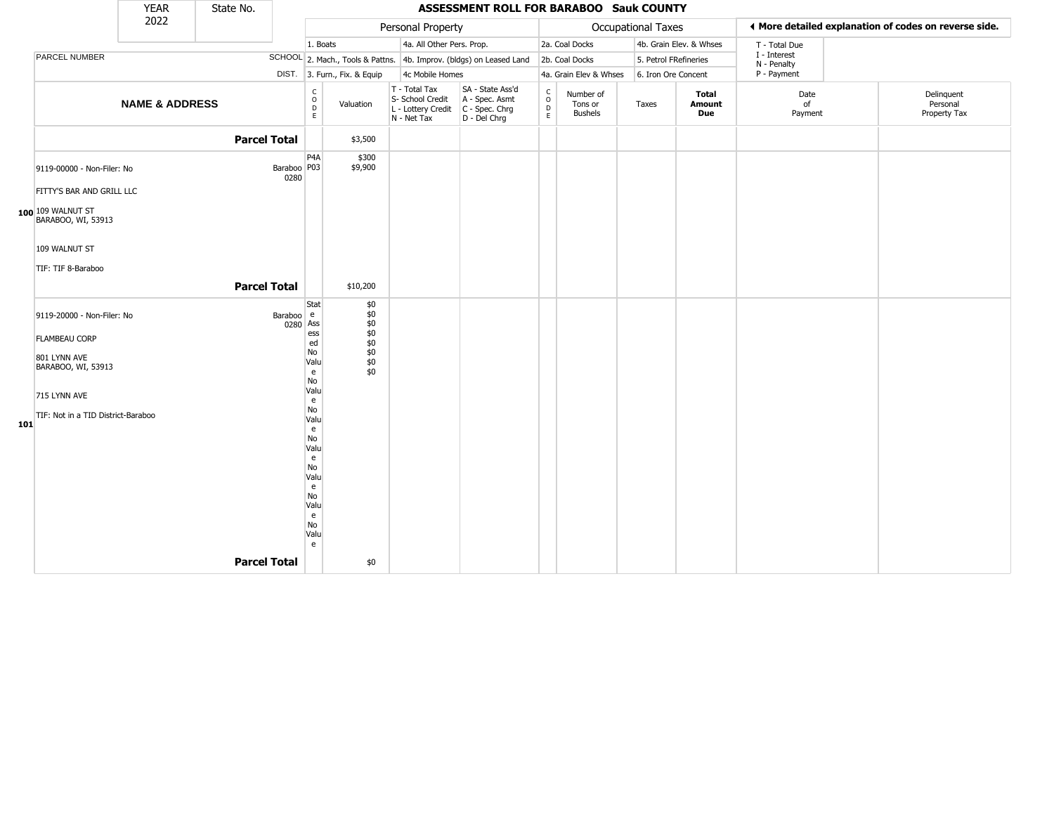| YEAR 2022 | State No. |
|---|---|

# ASSESSMENT ROLL FOR BARABOO Sauk COUNTY

| PARCEL NUMBER / NAME & ADDRESS | SCHOOL DIST. | CODE | Valuation | T - Total Tax / S- School Credit / L - Lottery Credit / N - Net Tax | SA - State Ass'd / A - Spec. Asmt / C - Spec. Chrg / D - Del Chrg | CODE | Number of Tons or Bushels | Taxes | Total Amount Due | Date of Payment | Delinquent Personal Property Tax |
|---|---|---|---|---|---|---|---|---|---|---|---|
| | | | Personal Property | | | | Occupational Taxes | | | | |
| | | | 1. Boats / 2. Mach., Tools & Pattns. / 3. Furn., Fix. & Equip | 4a. All Other Pers. Prop. / 4b. Improv. (bldgs) on Leased Land / 4c Mobile Homes | | 2a. Coal Docks / 2b. Coal Docks / 4a. Grain Elev & Whses | 4b. Grain Elev. & Whses / 5. Petrol FRefineries / 6. Iron Ore Concent | | | T - Total Due / I - Interest / N - Penalty / P - Payment | |
| **Parcel Total** | | | $3,500 | | | | | | | | |
| 9119-00000 - Non-Filer: No<br>FITTY'S BAR AND GRILL LLC<br>109 WALNUT ST<br>BARABOO, WI, 53913<br>109 WALNUT ST<br>TIF: TIF 8-Baraboo | Baraboo 0280 | P4A<br>P03 | $300<br>$9,900 | | | | | | | | |
| **Parcel Total** | | | $10,200 | | | | | | | | |
| 9119-20000 - Non-Filer: No<br>FLAMBEAU CORP<br>801 LYNN AVE<br>BARABOO, WI, 53913<br>715 LYNN AVE<br>TIF: Not in a TID District-Baraboo | Baraboo 0280 | State Assessed<br>No Value<br>No Value<br>No Value<br>No Value<br>No Value<br>No Value<br>No Value | $0<br>$0<br>$0<br>$0<br>$0<br>$0<br>$0<br>$0 | | | | | | | | |
| **Parcel Total** | | | $0 | | | | | | | | |

◄ More detailed explanation of codes on reverse side.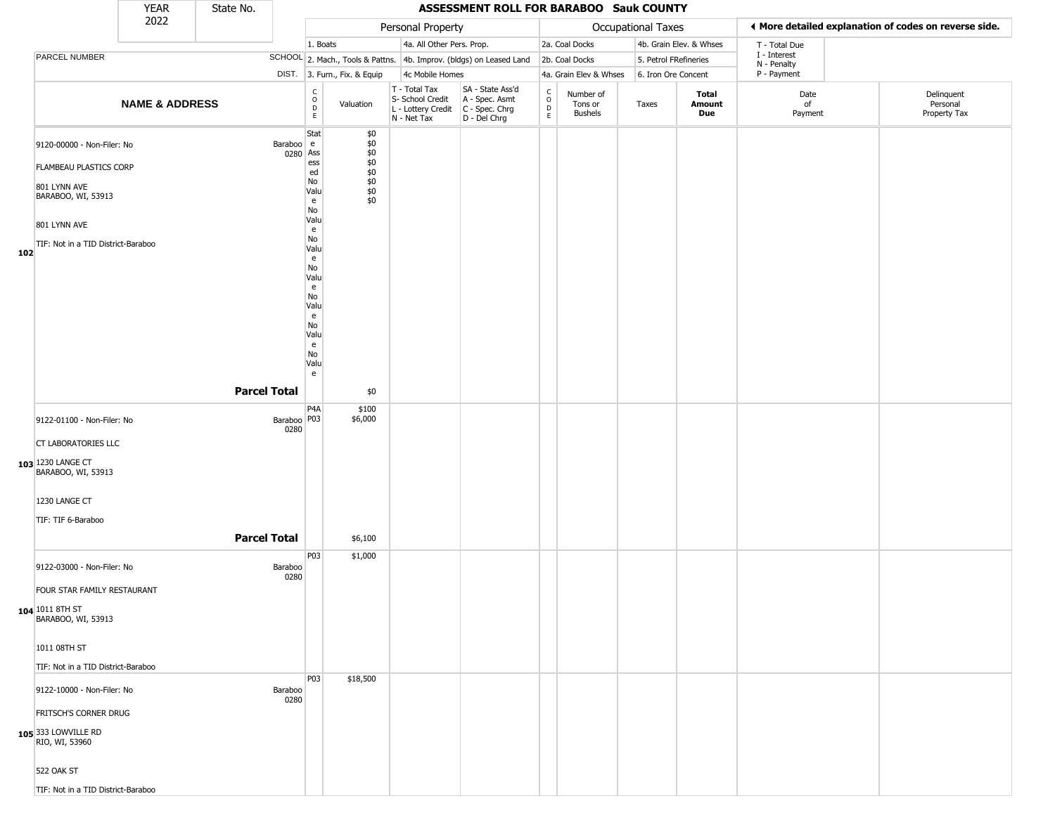| YEAR 2022 | State No. | ASSESSMENT ROLL FOR BARABOO Sauk COUNTY |
|---|---|---|

| | | | Personal Property | | | | Occupational Taxes | | | | ◄ More detailed explanation of codes on reverse side. | |
|---|---|---|---|---|---|---|---|---|---|---|---|---|
| | | | 1. Boats | | 4a. All Other Pers. Prop. | | 2a. Coal Docks | | 4b. Grain Elev. & Whses | | T - Total Due | |
| PARCEL NUMBER | SCHOOL | | 2. Mach., Tools & Pattns. | | 4b. Improv. (bldgs) on Leased Land | | 2b. Coal Docks | | 5. Petrol FRefineries | | I - Interest N - Penalty | |
| | DIST. | | 3. Furn., Fix. & Equip | | 4c Mobile Homes | | 4a. Grain Elev & Whses | | 6. Iron Ore Concent | | P - Payment | |
| | NAME & ADDRESS | | CODE | Valuation | T - Total Tax S- School Credit L - Lottery Credit N - Net Tax | SA - State Ass'd A - Spec. Asmt C - Spec. Chrg D - Del Chrg | CODE | Number of Tons or Bushels | Taxes | Total Amount Due | Date of Payment | Delinquent Personal Property Tax |
| 102 | 9120-00000 - Non-Filer: No<br>FLAMBEAU PLASTICS CORP<br>801 LYNN AVE<br>BARABOO, WI, 53913<br>801 LYNN AVE<br>TIF: Not in a TID District-Baraboo | Baraboo 0280 | State Assessed<br>No Value<br>No Value<br>No Value<br>No Value<br>No Value<br>No Value<br>No Value | $0<br>$0<br>$0<br>$0<br>$0<br>$0<br>$0<br>$0 | | | | | | | | |
| | **Parcel Total** | | | $0 | | | | | | | | |
| 103 | 9122-01100 - Non-Filer: No<br>CT LABORATORIES LLC<br>1230 LANGE CT<br>BARABOO, WI, 53913<br>1230 LANGE CT<br>TIF: TIF 6-Baraboo | Baraboo 0280 | P4A<br>P03 | $100<br>$6,000 | | | | | | | | |
| | **Parcel Total** | | | $6,100 | | | | | | | | |
| 104 | 9122-03000 - Non-Filer: No<br>FOUR STAR FAMILY RESTAURANT<br>1011 8TH ST<br>BARABOO, WI, 53913<br>1011 08TH ST<br>TIF: Not in a TID District-Baraboo | Baraboo 0280 | P03 | $1,000 | | | | | | | | |
| 105 | 9122-10000 - Non-Filer: No<br>FRITSCH'S CORNER DRUG<br>333 LOWVILLE RD<br>RIO, WI, 53960<br>522 OAK ST<br>TIF: Not in a TID District-Baraboo | Baraboo 0280 | P03 | $18,500 | | | | | | | | |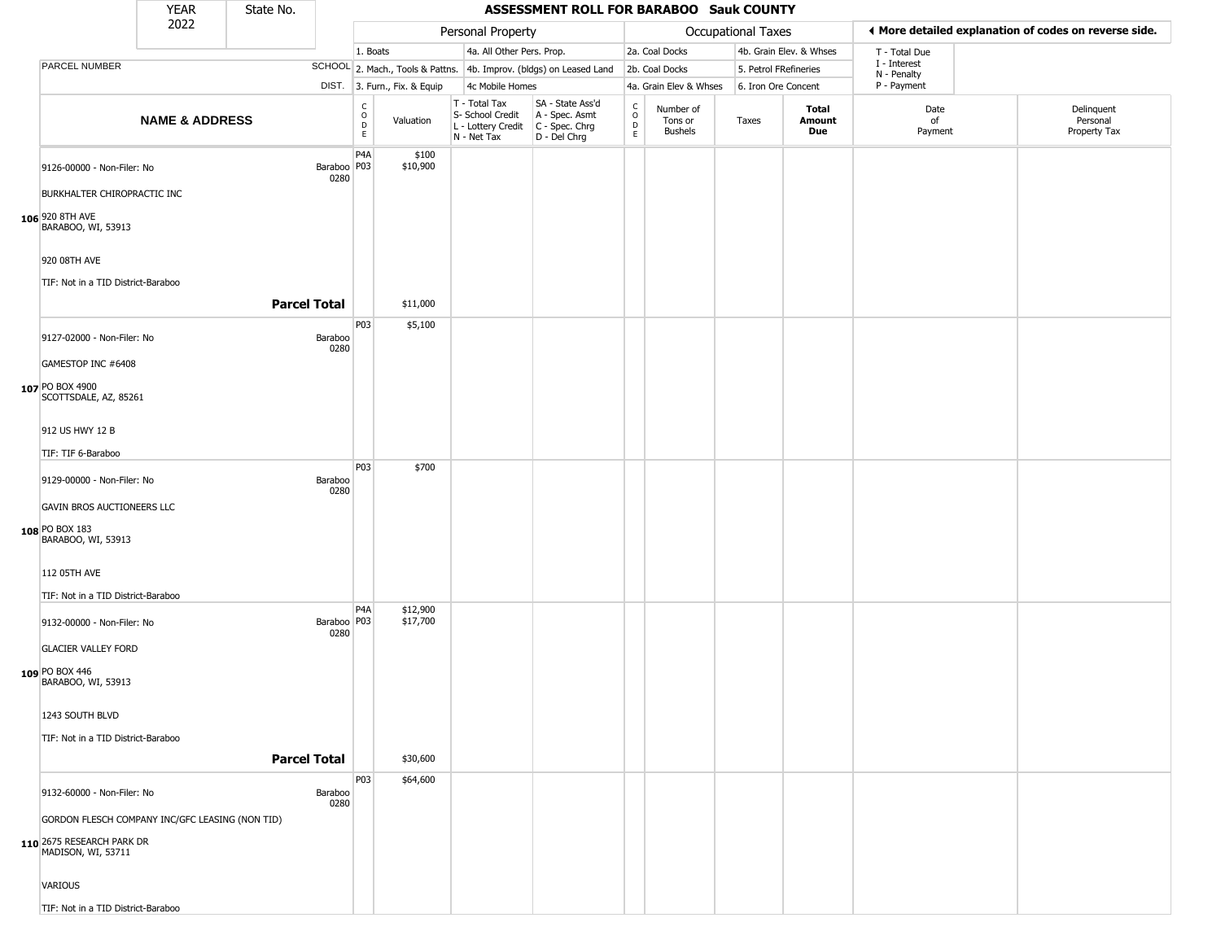| YEAR 2022 | State No. |
|---|---|

# ASSESSMENT ROLL FOR BARABOO Sauk COUNTY

| | | Personal Property | | | | Occupational Taxes | | | | ◀ More detailed explanation of codes on reverse side. | |
|---|---|---|---|---|---|---|---|---|---|---|---|
| PARCEL NUMBER | SCHOOL DIST. | 1. Boats<br>2. Mach., Tools & Pattns.<br>3. Furn., Fix. & Equip | | 4a. All Other Pers. Prop.<br>4b. Improv. (bldgs) on Leased Land<br>4c Mobile Homes | | 2a. Coal Docks<br>2b. Coal Docks<br>4a. Grain Elev & Whses | | 4b. Grain Elev. & Whses<br>5. Petrol FRefineries<br>6. Iron Ore Concent | | T - Total Due<br>I - Interest<br>N - Penalty<br>P - Payment | |
| **NAME & ADDRESS** | | CODE | Valuation | T - Total Tax<br>S- School Credit<br>L - Lottery Credit<br>N - Net Tax | SA - State Ass'd<br>A - Spec. Asmt<br>C - Spec. Chrg<br>D - Del Chrg | CODE | Number of Tons or Bushels | Taxes | **Total Amount Due** | Date of Payment | Delinquent Personal Property Tax |
| 106 9126-00000 - Non-Filer: No<br>BURKHALTER CHIROPRACTIC INC<br>920 8TH AVE<br>BARABOO, WI, 53913<br>920 08TH AVE<br>TIF: Not in a TID District-Baraboo | Baraboo 0280 | P4A<br>P03 | \$100<br>\$10,900 | | | | | | | | |
| **Parcel Total** | | | \$11,000 | | | | | | | | |
| 107 9127-02000 - Non-Filer: No<br>GAMESTOP INC #6408<br>PO BOX 4900<br>SCOTTSDALE, AZ, 85261<br>912 US HWY 12 B<br>TIF: TIF 6-Baraboo | Baraboo 0280 | P03 | \$5,100 | | | | | | | | |
| 108 9129-00000 - Non-Filer: No<br>GAVIN BROS AUCTIONEERS LLC<br>PO BOX 183<br>BARABOO, WI, 53913<br>112 05TH AVE<br>TIF: Not in a TID District-Baraboo | Baraboo 0280 | P03 | \$700 | | | | | | | | |
| 109 9132-00000 - Non-Filer: No<br>GLACIER VALLEY FORD<br>PO BOX 446<br>BARABOO, WI, 53913<br>1243 SOUTH BLVD<br>TIF: Not in a TID District-Baraboo | Baraboo 0280 | P4A<br>P03 | \$12,900<br>\$17,700 | | | | | | | | |
| **Parcel Total** | | | \$30,600 | | | | | | | | |
| 110 9132-60000 - Non-Filer: No<br>GORDON FLESCH COMPANY INC/GFC LEASING (NON TID)<br>2675 RESEARCH PARK DR<br>MADISON, WI, 53711<br>VARIOUS<br>TIF: Not in a TID District-Baraboo | Baraboo 0280 | P03 | \$64,600 | | | | | | | | |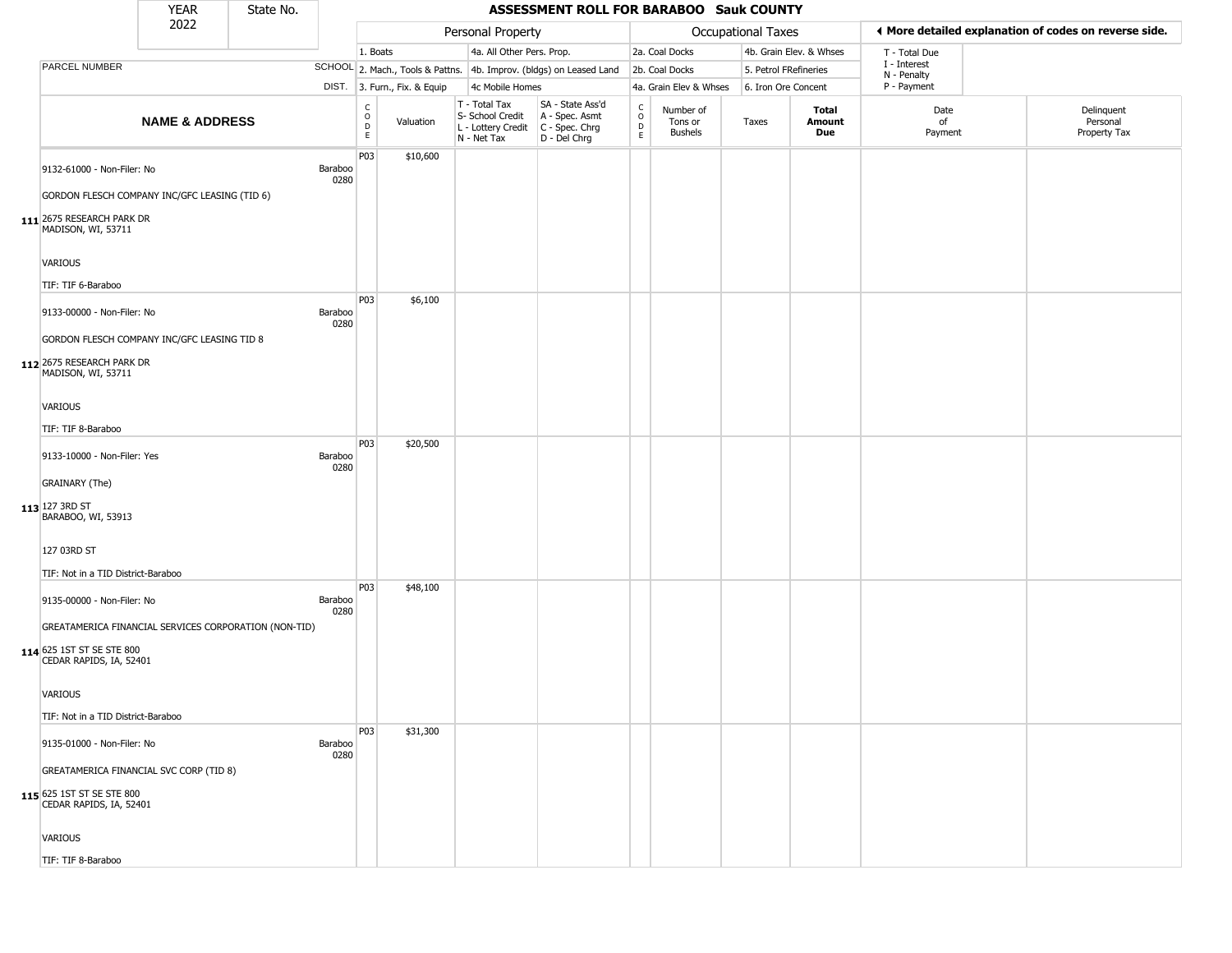# ASSESSMENT ROLL FOR BARABOO Sauk COUNTY

YEAR 2022 | State No.

| | | Personal Property | | | | Occupational Taxes | | | | ◄ More detailed explanation of codes on reverse side. | |
|---|---|---|---|---|---|---|---|---|---|---|---|
| PARCEL NUMBER | SCHOOL DIST. | 1. Boats<br>2. Mach., Tools & Pattns.<br>3. Furn., Fix. & Equip | | 4a. All Other Pers. Prop.<br>4b. Improv. (bldgs) on Leased Land<br>4c Mobile Homes | | 2a. Coal Docks<br>2b. Coal Docks<br>4a. Grain Elev & Whses | | 4b. Grain Elev. & Whses<br>5. Petrol FRefineries<br>6. Iron Ore Concent | | T - Total Due<br>I - Interest<br>N - Penalty<br>P - Payment | |
| **NAME & ADDRESS** | | CODE | Valuation | T - Total Tax<br>S- School Credit<br>L - Lottery Credit<br>N - Net Tax | SA - State Ass'd<br>A - Spec. Asmt<br>C - Spec. Chrg<br>D - Del Chrg | CODE | Number of Tons or Bushels | Taxes | **Total Amount Due** | Date of Payment | Delinquent Personal Property Tax |
| **111** 9132-61000 - Non-Filer: No<br>GORDON FLESCH COMPANY INC/GFC LEASING (TID 6)<br>2675 RESEARCH PARK DR<br>MADISON, WI, 53711<br>VARIOUS<br>TIF: TIF 6-Baraboo | Baraboo 0280 | P03 | $10,600 | | | | | | | | |
| **112** 9133-00000 - Non-Filer: No<br>GORDON FLESCH COMPANY INC/GFC LEASING TID 8<br>2675 RESEARCH PARK DR<br>MADISON, WI, 53711<br>VARIOUS<br>TIF: TIF 8-Baraboo | Baraboo 0280 | P03 | $6,100 | | | | | | | | |
| **113** 9133-10000 - Non-Filer: Yes<br>GRAINARY (The)<br>127 3RD ST<br>BARABOO, WI, 53913<br>127 03RD ST<br>TIF: Not in a TID District-Baraboo | Baraboo 0280 | P03 | $20,500 | | | | | | | | |
| **114** 9135-00000 - Non-Filer: No<br>GREATAMERICA FINANCIAL SERVICES CORPORATION (NON-TID)<br>625 1ST ST SE STE 800<br>CEDAR RAPIDS, IA, 52401<br>VARIOUS<br>TIF: Not in a TID District-Baraboo | Baraboo 0280 | P03 | $48,100 | | | | | | | | |
| **115** 9135-01000 - Non-Filer: No<br>GREATAMERICA FINANCIAL SVC CORP (TID 8)<br>625 1ST ST SE STE 800<br>CEDAR RAPIDS, IA, 52401<br>VARIOUS<br>TIF: TIF 8-Baraboo | Baraboo 0280 | P03 | $31,300 | | | | | | | | |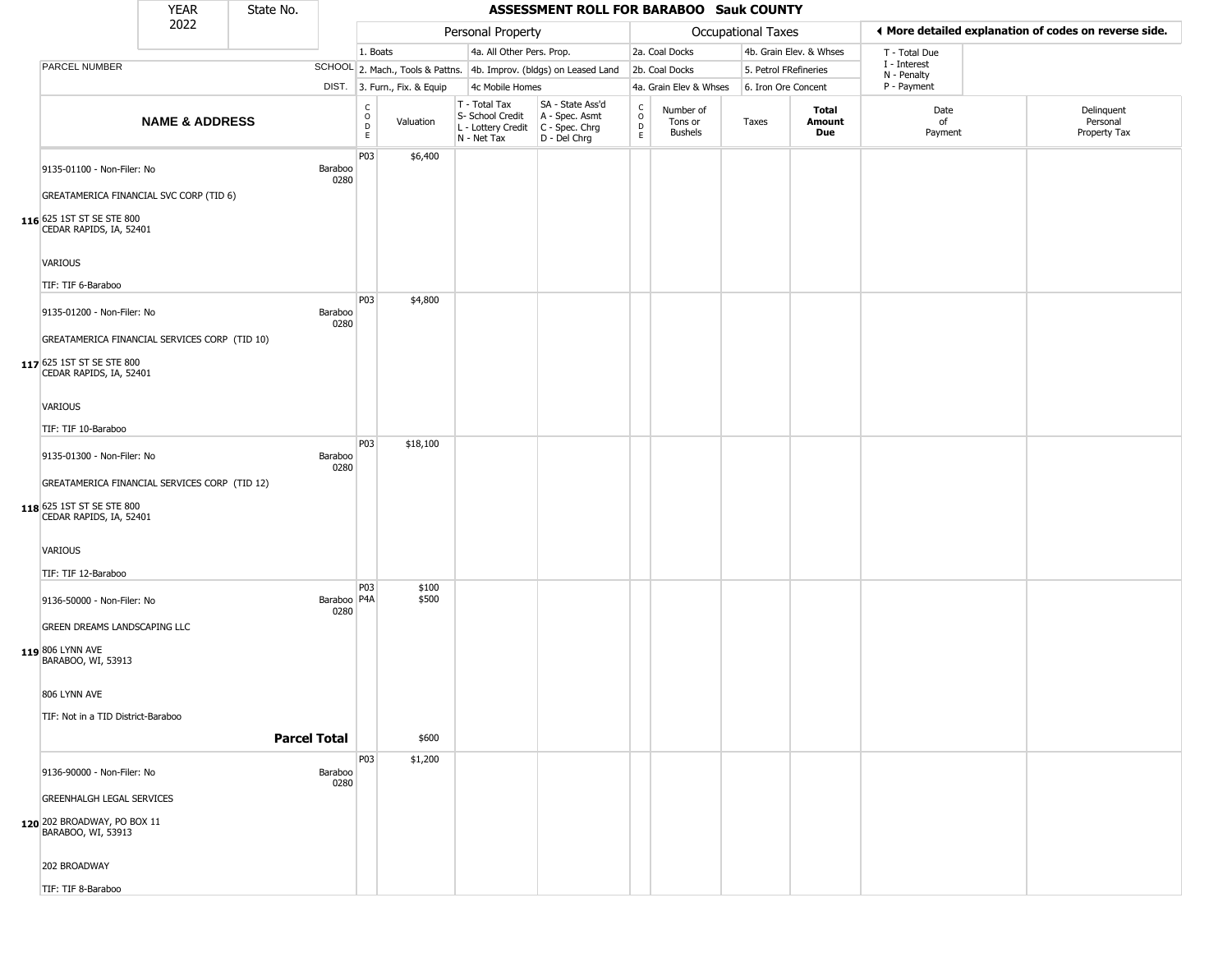| YEAR 2022 | State No. | | ASSESSMENT ROLL FOR BARABOO Sauk COUNTY | | | | | | | | | | |
|---|---|---|---|---|---|---|---|---|---|---|---|---|---|

| | | Personal Property | | | | Occupational Taxes | | | | ◀ More detailed explanation of codes on reverse side. | |
|---|---|---|---|---|---|---|---|---|---|---|---|
| PARCEL NUMBER | SCHOOL DIST. | 1. Boats<br>2. Mach., Tools & Pattns.<br>3. Furn., Fix. & Equip | | 4a. All Other Pers. Prop.<br>4b. Improv. (bldgs) on Leased Land<br>4c Mobile Homes | | 2a. Coal Docks<br>2b. Coal Docks<br>4a. Grain Elev & Whses | | 4b. Grain Elev. & Whses<br>5. Petrol FRefineries<br>6. Iron Ore Concent | | T - Total Due<br>I - Interest<br>N - Penalty<br>P - Payment | |
| **NAME & ADDRESS** | | CODE | Valuation | T - Total Tax<br>S- School Credit<br>L - Lottery Credit<br>N - Net Tax | SA - State Ass'd<br>A - Spec. Asmt<br>C - Spec. Chrg<br>D - Del Chrg | CODE | Number of Tons or Bushels | Taxes | **Total Amount Due** | Date of Payment | Delinquent Personal Property Tax |
| 116 9135-01100 - Non-Filer: No<br>GREATAMERICA FINANCIAL SVC CORP (TID 6)<br>625 1ST ST SE STE 800<br>CEDAR RAPIDS, IA, 52401<br>VARIOUS<br>TIF: TIF 6-Baraboo | Baraboo 0280 | P03 | $6,400 | | | | | | | | |
| 117 9135-01200 - Non-Filer: No<br>GREATAMERICA FINANCIAL SERVICES CORP (TID 10)<br>625 1ST ST SE STE 800<br>CEDAR RAPIDS, IA, 52401<br>VARIOUS<br>TIF: TIF 10-Baraboo | Baraboo 0280 | P03 | $4,800 | | | | | | | | |
| 118 9135-01300 - Non-Filer: No<br>GREATAMERICA FINANCIAL SERVICES CORP (TID 12)<br>625 1ST ST SE STE 800<br>CEDAR RAPIDS, IA, 52401<br>VARIOUS<br>TIF: TIF 12-Baraboo | Baraboo 0280 | P03 | $18,100 | | | | | | | | |
| 119 9136-50000 - Non-Filer: No<br>GREEN DREAMS LANDSCAPING LLC<br>806 LYNN AVE<br>BARABOO, WI, 53913<br>806 LYNN AVE<br>TIF: Not in a TID District-Baraboo | Baraboo 0280 | P03<br>P4A | $100<br>$500 | | | | | | | | |
| **Parcel Total** | | | $600 | | | | | | | | |
| 120 9136-90000 - Non-Filer: No<br>GREENHALGH LEGAL SERVICES<br>202 BROADWAY, PO BOX 11<br>BARABOO, WI, 53913<br>202 BROADWAY<br>TIF: TIF 8-Baraboo | Baraboo 0280 | P03 | $1,200 | | | | | | | | |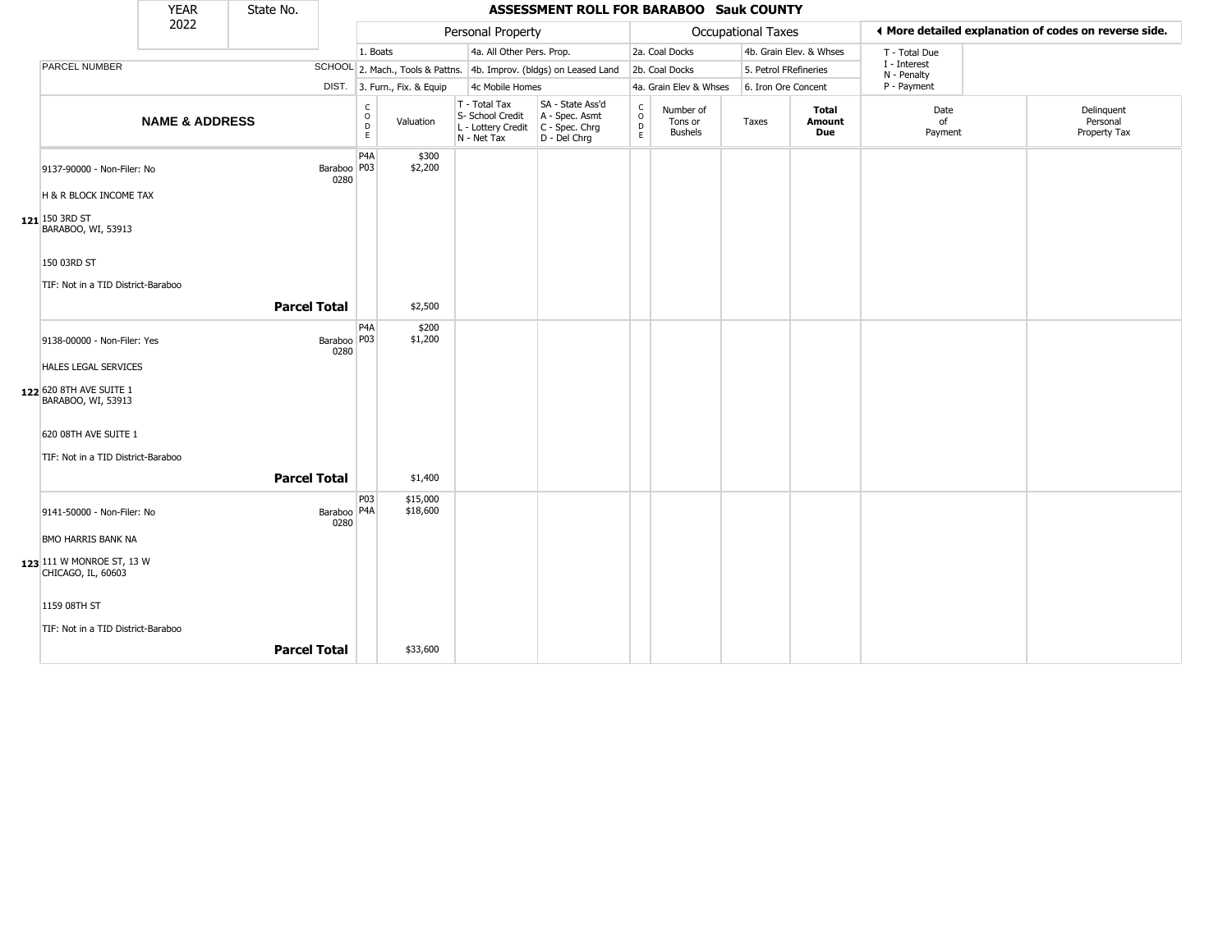# ASSESSMENT ROLL FOR BARABOO Sauk COUNTY

| YEAR | State No. |
|---|---|
| 2022 | |

| | | Personal Property | | | | Occupational Taxes | | | | ◀ More detailed explanation of codes on reverse side. | |
|---|---|---|---|---|---|---|---|---|---|---|---|
| | | 1. Boats | | 4a. All Other Pers. Prop. | | 2a. Coal Docks | | 4b. Grain Elev. & Whses | | T - Total Due | |
| PARCEL NUMBER | SCHOOL | 2. Mach., Tools & Pattns. | | 4b. Improv. (bldgs) on Leased Land | | 2b. Coal Docks | | 5. Petrol FRefineries | | I - Interest<br>N - Penalty | |
| | DIST. | 3. Furn., Fix. & Equip | | 4c Mobile Homes | | 4a. Grain Elev & Whses | | 6. Iron Ore Concent | | P - Payment | |

| NAME & ADDRESS | | CODE | Valuation | T - Total Tax<br>S- School Credit<br>L - Lottery Credit<br>N - Net Tax | SA - State Ass'd<br>A - Spec. Asmt<br>C - Spec. Chrg<br>D - Del Chrg | CODE | Number of Tons or Bushels | Taxes | Total Amount Due | Date of Payment | Delinquent Personal Property Tax |
|---|---|---|---|---|---|---|---|---|---|---|---|
| 121 9137-90000 - Non-Filer: No<br>H & R BLOCK INCOME TAX<br>150 3RD ST<br>BARABOO, WI, 53913<br>150 03RD ST<br>TIF: Not in a TID District-Baraboo | Baraboo 0280 | P4A<br>P03 | \$300<br>\$2,200 | | | | | | | | |
| **Parcel Total** | | | \$2,500 | | | | | | | | |
| 122 9138-00000 - Non-Filer: Yes<br>HALES LEGAL SERVICES<br>620 8TH AVE SUITE 1<br>BARABOO, WI, 53913<br>620 08TH AVE SUITE 1<br>TIF: Not in a TID District-Baraboo | Baraboo 0280 | P4A<br>P03 | \$200<br>\$1,200 | | | | | | | | |
| **Parcel Total** | | | \$1,400 | | | | | | | | |
| 123 9141-50000 - Non-Filer: No<br>BMO HARRIS BANK NA<br>111 W MONROE ST, 13 W<br>CHICAGO, IL, 60603<br>1159 08TH ST<br>TIF: Not in a TID District-Baraboo | Baraboo 0280 | P03<br>P4A | \$15,000<br>\$18,600 | | | | | | | | |
| **Parcel Total** | | | \$33,600 | | | | | | | | |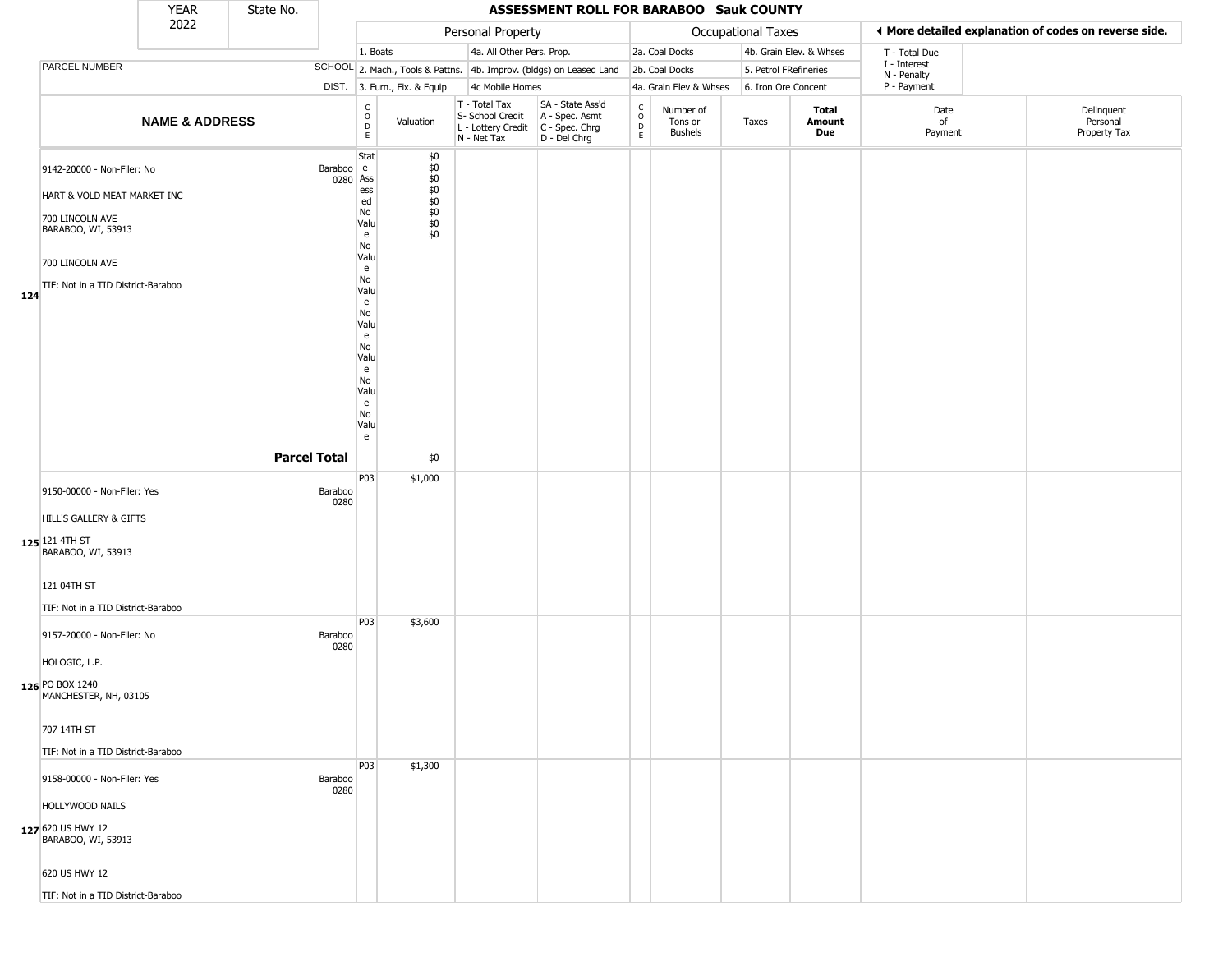# ASSESSMENT ROLL FOR BARABOO Sauk COUNTY

| YEAR | State No. |
|---|---|
| 2022 | |

| Personal Property | | | |
|---|---|---|---|
| 1. Boats | 4a. All Other Pers. Prop. | | |
| 2. Mach., Tools & Pattns. | 4b. Improv. (bldgs) on Leased Land | | |
| 3. Furn., Fix. & Equip | 4c Mobile Homes | | |

| Occupational Taxes | |
|---|---|
| 2a. Coal Docks | 4b. Grain Elev. & Whses |
| 2b. Coal Docks | 5. Petrol FRefineries |
| 4a. Grain Elev & Whses | 6. Iron Ore Concent |

◄ More detailed explanation of codes on reverse side.

T - Total Due
I - Interest
N - Penalty
P - Payment

| | NAME & ADDRESS | SCHOOL DIST. | CODE | Valuation | T - Total Tax S- School Credit L - Lottery Credit N - Net Tax | SA - State Ass'd A - Spec. Asmt C - Spec. Chrg D - Del Chrg | CODE | Number of Tons or Bushels | Taxes | Total Amount Due | Date of Payment | Delinquent Personal Property Tax |
|---|---|---|---|---|---|---|---|---|---|---|---|---|
| 124 | 9142-20000 - Non-Filer: No<br>HART & VOLD MEAT MARKET INC<br>700 LINCOLN AVE<br>BARABOO, WI, 53913<br>700 LINCOLN AVE<br>TIF: Not in a TID District-Baraboo | Baraboo 0280 | State Assessed<br>No Value<br>No Value<br>No Value<br>No Value<br>No Value<br>No Value<br>No Value | $0<br>$0<br>$0<br>$0<br>$0<br>$0<br>$0<br>$0 | | | | | | | | |
| | **Parcel Total** | | | $0 | | | | | | | | |
| 125 | 9150-00000 - Non-Filer: Yes<br>HILL'S GALLERY & GIFTS<br>121 4TH ST<br>BARABOO, WI, 53913<br>121 04TH ST<br>TIF: Not in a TID District-Baraboo | Baraboo 0280 | P03 | $1,000 | | | | | | | | |
| 126 | 9157-20000 - Non-Filer: No<br>HOLOGIC, L.P.<br>PO BOX 1240<br>MANCHESTER, NH, 03105<br>707 14TH ST<br>TIF: Not in a TID District-Baraboo | Baraboo 0280 | P03 | $3,600 | | | | | | | | |
| 127 | 9158-00000 - Non-Filer: Yes<br>HOLLYWOOD NAILS<br>620 US HWY 12<br>BARABOO, WI, 53913<br>620 US HWY 12<br>TIF: Not in a TID District-Baraboo | Baraboo 0280 | P03 | $1,300 | | | | | | | | |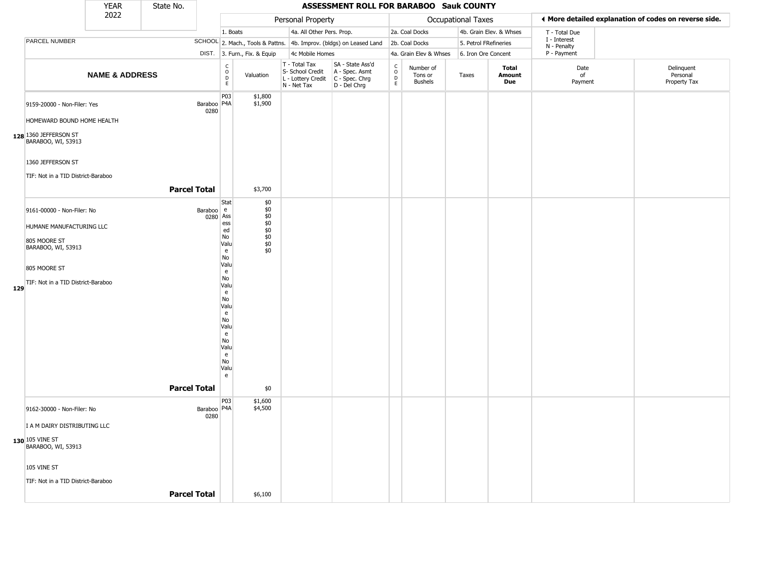# ASSESSMENT ROLL FOR BARABOO Sauk COUNTY

YEAR 2022 | State No.

**Personal Property:** 1. Boats | 2. Mach., Tools & Pattns. | 3. Furn., Fix. & Equip | 4a. All Other Pers. Prop. | 4b. Improv. (bldgs) on Leased Land | 4c Mobile Homes

**Occupational Taxes:** 2a. Coal Docks | 2b. Coal Docks | 4a. Grain Elev & Whses | 4b. Grain Elev. & Whses | 5. Petrol FRefineries | 6. Iron Ore Concent

◄ More detailed explanation of codes on reverse side.

T - Total Due, I - Interest, N - Penalty, P - Payment

| | NAME & ADDRESS | SCHOOL DIST. | CODE | Valuation | T - Total Tax S- School Credit L - Lottery Credit N - Net Tax | SA - State Ass'd A - Spec. Asmt C - Spec. Chrg D - Del Chrg | CODE | Number of Tons or Bushels | Taxes | Total Amount Due | Date of Payment | Delinquent Personal Property Tax |
|---|---|---|---|---|---|---|---|---|---|---|---|---|
| 128 | 9159-20000 - Non-Filer: Yes<br>HOMEWARD BOUND HOME HEALTH<br>1360 JEFFERSON ST<br>BARABOO, WI, 53913<br>1360 JEFFERSON ST<br>TIF: Not in a TID District-Baraboo | Baraboo 0280 | P03<br>P4A | $1,800<br>$1,900 | | | | | | | | |
| | **Parcel Total** | | | $3,700 | | | | | | | | |
| 129 | 9161-00000 - Non-Filer: No<br>HUMANE MANUFACTURING LLC<br>805 MOORE ST<br>BARABOO, WI, 53913<br>805 MOORE ST<br>TIF: Not in a TID District-Baraboo | Baraboo 0280 | State Assessed<br>No Value<br>No Value<br>No Value<br>No Value<br>No Value<br>No Value<br>No Value | $0<br>$0<br>$0<br>$0<br>$0<br>$0<br>$0<br>$0 | | | | | | | | |
| | **Parcel Total** | | | $0 | | | | | | | | |
| 130 | 9162-30000 - Non-Filer: No<br>I A M DAIRY DISTRIBUTING LLC<br>105 VINE ST<br>BARABOO, WI, 53913<br>105 VINE ST<br>TIF: Not in a TID District-Baraboo | Baraboo 0280 | P03<br>P4A | $1,600<br>$4,500 | | | | | | | | |
| | **Parcel Total** | | | $6,100 | | | | | | | | |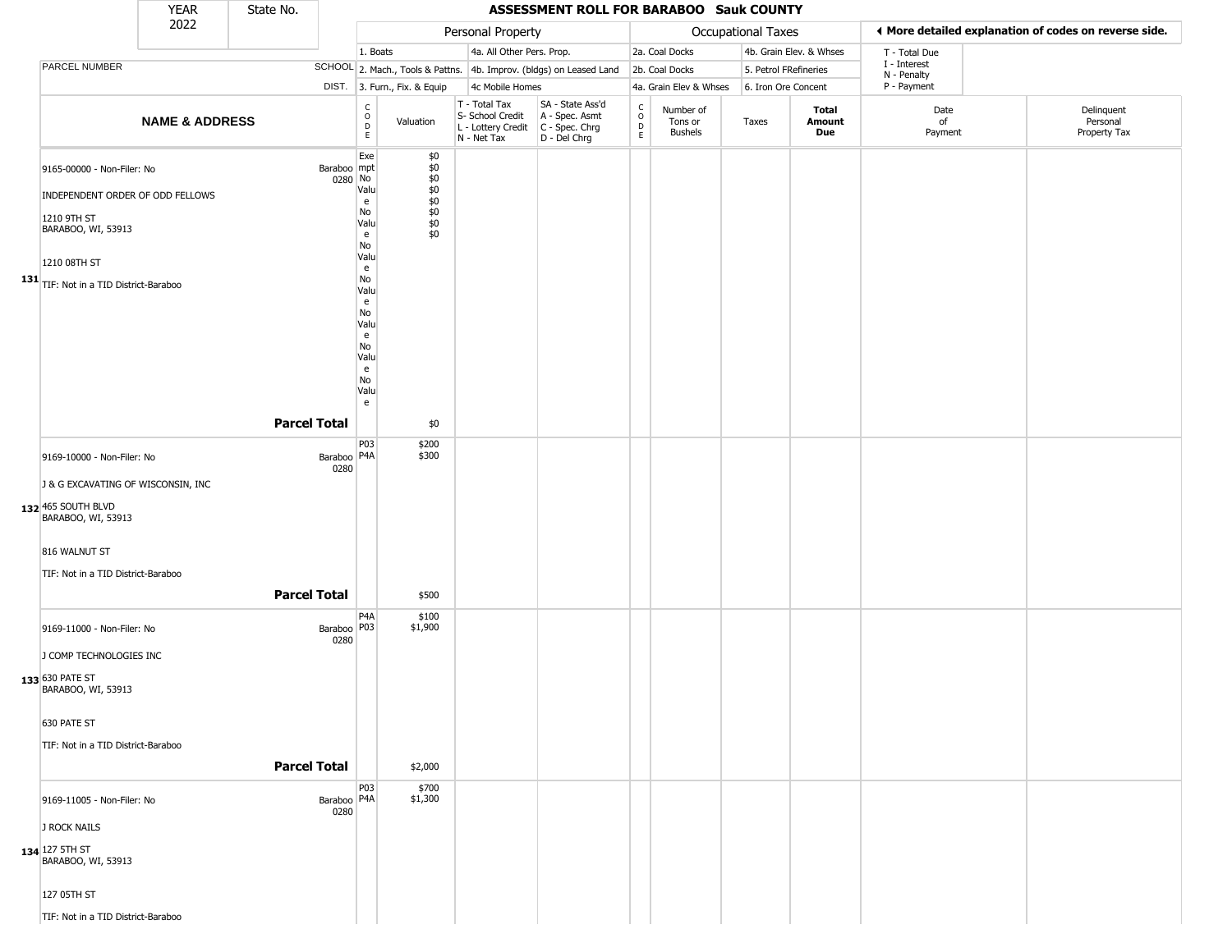| YEAR 2022 | State No. | | ASSESSMENT ROLL FOR BARABOO Sauk COUNTY | | | | | | | | | | |
|---|---|---|---|---|---|---|---|---|---|---|---|---|---|
| | | | Personal Property | | | | Occupational Taxes | | | | More detailed explanation of codes on reverse side. | | |
| | | | 1. Boats | | 4a. All Other Pers. Prop. | | 2a. Coal Docks | | 4b. Grain Elev. & Whses | | T - Total Due<br>I - Interest<br>N - Penalty<br>P - Payment | | |
| PARCEL NUMBER | SCHOOL | | 2. Mach., Tools & Pattns. | | 4b. Improv. (bldgs) on Leased Land | | 2b. Coal Docks | | 5. Petrol FRefineries | | | | |
| | DIST. | | 3. Furn., Fix. & Equip | | 4c Mobile Homes | | 4a. Grain Elev & Whses | | 6. Iron Ore Concent | | | | |
| NAME & ADDRESS | | CODE | Valuation | T - Total Tax<br>S- School Credit<br>L - Lottery Credit<br>N - Net Tax | SA - State Ass'd<br>A - Spec. Asmt<br>C - Spec. Chrg<br>D - Del Chrg | CODE | Number of Tons or Bushels | Taxes | Total Amount Due | Date of Payment | Delinquent Personal Property Tax | | |
| **131** 9165-00000 - Non-Filer: No<br>INDEPENDENT ORDER OF ODD FELLOWS<br>1210 9TH ST<br>BARABOO, WI, 53913<br>1210 08TH ST<br>TIF: Not in a TID District-Baraboo | Baraboo 0280 | Exempt<br>No Value<br>No Value<br>No Value<br>No Value<br>No Value<br>No Value<br>No Value | $0<br>$0<br>$0<br>$0<br>$0<br>$0<br>$0<br>$0 | | | | | | | | | | |
| **Parcel Total** | | | $0 | | | | | | | | | | |
| **132** 9169-10000 - Non-Filer: No<br>J & G EXCAVATING OF WISCONSIN, INC<br>465 SOUTH BLVD<br>BARABOO, WI, 53913<br>816 WALNUT ST<br>TIF: Not in a TID District-Baraboo | Baraboo 0280 | P03<br>P4A | $200<br>$300 | | | | | | | | | | |
| **Parcel Total** | | | $500 | | | | | | | | | | |
| **133** 9169-11000 - Non-Filer: No<br>J COMP TECHNOLOGIES INC<br>630 PATE ST<br>BARABOO, WI, 53913<br>630 PATE ST<br>TIF: Not in a TID District-Baraboo | Baraboo 0280 | P4A<br>P03 | $100<br>$1,900 | | | | | | | | | | |
| **Parcel Total** | | | $2,000 | | | | | | | | | | |
| **134** 9169-11005 - Non-Filer: No<br>J ROCK NAILS<br>127 5TH ST<br>BARABOO, WI, 53913<br>127 05TH ST<br>TIF: Not in a TID District-Baraboo | Baraboo 0280 | P03<br>P4A | $700<br>$1,300 | | | | | | | | | | |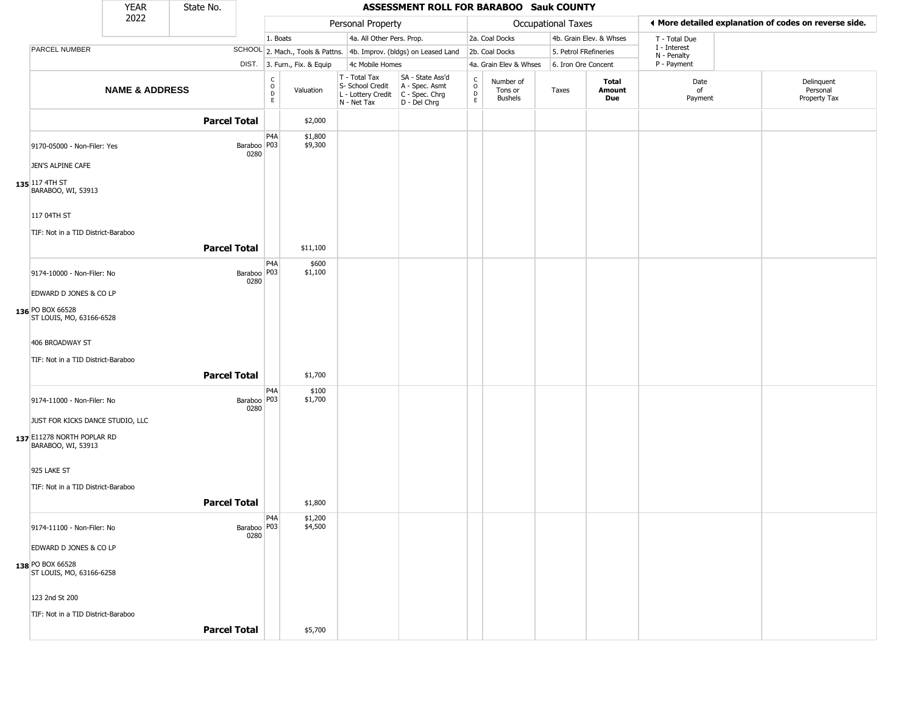| YEAR 2022 | State No. | ASSESSMENT ROLL FOR BARABOO Sauk COUNTY |
|---|---|---|

| | | Personal Property | | | | Occupational Taxes | | | | ◂ More detailed explanation of codes on reverse side. | |
|---|---|---|---|---|---|---|---|---|---|---|---|
| | | 1. Boats | | 4a. All Other Pers. Prop. | | 2a. Coal Docks | | 4b. Grain Elev. & Whses | | T - Total Due | |
| PARCEL NUMBER | SCHOOL | 2. Mach., Tools & Pattns. | | 4b. Improv. (bldgs) on Leased Land | | 2b. Coal Docks | | 5. Petrol FRefineries | | I - Interest N - Penalty | |
| | DIST. | 3. Furn., Fix. & Equip | | 4c Mobile Homes | | 4a. Grain Elev & Whses | | 6. Iron Ore Concent | | P - Payment | |
| **NAME & ADDRESS** | | CODE | Valuation | T - Total Tax S- School Credit L - Lottery Credit N - Net Tax | SA - State Ass'd A - Spec. Asmt C - Spec. Chrg D - Del Chrg | CODE | Number of Tons or Bushels | Taxes | **Total Amount Due** | Date of Payment | Delinquent Personal Property Tax |
| **Parcel Total** | | | $2,000 | | | | | | | | |
| 9170-05000 - Non-Filer: Yes | Baraboo 0280 | P4A P03 | $1,800 $9,300 | | | | | | | | |
| JEN'S ALPINE CAFE | | | | | | | | | | | |
| 135 117 4TH ST BARABOO, WI, 53913 | | | | | | | | | | | |
| 117 04TH ST | | | | | | | | | | | |
| TIF: Not in a TID District-Baraboo | | | | | | | | | | | |
| **Parcel Total** | | | $11,100 | | | | | | | | |
| 9174-10000 - Non-Filer: No | Baraboo 0280 | P4A P03 | $600 $1,100 | | | | | | | | |
| EDWARD D JONES & CO LP | | | | | | | | | | | |
| 136 PO BOX 66528 ST LOUIS, MO, 63166-6528 | | | | | | | | | | | |
| 406 BROADWAY ST | | | | | | | | | | | |
| TIF: Not in a TID District-Baraboo | | | | | | | | | | | |
| **Parcel Total** | | | $1,700 | | | | | | | | |
| 9174-11000 - Non-Filer: No | Baraboo 0280 | P4A P03 | $100 $1,700 | | | | | | | | |
| JUST FOR KICKS DANCE STUDIO, LLC | | | | | | | | | | | |
| 137 E11278 NORTH POPLAR RD BARABOO, WI, 53913 | | | | | | | | | | | |
| 925 LAKE ST | | | | | | | | | | | |
| TIF: Not in a TID District-Baraboo | | | | | | | | | | | |
| **Parcel Total** | | | $1,800 | | | | | | | | |
| 9174-11100 - Non-Filer: No | Baraboo 0280 | P4A P03 | $1,200 $4,500 | | | | | | | | |
| EDWARD D JONES & CO LP | | | | | | | | | | | |
| 138 PO BOX 66528 ST LOUIS, MO, 63166-6258 | | | | | | | | | | | |
| 123 2nd St 200 | | | | | | | | | | | |
| TIF: Not in a TID District-Baraboo | | | | | | | | | | | |
| **Parcel Total** | | | $5,700 | | | | | | | | |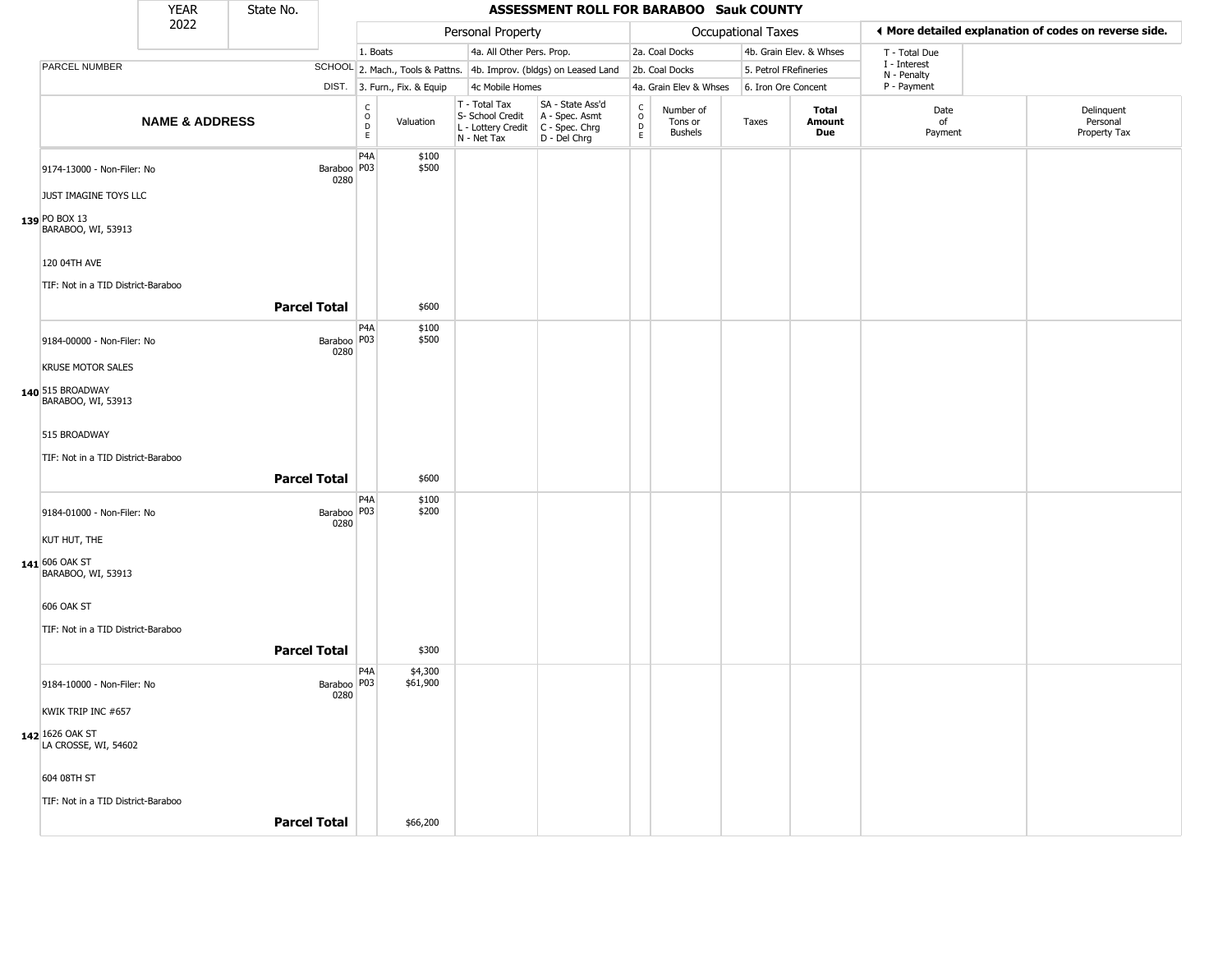| YEAR | State No. | | | | | | | | | | | | | |
|---|---|---|---|---|---|---|---|---|---|---|---|---|---|---|
| 2022 | | | | | | | | | | | | | | |

# ASSESSMENT ROLL FOR BARABOO Sauk COUNTY

| | | Personal Property | | | | | Occupational Taxes | | | | | ◀ More detailed explanation of codes on reverse side. | |
|---|---|---|---|---|---|---|---|---|---|---|---|---|---|
| | | 1. Boats | | 4a. All Other Pers. Prop. | | | 2a. Coal Docks | | 4b. Grain Elev. & Whses | | | T - Total Due | |
| PARCEL NUMBER | SCHOOL | 2. Mach., Tools & Pattns. | | 4b. Improv. (bldgs) on Leased Land | | | 2b. Coal Docks | | 5. Petrol FRefineries | | | I - Interest<br>N - Penalty | |
| | DIST. | 3. Furn., Fix. & Equip | | 4c Mobile Homes | | | 4a. Grain Elev & Whses | | 6. Iron Ore Concent | | | P - Payment | |
| **NAME & ADDRESS** | | CODE | Valuation | T - Total Tax<br>S- School Credit<br>L - Lottery Credit<br>N - Net Tax | SA - State Ass'd<br>A - Spec. Asmt<br>C - Spec. Chrg<br>D - Del Chrg | CODE | Number of Tons or Bushels | Taxes | **Total Amount Due** | Date of Payment | Delinquent Personal Property Tax | | |
| 9174-13000 - Non-Filer: No<br>JUST IMAGINE TOYS LLC<br>**139** PO BOX 13<br>BARABOO, WI, 53913<br>120 04TH AVE<br>TIF: Not in a TID District-Baraboo | Baraboo 0280 | P4A<br>P03 | $100<br>$500 | | | | | | | | | | |
| | **Parcel Total** | | $600 | | | | | | | | | | |
| 9184-00000 - Non-Filer: No<br>KRUSE MOTOR SALES<br>**140** 515 BROADWAY<br>BARABOO, WI, 53913<br>515 BROADWAY<br>TIF: Not in a TID District-Baraboo | Baraboo 0280 | P4A<br>P03 | $100<br>$500 | | | | | | | | | | |
| | **Parcel Total** | | $600 | | | | | | | | | | |
| 9184-01000 - Non-Filer: No<br>KUT HUT, THE<br>**141** 606 OAK ST<br>BARABOO, WI, 53913<br>606 OAK ST<br>TIF: Not in a TID District-Baraboo | Baraboo 0280 | P4A<br>P03 | $100<br>$200 | | | | | | | | | | |
| | **Parcel Total** | | $300 | | | | | | | | | | |
| 9184-10000 - Non-Filer: No<br>KWIK TRIP INC #657<br>**142** 1626 OAK ST<br>LA CROSSE, WI, 54602<br>604 08TH ST<br>TIF: Not in a TID District-Baraboo | Baraboo 0280 | P4A<br>P03 | $4,300<br>$61,900 | | | | | | | | | | |
| | **Parcel Total** | | $66,200 | | | | | | | | | | |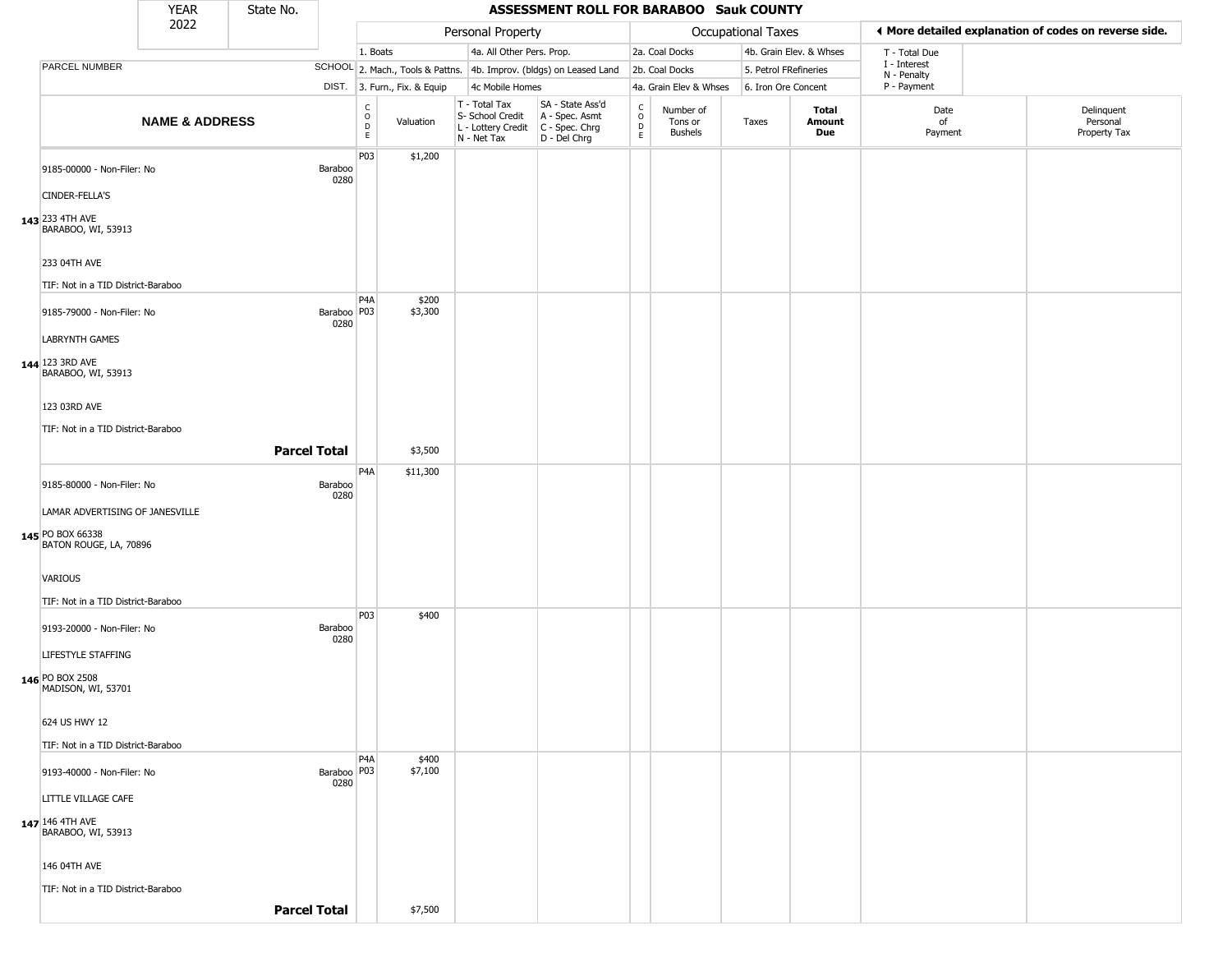| YEAR 2022 | State No. | ASSESSMENT ROLL FOR BARABOO Sauk COUNTY |
|---|---|---|

| | | Personal Property | | | | Occupational Taxes | | | | ◄ More detailed explanation of codes on reverse side. | |
|---|---|---|---|---|---|---|---|---|---|---|---|
| | | 1. Boats | | 4a. All Other Pers. Prop. | | 2a. Coal Docks | | 4b. Grain Elev. & Whses | | T - Total Due | |
| PARCEL NUMBER | SCHOOL | 2. Mach., Tools & Pattns. | | 4b. Improv. (bldgs) on Leased Land | | 2b. Coal Docks | | 5. Petrol FRefineries | | I - Interest, N - Penalty | |
| | DIST. | 3. Furn., Fix. & Equip | | 4c Mobile Homes | | 4a. Grain Elev & Whses | | 6. Iron Ore Concent | | P - Payment | |
| **NAME & ADDRESS** | | CODE | Valuation | T - Total Tax, S- School Credit, L - Lottery Credit, N - Net Tax | SA - State Ass'd, A - Spec. Asmt, C - Spec. Chrg, D - Del Chrg | CODE | Number of Tons or Bushels | Taxes | **Total Amount Due** | Date of Payment | Delinquent Personal Property Tax |
| 143 9185-00000 - Non-Filer: No<br>CINDER-FELLA'S<br>233 4TH AVE<br>BARABOO, WI, 53913<br>233 04TH AVE<br>TIF: Not in a TID District-Baraboo | Baraboo 0280 | P03 | $1,200 | | | | | | | | |
| 144 9185-79000 - Non-Filer: No<br>LABRYNTH GAMES<br>123 3RD AVE<br>BARABOO, WI, 53913<br>123 03RD AVE<br>TIF: Not in a TID District-Baraboo | Baraboo 0280 | P4A<br>P03 | $200<br>$3,300 | | | | | | | | |
| **Parcel Total** | | | $3,500 | | | | | | | | |
| 145 9185-80000 - Non-Filer: No<br>LAMAR ADVERTISING OF JANESVILLE<br>PO BOX 66338<br>BATON ROUGE, LA, 70896<br>VARIOUS<br>TIF: Not in a TID District-Baraboo | Baraboo 0280 | P4A | $11,300 | | | | | | | | |
| 146 9193-20000 - Non-Filer: No<br>LIFESTYLE STAFFING<br>PO BOX 2508<br>MADISON, WI, 53701<br>624 US HWY 12<br>TIF: Not in a TID District-Baraboo | Baraboo 0280 | P03 | $400 | | | | | | | | |
| 147 9193-40000 - Non-Filer: No<br>LITTLE VILLAGE CAFE<br>146 4TH AVE<br>BARABOO, WI, 53913<br>146 04TH AVE<br>TIF: Not in a TID District-Baraboo | Baraboo 0280 | P4A<br>P03 | $400<br>$7,100 | | | | | | | | |
| **Parcel Total** | | | $7,500 | | | | | | | | |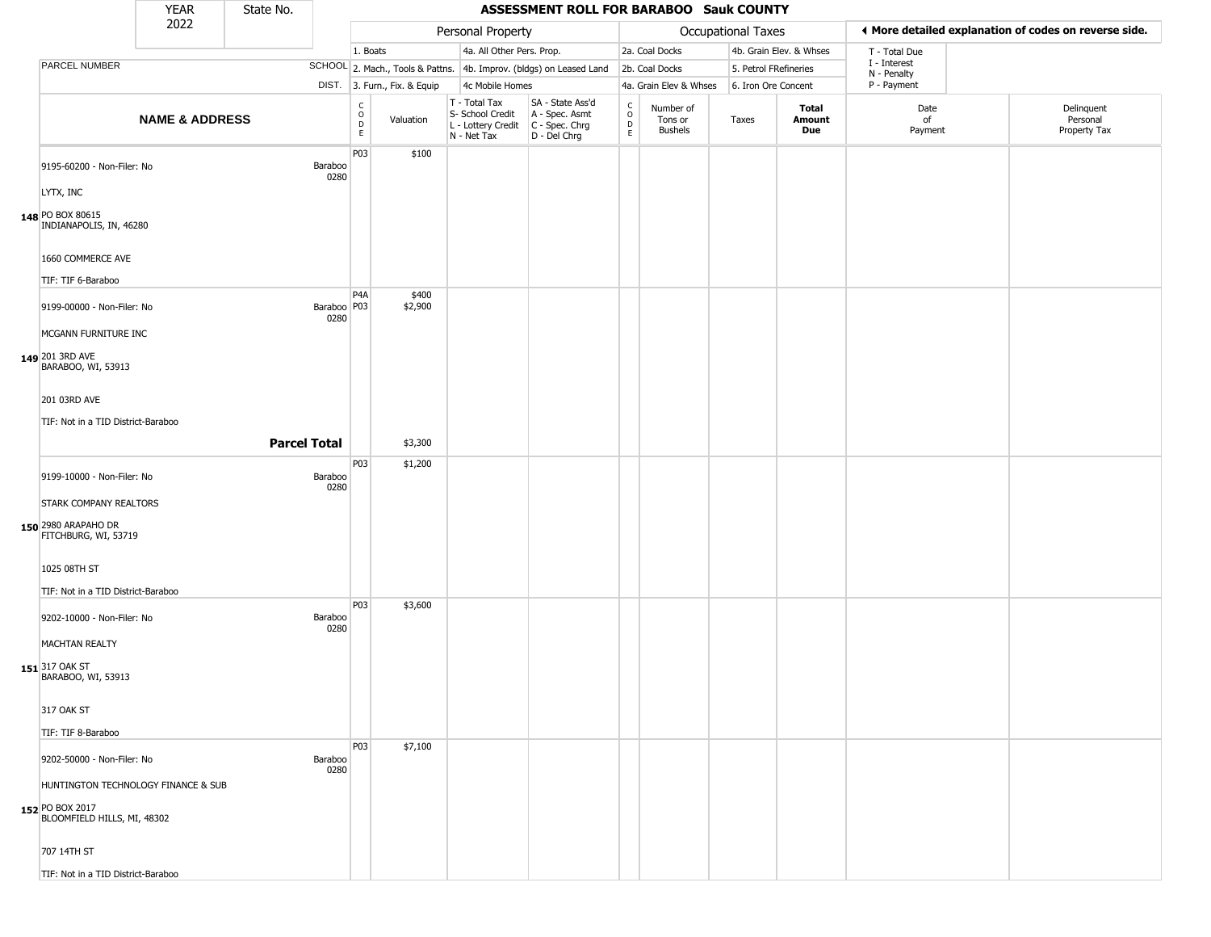| YEAR 2022 | State No. | ASSESSMENT ROLL FOR BARABOO Sauk COUNTY |
|---|---|---|

| | | Personal Property | | | | Occupational Taxes | | | | ◀ More detailed explanation of codes on reverse side. | |
|---|---|---|---|---|---|---|---|---|---|---|---|
| | | 1. Boats | | 4a. All Other Pers. Prop. | | 2a. Coal Docks | | 4b. Grain Elev. & Whses | | T - Total Due | |
| PARCEL NUMBER | SCHOOL | 2. Mach., Tools & Pattns. | | 4b. Improv. (bldgs) on Leased Land | | 2b. Coal Docks | | 5. Petrol FRefineries | | I - Interest N - Penalty | |
| | DIST. | 3. Furn., Fix. & Equip | | 4c Mobile Homes | | 4a. Grain Elev & Whses | | 6. Iron Ore Concent | | P - Payment | |
| **NAME & ADDRESS** | | CODE | Valuation | T - Total Tax S- School Credit L - Lottery Credit N - Net Tax | SA - State Ass'd A - Spec. Asmt C - Spec. Chrg D - Del Chrg | CODE | Number of Tons or Bushels | Taxes | **Total Amount Due** | Date of Payment | Delinquent Personal Property Tax |
| 148 9195-60200 - Non-Filer: No<br>LYTX, INC<br>PO BOX 80615<br>INDIANAPOLIS, IN, 46280<br>1660 COMMERCE AVE<br>TIF: TIF 6-Baraboo | Baraboo 0280 | P03 | $100 | | | | | | | | |
| 149 9199-00000 - Non-Filer: No<br>MCGANN FURNITURE INC<br>201 3RD AVE<br>BARABOO, WI, 53913<br>201 03RD AVE<br>TIF: Not in a TID District-Baraboo | Baraboo 0280 | P4A<br>P03 | $400<br>$2,900 | | | | | | | | |
| **Parcel Total** | | | $3,300 | | | | | | | | |
| 150 9199-10000 - Non-Filer: No<br>STARK COMPANY REALTORS<br>2980 ARAPAHO DR<br>FITCHBURG, WI, 53719<br>1025 08TH ST<br>TIF: Not in a TID District-Baraboo | Baraboo 0280 | P03 | $1,200 | | | | | | | | |
| 151 9202-10000 - Non-Filer: No<br>MACHTAN REALTY<br>317 OAK ST<br>BARABOO, WI, 53913<br>317 OAK ST<br>TIF: TIF 8-Baraboo | Baraboo 0280 | P03 | $3,600 | | | | | | | | |
| 152 9202-50000 - Non-Filer: No<br>HUNTINGTON TECHNOLOGY FINANCE & SUB<br>PO BOX 2017<br>BLOOMFIELD HILLS, MI, 48302<br>707 14TH ST<br>TIF: Not in a TID District-Baraboo | Baraboo 0280 | P03 | $7,100 | | | | | | | | |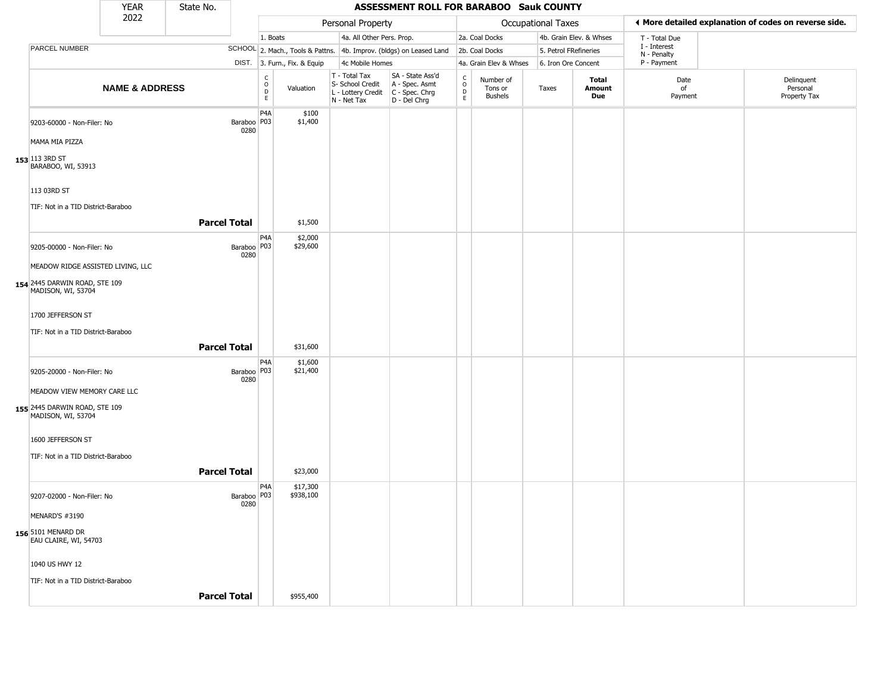| YEAR 2022 | State No. | ASSESSMENT ROLL FOR BARABOO Sauk COUNTY |
|---|---|---|

| | | Personal Property | | | | Occupational Taxes | | | | ◀ More detailed explanation of codes on reverse side. | |
|---|---|---|---|---|---|---|---|---|---|---|---|
| | | 1. Boats | | 4a. All Other Pers. Prop. | | 2a. Coal Docks | | 4b. Grain Elev. & Whses | | T - Total Due | |
| PARCEL NUMBER | SCHOOL | 2. Mach., Tools & Pattns. | | 4b. Improv. (bldgs) on Leased Land | | 2b. Coal Docks | | 5. Petrol FRefineries | | I - Interest N - Penalty | |
| | DIST. | 3. Furn., Fix. & Equip | | 4c Mobile Homes | | 4a. Grain Elev & Whses | | 6. Iron Ore Concent | | P - Payment | |
| **NAME & ADDRESS** | | CODE | Valuation | T - Total Tax S- School Credit L - Lottery Credit N - Net Tax | SA - State Ass'd A - Spec. Asmt C - Spec. Chrg D - Del Chrg | CODE | Number of Tons or Bushels | Taxes | **Total Amount Due** | Date of Payment | Delinquent Personal Property Tax |
| 9203-60000 - Non-Filer: No | Baraboo 0280 | P4A | $100 | | | | | | | | |
| | | P03 | $1,400 | | | | | | | | |
| MAMA MIA PIZZA | | | | | | | | | | | |
| 153 113 3RD ST BARABOO, WI, 53913 | | | | | | | | | | | |
| 113 03RD ST | | | | | | | | | | | |
| TIF: Not in a TID District-Baraboo | | | | | | | | | | | |
| **Parcel Total** | | | $1,500 | | | | | | | | |
| 9205-00000 - Non-Filer: No | Baraboo 0280 | P4A | $2,000 | | | | | | | | |
| | | P03 | $29,600 | | | | | | | | |
| MEADOW RIDGE ASSISTED LIVING, LLC | | | | | | | | | | | |
| 154 2445 DARWIN ROAD, STE 109 MADISON, WI, 53704 | | | | | | | | | | | |
| 1700 JEFFERSON ST | | | | | | | | | | | |
| TIF: Not in a TID District-Baraboo | | | | | | | | | | | |
| **Parcel Total** | | | $31,600 | | | | | | | | |
| 9205-20000 - Non-Filer: No | Baraboo 0280 | P4A | $1,600 | | | | | | | | |
| | | P03 | $21,400 | | | | | | | | |
| MEADOW VIEW MEMORY CARE LLC | | | | | | | | | | | |
| 155 2445 DARWIN ROAD, STE 109 MADISON, WI, 53704 | | | | | | | | | | | |
| 1600 JEFFERSON ST | | | | | | | | | | | |
| TIF: Not in a TID District-Baraboo | | | | | | | | | | | |
| **Parcel Total** | | | $23,000 | | | | | | | | |
| 9207-02000 - Non-Filer: No | Baraboo 0280 | P4A | $17,300 | | | | | | | | |
| | | P03 | $938,100 | | | | | | | | |
| MENARD'S #3190 | | | | | | | | | | | |
| 156 5101 MENARD DR EAU CLAIRE, WI, 54703 | | | | | | | | | | | |
| 1040 US HWY 12 | | | | | | | | | | | |
| TIF: Not in a TID District-Baraboo | | | | | | | | | | | |
| **Parcel Total** | | | $955,400 | | | | | | | | |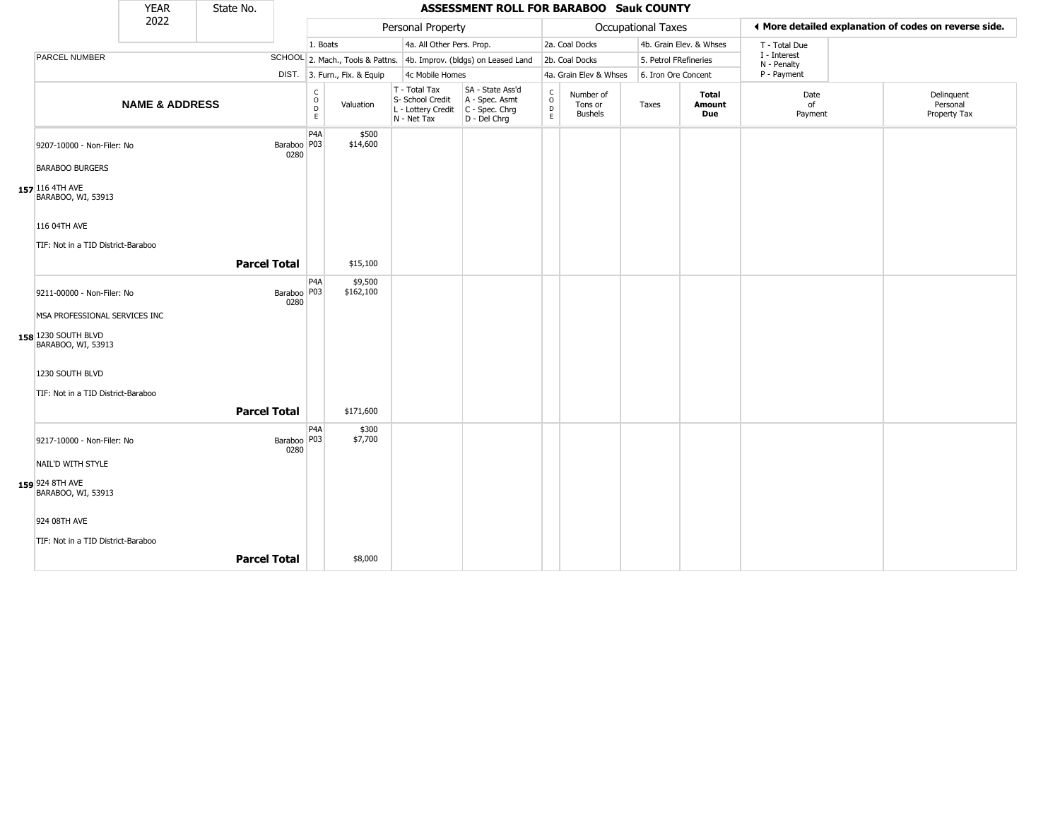# ASSESSMENT ROLL FOR BARABOO Sauk COUNTY

| YEAR | State No. |
|---|---|
| 2022 | |

| | | Personal Property | | | | Occupational Taxes | | | | ◄ More detailed explanation of codes on reverse side. | |
|---|---|---|---|---|---|---|---|---|---|---|---|
| | | 1. Boats | | 4a. All Other Pers. Prop. | | 2a. Coal Docks | | 4b. Grain Elev. & Whses | | T - Total Due | |
| PARCEL NUMBER | SCHOOL | 2. Mach., Tools & Pattns. | | 4b. Improv. (bldgs) on Leased Land | | 2b. Coal Docks | | 5. Petrol FRefineries | | I - Interest<br>N - Penalty | |
| | DIST. | 3. Furn., Fix. & Equip | | 4c Mobile Homes | | 4a. Grain Elev & Whses | | 6. Iron Ore Concent | | P - Payment | |

| NAME & ADDRESS | | CODE | Valuation | T - Total Tax<br>S- School Credit<br>L - Lottery Credit<br>N - Net Tax | SA - State Ass'd<br>A - Spec. Asmt<br>C - Spec. Chrg<br>D - Del Chrg | CODE | Number of Tons or Bushels | Taxes | Total Amount Due | Date of Payment | Delinquent Personal Property Tax |
|---|---|---|---|---|---|---|---|---|---|---|---|
| 157 9207-10000 - Non-Filer: No<br>BARABOO BURGERS<br>116 4TH AVE<br>BARABOO, WI, 53913<br>116 04TH AVE<br>TIF: Not in a TID District-Baraboo | Baraboo 0280 | P4A<br>P03 | $500<br>$14,600 | | | | | | | | |
| | **Parcel Total** | | $15,100 | | | | | | | | |
| 158 9211-00000 - Non-Filer: No<br>MSA PROFESSIONAL SERVICES INC<br>1230 SOUTH BLVD<br>BARABOO, WI, 53913<br>1230 SOUTH BLVD<br>TIF: Not in a TID District-Baraboo | Baraboo 0280 | P4A<br>P03 | $9,500<br>$162,100 | | | | | | | | |
| | **Parcel Total** | | $171,600 | | | | | | | | |
| 159 9217-10000 - Non-Filer: No<br>NAIL'D WITH STYLE<br>924 8TH AVE<br>BARABOO, WI, 53913<br>924 08TH AVE<br>TIF: Not in a TID District-Baraboo | Baraboo 0280 | P4A<br>P03 | $300<br>$7,700 | | | | | | | | |
| | **Parcel Total** | | $8,000 | | | | | | | | |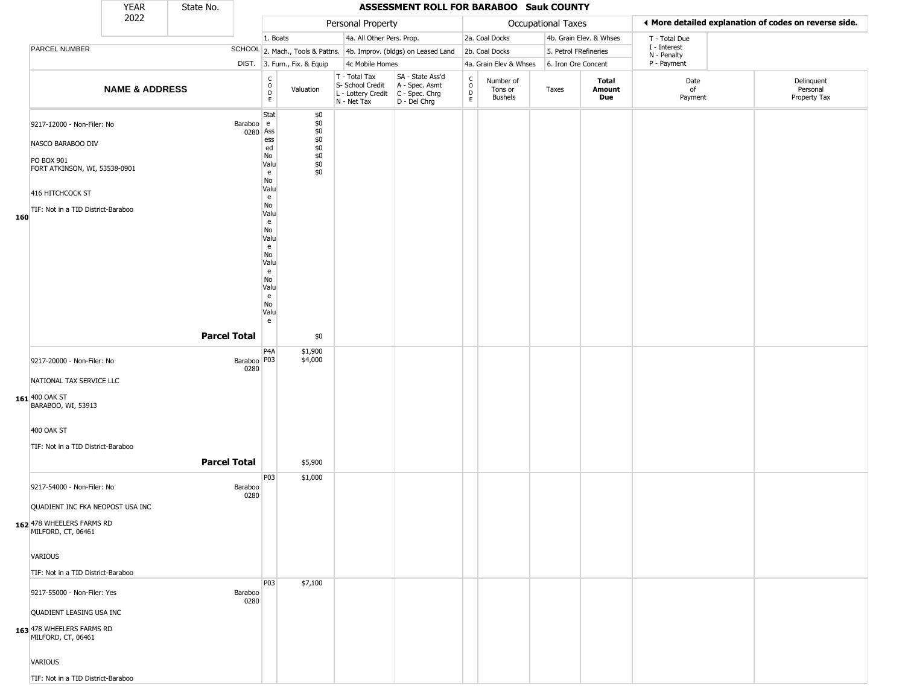| YEAR 2022 | State No. | ASSESSMENT ROLL FOR BARABOO Sauk COUNTY |
|---|---|---|

| | | Personal Property | | | | Occupational Taxes | | | | ◂ More detailed explanation of codes on reverse side. | |
|---|---|---|---|---|---|---|---|---|---|---|---|
| | | 1. Boats | | 4a. All Other Pers. Prop. | | 2a. Coal Docks | | 4b. Grain Elev. & Whses | | T - Total Due | |
| PARCEL NUMBER | SCHOOL | 2. Mach., Tools & Pattns. | | 4b. Improv. (bldgs) on Leased Land | | 2b. Coal Docks | | 5. Petrol FRefineries | | I - Interest N - Penalty | |
| | DIST. | 3. Furn., Fix. & Equip | | 4c Mobile Homes | | 4a. Grain Elev & Whses | | 6. Iron Ore Concent | | P - Payment | |
| NAME & ADDRESS | | CODE | Valuation | T - Total Tax S- School Credit L - Lottery Credit N - Net Tax | SA - State Ass'd A - Spec. Asmt C - Spec. Chrg D - Del Chrg | CODE | Number of Tons or Bushels | Taxes | Total Amount Due | Date of Payment | Delinquent Personal Property Tax |
| 160 9217-12000 - Non-Filer: No NASCO BARABOO DIV PO BOX 901 FORT ATKINSON, WI, 53538-0901 416 HITCHCOCK ST TIF: Not in a TID District-Baraboo | Baraboo 0280 | State Assessed No Value No Value No Value No Value No Value No Value No Value | $0 $0 $0 $0 $0 $0 $0 $0 | | | | | | | | |
| Parcel Total | | | $0 | | | | | | | | |
| 161 9217-20000 - Non-Filer: No NATIONAL TAX SERVICE LLC 400 OAK ST BARABOO, WI, 53913 400 OAK ST TIF: Not in a TID District-Baraboo | Baraboo 0280 | P4A P03 | $1,900 $4,000 | | | | | | | | |
| Parcel Total | | | $5,900 | | | | | | | | |
| 162 9217-54000 - Non-Filer: No QUADIENT INC FKA NEOPOST USA INC 478 WHEELERS FARMS RD MILFORD, CT, 06461 VARIOUS TIF: Not in a TID District-Baraboo | Baraboo 0280 | P03 | $1,000 | | | | | | | | |
| 163 9217-55000 - Non-Filer: Yes QUADIENT LEASING USA INC 478 WHEELERS FARMS RD MILFORD, CT, 06461 VARIOUS TIF: Not in a TID District-Baraboo | Baraboo 0280 | P03 | $7,100 | | | | | | | | |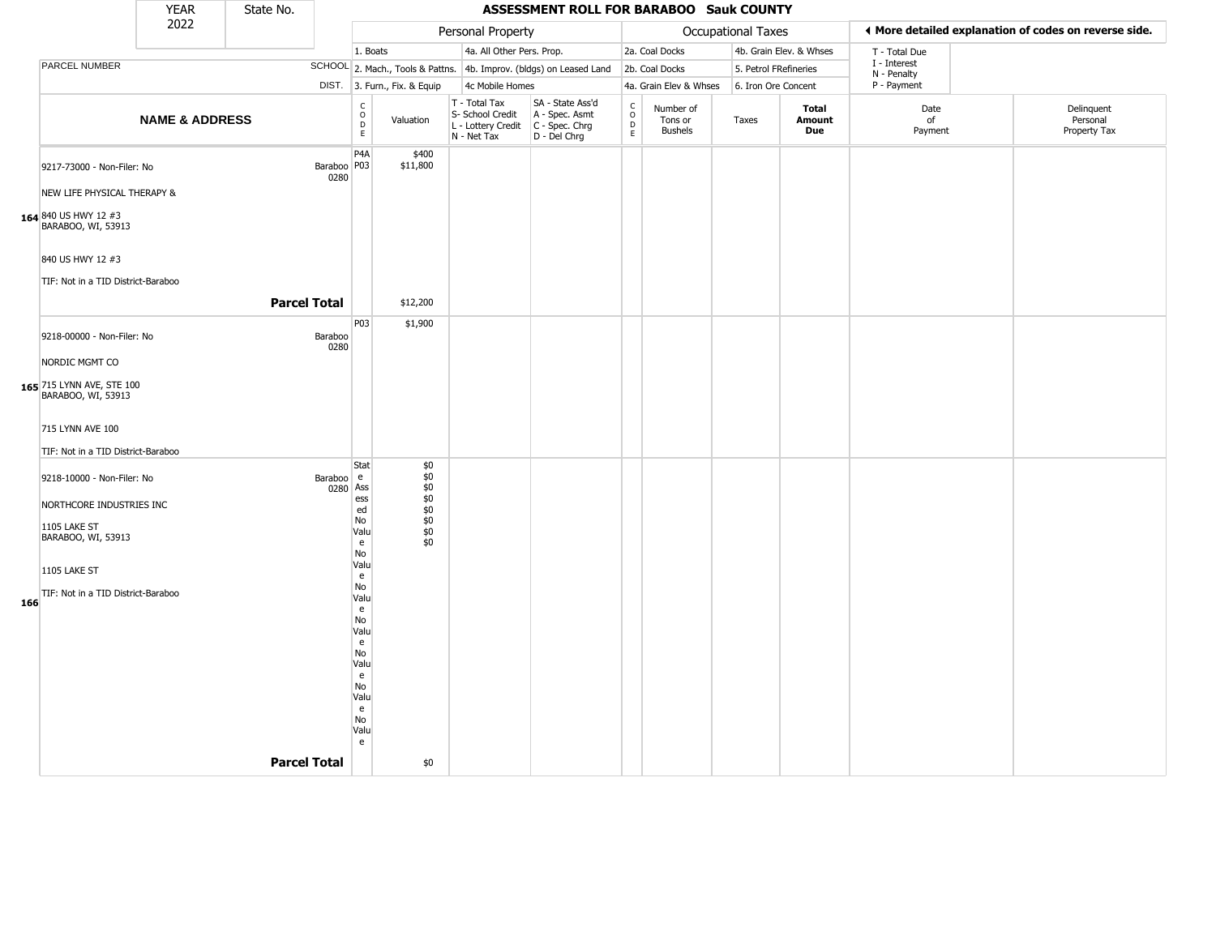# ASSESSMENT ROLL FOR BARABOO Sauk COUNTY

YEAR 2022 | State No.

| PARCEL NUMBER / NAME & ADDRESS | SCHOOL DIST. | CODE | Valuation | T - Total Tax / S- School Credit / L - Lottery Credit / N - Net Tax | SA - State Ass'd / A - Spec. Asmt / C - Spec. Chrg / D - Del Chrg | CODE | Number of Tons or Bushels | Taxes | Total Amount Due | Date of Payment | Delinquent Personal Property Tax |
|---|---|---|---|---|---|---|---|---|---|---|---|
| 164 9217-73000 - Non-Filer: No<br>NEW LIFE PHYSICAL THERAPY &<br>840 US HWY 12 #3<br>BARABOO, WI, 53913<br>840 US HWY 12 #3<br>TIF: Not in a TID District-Baraboo | Baraboo 0280 | P4A<br>P03 | $400<br>$11,800 | | | | | | | | |
| **Parcel Total** | | | $12,200 | | | | | | | | |
| 165 9218-00000 - Non-Filer: No<br>NORDIC MGMT CO<br>715 LYNN AVE, STE 100<br>BARABOO, WI, 53913<br>715 LYNN AVE 100<br>TIF: Not in a TID District-Baraboo | Baraboo 0280 | P03 | $1,900 | | | | | | | | |
| 166 9218-10000 - Non-Filer: No<br>NORTHCORE INDUSTRIES INC<br>1105 LAKE ST<br>BARABOO, WI, 53913<br>1105 LAKE ST<br>TIF: Not in a TID District-Baraboo | Baraboo 0280 | State Assessed<br>No Value<br>No Value<br>No Value<br>No Value<br>No Value<br>No Value<br>No Value | $0<br>$0<br>$0<br>$0<br>$0<br>$0<br>$0<br>$0 | | | | | | | | |
| **Parcel Total** | | | $0 | | | | | | | | |

Personal Property codes: 1. Boats; 2. Mach., Tools & Pattns.; 3. Furn., Fix. & Equip; 4a. All Other Pers. Prop.; 4b. Improv. (bldgs) on Leased Land; 4c Mobile Homes

Occupational Taxes codes: 2a. Coal Docks; 2b. Coal Docks; 4a. Grain Elev & Whses; 4b. Grain Elev. & Whses; 5. Petrol FRefineries; 6. Iron Ore Concent

◄ More detailed explanation of codes on reverse side.

T - Total Due; I - Interest; N - Penalty; P - Payment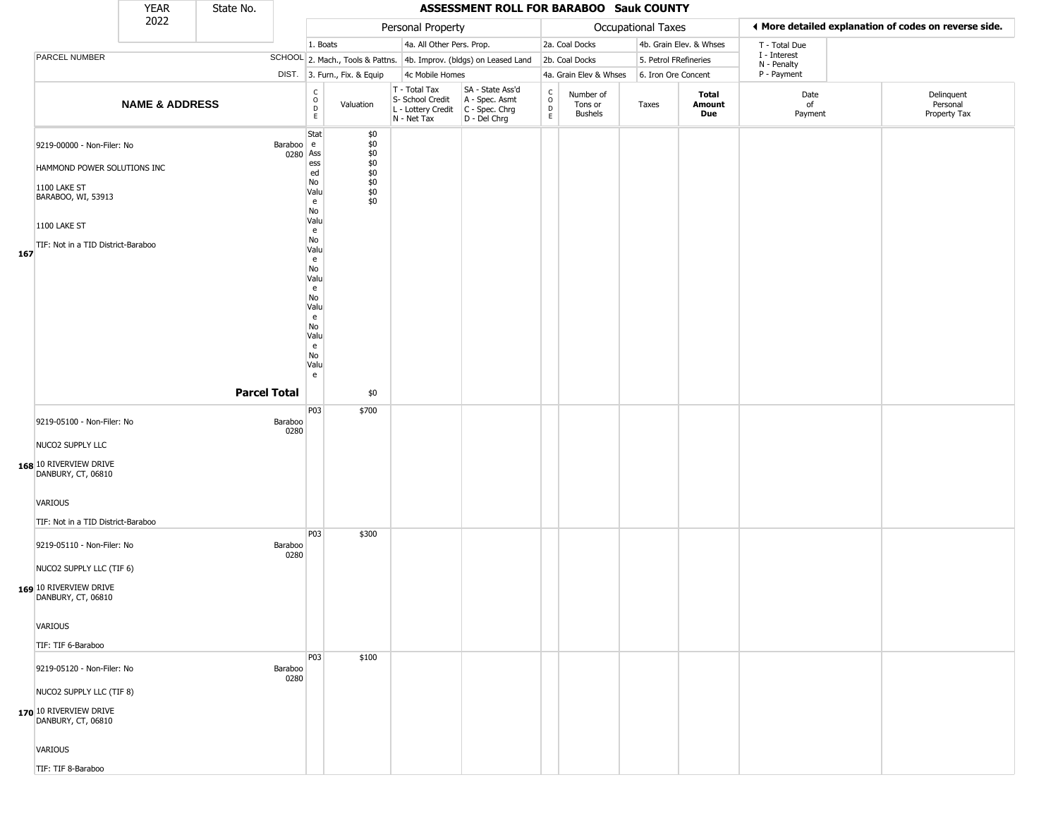| YEAR | State No. | ASSESSMENT ROLL FOR BARABOO Sauk COUNTY |
|---|---|---|
| 2022 | | |

| | PARCEL NUMBER | SCHOOL DIST. | Personal Property: 1. Boats / 2. Mach., Tools & Pattns. / 3. Furn., Fix. & Equip | | 4a. All Other Pers. Prop. / 4b. Improv. (bldgs) on Leased Land / 4c Mobile Homes | | Occupational Taxes: 2a. Coal Docks / 2b. Coal Docks / 4a. Grain Elev & Whses | | 4b. Grain Elev. & Whses / 5. Petrol FRefineries / 6. Iron Ore Concent | | ◄ More detailed explanation of codes on reverse side. T - Total Due, I - Interest, N - Penalty, P - Payment | |
|---|---|---|---|---|---|---|---|---|---|---|---|---|
| | **NAME & ADDRESS** | | CODE | Valuation | T - Total Tax S- School Credit L - Lottery Credit N - Net Tax | SA - State Ass'd A - Spec. Asmt C - Spec. Chrg D - Del Chrg | CODE | Number of Tons or Bushels | Taxes | **Total Amount Due** | Date of Payment | Delinquent Personal Property Tax |
| 167 | 9219-00000 - Non-Filer: No<br><br>HAMMOND POWER SOLUTIONS INC<br><br>1100 LAKE ST<br>BARABOO, WI, 53913<br><br>1100 LAKE ST<br><br>TIF: Not in a TID District-Baraboo | Baraboo 0280 | State Assessed No Value<br>No Value<br>No Value<br>No Value<br>No Value<br>No Value<br>No Value | $0<br>$0<br>$0<br>$0<br>$0<br>$0<br>$0 | | | | | | | | |
| | **Parcel Total** | | | $0 | | | | | | | | |
| 168 | 9219-05100 - Non-Filer: No<br><br>NUCO2 SUPPLY LLC<br><br>10 RIVERVIEW DRIVE<br>DANBURY, CT, 06810<br><br>VARIOUS<br><br>TIF: Not in a TID District-Baraboo | Baraboo 0280 | P03 | $700 | | | | | | | | |
| 169 | 9219-05110 - Non-Filer: No<br><br>NUCO2 SUPPLY LLC (TIF 6)<br><br>10 RIVERVIEW DRIVE<br>DANBURY, CT, 06810<br><br>VARIOUS<br><br>TIF: TIF 6-Baraboo | Baraboo 0280 | P03 | $300 | | | | | | | | |
| 170 | 9219-05120 - Non-Filer: No<br><br>NUCO2 SUPPLY LLC (TIF 8)<br><br>10 RIVERVIEW DRIVE<br>DANBURY, CT, 06810<br><br>VARIOUS<br><br>TIF: TIF 8-Baraboo | Baraboo 0280 | P03 | $100 | | | | | | | | |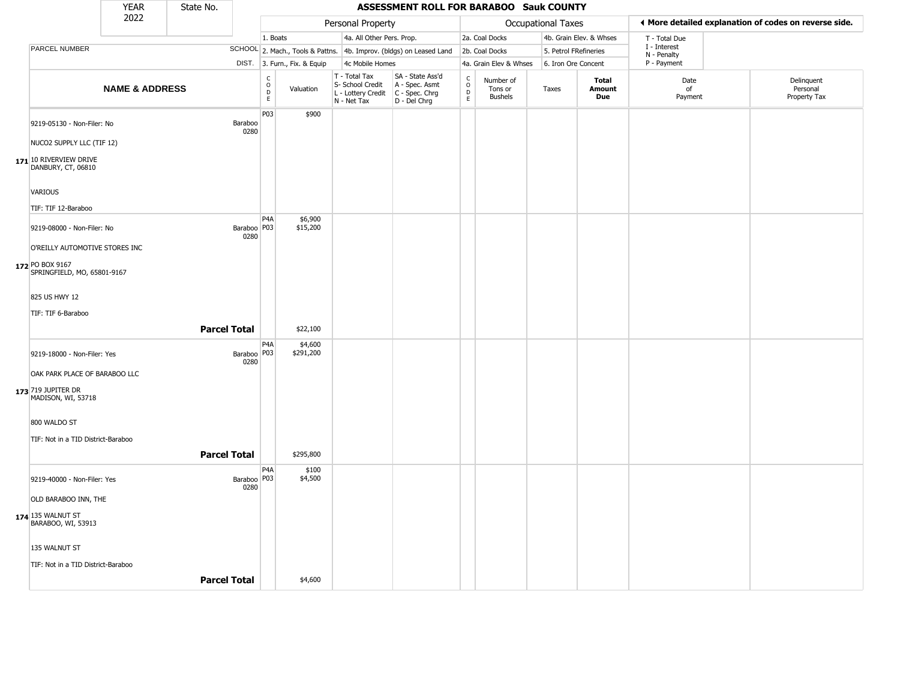# ASSESSMENT ROLL FOR BARABOO Sauk COUNTY

| YEAR | State No. |
|---|---|
| 2022 | |

| | | Personal Property | | | | Occupational Taxes | | | | ◀ More detailed explanation of codes on reverse side. | |
|---|---|---|---|---|---|---|---|---|---|---|---|
| | | 1. Boats | | 4a. All Other Pers. Prop. | | 2a. Coal Docks | | 4b. Grain Elev. & Whses | | T - Total Due | |
| PARCEL NUMBER | SCHOOL | 2. Mach., Tools & Pattns. | | 4b. Improv. (bldgs) on Leased Land | | 2b. Coal Docks | | 5. Petrol FRefineries | | I - Interest N - Penalty | |
| | DIST. | 3. Furn., Fix. & Equip | | 4c Mobile Homes | | 4a. Grain Elev & Whses | | 6. Iron Ore Concent | | P - Payment | |

| | NAME & ADDRESS | | CODE | Valuation | T - Total Tax S- School Credit L - Lottery Credit N - Net Tax | SA - State Ass'd A - Spec. Asmt C - Spec. Chrg D - Del Chrg | CODE | Number of Tons or Bushels | Taxes | Total Amount Due | Date of Payment | Delinquent Personal Property Tax |
|---|---|---|---|---|---|---|---|---|---|---|---|---|
| 171 | 9219-05130 - Non-Filer: No<br>NUCO2 SUPPLY LLC (TIF 12)<br>10 RIVERVIEW DRIVE<br>DANBURY, CT, 06810<br>VARIOUS<br>TIF: TIF 12-Baraboo | Baraboo 0280 | P03 | $900 | | | | | | | | |
| 172 | 9219-08000 - Non-Filer: No<br>O'REILLY AUTOMOTIVE STORES INC<br>PO BOX 9167<br>SPRINGFIELD, MO, 65801-9167<br>825 US HWY 12<br>TIF: TIF 6-Baraboo | Baraboo 0280 | P4A<br>P03 | $6,900<br>$15,200 | | | | | | | | |
| | **Parcel Total** | | | $22,100 | | | | | | | | |
| 173 | 9219-18000 - Non-Filer: Yes<br>OAK PARK PLACE OF BARABOO LLC<br>719 JUPITER DR<br>MADISON, WI, 53718<br>800 WALDO ST<br>TIF: Not in a TID District-Baraboo | Baraboo 0280 | P4A<br>P03 | $4,600<br>$291,200 | | | | | | | | |
| | **Parcel Total** | | | $295,800 | | | | | | | | |
| 174 | 9219-40000 - Non-Filer: Yes<br>OLD BARABOO INN, THE<br>135 WALNUT ST<br>BARABOO, WI, 53913<br>135 WALNUT ST<br>TIF: Not in a TID District-Baraboo | Baraboo 0280 | P4A<br>P03 | $100<br>$4,500 | | | | | | | | |
| | **Parcel Total** | | | $4,600 | | | | | | | | |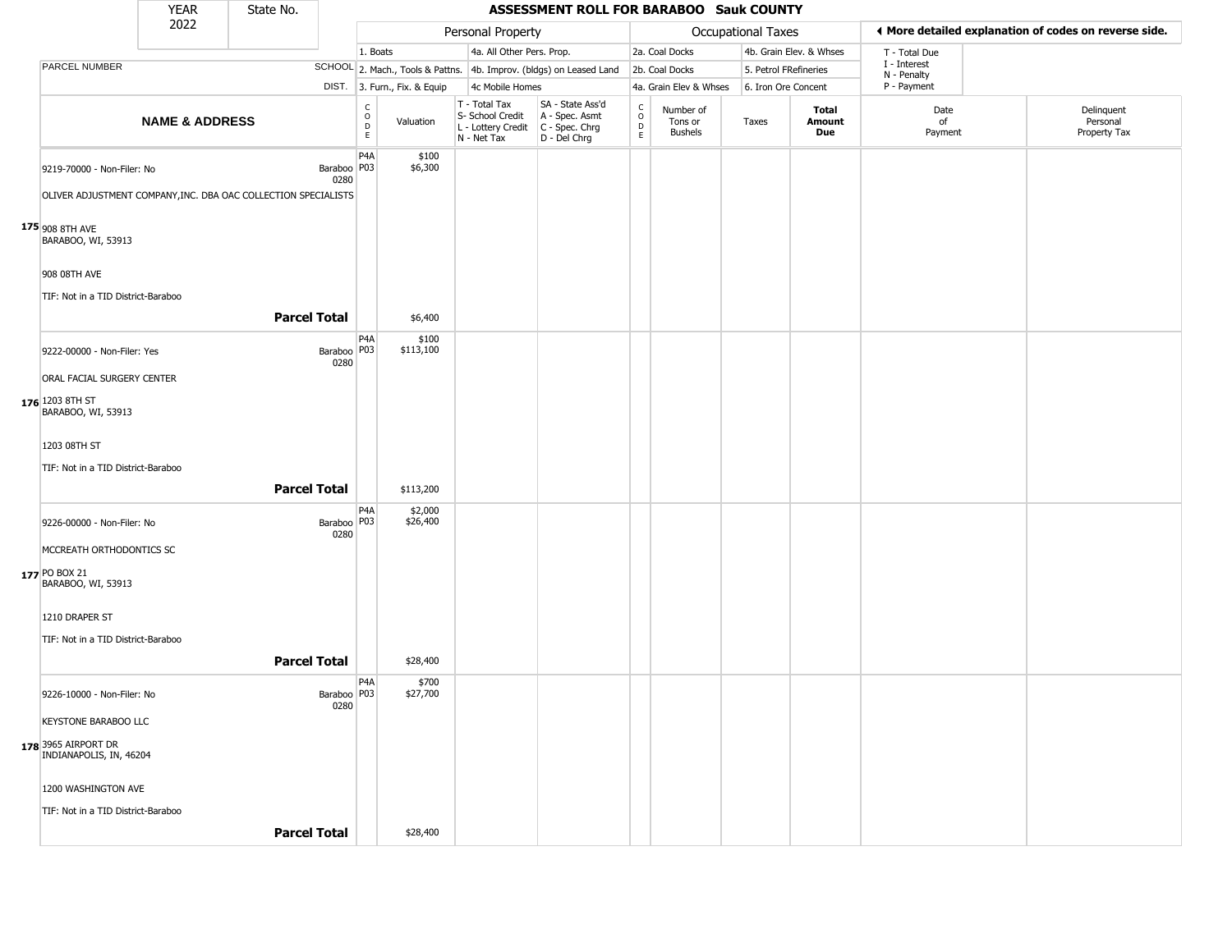| YEAR 2022 | State No. | ASSESSMENT ROLL FOR BARABOO Sauk COUNTY | | | | | | | | | |
|---|---|---|---|---|---|---|---|---|---|---|---|

| | | Personal Property | | | | Occupational Taxes | | | | ◄ More detailed explanation of codes on reverse side. | |
|---|---|---|---|---|---|---|---|---|---|---|---|
| PARCEL NUMBER | SCHOOL DIST. | 1. Boats<br>2. Mach., Tools & Pattns.<br>3. Furn., Fix. & Equip | | 4a. All Other Pers. Prop.<br>4b. Improv. (bldgs) on Leased Land<br>4c Mobile Homes | | 2a. Coal Docks<br>2b. Coal Docks<br>4a. Grain Elev & Whses | | 4b. Grain Elev. & Whses<br>5. Petrol FRefineries<br>6. Iron Ore Concent | | T - Total Due<br>I - Interest<br>N - Penalty<br>P - Payment | |
| NAME & ADDRESS | | CODE | Valuation | T - Total Tax<br>S- School Credit<br>L - Lottery Credit<br>N - Net Tax | SA - State Ass'd<br>A - Spec. Asmt<br>C - Spec. Chrg<br>D - Del Chrg | CODE | Number of Tons or Bushels | Taxes | Total Amount Due | Date of Payment | Delinquent Personal Property Tax |
| **175** 9219-70000 - Non-Filer: No<br>OLIVER ADJUSTMENT COMPANY,INC. DBA OAC COLLECTION SPECIALISTS<br>908 8TH AVE<br>BARABOO, WI, 53913<br>908 08TH AVE<br>TIF: Not in a TID District-Baraboo | Baraboo 0280 | P4A<br>P03 | $100<br>$6,300 | | | | | | | | |
| **Parcel Total** | | | $6,400 | | | | | | | | |
| **176** 9222-00000 - Non-Filer: Yes<br>ORAL FACIAL SURGERY CENTER<br>1203 8TH ST<br>BARABOO, WI, 53913<br>1203 08TH ST<br>TIF: Not in a TID District-Baraboo | Baraboo 0280 | P4A<br>P03 | $100<br>$113,100 | | | | | | | | |
| **Parcel Total** | | | $113,200 | | | | | | | | |
| **177** 9226-00000 - Non-Filer: No<br>MCCREATH ORTHODONTICS SC<br>PO BOX 21<br>BARABOO, WI, 53913<br>1210 DRAPER ST<br>TIF: Not in a TID District-Baraboo | Baraboo 0280 | P4A<br>P03 | $2,000<br>$26,400 | | | | | | | | |
| **Parcel Total** | | | $28,400 | | | | | | | | |
| **178** 9226-10000 - Non-Filer: No<br>KEYSTONE BARABOO LLC<br>3965 AIRPORT DR<br>INDIANAPOLIS, IN, 46204<br>1200 WASHINGTON AVE<br>TIF: Not in a TID District-Baraboo | Baraboo 0280 | P4A<br>P03 | $700<br>$27,700 | | | | | | | | |
| **Parcel Total** | | | $28,400 | | | | | | | | |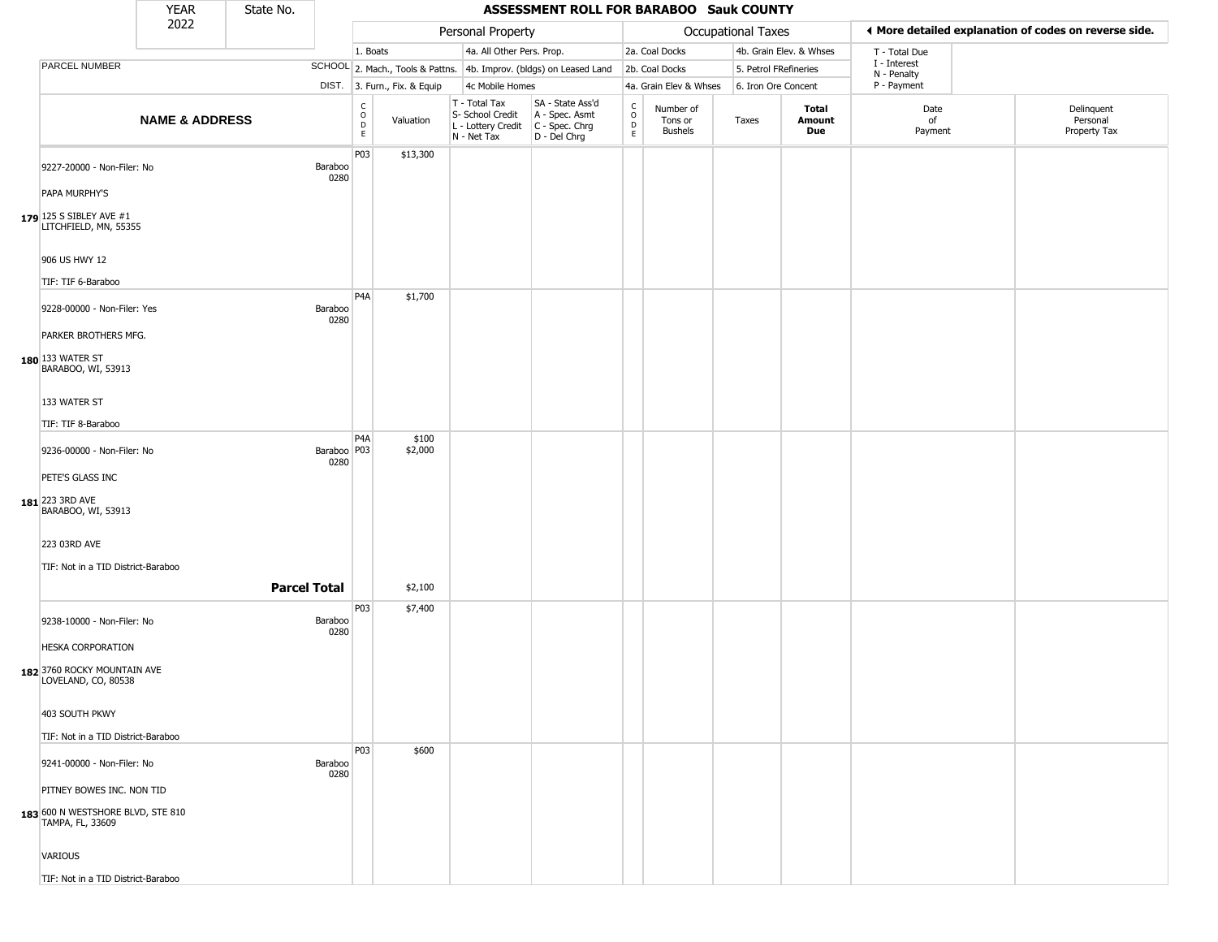| YEAR 2022 | State No. | ASSESSMENT ROLL FOR BARABOO Sauk COUNTY |
|---|---|---|

| | | Personal Property | | | | Occupational Taxes | | | | ◀ More detailed explanation of codes on reverse side. | |
|---|---|---|---|---|---|---|---|---|---|---|---|
| | | 1. Boats | | 4a. All Other Pers. Prop. | | 2a. Coal Docks | | 4b. Grain Elev. & Whses | | T - Total Due, I - Interest, N - Penalty, P - Payment | |
| PARCEL NUMBER | SCHOOL | 2. Mach., Tools & Pattns. | | 4b. Improv. (bldgs) on Leased Land | | 2b. Coal Docks | | 5. Petrol FRefineries | | | |
| | DIST. | 3. Furn., Fix. & Equip | | 4c Mobile Homes | | 4a. Grain Elev & Whses | | 6. Iron Ore Concent | | | |
| **NAME & ADDRESS** | | CODE | Valuation | T - Total Tax, S- School Credit, L - Lottery Credit, N - Net Tax | SA - State Ass'd, A - Spec. Asmt, C - Spec. Chrg, D - Del Chrg | CODE | Number of Tons or Bushels | Taxes | **Total Amount Due** | Date of Payment | Delinquent Personal Property Tax |
| 9227-20000 - Non-Filer: No<br>PAPA MURPHY'S<br>**179** 125 S SIBLEY AVE #1<br>LITCHFIELD, MN, 55355<br>906 US HWY 12<br>TIF: TIF 6-Baraboo | Baraboo 0280 | P03 | $13,300 | | | | | | | | |
| 9228-00000 - Non-Filer: Yes<br>PARKER BROTHERS MFG.<br>**180** 133 WATER ST<br>BARABOO, WI, 53913<br>133 WATER ST<br>TIF: TIF 8-Baraboo | Baraboo 0280 | P4A | $1,700 | | | | | | | | |
| 9236-00000 - Non-Filer: No<br>PETE'S GLASS INC<br>**181** 223 3RD AVE<br>BARABOO, WI, 53913<br>223 03RD AVE<br>TIF: Not in a TID District-Baraboo | Baraboo 0280 | P4A<br>P03 | $100<br>$2,000 | | | | | | | | |
| **Parcel Total** | | | $2,100 | | | | | | | | |
| 9238-10000 - Non-Filer: No<br>HESKA CORPORATION<br>**182** 3760 ROCKY MOUNTAIN AVE<br>LOVELAND, CO, 80538<br>403 SOUTH PKWY<br>TIF: Not in a TID District-Baraboo | Baraboo 0280 | P03 | $7,400 | | | | | | | | |
| 9241-00000 - Non-Filer: No<br>PITNEY BOWES INC. NON TID<br>**183** 600 N WESTSHORE BLVD, STE 810<br>TAMPA, FL, 33609<br>VARIOUS<br>TIF: Not in a TID District-Baraboo | Baraboo 0280 | P03 | $600 | | | | | | | | |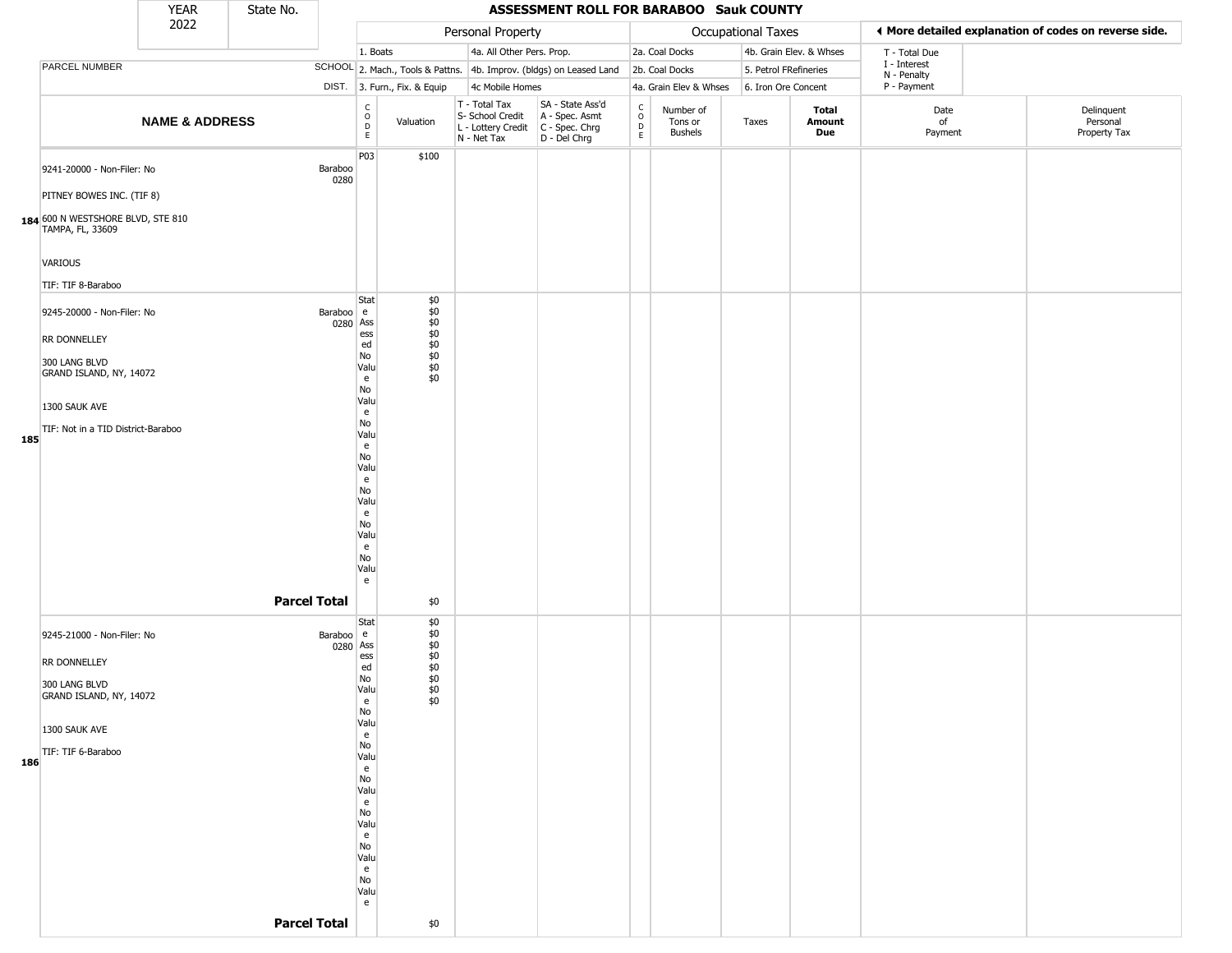# ASSESSMENT ROLL FOR BARABOO Sauk COUNTY

YEAR 2022 | State No.

| | PARCEL NUMBER / NAME & ADDRESS | SCHOOL DIST. | CODE | Valuation | T - Total Tax / S- School Credit / L - Lottery Credit / N - Net Tax | SA - State Ass'd / A - Spec. Asmt / C - Spec. Chrg / D - Del Chrg | CODE | Number of Tons or Bushels | Taxes | Total Amount Due | Date of Payment | Delinquent Personal Property Tax |
|---|---|---|---|---|---|---|---|---|---|---|---|---|
| 184 | 9241-20000 - Non-Filer: No<br>PITNEY BOWES INC. (TIF 8)<br>600 N WESTSHORE BLVD, STE 810<br>TAMPA, FL, 33609<br>VARIOUS<br>TIF: TIF 8-Baraboo | Baraboo 0280 | P03 | $100 | | | | | | | | |
| 185 | 9245-20000 - Non-Filer: No<br>RR DONNELLEY<br>300 LANG BLVD<br>GRAND ISLAND, NY, 14072<br>1300 SAUK AVE<br>TIF: Not in a TID District-Baraboo | Baraboo 0280 | State Assessed<br>No Value<br>No Value<br>No Value<br>No Value<br>No Value<br>No Value<br>No Value | $0<br>$0<br>$0<br>$0<br>$0<br>$0<br>$0<br>$0 | | | | | | | | |
| | **Parcel Total** | | | $0 | | | | | | | | |
| 186 | 9245-21000 - Non-Filer: No<br>RR DONNELLEY<br>300 LANG BLVD<br>GRAND ISLAND, NY, 14072<br>1300 SAUK AVE<br>TIF: TIF 6-Baraboo | Baraboo 0280 | State Assessed<br>No Value<br>No Value<br>No Value<br>No Value<br>No Value<br>No Value<br>No Value | $0<br>$0<br>$0<br>$0<br>$0<br>$0<br>$0<br>$0 | | | | | | | | |
| | **Parcel Total** | | | $0 | | | | | | | | |

Personal Property codes: 1. Boats; 2. Mach., Tools & Pattns.; 3. Furn., Fix. & Equip; 4a. All Other Pers. Prop.; 4b. Improv. (bldgs) on Leased Land; 4c Mobile Homes

Occupational Taxes codes: 2a. Coal Docks; 2b. Coal Docks; 4a. Grain Elev & Whses; 4b. Grain Elev. & Whses; 5. Petrol FRefineries; 6. Iron Ore Concent

◀ More detailed explanation of codes on reverse side.

T - Total Due; I - Interest; N - Penalty; P - Payment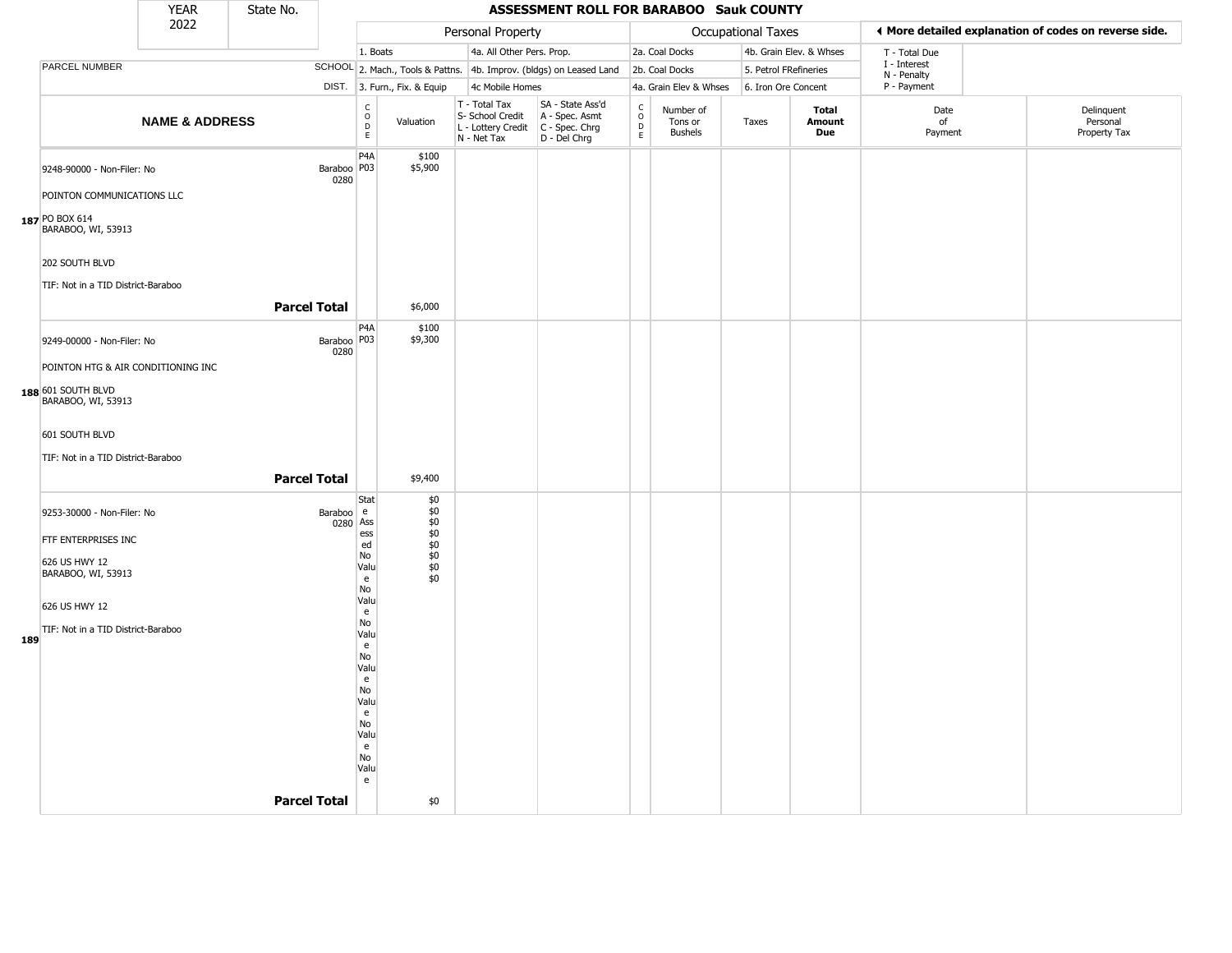| YEAR | State No. |
| --- | --- |
| 2022 | |

## ASSESSMENT ROLL FOR BARABOO Sauk COUNTY

**Personal Property:** 1. Boats; 2. Mach., Tools & Pattns.; 3. Furn., Fix. & Equip; 4a. All Other Pers. Prop.; 4b. Improv. (bldgs) on Leased Land; 4c Mobile Homes

**Occupational Taxes:** 2a. Coal Docks; 2b. Coal Docks; 4a. Grain Elev & Whses; 4b. Grain Elev. & Whses; 5. Petrol FRefineries; 6. Iron Ore Concent

◀ More detailed explanation of codes on reverse side.

T - Total Due; I - Interest; N - Penalty; P - Payment

| | PARCEL NUMBER / NAME & ADDRESS | SCHOOL DIST. | CODE | Valuation | T - Total Tax, S- School Credit, L - Lottery Credit, N - Net Tax | SA - State Ass'd, A - Spec. Asmt, C - Spec. Chrg, D - Del Chrg | CODE | Number of Tons or Bushels | Taxes | Total Amount Due | Date of Payment | Delinquent Personal Property Tax |
| --- | --- | --- | --- | --- | --- | --- | --- | --- | --- | --- | --- | --- |
| 187 | 9248-90000 - Non-Filer: No<br>POINTON COMMUNICATIONS LLC<br>PO BOX 614<br>BARABOO, WI, 53913<br>202 SOUTH BLVD<br>TIF: Not in a TID District-Baraboo | Baraboo 0280 | P4A<br>P03 | $100<br>$5,900 | | | | | | | | |
| | **Parcel Total** | | | $6,000 | | | | | | | | |
| 188 | 9249-00000 - Non-Filer: No<br>POINTON HTG & AIR CONDITIONING INC<br>601 SOUTH BLVD<br>BARABOO, WI, 53913<br>601 SOUTH BLVD<br>TIF: Not in a TID District-Baraboo | Baraboo 0280 | P4A<br>P03 | $100<br>$9,300 | | | | | | | | |
| | **Parcel Total** | | | $9,400 | | | | | | | | |
| 189 | 9253-30000 - Non-Filer: No<br>FTF ENTERPRISES INC<br>626 US HWY 12<br>BARABOO, WI, 53913<br>626 US HWY 12<br>TIF: Not in a TID District-Baraboo | Baraboo 0280 | State Assessed<br>No Value<br>No Value<br>No Value<br>No Value<br>No Value<br>No Value<br>No Value | $0<br>$0<br>$0<br>$0<br>$0<br>$0<br>$0<br>$0 | | | | | | | | |
| | **Parcel Total** | | | $0 | | | | | | | | |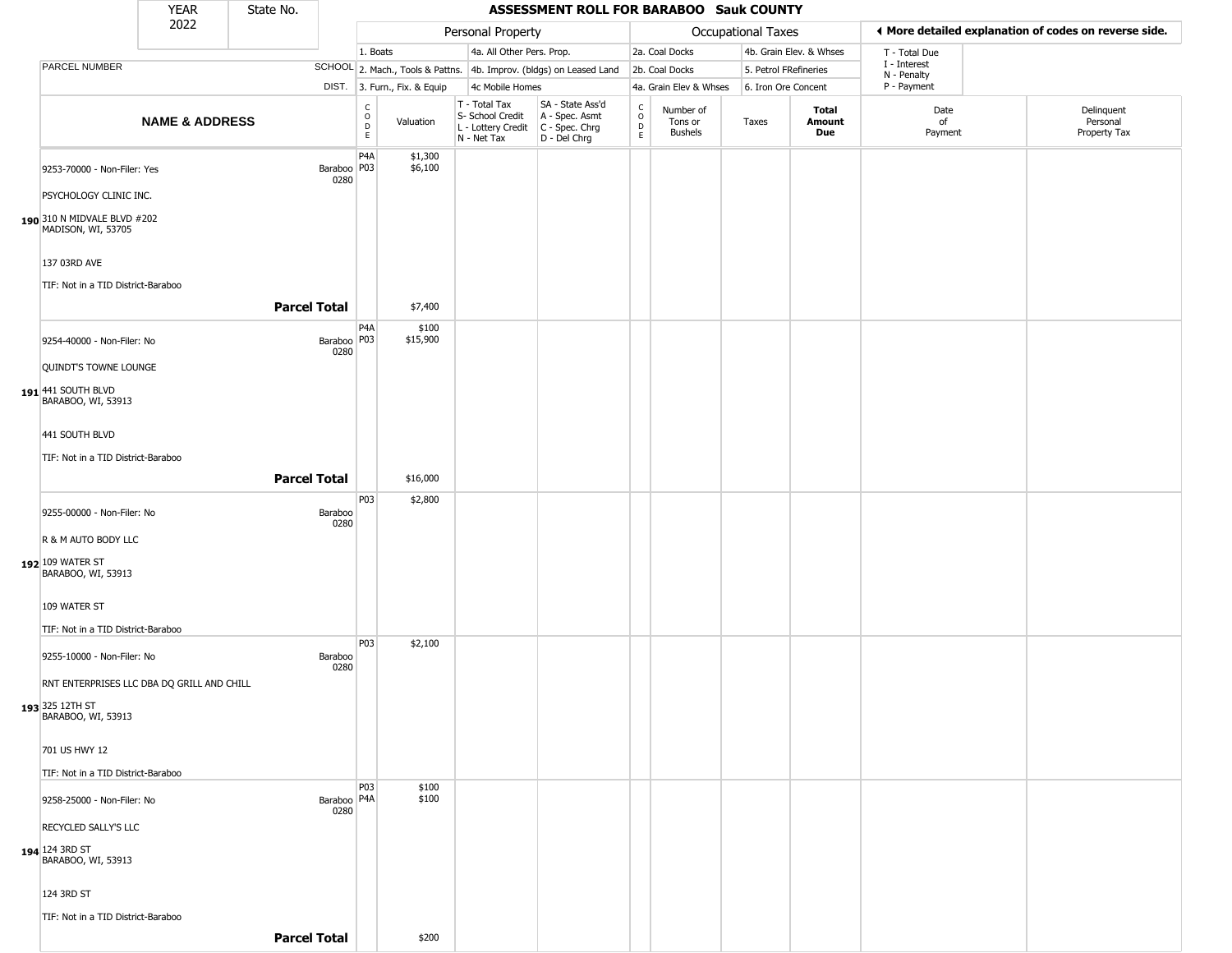# ASSESSMENT ROLL FOR BARABOO Sauk COUNTY

| YEAR | State No. |
|---|---|
| 2022 | |

| | | Personal Property | | | | Occupational Taxes | | | | ◄ More detailed explanation of codes on reverse side. | |
|---|---|---|---|---|---|---|---|---|---|---|---|
| | | 1. Boats | | 4a. All Other Pers. Prop. | | 2a. Coal Docks | | 4b. Grain Elev. & Whses | | T - Total Due | |
| PARCEL NUMBER | SCHOOL | 2. Mach., Tools & Pattns. | | 4b. Improv. (bldgs) on Leased Land | | 2b. Coal Docks | | 5. Petrol FRefineries | | I - Interest<br>N - Penalty | |
| | DIST. | 3. Furn., Fix. & Equip | | 4c Mobile Homes | | 4a. Grain Elev & Whses | | 6. Iron Ore Concent | | P - Payment | |
| NAME & ADDRESS | | CODE | Valuation | T - Total Tax<br>S- School Credit<br>L - Lottery Credit<br>N - Net Tax | SA - State Ass'd<br>A - Spec. Asmt<br>C - Spec. Chrg<br>D - Del Chrg | CODE | Number of Tons or Bushels | Taxes | Total Amount Due | Date of Payment | Delinquent Personal Property Tax |
| 9253-70000 - Non-Filer: Yes<br>PSYCHOLOGY CLINIC INC.<br>190 310 N MIDVALE BLVD #202<br>MADISON, WI, 53705<br>137 03RD AVE<br>TIF: Not in a TID District-Baraboo | Baraboo 0280 | P4A<br>P03 | $1,300<br>$6,100 | | | | | | | | |
| **Parcel Total** | | | $7,400 | | | | | | | | |
| 9254-40000 - Non-Filer: No<br>QUINDT'S TOWNE LOUNGE<br>191 441 SOUTH BLVD<br>BARABOO, WI, 53913<br>441 SOUTH BLVD<br>TIF: Not in a TID District-Baraboo | Baraboo 0280 | P4A<br>P03 | $100<br>$15,900 | | | | | | | | |
| **Parcel Total** | | | $16,000 | | | | | | | | |
| 9255-00000 - Non-Filer: No<br>R & M AUTO BODY LLC<br>192 109 WATER ST<br>BARABOO, WI, 53913<br>109 WATER ST<br>TIF: Not in a TID District-Baraboo | Baraboo 0280 | P03 | $2,800 | | | | | | | | |
| 9255-10000 - Non-Filer: No<br>RNT ENTERPRISES LLC DBA DQ GRILL AND CHILL<br>193 325 12TH ST<br>BARABOO, WI, 53913<br>701 US HWY 12<br>TIF: Not in a TID District-Baraboo | Baraboo 0280 | P03 | $2,100 | | | | | | | | |
| 9258-25000 - Non-Filer: No<br>RECYCLED SALLY'S LLC<br>194 124 3RD ST<br>BARABOO, WI, 53913<br>124 3RD ST<br>TIF: Not in a TID District-Baraboo | Baraboo 0280 | P03<br>P4A | $100<br>$100 | | | | | | | | |
| **Parcel Total** | | | $200 | | | | | | | | |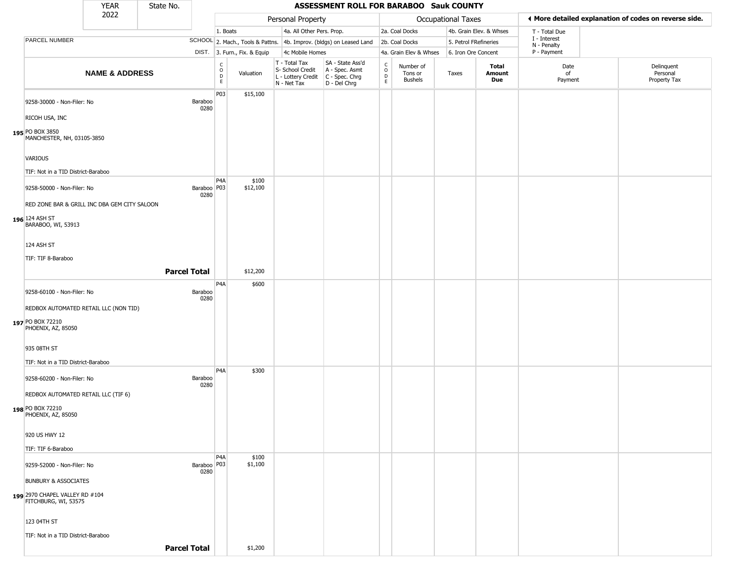# ASSESSMENT ROLL FOR BARABOO Sauk COUNTY

YEAR 2022 | State No.

| | | Personal Property | | | | Occupational Taxes | | | | ◂ More detailed explanation of codes on reverse side. | |
|---|---|---|---|---|---|---|---|---|---|---|---|
| PARCEL NUMBER | SCHOOL DIST. | 1. Boats / 2. Mach., Tools & Pattns. / 3. Furn., Fix. & Equip | | 4a. All Other Pers. Prop. / 4b. Improv. (bldgs) on Leased Land / 4c Mobile Homes | | 2a. Coal Docks / 2b. Coal Docks / 4a. Grain Elev & Whses | | 4b. Grain Elev. & Whses / 5. Petrol FRefineries / 6. Iron Ore Concent | | T - Total Due / I - Interest / N - Penalty / P - Payment | |
| **NAME & ADDRESS** | | CODE | Valuation | T - Total Tax / S- School Credit / L - Lottery Credit / N - Net Tax | SA - State Ass'd / A - Spec. Asmt / C - Spec. Chrg / D - Del Chrg | CODE | Number of Tons or Bushels | Taxes | **Total Amount Due** | Date of Payment | Delinquent Personal Property Tax |
| 195 9258-30000 - Non-Filer: No<br>RICOH USA, INC<br>PO BOX 3850<br>MANCHESTER, NH, 03105-3850<br>VARIOUS<br>TIF: Not in a TID District-Baraboo | Baraboo 0280 | P03 | $15,100 | | | | | | | | |
| 196 9258-50000 - Non-Filer: No<br>RED ZONE BAR & GRILL INC DBA GEM CITY SALOON<br>124 ASH ST<br>BARABOO, WI, 53913<br>124 ASH ST<br>TIF: TIF 8-Baraboo | Baraboo 0280 | P4A<br>P03 | $100<br>$12,100 | | | | | | | | |
| **Parcel Total** | | | $12,200 | | | | | | | | |
| 197 9258-60100 - Non-Filer: No<br>REDBOX AUTOMATED RETAIL LLC (NON TID)<br>PO BOX 72210<br>PHOENIX, AZ, 85050<br>935 08TH ST<br>TIF: Not in a TID District-Baraboo | Baraboo 0280 | P4A | $600 | | | | | | | | |
| 198 9258-60200 - Non-Filer: No<br>REDBOX AUTOMATED RETAIL LLC (TIF 6)<br>PO BOX 72210<br>PHOENIX, AZ, 85050<br>920 US HWY 12<br>TIF: TIF 6-Baraboo | Baraboo 0280 | P4A | $300 | | | | | | | | |
| 199 9259-52000 - Non-Filer: No<br>BUNBURY & ASSOCIATES<br>2970 CHAPEL VALLEY RD #104<br>FITCHBURG, WI, 53575<br>123 04TH ST<br>TIF: Not in a TID District-Baraboo | Baraboo 0280 | P4A<br>P03 | $100<br>$1,100 | | | | | | | | |
| **Parcel Total** | | | $1,200 | | | | | | | | |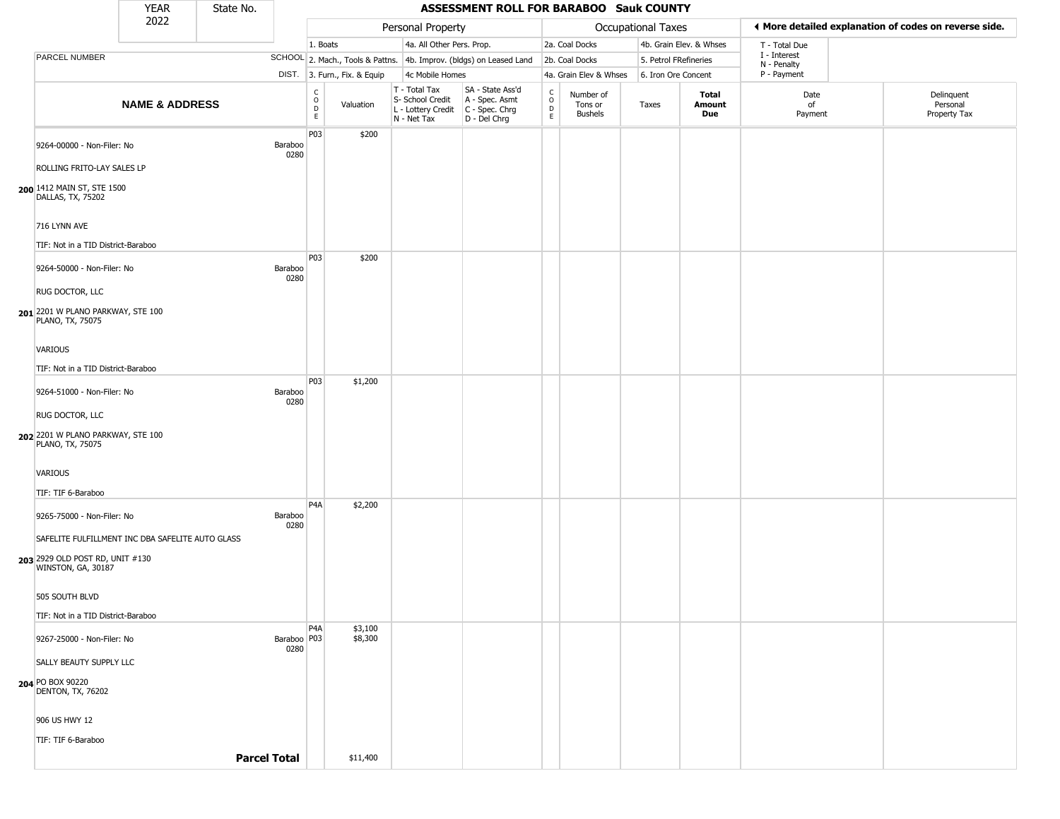| YEAR 2022 | State No. | ASSESSMENT ROLL FOR BARABOO Sauk COUNTY |
|---|---|---|

| | | | Personal Property | | | | Occupational Taxes | | | | ◀ More detailed explanation of codes on reverse side. | |
|---|---|---|---|---|---|---|---|---|---|---|---|---|
| | | | 1. Boats | | 4a. All Other Pers. Prop. | | 2a. Coal Docks | | 4b. Grain Elev. & Whses | | T - Total Due | |
| PARCEL NUMBER | | SCHOOL | 2. Mach., Tools & Pattns. | | 4b. Improv. (bldgs) on Leased Land | | 2b. Coal Docks | | 5. Petrol FRefineries | | I - Interest<br>N - Penalty | |
| | | DIST. | 3. Furn., Fix. & Equip | | 4c Mobile Homes | | 4a. Grain Elev & Whses | | 6. Iron Ore Concent | | P - Payment | |
| | **NAME & ADDRESS** | | CODE | Valuation | T - Total Tax<br>S- School Credit<br>L - Lottery Credit<br>N - Net Tax | SA - State Ass'd<br>A - Spec. Asmt<br>C - Spec. Chrg<br>D - Del Chrg | CODE | Number of Tons or Bushels | Taxes | **Total Amount Due** | Date of Payment | Delinquent Personal Property Tax |
| 200 | 9264-00000 - Non-Filer: No<br>ROLLING FRITO-LAY SALES LP<br>1412 MAIN ST, STE 1500<br>DALLAS, TX, 75202<br>716 LYNN AVE<br>TIF: Not in a TID District-Baraboo | Baraboo 0280 | P03 | $200 | | | | | | | | |
| 201 | 9264-50000 - Non-Filer: No<br>RUG DOCTOR, LLC<br>2201 W PLANO PARKWAY, STE 100<br>PLANO, TX, 75075<br>VARIOUS<br>TIF: Not in a TID District-Baraboo | Baraboo 0280 | P03 | $200 | | | | | | | | |
| 202 | 9264-51000 - Non-Filer: No<br>RUG DOCTOR, LLC<br>2201 W PLANO PARKWAY, STE 100<br>PLANO, TX, 75075<br>VARIOUS<br>TIF: TIF 6-Baraboo | Baraboo 0280 | P03 | $1,200 | | | | | | | | |
| 203 | 9265-75000 - Non-Filer: No<br>SAFELITE FULFILLMENT INC DBA SAFELITE AUTO GLASS<br>2929 OLD POST RD, UNIT #130<br>WINSTON, GA, 30187<br>505 SOUTH BLVD<br>TIF: Not in a TID District-Baraboo | Baraboo 0280 | P4A | $2,200 | | | | | | | | |
| 204 | 9267-25000 - Non-Filer: No<br>SALLY BEAUTY SUPPLY LLC<br>PO BOX 90220<br>DENTON, TX, 76202<br>906 US HWY 12<br>TIF: TIF 6-Baraboo | Baraboo 0280 | P4A<br>P03 | $3,100<br>$8,300 | | | | | | | | |
| | **Parcel Total** | | | $11,400 | | | | | | | | |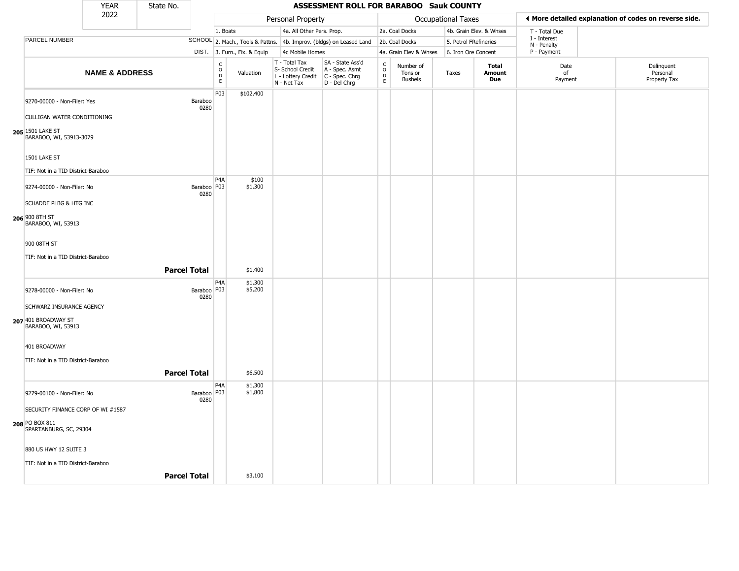| YEAR 2022 | State No. | | ASSESSMENT ROLL FOR BARABOO Sauk COUNTY | | | | | | | | | |
|---|---|---|---|---|---|---|---|---|---|---|---|---|

| | | Personal Property | | | | Occupational Taxes | | | | ◄ More detailed explanation of codes on reverse side. | |
|---|---|---|---|---|---|---|---|---|---|---|---|
| | | 1. Boats | | 4a. All Other Pers. Prop. | | 2a. Coal Docks | | 4b. Grain Elev. & Whses | | T - Total Due | |
| PARCEL NUMBER | SCHOOL | 2. Mach., Tools & Pattns. | | 4b. Improv. (bldgs) on Leased Land | | 2b. Coal Docks | | 5. Petrol FRefineries | | I - Interest N - Penalty | |
| | DIST. | 3. Furn., Fix. & Equip | | 4c Mobile Homes | | 4a. Grain Elev & Whses | | 6. Iron Ore Concent | | P - Payment | |

| | NAME & ADDRESS | | CODE | Valuation | T - Total Tax S- School Credit L - Lottery Credit N - Net Tax | SA - State Ass'd A - Spec. Asmt C - Spec. Chrg D - Del Chrg | CODE | Number of Tons or Bushels | Taxes | Total Amount Due | Date of Payment | Delinquent Personal Property Tax |
|---|---|---|---|---|---|---|---|---|---|---|---|---|
| 205 | 9270-00000 - Non-Filer: Yes<br>CULLIGAN WATER CONDITIONING<br>1501 LAKE ST<br>BARABOO, WI, 53913-3079<br>1501 LAKE ST<br>TIF: Not in a TID District-Baraboo | Baraboo 0280 | P03 | $102,400 | | | | | | | | |
| 206 | 9274-00000 - Non-Filer: No<br>SCHADDE PLBG & HTG INC<br>900 8TH ST<br>BARABOO, WI, 53913<br>900 08TH ST<br>TIF: Not in a TID District-Baraboo | Baraboo 0280 | P4A<br>P03 | $100<br>$1,300 | | | | | | | | |
| | | **Parcel Total** | | $1,400 | | | | | | | | |
| 207 | 9278-00000 - Non-Filer: No<br>SCHWARZ INSURANCE AGENCY<br>401 BROADWAY ST<br>BARABOO, WI, 53913<br>401 BROADWAY<br>TIF: Not in a TID District-Baraboo | Baraboo 0280 | P4A<br>P03 | $1,300<br>$5,200 | | | | | | | | |
| | | **Parcel Total** | | $6,500 | | | | | | | | |
| 208 | 9279-00100 - Non-Filer: No<br>SECURITY FINANCE CORP OF WI #1587<br>PO BOX 811<br>SPARTANBURG, SC, 29304<br>880 US HWY 12 SUITE 3<br>TIF: Not in a TID District-Baraboo | Baraboo 0280 | P4A<br>P03 | $1,300<br>$1,800 | | | | | | | | |
| | | **Parcel Total** | | $3,100 | | | | | | | | |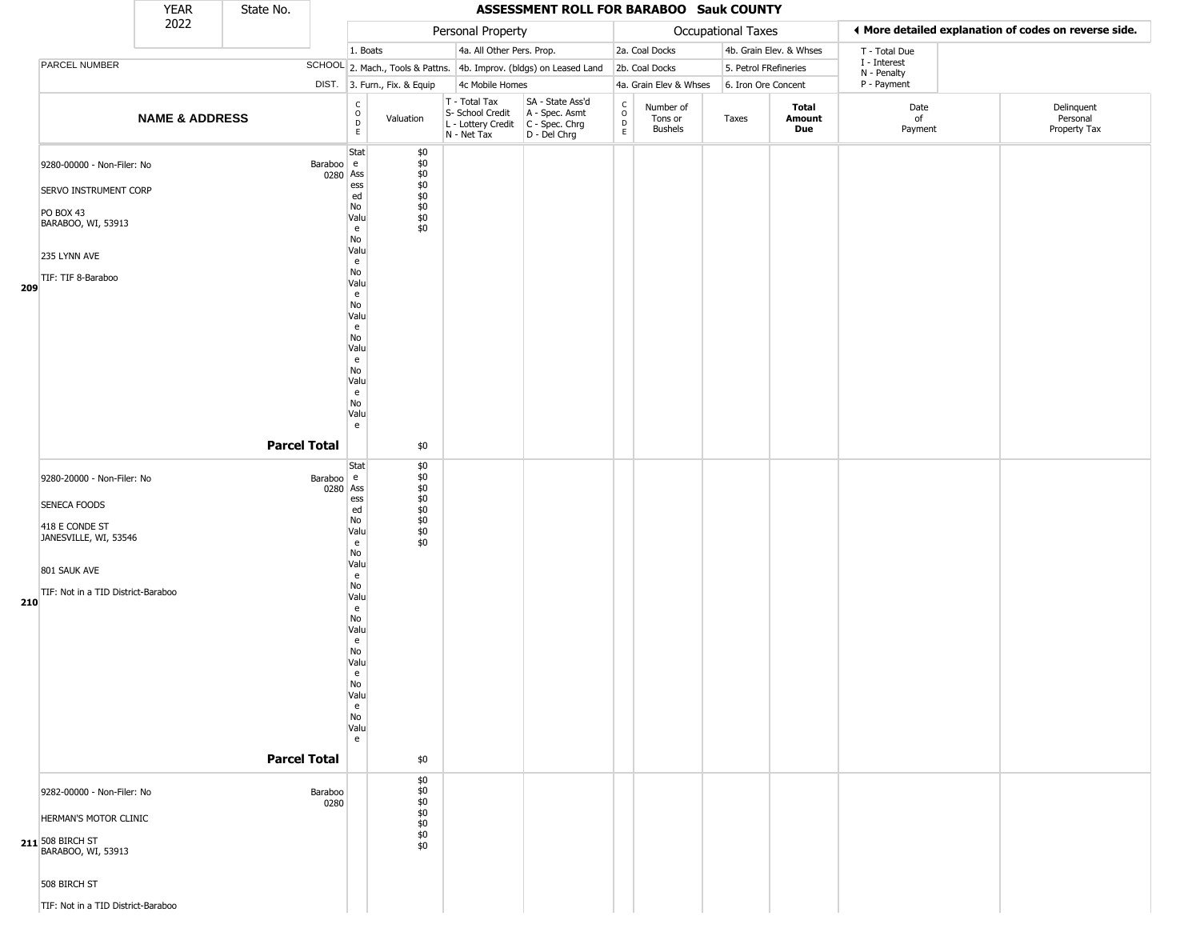| YEAR 2022 | State No. | | ASSESSMENT ROLL FOR BARABOO Sauk COUNTY | | | | | | | | | |
|---|---|---|---|---|---|---|---|---|---|---|---|---|

| | | Personal Property | | | | Occupational Taxes | | | | ◀ More detailed explanation of codes on reverse side. | |
|---|---|---|---|---|---|---|---|---|---|---|---|
| | | 1. Boats | | 4a. All Other Pers. Prop. | | 2a. Coal Docks | | 4b. Grain Elev. & Whses | | T - Total Due | |
| PARCEL NUMBER | SCHOOL | 2. Mach., Tools & Pattns. | | 4b. Improv. (bldgs) on Leased Land | | 2b. Coal Docks | | 5. Petrol FRefineries | | I - Interest, N - Penalty | |
| | DIST. | 3. Furn., Fix. & Equip | | 4c Mobile Homes | | 4a. Grain Elev & Whses | | 6. Iron Ore Concent | | P - Payment | |

| | NAME & ADDRESS | | CODE | Valuation | T - Total Tax, S- School Credit, L - Lottery Credit, N - Net Tax | SA - State Ass'd, A - Spec. Asmt, C - Spec. Chrg, D - Del Chrg | CODE | Number of Tons or Bushels | Taxes | Total Amount Due | Date of Payment | Delinquent Personal Property Tax |
|---|---|---|---|---|---|---|---|---|---|---|---|---|
| 209 | 9280-00000 - Non-Filer: No<br>SERVO INSTRUMENT CORP<br>PO BOX 43<br>BARABOO, WI, 53913<br>235 LYNN AVE<br>TIF: TIF 8-Baraboo | Baraboo 0280 | State Assessed<br>No Value<br>No Value<br>No Value<br>No Value<br>No Value<br>No Value<br>No Value | $0<br>$0<br>$0<br>$0<br>$0<br>$0<br>$0<br>$0 | | | | | | | | |
| | **Parcel Total** | | | $0 | | | | | | | | |
| 210 | 9280-20000 - Non-Filer: No<br>SENECA FOODS<br>418 E CONDE ST<br>JANESVILLE, WI, 53546<br>801 SAUK AVE<br>TIF: Not in a TID District-Baraboo | Baraboo 0280 | State Assessed<br>No Value<br>No Value<br>No Value<br>No Value<br>No Value<br>No Value<br>No Value | $0<br>$0<br>$0<br>$0<br>$0<br>$0<br>$0<br>$0 | | | | | | | | |
| | **Parcel Total** | | | $0 | | | | | | | | |
| 211 | 9282-00000 - Non-Filer: No<br>HERMAN'S MOTOR CLINIC<br>508 BIRCH ST<br>BARABOO, WI, 53913<br>508 BIRCH ST<br>TIF: Not in a TID District-Baraboo | Baraboo 0280 | | $0<br>$0<br>$0<br>$0<br>$0<br>$0<br>$0 | | | | | | | | |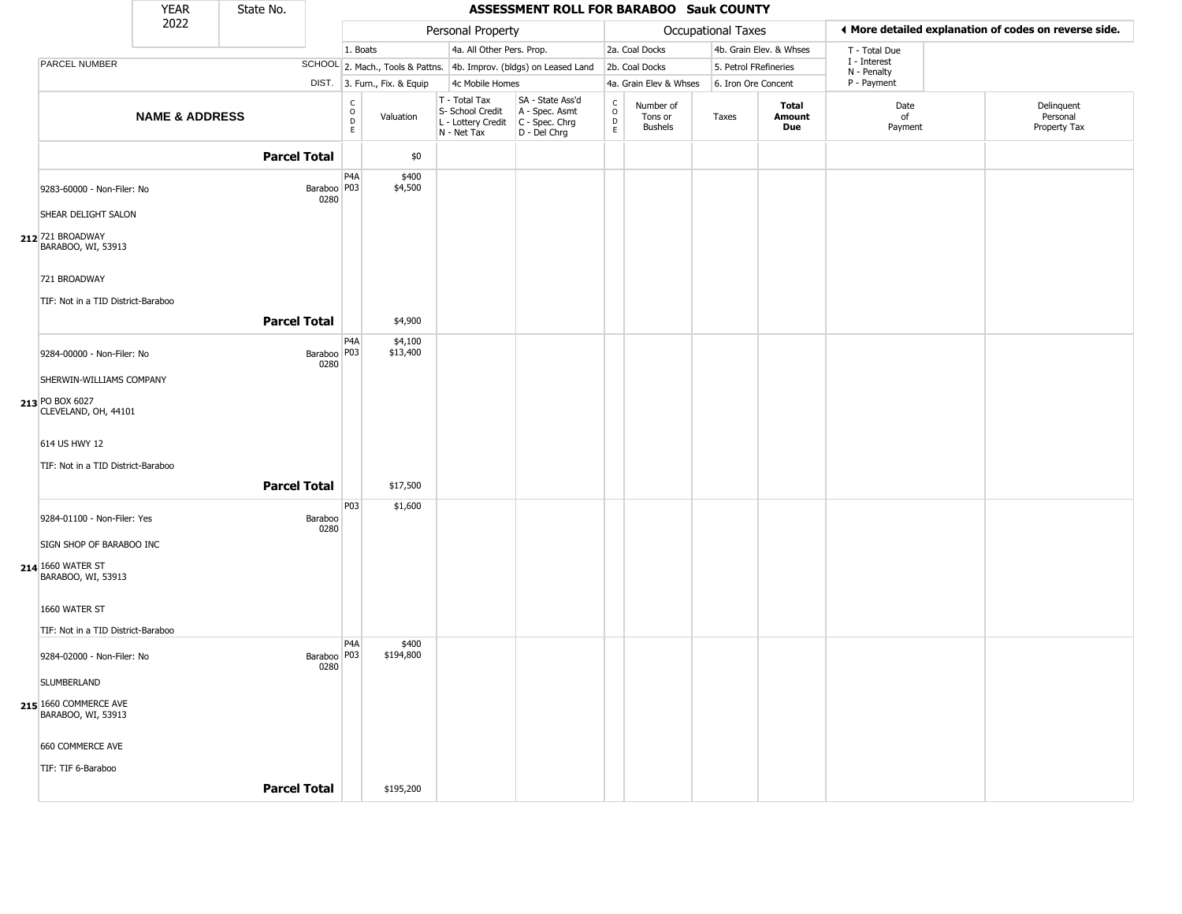# ASSESSMENT ROLL FOR BARABOO Sauk COUNTY

YEAR 2022 | State No.

| NAME & ADDRESS | SCHOOL DIST. | CODE | Valuation | T - Total Tax / S- School Credit / L - Lottery Credit / N - Net Tax | SA - State Ass'd / A - Spec. Asmt / C - Spec. Chrg / D - Del Chrg | CODE | Number of Tons or Bushels | Taxes | Total Amount Due | Date of Payment | Delinquent Personal Property Tax |
|---|---|---|---|---|---|---|---|---|---|---|---|
| **Parcel Total** | | | $0 | | | | | | | | |
| 9283-60000 - Non-Filer: No<br>SHEAR DELIGHT SALON<br>212 721 BROADWAY<br>BARABOO, WI, 53913<br>721 BROADWAY<br>TIF: Not in a TID District-Baraboo | Baraboo 0280 | P4A<br>P03 | $400<br>$4,500 | | | | | | | | |
| **Parcel Total** | | | $4,900 | | | | | | | | |
| 9284-00000 - Non-Filer: No<br>SHERWIN-WILLIAMS COMPANY<br>213 PO BOX 6027<br>CLEVELAND, OH, 44101<br>614 US HWY 12<br>TIF: Not in a TID District-Baraboo | Baraboo 0280 | P4A<br>P03 | $4,100<br>$13,400 | | | | | | | | |
| **Parcel Total** | | | $17,500 | | | | | | | | |
| 9284-01100 - Non-Filer: Yes<br>SIGN SHOP OF BARABOO INC<br>214 1660 WATER ST<br>BARABOO, WI, 53913<br>1660 WATER ST<br>TIF: Not in a TID District-Baraboo | Baraboo 0280 | P03 | $1,600 | | | | | | | | |
| 9284-02000 - Non-Filer: No<br>SLUMBERLAND<br>215 1660 COMMERCE AVE<br>BARABOO, WI, 53913<br>660 COMMERCE AVE<br>TIF: TIF 6-Baraboo | Baraboo 0280 | P4A<br>P03 | $400<br>$194,800 | | | | | | | | |
| **Parcel Total** | | | $195,200 | | | | | | | | |

Personal Property: 1. Boats; 2. Mach., Tools & Pattns.; 3. Furn., Fix. & Equip; 4a. All Other Pers. Prop.; 4b. Improv. (bldgs) on Leased Land; 4c Mobile Homes

Occupational Taxes: 2a. Coal Docks; 2b. Coal Docks; 4a. Grain Elev & Whses; 4b. Grain Elev. & Whses; 5. Petrol FRefineries; 6. Iron Ore Concent

◄ More detailed explanation of codes on reverse side.

T - Total Due; I - Interest; N - Penalty; P - Payment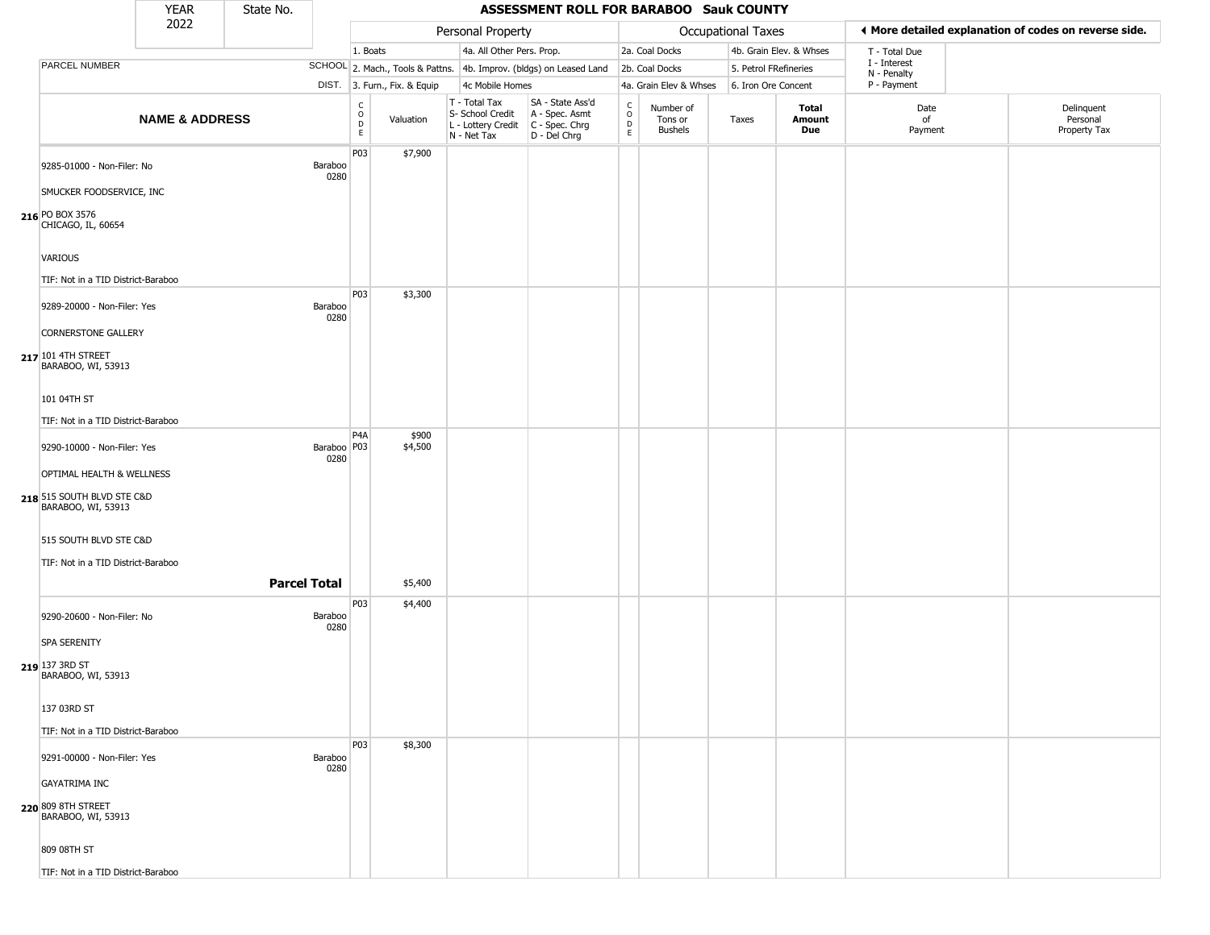# ASSESSMENT ROLL FOR BARABOO Sauk COUNTY

YEAR 2022 | State No.

| NAME & ADDRESS | SCHOOL DIST. | CODE | Valuation | T - Total Tax / S- School Credit / L - Lottery Credit / N - Net Tax | SA - State Ass'd / A - Spec. Asmt / C - Spec. Chrg / D - Del Chrg | CODE | Number of Tons or Bushels | Taxes | Total Amount Due | Date of Payment | Delinquent Personal Property Tax |
|---|---|---|---|---|---|---|---|---|---|---|---|
| **216** 9285-01000 - Non-Filer: No<br>SMUCKER FOODSERVICE, INC<br>PO BOX 3576<br>CHICAGO, IL, 60654<br>VARIOUS<br>TIF: Not in a TID District-Baraboo | Baraboo 0280 | P03 | $7,900 | | | | | | | | |
| **217** 9289-20000 - Non-Filer: Yes<br>CORNERSTONE GALLERY<br>101 4TH STREET<br>BARABOO, WI, 53913<br>101 04TH ST<br>TIF: Not in a TID District-Baraboo | Baraboo 0280 | P03 | $3,300 | | | | | | | | |
| **218** 9290-10000 - Non-Filer: Yes<br>OPTIMAL HEALTH & WELLNESS<br>515 SOUTH BLVD STE C&D<br>BARABOO, WI, 53913<br>515 SOUTH BLVD STE C&D<br>TIF: Not in a TID District-Baraboo | Baraboo 0280 | P4A<br>P03 | $900<br>$4,500 | | | | | | | | |
| **Parcel Total** | | | $5,400 | | | | | | | | |
| **219** 9290-20600 - Non-Filer: No<br>SPA SERENITY<br>137 3RD ST<br>BARABOO, WI, 53913<br>137 03RD ST<br>TIF: Not in a TID District-Baraboo | Baraboo 0280 | P03 | $4,400 | | | | | | | | |
| **220** 9291-00000 - Non-Filer: Yes<br>GAYATRIMA INC<br>809 8TH STREET<br>BARABOO, WI, 53913<br>809 08TH ST<br>TIF: Not in a TID District-Baraboo | Baraboo 0280 | P03 | $8,300 | | | | | | | | |

Personal Property codes: 1. Boats; 2. Mach., Tools & Pattns.; 3. Furn., Fix. & Equip; 4a. All Other Pers. Prop.; 4b. Improv. (bldgs) on Leased Land; 4c Mobile Homes

Occupational Taxes codes: 2a. Coal Docks; 2b. Coal Docks; 4a. Grain Elev & Whses; 4b. Grain Elev. & Whses; 5. Petrol FRefineries; 6. Iron Ore Concent

T - Total Due; I - Interest; N - Penalty; P - Payment

◄ More detailed explanation of codes on reverse side.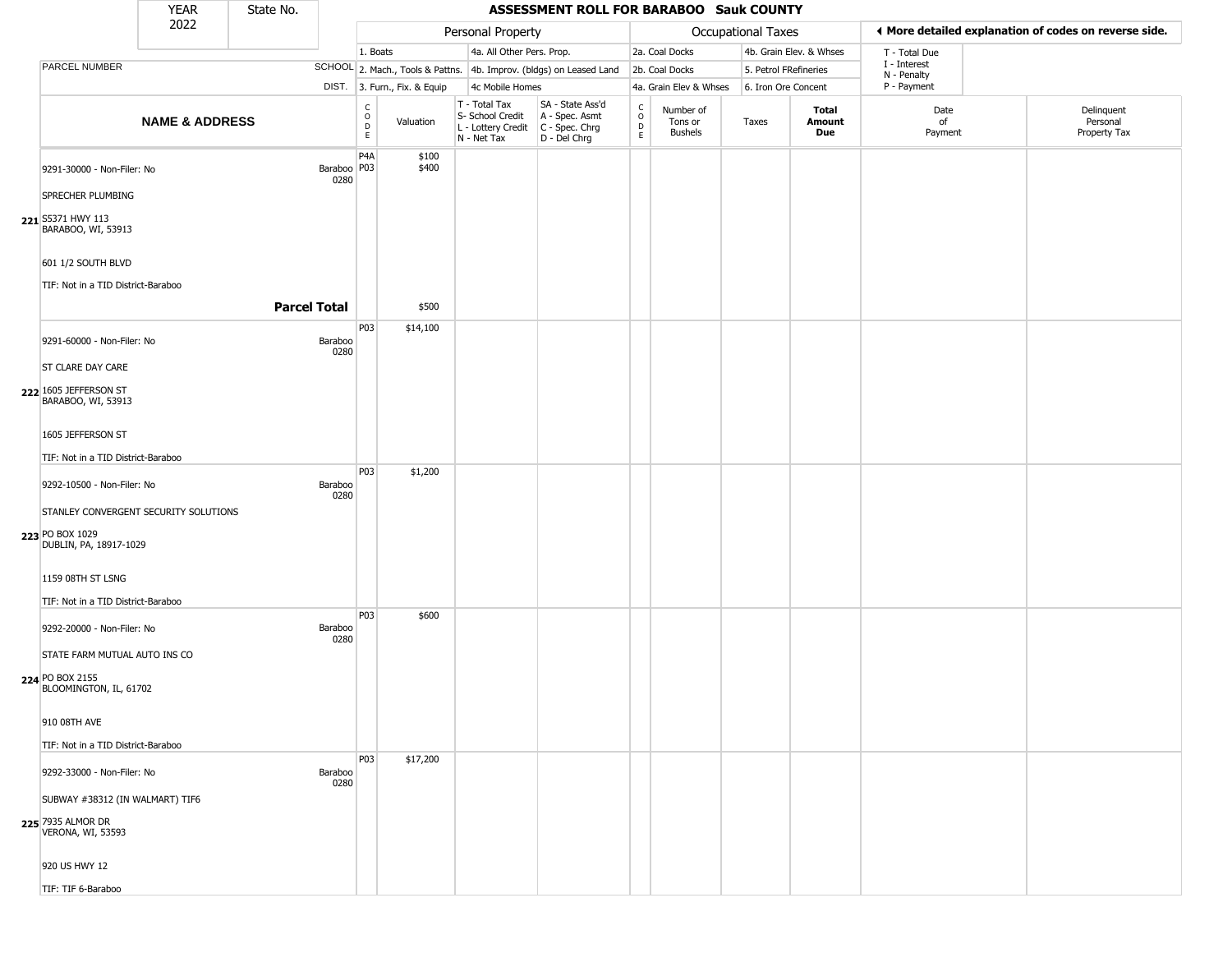| YEAR 2022 | State No. | ASSESSMENT ROLL FOR BARABOO Sauk COUNTY |
|---|---|---|

| | | Personal Property | | | | Occupational Taxes | | | | ◄ More detailed explanation of codes on reverse side. | |
|---|---|---|---|---|---|---|---|---|---|---|---|
| PARCEL NUMBER | SCHOOL DIST. | 1. Boats<br>2. Mach., Tools & Pattns.<br>3. Furn., Fix. & Equip | | 4a. All Other Pers. Prop.<br>4b. Improv. (bldgs) on Leased Land<br>4c Mobile Homes | | 2a. Coal Docks<br>2b. Coal Docks<br>4a. Grain Elev & Whses | | 4b. Grain Elev. & Whses<br>5. Petrol FRefineries<br>6. Iron Ore Concent | | T - Total Due<br>I - Interest<br>N - Penalty<br>P - Payment | |
| **NAME & ADDRESS** | | CODE | Valuation | T - Total Tax<br>S- School Credit<br>L - Lottery Credit<br>N - Net Tax | SA - State Ass'd<br>A - Spec. Asmt<br>C - Spec. Chrg<br>D - Del Chrg | CODE | Number of Tons or Bushels | Taxes | **Total Amount Due** | Date of Payment | Delinquent Personal Property Tax |
| 9291-30000 - Non-Filer: No<br><br>SPRECHER PLUMBING<br><br>221 S5371 HWY 113<br>BARABOO, WI, 53913<br><br>601 1/2 SOUTH BLVD<br><br>TIF: Not in a TID District-Baraboo | Baraboo 0280 | P4A<br>P03 | $100<br>$400 | | | | | | | | |
| **Parcel Total** | | | $500 | | | | | | | | |
| 9291-60000 - Non-Filer: No<br><br>ST CLARE DAY CARE<br><br>222 1605 JEFFERSON ST<br>BARABOO, WI, 53913<br><br>1605 JEFFERSON ST<br><br>TIF: Not in a TID District-Baraboo | Baraboo 0280 | P03 | $14,100 | | | | | | | | |
| 9292-10500 - Non-Filer: No<br><br>STANLEY CONVERGENT SECURITY SOLUTIONS<br><br>223 PO BOX 1029<br>DUBLIN, PA, 18917-1029<br><br>1159 08TH ST LSNG<br><br>TIF: Not in a TID District-Baraboo | Baraboo 0280 | P03 | $1,200 | | | | | | | | |
| 9292-20000 - Non-Filer: No<br><br>STATE FARM MUTUAL AUTO INS CO<br><br>224 PO BOX 2155<br>BLOOMINGTON, IL, 61702<br><br>910 08TH AVE<br><br>TIF: Not in a TID District-Baraboo | Baraboo 0280 | P03 | $600 | | | | | | | | |
| 9292-33000 - Non-Filer: No<br><br>SUBWAY #38312 (IN WALMART) TIF6<br><br>225 7935 ALMOR DR<br>VERONA, WI, 53593<br><br>920 US HWY 12<br><br>TIF: TIF 6-Baraboo | Baraboo 0280 | P03 | $17,200 | | | | | | | | |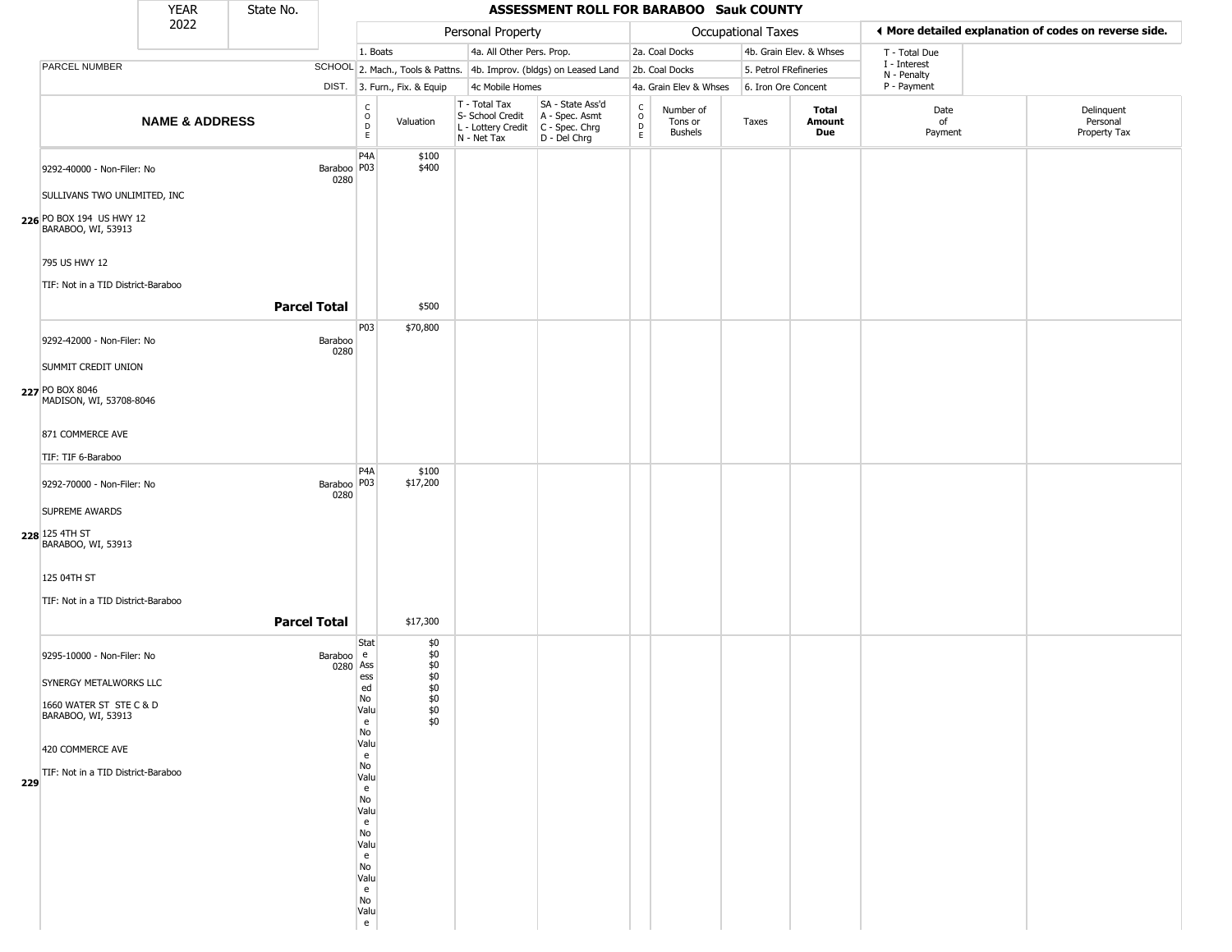| YEAR 2022 | State No. | ASSESSMENT ROLL FOR BARABOO Sauk COUNTY |
|---|---|---|

| | | Personal Property | | | | Occupational Taxes | | | | ◀ More detailed explanation of codes on reverse side. | |
|---|---|---|---|---|---|---|---|---|---|---|---|
| PARCEL NUMBER | SCHOOL DIST. | 1. Boats<br>2. Mach., Tools & Pattns.<br>3. Furn., Fix. & Equip | | 4a. All Other Pers. Prop.<br>4b. Improv. (bldgs) on Leased Land<br>4c Mobile Homes | | 2a. Coal Docks<br>2b. Coal Docks<br>4a. Grain Elev & Whses | | 4b. Grain Elev. & Whses<br>5. Petrol FRefineries<br>6. Iron Ore Concent | | T - Total Due<br>I - Interest<br>N - Penalty<br>P - Payment | |
| **NAME & ADDRESS** | | CODE | Valuation | T - Total Tax<br>S- School Credit<br>L - Lottery Credit<br>N - Net Tax | SA - State Ass'd<br>A - Spec. Asmt<br>C - Spec. Chrg<br>D - Del Chrg | CODE | Number of Tons or Bushels | Taxes | **Total Amount Due** | Date of Payment | Delinquent Personal Property Tax |
| **226** 9292-40000 - Non-Filer: No<br>SULLIVANS TWO UNLIMITED, INC<br>PO BOX 194 US HWY 12<br>BARABOO, WI, 53913<br>795 US HWY 12<br>TIF: Not in a TID District-Baraboo | Baraboo 0280 | P4A<br>P03 | $100<br>$400 | | | | | | | | |
| **Parcel Total** | | | $500 | | | | | | | | |
| **227** 9292-42000 - Non-Filer: No<br>SUMMIT CREDIT UNION<br>PO BOX 8046<br>MADISON, WI, 53708-8046<br>871 COMMERCE AVE<br>TIF: TIF 6-Baraboo | Baraboo 0280 | P03 | $70,800 | | | | | | | | |
| **228** 9292-70000 - Non-Filer: No<br>SUPREME AWARDS<br>125 4TH ST<br>BARABOO, WI, 53913<br>125 04TH ST<br>TIF: Not in a TID District-Baraboo | Baraboo 0280 | P4A<br>P03 | $100<br>$17,200 | | | | | | | | |
| **Parcel Total** | | | $17,300 | | | | | | | | |
| **229** 9295-10000 - Non-Filer: No<br>SYNERGY METALWORKS LLC<br>1660 WATER ST STE C & D<br>BARABOO, WI, 53913<br>420 COMMERCE AVE<br>TIF: Not in a TID District-Baraboo | Baraboo 0280 | State Assessed<br>No Value<br>No Value<br>No Value<br>No Value<br>No Value<br>No Value<br>No Value | $0<br>$0<br>$0<br>$0<br>$0<br>$0<br>$0 | | | | | | | | |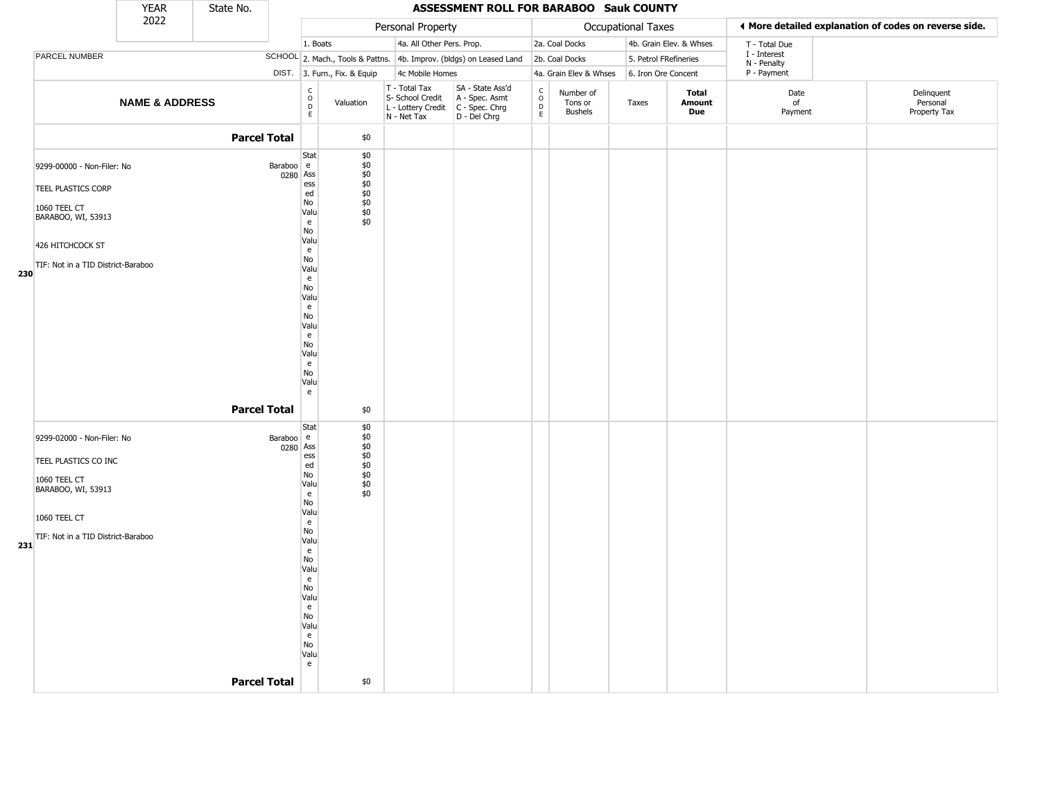| YEAR | State No. |
| --- | --- |
| 2022 | |

## ASSESSMENT ROLL FOR BARABOO Sauk COUNTY

| PARCEL NUMBER | SCHOOL DIST. | Personal Property | | | | Occupational Taxes | | | | ◀ More detailed explanation of codes on reverse side. | |
| --- | --- | --- | --- | --- | --- | --- | --- | --- | --- | --- | --- |
| | | 1. Boats | | 4a. All Other Pers. Prop. | | 2a. Coal Docks | | 4b. Grain Elev. & Whses | | T - Total Due | |
| | | 2. Mach., Tools & Pattns. | | 4b. Improv. (bldgs) on Leased Land | | 2b. Coal Docks | | 5. Petrol FRefineries | | I - Interest | |
| | | 3. Furn., Fix. & Equip | | 4c Mobile Homes | | 4a. Grain Elev & Whses | | 6. Iron Ore Concent | | N - Penalty | |
| | | | | | | | | | | P - Payment | |
| **NAME & ADDRESS** | | CODE | Valuation | T - Total Tax<br>S- School Credit<br>L - Lottery Credit<br>N - Net Tax | SA - State Ass'd<br>A - Spec. Asmt<br>C - Spec. Chrg<br>D - Del Chrg | CODE | Number of Tons or Bushels | Taxes | **Total Amount Due** | Date of Payment | Delinquent Personal Property Tax |
| **Parcel Total** | | | $0 | | | | | | | | |
| 230 9299-00000 - Non-Filer: No<br>TEEL PLASTICS CORP<br>1060 TEEL CT<br>BARABOO, WI, 53913<br>426 HITCHCOCK ST<br>TIF: Not in a TID District-Baraboo | Baraboo 0280 | State Assessed<br>No Value<br>No Value<br>No Value<br>No Value<br>No Value<br>No Value<br>No Value | $0<br>$0<br>$0<br>$0<br>$0<br>$0<br>$0<br>$0 | | | | | | | | |
| **Parcel Total** | | | $0 | | | | | | | | |
| 231 9299-02000 - Non-Filer: No<br>TEEL PLASTICS CO INC<br>1060 TEEL CT<br>BARABOO, WI, 53913<br>1060 TEEL CT<br>TIF: Not in a TID District-Baraboo | Baraboo 0280 | State Assessed<br>No Value<br>No Value<br>No Value<br>No Value<br>No Value<br>No Value<br>No Value | $0<br>$0<br>$0<br>$0<br>$0<br>$0<br>$0<br>$0 | | | | | | | | |
| **Parcel Total** | | | $0 | | | | | | | | |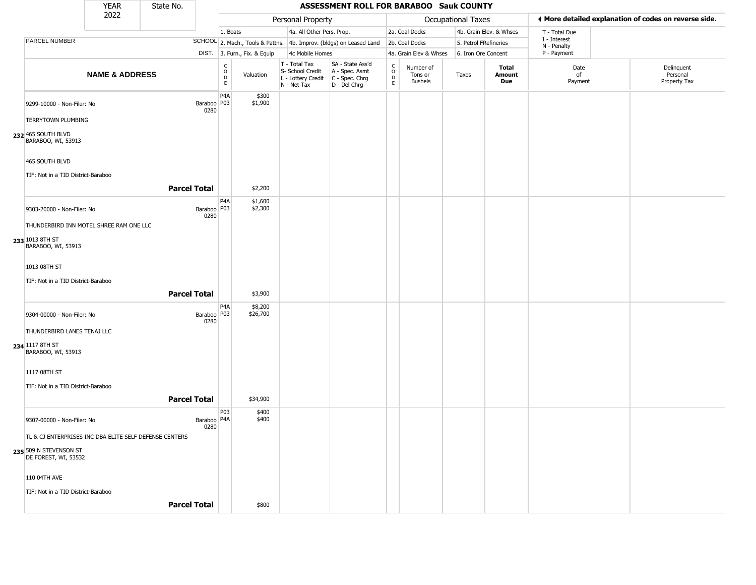| YEAR | State No. | ASSESSMENT ROLL FOR BARABOO Sauk COUNTY |
|---|---|---|
| 2022 | | |

| | | Personal Property | | | | Occupational Taxes | | | | ◀ More detailed explanation of codes on reverse side. | |
|---|---|---|---|---|---|---|---|---|---|---|---|
| | | 1. Boats | | 4a. All Other Pers. Prop. | | 2a. Coal Docks | | 4b. Grain Elev. & Whses | | T - Total Due | |
| PARCEL NUMBER | SCHOOL | 2. Mach., Tools & Pattns. | | 4b. Improv. (bldgs) on Leased Land | | 2b. Coal Docks | | 5. Petrol FRefineries | | I - Interest<br>N - Penalty | |
| | DIST. | 3. Furn., Fix. & Equip | | 4c Mobile Homes | | 4a. Grain Elev & Whses | | 6. Iron Ore Concent | | P - Payment | |
| **NAME & ADDRESS** | | CODE | Valuation | T - Total Tax<br>S- School Credit<br>L - Lottery Credit<br>N - Net Tax | SA - State Ass'd<br>A - Spec. Asmt<br>C - Spec. Chrg<br>D - Del Chrg | CODE | Number of Tons or Bushels | Taxes | **Total Amount Due** | Date of Payment | Delinquent Personal Property Tax |
| 232 9299-10000 - Non-Filer: No<br>TERRYTOWN PLUMBING<br>465 SOUTH BLVD<br>BARABOO, WI, 53913<br>465 SOUTH BLVD<br>TIF: Not in a TID District-Baraboo | Baraboo 0280 | P4A<br>P03 | $300<br>$1,900 | | | | | | | | |
| **Parcel Total** | | | $2,200 | | | | | | | | |
| 233 9303-20000 - Non-Filer: No<br>THUNDERBIRD INN MOTEL SHREE RAM ONE LLC<br>1013 8TH ST<br>BARABOO, WI, 53913<br>1013 08TH ST<br>TIF: Not in a TID District-Baraboo | Baraboo 0280 | P4A<br>P03 | $1,600<br>$2,300 | | | | | | | | |
| **Parcel Total** | | | $3,900 | | | | | | | | |
| 234 9304-00000 - Non-Filer: No<br>THUNDERBIRD LANES TENAJ LLC<br>1117 8TH ST<br>BARABOO, WI, 53913<br>1117 08TH ST<br>TIF: Not in a TID District-Baraboo | Baraboo 0280 | P4A<br>P03 | $8,200<br>$26,700 | | | | | | | | |
| **Parcel Total** | | | $34,900 | | | | | | | | |
| 235 9307-00000 - Non-Filer: No<br>TL & CJ ENTERPRISES INC DBA ELITE SELF DEFENSE CENTERS<br>509 N STEVENSON ST<br>DE FOREST, WI, 53532<br>110 04TH AVE<br>TIF: Not in a TID District-Baraboo | Baraboo 0280 | P03<br>P4A | $400<br>$400 | | | | | | | | |
| **Parcel Total** | | | $800 | | | | | | | | |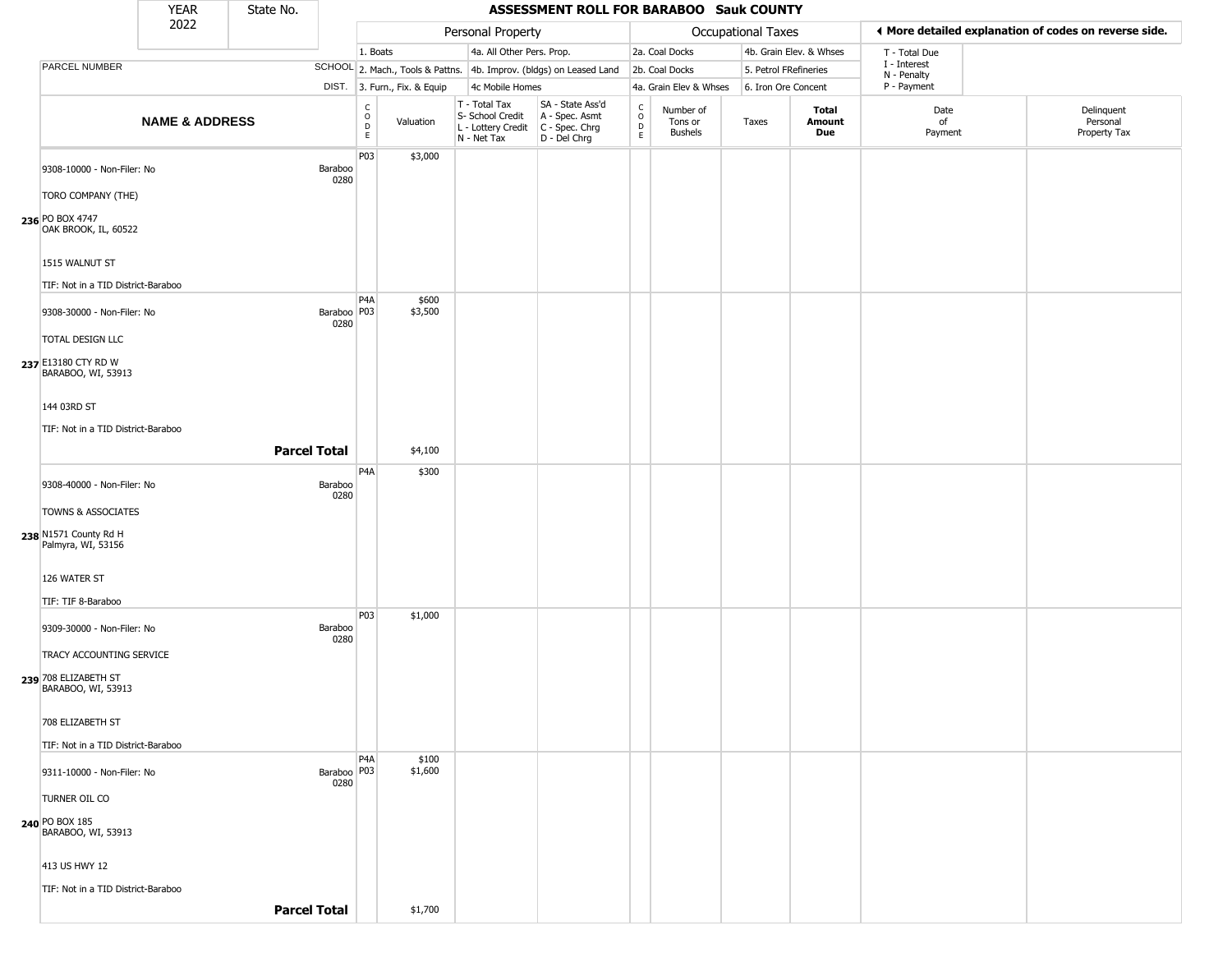| YEAR 2022 | State No. | ASSESSMENT ROLL FOR BARABOO Sauk COUNTY | | | | | | | | | |
|---|---|---|---|---|---|---|---|---|---|---|---|

| | | Personal Property | | | | Occupational Taxes | | | | ◂ More detailed explanation of codes on reverse side. | |
|---|---|---|---|---|---|---|---|---|---|---|---|
| PARCEL NUMBER | SCHOOL DIST. | 1. Boats<br>2. Mach., Tools & Pattns.<br>3. Furn., Fix. & Equip | | 4a. All Other Pers. Prop.<br>4b. Improv. (bldgs) on Leased Land<br>4c Mobile Homes | | 2a. Coal Docks<br>2b. Coal Docks<br>4a. Grain Elev & Whses | | 4b. Grain Elev. & Whses<br>5. Petrol FRefineries<br>6. Iron Ore Concent | | T - Total Due<br>I - Interest<br>N - Penalty<br>P - Payment | |
| **NAME & ADDRESS** | | CODE | Valuation | T - Total Tax<br>S- School Credit<br>L - Lottery Credit<br>N - Net Tax | SA - State Ass'd<br>A - Spec. Asmt<br>C - Spec. Chrg<br>D - Del Chrg | CODE | Number of Tons or Bushels | Taxes | **Total Amount Due** | Date of Payment | Delinquent Personal Property Tax |
| **236** 9308-10000 - Non-Filer: No<br>TORO COMPANY (THE)<br>PO BOX 4747<br>OAK BROOK, IL, 60522<br>1515 WALNUT ST<br>TIF: Not in a TID District-Baraboo | Baraboo 0280 | P03 | $3,000 | | | | | | | | |
| **237** 9308-30000 - Non-Filer: No<br>TOTAL DESIGN LLC<br>E13180 CTY RD W<br>BARABOO, WI, 53913<br>144 03RD ST<br>TIF: Not in a TID District-Baraboo | Baraboo 0280 | P4A<br>P03 | $600<br>$3,500 | | | | | | | | |
| **Parcel Total** | | | $4,100 | | | | | | | | |
| **238** 9308-40000 - Non-Filer: No<br>TOWNS & ASSOCIATES<br>N1571 County Rd H<br>Palmyra, WI, 53156<br>126 WATER ST<br>TIF: TIF 8-Baraboo | Baraboo 0280 | P4A | $300 | | | | | | | | |
| **239** 9309-30000 - Non-Filer: No<br>TRACY ACCOUNTING SERVICE<br>708 ELIZABETH ST<br>BARABOO, WI, 53913<br>708 ELIZABETH ST<br>TIF: Not in a TID District-Baraboo | Baraboo 0280 | P03 | $1,000 | | | | | | | | |
| **240** 9311-10000 - Non-Filer: No<br>TURNER OIL CO<br>PO BOX 185<br>BARABOO, WI, 53913<br>413 US HWY 12<br>TIF: Not in a TID District-Baraboo | Baraboo 0280 | P4A<br>P03 | $100<br>$1,600 | | | | | | | | |
| **Parcel Total** | | | $1,700 | | | | | | | | |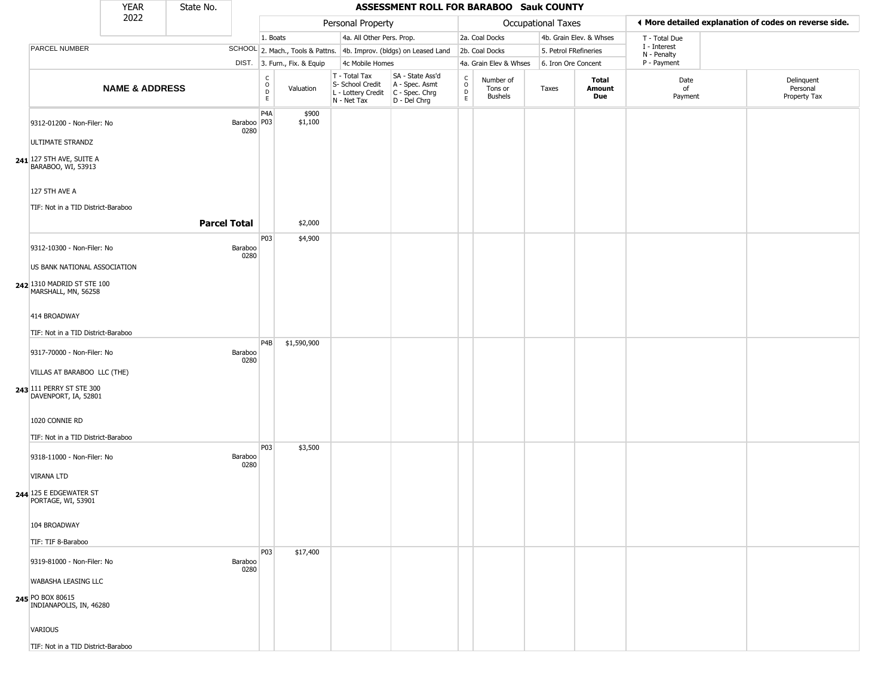| YEAR 2022 | State No. | ASSESSMENT ROLL FOR BARABOO Sauk COUNTY |
|---|---|---|

| | | Personal Property | | | | Occupational Taxes | | | | ◄ More detailed explanation of codes on reverse side. | |
|---|---|---|---|---|---|---|---|---|---|---|---|
| | | 1. Boats | | 4a. All Other Pers. Prop. | | 2a. Coal Docks | | 4b. Grain Elev. & Whses | | T - Total Due | |
| PARCEL NUMBER | SCHOOL | 2. Mach., Tools & Pattns. | | 4b. Improv. (bldgs) on Leased Land | | 2b. Coal Docks | | 5. Petrol FRefineries | | I - Interest N - Penalty | |
| | DIST. | 3. Furn., Fix. & Equip | | 4c Mobile Homes | | 4a. Grain Elev & Whses | | 6. Iron Ore Concent | | P - Payment | |
| **NAME & ADDRESS** | | CODE | Valuation | T - Total Tax S- School Credit L - Lottery Credit N - Net Tax | SA - State Ass'd A - Spec. Asmt C - Spec. Chrg D - Del Chrg | CODE | Number of Tons or Bushels | Taxes | **Total Amount Due** | Date of Payment | Delinquent Personal Property Tax |
| 9312-01200 - Non-Filer: No<br>ULTIMATE STRANDZ<br>**241** 127 5TH AVE, SUITE A BARABOO, WI, 53913<br>127 5TH AVE A<br>TIF: Not in a TID District-Baraboo | Baraboo 0280 | P4A<br>P03 | $900<br>$1,100 | | | | | | | | |
| **Parcel Total** | | | $2,000 | | | | | | | | |
| 9312-10300 - Non-Filer: No<br>US BANK NATIONAL ASSOCIATION<br>**242** 1310 MADRID ST STE 100 MARSHALL, MN, 56258<br>414 BROADWAY<br>TIF: Not in a TID District-Baraboo | Baraboo 0280 | P03 | $4,900 | | | | | | | | |
| 9317-70000 - Non-Filer: No<br>VILLAS AT BARABOO LLC (THE)<br>**243** 111 PERRY ST STE 300 DAVENPORT, IA, 52801<br>1020 CONNIE RD<br>TIF: Not in a TID District-Baraboo | Baraboo 0280 | P4B | $1,590,900 | | | | | | | | |
| 9318-11000 - Non-Filer: No<br>VIRANA LTD<br>**244** 125 E EDGEWATER ST PORTAGE, WI, 53901<br>104 BROADWAY<br>TIF: TIF 8-Baraboo | Baraboo 0280 | P03 | $3,500 | | | | | | | | |
| 9319-81000 - Non-Filer: No<br>WABASHA LEASING LLC<br>**245** PO BOX 80615 INDIANAPOLIS, IN, 46280<br>VARIOUS<br>TIF: Not in a TID District-Baraboo | Baraboo 0280 | P03 | $17,400 | | | | | | | | |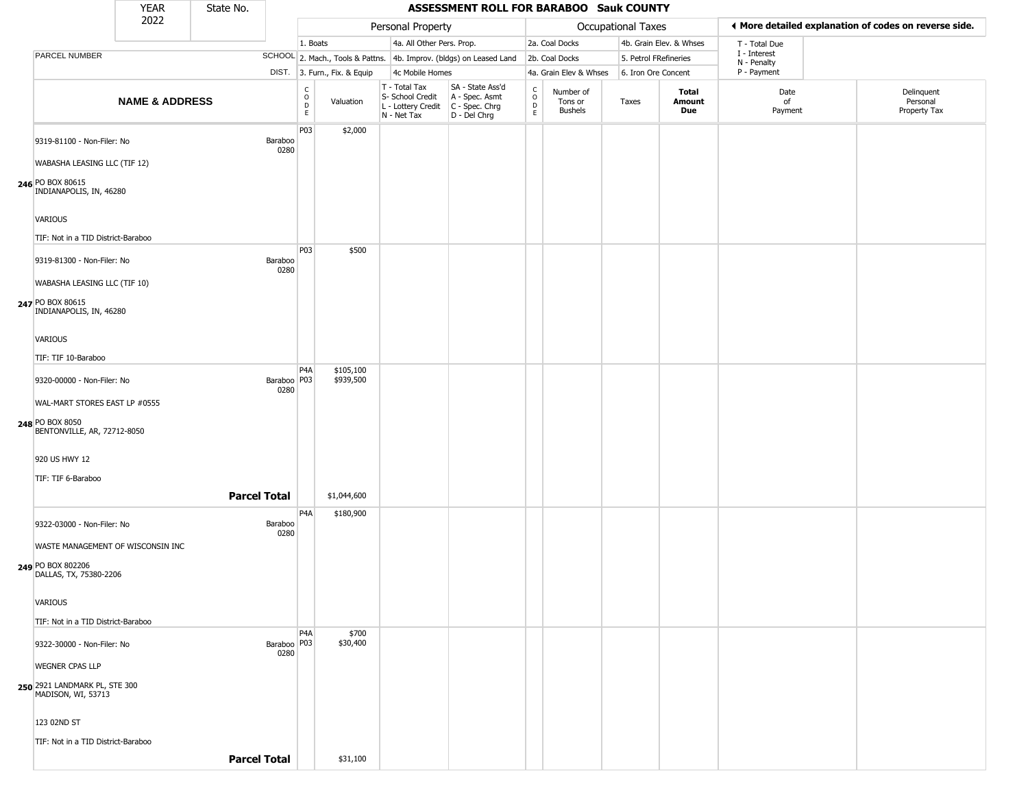| YEAR 2022 | State No. |
|---|---|

# ASSESSMENT ROLL FOR BARABOO Sauk COUNTY

| | | Personal Property | | | | Occupational Taxes | | | | ◄ More detailed explanation of codes on reverse side. | |
|---|---|---|---|---|---|---|---|---|---|---|---|
| PARCEL NUMBER | SCHOOL DIST. | 1. Boats<br>2. Mach., Tools & Pattns.<br>3. Furn., Fix. & Equip | | 4a. All Other Pers. Prop.<br>4b. Improv. (bldgs) on Leased Land<br>4c Mobile Homes | | 2a. Coal Docks<br>2b. Coal Docks<br>4a. Grain Elev & Whses | | 4b. Grain Elev. & Whses<br>5. Petrol FRefineries<br>6. Iron Ore Concent | | T - Total Due<br>I - Interest<br>N - Penalty<br>P - Payment | |
| **NAME & ADDRESS** | | CODE | Valuation | T - Total Tax<br>S- School Credit<br>L - Lottery Credit<br>N - Net Tax | SA - State Ass'd<br>A - Spec. Asmt<br>C - Spec. Chrg<br>D - Del Chrg | CODE | Number of Tons or Bushels | Taxes | **Total Amount Due** | Date of Payment | Delinquent Personal Property Tax |
| 246 9319-81100 - Non-Filer: No<br>WABASHA LEASING LLC (TIF 12)<br>PO BOX 80615<br>INDIANAPOLIS, IN, 46280<br>VARIOUS<br>TIF: Not in a TID District-Baraboo | Baraboo 0280 | P03 | $2,000 | | | | | | | | |
| 247 9319-81300 - Non-Filer: No<br>WABASHA LEASING LLC (TIF 10)<br>PO BOX 80615<br>INDIANAPOLIS, IN, 46280<br>VARIOUS<br>TIF: TIF 10-Baraboo | Baraboo 0280 | P03 | $500 | | | | | | | | |
| 248 9320-00000 - Non-Filer: No<br>WAL-MART STORES EAST LP #0555<br>PO BOX 8050<br>BENTONVILLE, AR, 72712-8050<br>920 US HWY 12<br>TIF: TIF 6-Baraboo | Baraboo 0280 | P4A<br>P03 | $105,100<br>$939,500 | | | | | | | | |
| **Parcel Total** | | | $1,044,600 | | | | | | | | |
| 249 9322-03000 - Non-Filer: No<br>WASTE MANAGEMENT OF WISCONSIN INC<br>PO BOX 802206<br>DALLAS, TX, 75380-2206<br>VARIOUS<br>TIF: Not in a TID District-Baraboo | Baraboo 0280 | P4A | $180,900 | | | | | | | | |
| 250 9322-30000 - Non-Filer: No<br>WEGNER CPAS LLP<br>2921 LANDMARK PL, STE 300<br>MADISON, WI, 53713<br>123 02ND ST<br>TIF: Not in a TID District-Baraboo | Baraboo 0280 | P4A<br>P03 | $700<br>$30,400 | | | | | | | | |
| **Parcel Total** | | | $31,100 | | | | | | | | |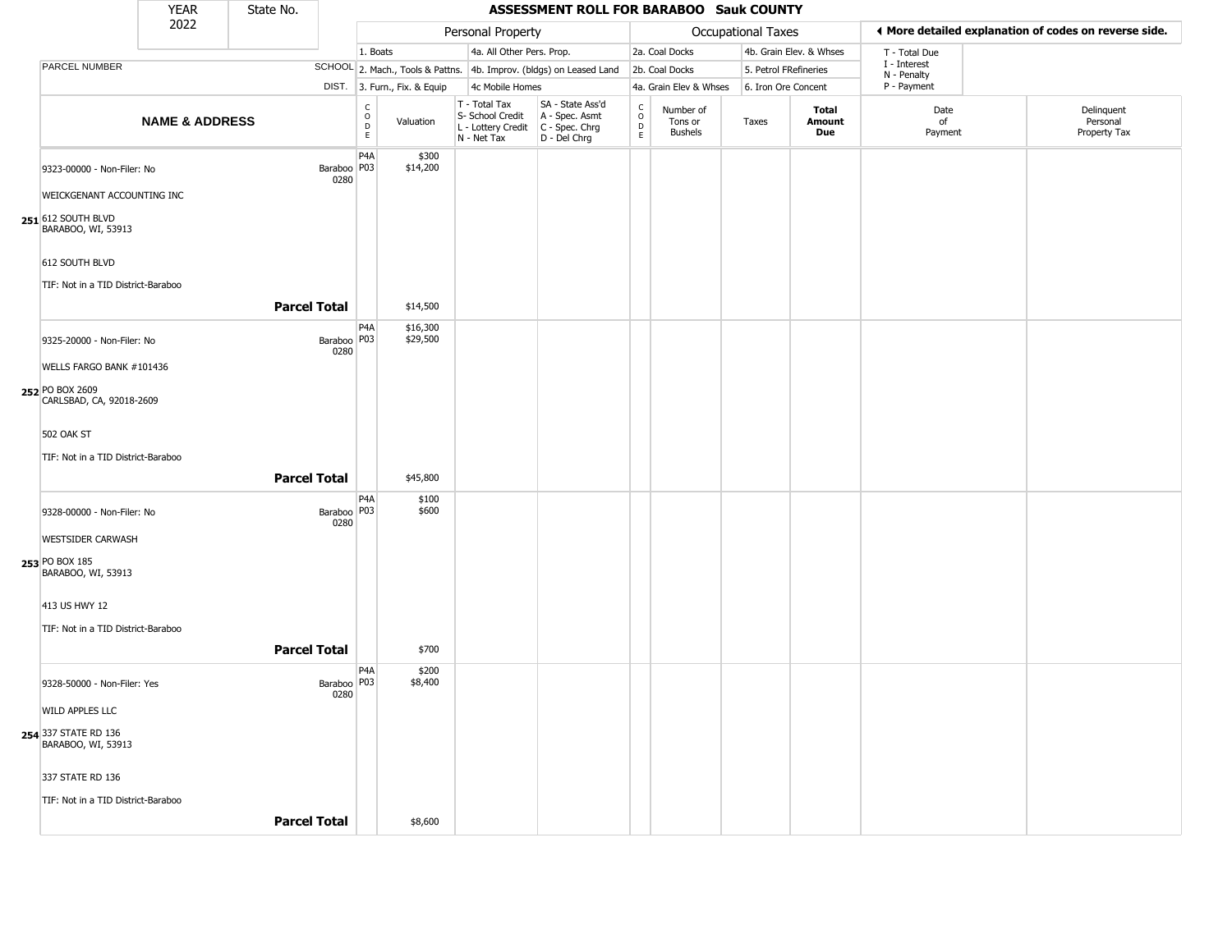| YEAR | State No. |
|---|---|
| 2022 | |

# ASSESSMENT ROLL FOR BARABOO Sauk COUNTY

| PARCEL NUMBER | SCHOOL DIST. | Personal Property | | | | Occupational Taxes | | | | ◀ More detailed explanation of codes on reverse side. | |
|---|---|---|---|---|---|---|---|---|---|---|---|
| | | 1. Boats<br>2. Mach., Tools & Pattns.<br>3. Furn., Fix. & Equip | | 4a. All Other Pers. Prop.<br>4b. Improv. (bldgs) on Leased Land<br>4c Mobile Homes | | 2a. Coal Docks<br>2b. Coal Docks<br>4a. Grain Elev & Whses | | 4b. Grain Elev. & Whses<br>5. Petrol FRefineries<br>6. Iron Ore Concent | | T - Total Due<br>I - Interest<br>N - Penalty<br>P - Payment | |
| **NAME & ADDRESS** | | CODE | Valuation | T - Total Tax<br>S- School Credit<br>L - Lottery Credit<br>N - Net Tax | SA - State Ass'd<br>A - Spec. Asmt<br>C - Spec. Chrg<br>D - Del Chrg | CODE | Number of Tons or Bushels | Taxes | **Total Amount Due** | Date of Payment | Delinquent Personal Property Tax |
| 251 9323-00000 - Non-Filer: No<br>WEICKGENANT ACCOUNTING INC<br>612 SOUTH BLVD<br>BARABOO, WI, 53913<br>612 SOUTH BLVD<br>TIF: Not in a TID District-Baraboo | Baraboo 0280 | P4A<br>P03 | $300<br>$14,200 | | | | | | | | |
| **Parcel Total** | | | $14,500 | | | | | | | | |
| 252 9325-20000 - Non-Filer: No<br>WELLS FARGO BANK #101436<br>PO BOX 2609<br>CARLSBAD, CA, 92018-2609<br>502 OAK ST<br>TIF: Not in a TID District-Baraboo | Baraboo 0280 | P4A<br>P03 | $16,300<br>$29,500 | | | | | | | | |
| **Parcel Total** | | | $45,800 | | | | | | | | |
| 253 9328-00000 - Non-Filer: No<br>WESTSIDER CARWASH<br>PO BOX 185<br>BARABOO, WI, 53913<br>413 US HWY 12<br>TIF: Not in a TID District-Baraboo | Baraboo 0280 | P4A<br>P03 | $100<br>$600 | | | | | | | | |
| **Parcel Total** | | | $700 | | | | | | | | |
| 254 9328-50000 - Non-Filer: Yes<br>WILD APPLES LLC<br>337 STATE RD 136<br>BARABOO, WI, 53913<br>337 STATE RD 136<br>TIF: Not in a TID District-Baraboo | Baraboo 0280 | P4A<br>P03 | $200<br>$8,400 | | | | | | | | |
| **Parcel Total** | | | $8,600 | | | | | | | | |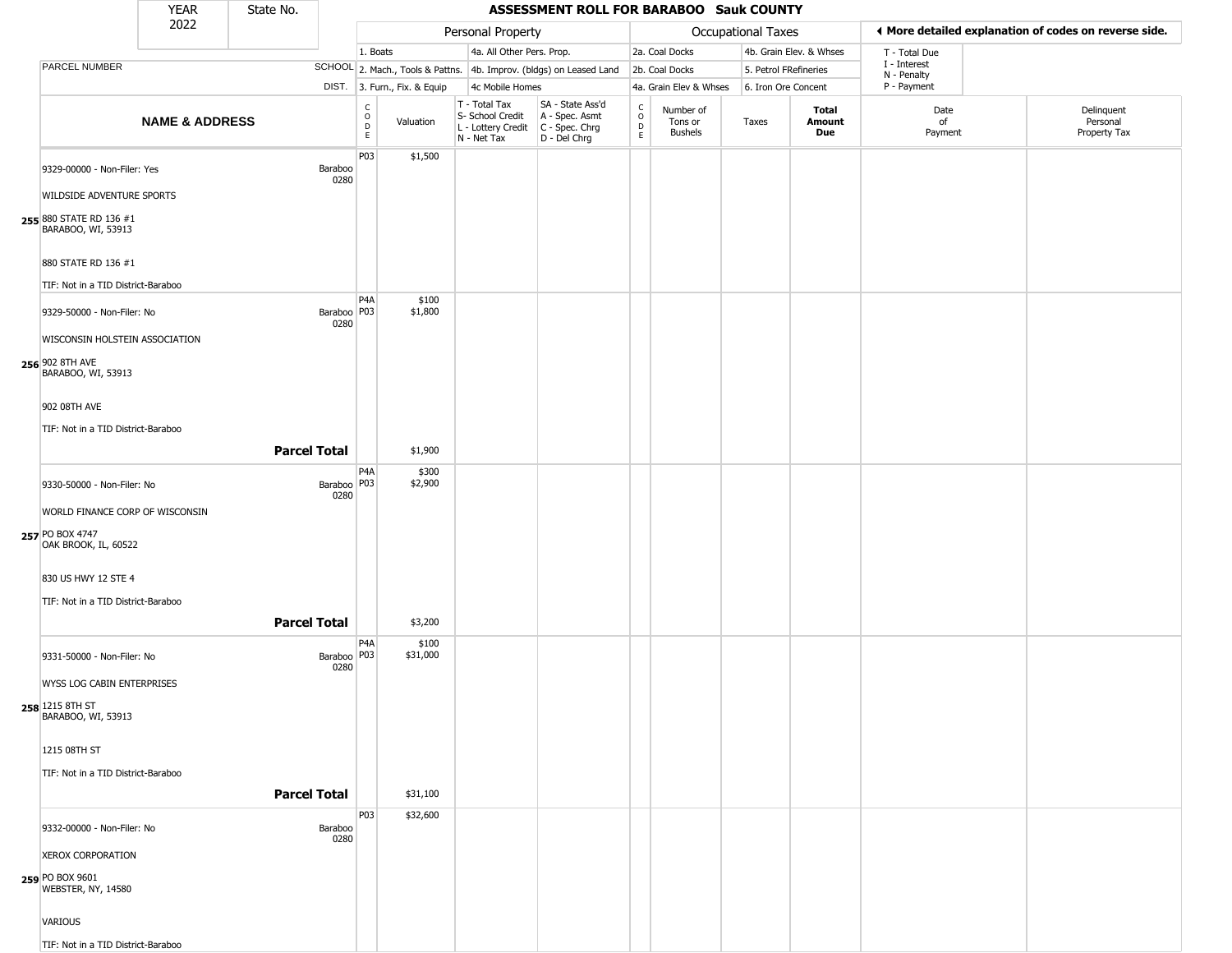YEAR 2022 | State No.

# ASSESSMENT ROLL FOR BARABOO Sauk COUNTY

| | | Personal Property | | | | Occupational Taxes | | | | ◄ More detailed explanation of codes on reverse side. | |
|---|---|---|---|---|---|---|---|---|---|---|---|
| PARCEL NUMBER | SCHOOL DIST. | 1. Boats<br>2. Mach., Tools & Pattns.<br>3. Furn., Fix. & Equip | | 4a. All Other Pers. Prop.<br>4b. Improv. (bldgs) on Leased Land<br>4c Mobile Homes | | 2a. Coal Docks<br>2b. Coal Docks<br>4a. Grain Elev & Whses | | 4b. Grain Elev. & Whses<br>5. Petrol FRefineries<br>6. Iron Ore Concent | | T - Total Due<br>I - Interest<br>N - Penalty<br>P - Payment | |
| **NAME & ADDRESS** | | CODE | Valuation | T - Total Tax<br>S- School Credit<br>L - Lottery Credit<br>N - Net Tax | SA - State Ass'd<br>A - Spec. Asmt<br>C - Spec. Chrg<br>D - Del Chrg | CODE | Number of Tons or Bushels | Taxes | **Total Amount Due** | Date of Payment | Delinquent Personal Property Tax |
| 255 9329-00000 - Non-Filer: Yes<br>WILDSIDE ADVENTURE SPORTS<br>880 STATE RD 136 #1<br>BARABOO, WI, 53913<br><br>880 STATE RD 136 #1<br>TIF: Not in a TID District-Baraboo | Baraboo 0280 | P03 | $1,500 | | | | | | | | |
| 256 9329-50000 - Non-Filer: No<br>WISCONSIN HOLSTEIN ASSOCIATION<br>902 8TH AVE<br>BARABOO, WI, 53913<br><br>902 08TH AVE<br>TIF: Not in a TID District-Baraboo | Baraboo 0280 | P4A<br>P03 | $100<br>$1,800 | | | | | | | | |
| **Parcel Total** | | | $1,900 | | | | | | | | |
| 257 9330-50000 - Non-Filer: No<br>WORLD FINANCE CORP OF WISCONSIN<br>PO BOX 4747<br>OAK BROOK, IL, 60522<br><br>830 US HWY 12 STE 4<br>TIF: Not in a TID District-Baraboo | Baraboo 0280 | P4A<br>P03 | $300<br>$2,900 | | | | | | | | |
| **Parcel Total** | | | $3,200 | | | | | | | | |
| 258 9331-50000 - Non-Filer: No<br>WYSS LOG CABIN ENTERPRISES<br>1215 8TH ST<br>BARABOO, WI, 53913<br><br>1215 08TH ST<br>TIF: Not in a TID District-Baraboo | Baraboo 0280 | P4A<br>P03 | $100<br>$31,000 | | | | | | | | |
| **Parcel Total** | | | $31,100 | | | | | | | | |
| 259 9332-00000 - Non-Filer: No<br>XEROX CORPORATION<br>PO BOX 9601<br>WEBSTER, NY, 14580<br><br>VARIOUS<br>TIF: Not in a TID District-Baraboo | Baraboo 0280 | P03 | $32,600 | | | | | | | | |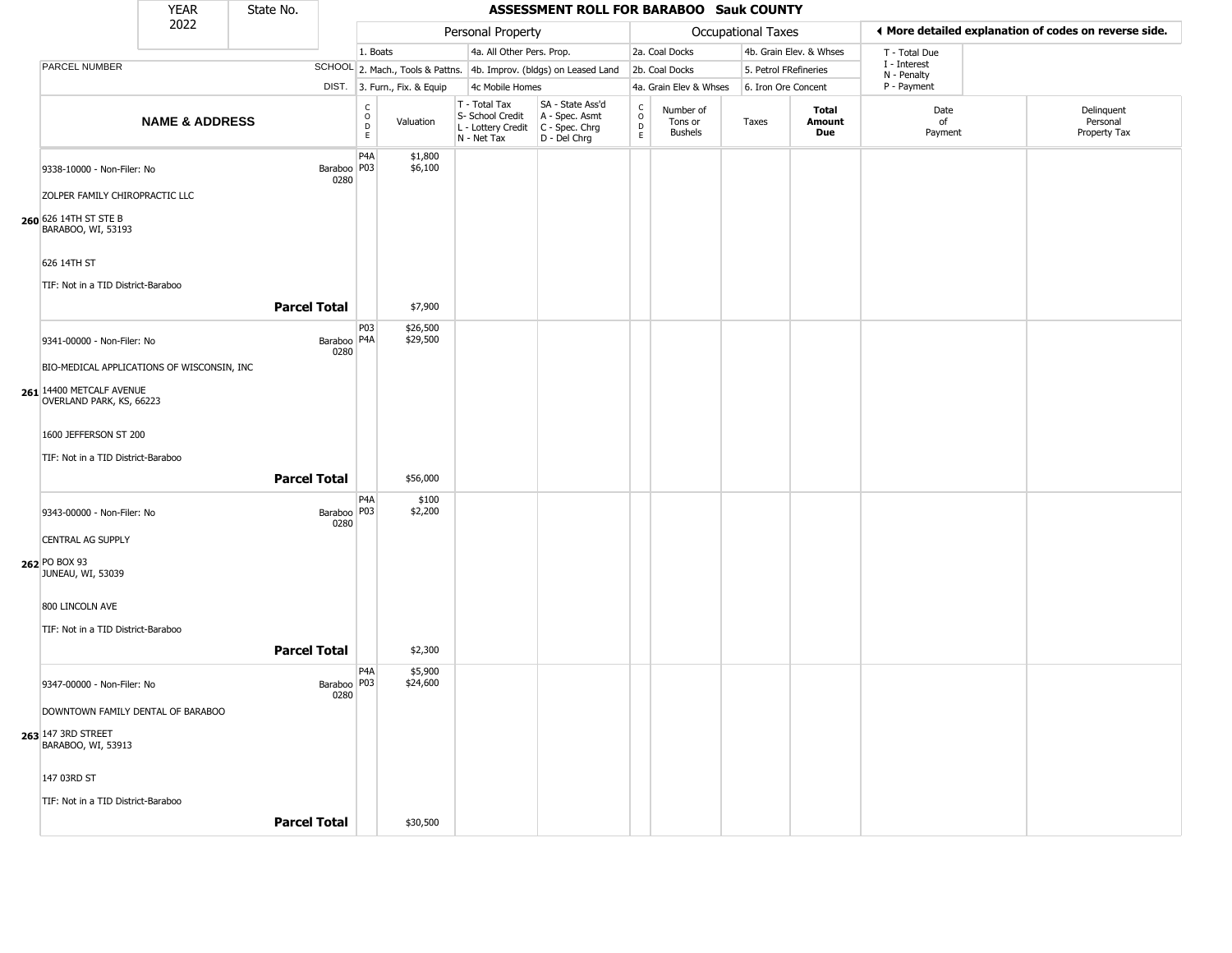| YEAR 2022 | State No. | | **ASSESSMENT ROLL FOR BARABOO Sauk COUNTY** | | | | | | | | |
|---|---|---|---|---|---|---|---|---|---|---|---|

| | | Personal Property | | | | Occupational Taxes | | | | ◄ More detailed explanation of codes on reverse side. | |
|---|---|---|---|---|---|---|---|---|---|---|---|
| PARCEL NUMBER | SCHOOL DIST. | 1. Boats<br>2. Mach., Tools & Pattns.<br>3. Furn., Fix. & Equip | | 4a. All Other Pers. Prop.<br>4b. Improv. (bldgs) on Leased Land<br>4c Mobile Homes | | 2a. Coal Docks<br>2b. Coal Docks<br>4a. Grain Elev & Whses | | 4b. Grain Elev. & Whses<br>5. Petrol FRefineries<br>6. Iron Ore Concent | | T - Total Due<br>I - Interest<br>N - Penalty<br>P - Payment | |
| **NAME & ADDRESS** | | CODE | Valuation | T - Total Tax<br>S- School Credit<br>L - Lottery Credit<br>N - Net Tax | SA - State Ass'd<br>A - Spec. Asmt<br>C - Spec. Chrg<br>D - Del Chrg | CODE | Number of Tons or Bushels | Taxes | **Total Amount Due** | Date of Payment | Delinquent Personal Property Tax |
| 9338-10000 - Non-Filer: No | Baraboo 0280 | P4A<br>P03 | $1,800<br>$6,100 | | | | | | | | |
| ZOLPER FAMILY CHIROPRACTIC LLC | | | | | | | | | | | |
| **260** 626 14TH ST STE B<br>BARABOO, WI, 53193 | | | | | | | | | | | |
| 626 14TH ST | | | | | | | | | | | |
| TIF: Not in a TID District-Baraboo | | | | | | | | | | | |
| **Parcel Total** | | | $7,900 | | | | | | | | |
| 9341-00000 - Non-Filer: No | Baraboo 0280 | P03<br>P4A | $26,500<br>$29,500 | | | | | | | | |
| BIO-MEDICAL APPLICATIONS OF WISCONSIN, INC | | | | | | | | | | | |
| **261** 14400 METCALF AVENUE<br>OVERLAND PARK, KS, 66223 | | | | | | | | | | | |
| 1600 JEFFERSON ST 200 | | | | | | | | | | | |
| TIF: Not in a TID District-Baraboo | | | | | | | | | | | |
| **Parcel Total** | | | $56,000 | | | | | | | | |
| 9343-00000 - Non-Filer: No | Baraboo 0280 | P4A<br>P03 | $100<br>$2,200 | | | | | | | | |
| CENTRAL AG SUPPLY | | | | | | | | | | | |
| **262** PO BOX 93<br>JUNEAU, WI, 53039 | | | | | | | | | | | |
| 800 LINCOLN AVE | | | | | | | | | | | |
| TIF: Not in a TID District-Baraboo | | | | | | | | | | | |
| **Parcel Total** | | | $2,300 | | | | | | | | |
| 9347-00000 - Non-Filer: No | Baraboo 0280 | P4A<br>P03 | $5,900<br>$24,600 | | | | | | | | |
| DOWNTOWN FAMILY DENTAL OF BARABOO | | | | | | | | | | | |
| **263** 147 3RD STREET<br>BARABOO, WI, 53913 | | | | | | | | | | | |
| 147 03RD ST | | | | | | | | | | | |
| TIF: Not in a TID District-Baraboo | | | | | | | | | | | |
| **Parcel Total** | | | $30,500 | | | | | | | | |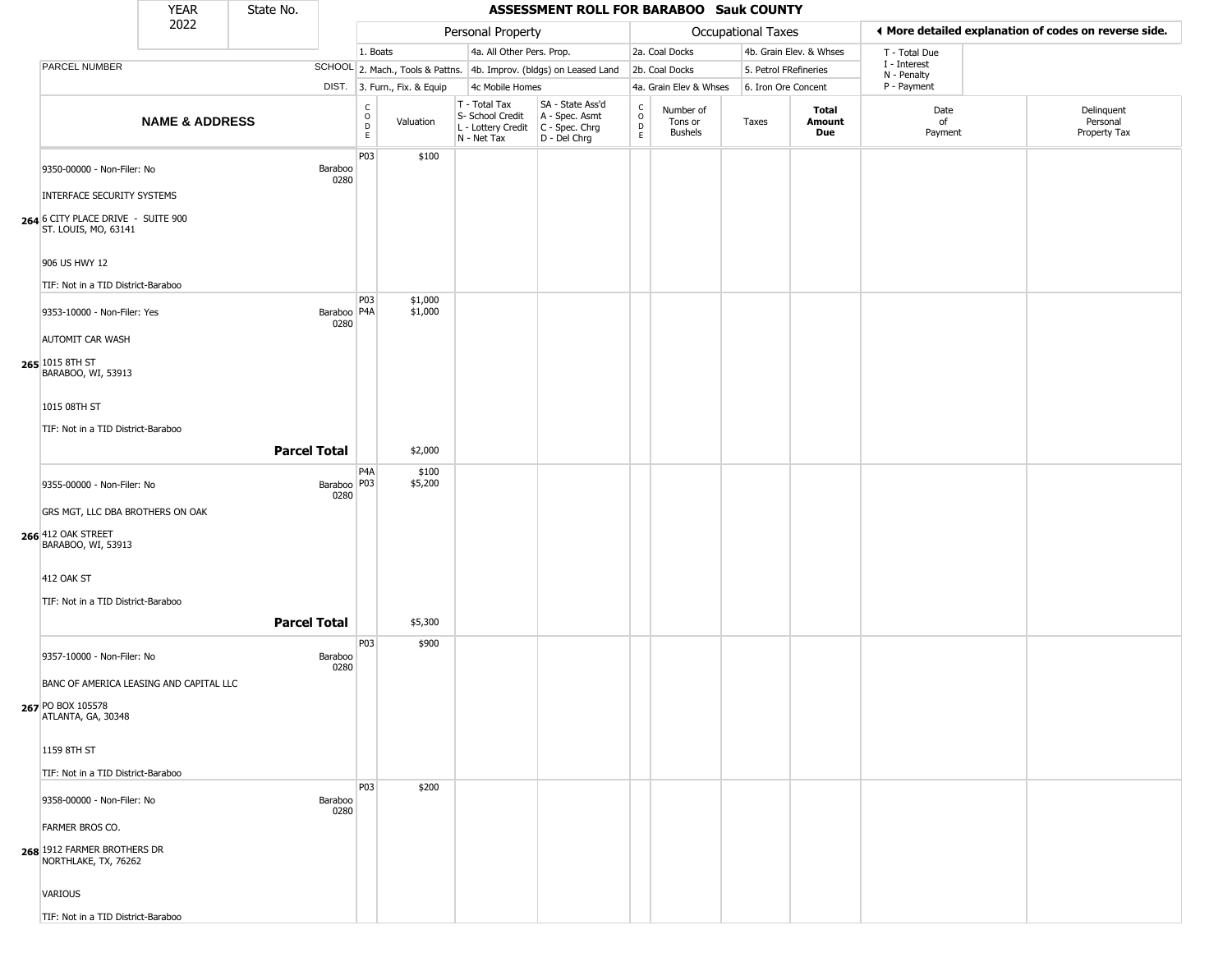| YEAR 2022 | State No. | ASSESSMENT ROLL FOR BARABOO Sauk COUNTY | | | | | | | | | | |
|---|---|---|---|---|---|---|---|---|---|---|---|---|

| | | Personal Property | | | | Occupational Taxes | | | | ◀ More detailed explanation of codes on reverse side. | |
|---|---|---|---|---|---|---|---|---|---|---|---|
| PARCEL NUMBER | SCHOOL DIST. | 1. Boats 2. Mach., Tools & Pattns. 3. Furn., Fix. & Equip | | 4a. All Other Pers. Prop. 4b. Improv. (bldgs) on Leased Land 4c Mobile Homes | | 2a. Coal Docks 2b. Coal Docks 4a. Grain Elev & Whses | | 4b. Grain Elev. & Whses 5. Petrol FRefineries 6. Iron Ore Concent | | T - Total Due I - Interest N - Penalty P - Payment | |
| NAME & ADDRESS | | CODE | Valuation | T - Total Tax S- School Credit L - Lottery Credit N - Net Tax | SA - State Ass'd A - Spec. Asmt C - Spec. Chrg D - Del Chrg | CODE | Number of Tons or Bushels | Taxes | Total Amount Due | Date of Payment | Delinquent Personal Property Tax |
| **264** 9350-00000 - Non-Filer: No<br>INTERFACE SECURITY SYSTEMS<br>6 CITY PLACE DRIVE - SUITE 900<br>ST. LOUIS, MO, 63141<br>906 US HWY 12<br>TIF: Not in a TID District-Baraboo | Baraboo 0280 | P03 | $100 | | | | | | | | |
| **265** 9353-10000 - Non-Filer: Yes<br>AUTOMIT CAR WASH<br>1015 8TH ST<br>BARABOO, WI, 53913<br>1015 08TH ST<br>TIF: Not in a TID District-Baraboo | Baraboo 0280 | P03<br>P4A | $1,000<br>$1,000 | | | | | | | | |
| **Parcel Total** | | | $2,000 | | | | | | | | |
| **266** 9355-00000 - Non-Filer: No<br>GRS MGT, LLC DBA BROTHERS ON OAK<br>412 OAK STREET<br>BARABOO, WI, 53913<br>412 OAK ST<br>TIF: Not in a TID District-Baraboo | Baraboo 0280 | P4A<br>P03 | $100<br>$5,200 | | | | | | | | |
| **Parcel Total** | | | $5,300 | | | | | | | | |
| **267** 9357-10000 - Non-Filer: No<br>BANC OF AMERICA LEASING AND CAPITAL LLC<br>PO BOX 105578<br>ATLANTA, GA, 30348<br>1159 8TH ST<br>TIF: Not in a TID District-Baraboo | Baraboo 0280 | P03 | $900 | | | | | | | | |
| **268** 9358-00000 - Non-Filer: No<br>FARMER BROS CO.<br>1912 FARMER BROTHERS DR<br>NORTHLAKE, TX, 76262<br>VARIOUS<br>TIF: Not in a TID District-Baraboo | Baraboo 0280 | P03 | $200 | | | | | | | | |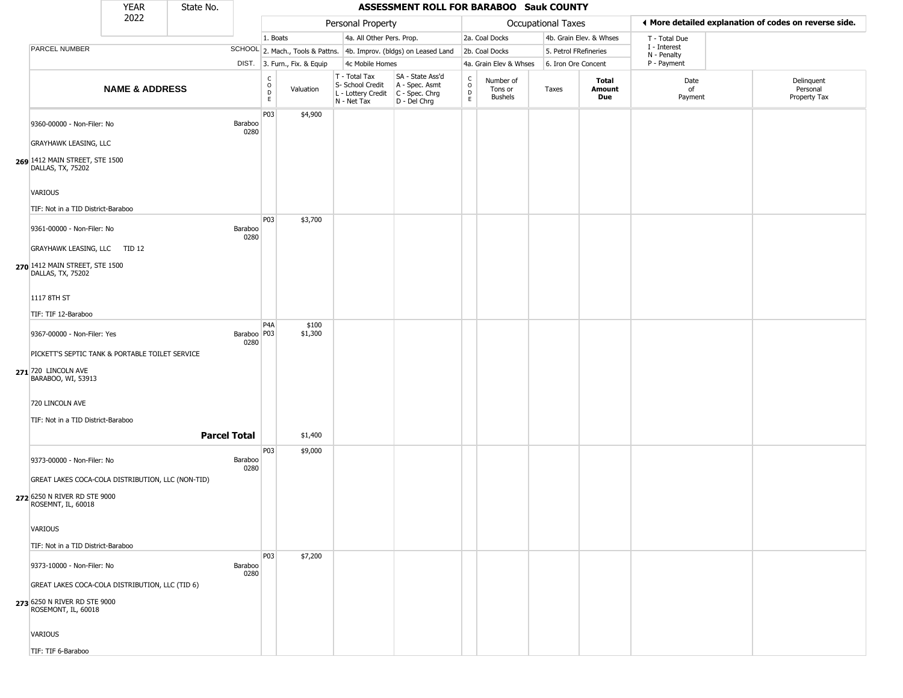# ASSESSMENT ROLL FOR BARABOO Sauk COUNTY

| YEAR | State No. |
|---|---|
| 2022 | |

| | | Personal Property | | | | Occupational Taxes | | | | ◄ More detailed explanation of codes on reverse side. | |
|---|---|---|---|---|---|---|---|---|---|---|---|
| PARCEL NUMBER | SCHOOL DIST. | 1. Boats<br>2. Mach., Tools & Pattns.<br>3. Furn., Fix. & Equip | | 4a. All Other Pers. Prop.<br>4b. Improv. (bldgs) on Leased Land<br>4c Mobile Homes | | 2a. Coal Docks<br>2b. Coal Docks<br>4a. Grain Elev & Whses | | 4b. Grain Elev. & Whses<br>5. Petrol FRefineries<br>6. Iron Ore Concent | | T - Total Due<br>I - Interest<br>N - Penalty<br>P - Payment | |
| **NAME & ADDRESS** | | CODE | Valuation | T - Total Tax<br>S- School Credit<br>L - Lottery Credit<br>N - Net Tax | SA - State Ass'd<br>A - Spec. Asmt<br>C - Spec. Chrg<br>D - Del Chrg | CODE | Number of Tons or Bushels | Taxes | **Total Amount Due** | Date of Payment | Delinquent Personal Property Tax |
| 269 9360-00000 - Non-Filer: No<br>GRAYHAWK LEASING, LLC<br>1412 MAIN STREET, STE 1500<br>DALLAS, TX, 75202<br>VARIOUS<br>TIF: Not in a TID District-Baraboo | Baraboo 0280 | P03 | $4,900 | | | | | | | | |
| 270 9361-00000 - Non-Filer: No<br>GRAYHAWK LEASING, LLC TID 12<br>1412 MAIN STREET, STE 1500<br>DALLAS, TX, 75202<br>1117 8TH ST<br>TIF: TIF 12-Baraboo | Baraboo 0280 | P03 | $3,700 | | | | | | | | |
| 271 9367-00000 - Non-Filer: Yes<br>PICKETT'S SEPTIC TANK & PORTABLE TOILET SERVICE<br>720 LINCOLN AVE<br>BARABOO, WI, 53913<br>720 LINCOLN AVE<br>TIF: Not in a TID District-Baraboo | Baraboo 0280 | P4A<br>P03 | $100<br>$1,300 | | | | | | | | |
| **Parcel Total** | | | $1,400 | | | | | | | | |
| 272 9373-00000 - Non-Filer: No<br>GREAT LAKES COCA-COLA DISTRIBUTION, LLC (NON-TID)<br>6250 N RIVER RD STE 9000<br>ROSEMNT, IL, 60018<br>VARIOUS<br>TIF: Not in a TID District-Baraboo | Baraboo 0280 | P03 | $9,000 | | | | | | | | |
| 273 9373-10000 - Non-Filer: No<br>GREAT LAKES COCA-COLA DISTRIBUTION, LLC (TID 6)<br>6250 N RIVER RD STE 9000<br>ROSEMONT, IL, 60018<br>VARIOUS<br>TIF: TIF 6-Baraboo | Baraboo 0280 | P03 | $7,200 | | | | | | | | |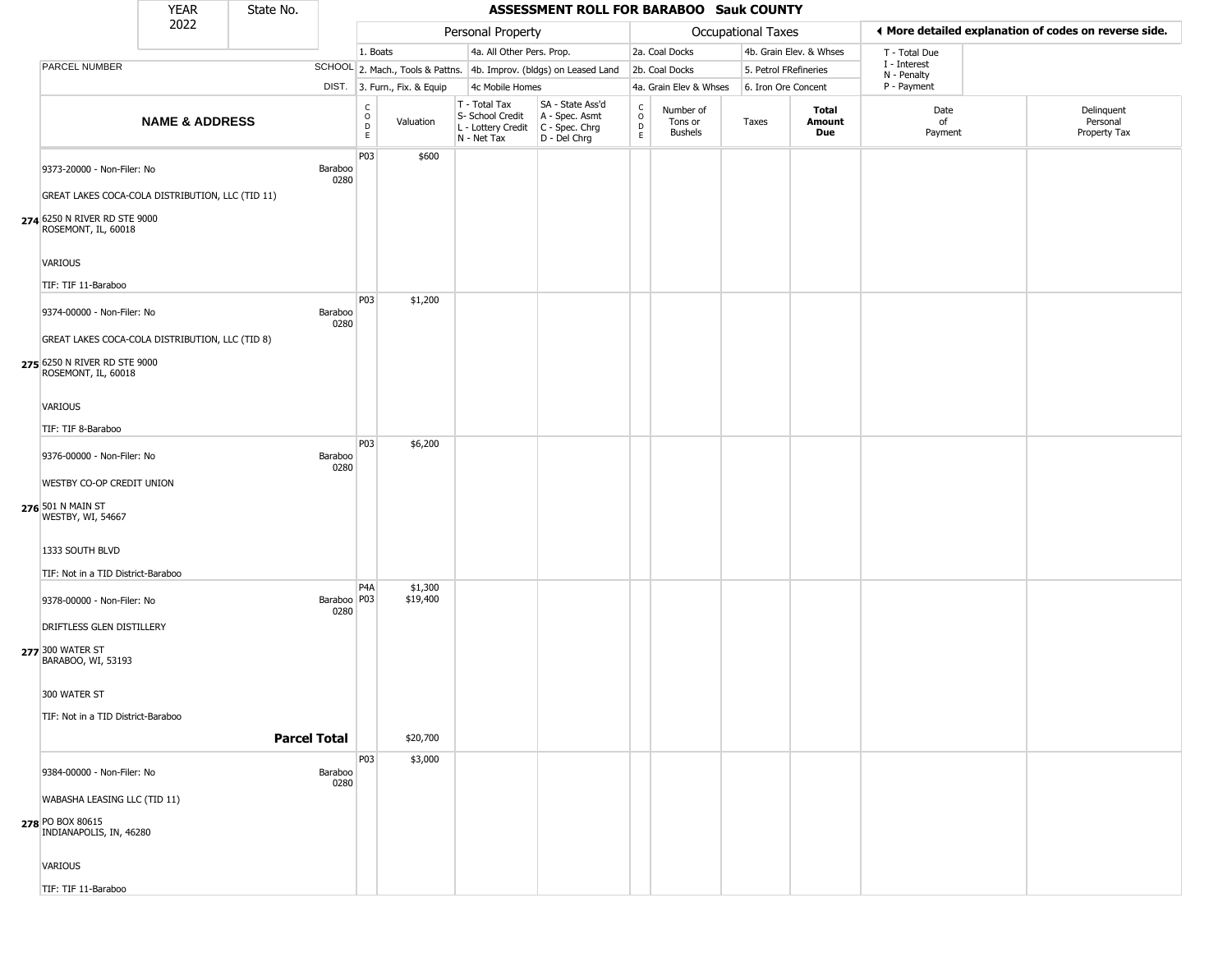| YEAR 2022 | State No. | ASSESSMENT ROLL FOR BARABOO Sauk COUNTY |
|---|---|---|

| | | Personal Property | | | | Occupational Taxes | | | | ◄ More detailed explanation of codes on reverse side. | |
|---|---|---|---|---|---|---|---|---|---|---|---|
| PARCEL NUMBER | SCHOOL DIST. | 1. Boats | 4a. All Other Pers. Prop. | | | 2a. Coal Docks | 4b. Grain Elev. & Whses | | | T - Total Due | |
| | | 2. Mach., Tools & Pattns. | 4b. Improv. (bldgs) on Leased Land | | | 2b. Coal Docks | 5. Petrol FRefineries | | | I - Interest, N - Penalty | |
| | | 3. Furn., Fix. & Equip | 4c Mobile Homes | | | 4a. Grain Elev & Whses | 6. Iron Ore Concent | | | P - Payment | |

| | NAME & ADDRESS | | CODE | Valuation | T - Total Tax / S- School Credit / L - Lottery Credit / N - Net Tax | SA - State Ass'd / A - Spec. Asmt / C - Spec. Chrg / D - Del Chrg | CODE | Number of Tons or Bushels | Taxes | Total Amount Due | Date of Payment | Delinquent Personal Property Tax |
|---|---|---|---|---|---|---|---|---|---|---|---|---|
| 274 | 9373-20000 - Non-Filer: No<br>GREAT LAKES COCA-COLA DISTRIBUTION, LLC (TID 11)<br>6250 N RIVER RD STE 9000<br>ROSEMONT, IL, 60018<br>VARIOUS<br>TIF: TIF 11-Baraboo | Baraboo 0280 | P03 | $600 | | | | | | | | |
| 275 | 9374-00000 - Non-Filer: No<br>GREAT LAKES COCA-COLA DISTRIBUTION, LLC (TID 8)<br>6250 N RIVER RD STE 9000<br>ROSEMONT, IL, 60018<br>VARIOUS<br>TIF: TIF 8-Baraboo | Baraboo 0280 | P03 | $1,200 | | | | | | | | |
| 276 | 9376-00000 - Non-Filer: No<br>WESTBY CO-OP CREDIT UNION<br>501 N MAIN ST<br>WESTBY, WI, 54667<br>1333 SOUTH BLVD<br>TIF: Not in a TID District-Baraboo | Baraboo 0280 | P03 | $6,200 | | | | | | | | |
| 277 | 9378-00000 - Non-Filer: No<br>DRIFTLESS GLEN DISTILLERY<br>300 WATER ST<br>BARABOO, WI, 53193<br>300 WATER ST<br>TIF: Not in a TID District-Baraboo | Baraboo 0280 | P4A<br>P03 | $1,300<br>$19,400 | | | | | | | | |
| | **Parcel Total** | | | $20,700 | | | | | | | | |
| 278 | 9384-00000 - Non-Filer: No<br>WABASHA LEASING LLC (TID 11)<br>PO BOX 80615<br>INDIANAPOLIS, IN, 46280<br>VARIOUS<br>TIF: TIF 11-Baraboo | Baraboo 0280 | P03 | $3,000 | | | | | | | | |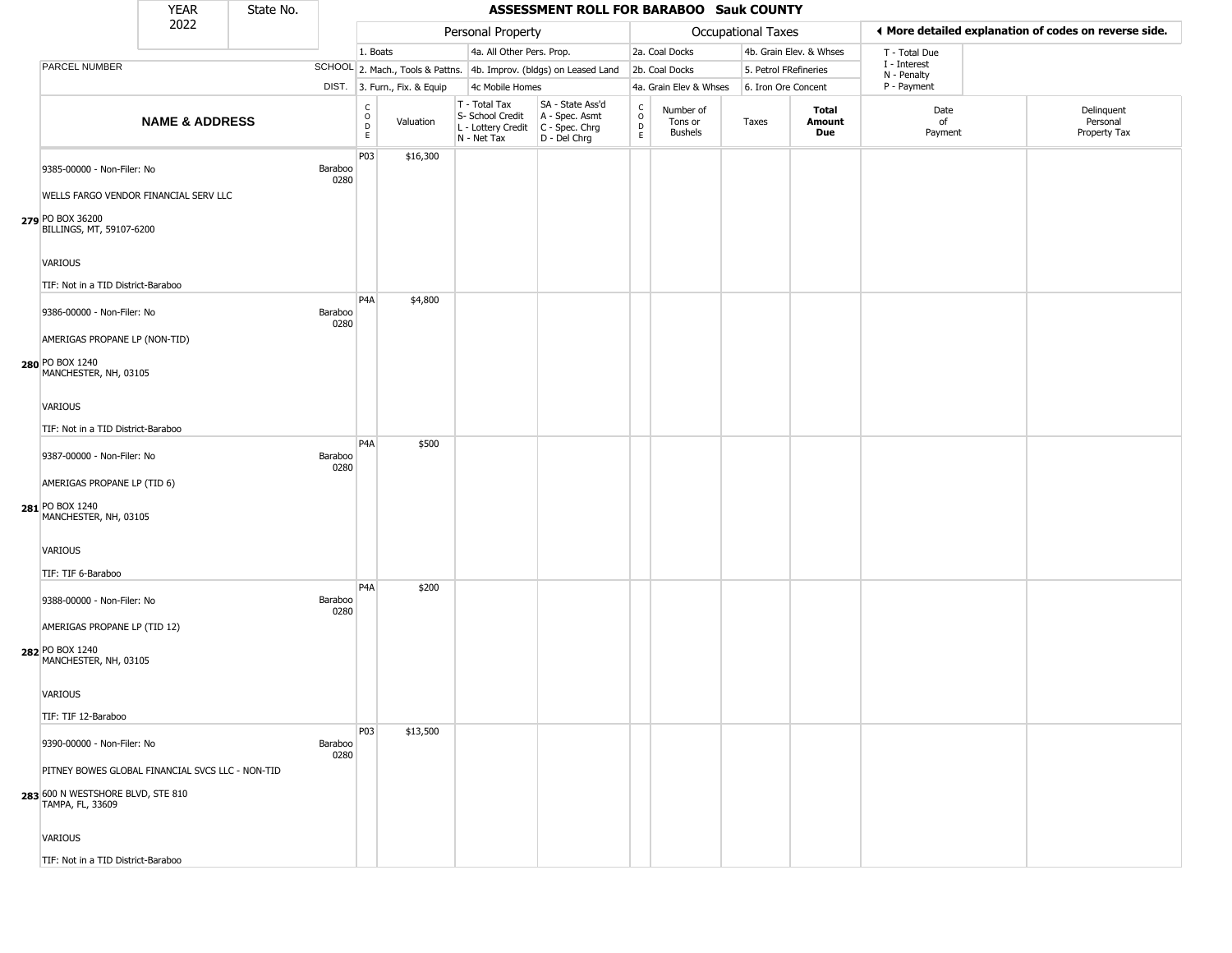# ASSESSMENT ROLL FOR BARABOO Sauk COUNTY

YEAR 2022 | State No.

**Personal Property:** 1. Boats; 2. Mach., Tools & Pattns.; 3. Furn., Fix. & Equip; 4a. All Other Pers. Prop.; 4b. Improv. (bldgs) on Leased Land; 4c Mobile Homes

**Occupational Taxes:** 2a. Coal Docks; 2b. Coal Docks; 4a. Grain Elev & Whses; 4b. Grain Elev. & Whses; 5. Petrol FRefineries; 6. Iron Ore Concent

◀ More detailed explanation of codes on reverse side.

T - Total Due; I - Interest; N - Penalty; P - Payment

| | NAME & ADDRESS | SCHOOL DIST. | CODE | Valuation | T - Total Tax / S- School Credit / L - Lottery Credit / N - Net Tax | SA - State Ass'd / A - Spec. Asmt / C - Spec. Chrg / D - Del Chrg | CODE | Number of Tons or Bushels | Taxes | Total Amount Due | Date of Payment | Delinquent Personal Property Tax |
|---|---|---|---|---|---|---|---|---|---|---|---|---|
| 279 | 9385-00000 - Non-Filer: No<br>WELLS FARGO VENDOR FINANCIAL SERV LLC<br>PO BOX 36200<br>BILLINGS, MT, 59107-6200<br>VARIOUS<br>TIF: Not in a TID District-Baraboo | Baraboo 0280 | P03 | $16,300 | | | | | | | | |
| 280 | 9386-00000 - Non-Filer: No<br>AMERIGAS PROPANE LP (NON-TID)<br>PO BOX 1240<br>MANCHESTER, NH, 03105<br>VARIOUS<br>TIF: Not in a TID District-Baraboo | Baraboo 0280 | P4A | $4,800 | | | | | | | | |
| 281 | 9387-00000 - Non-Filer: No<br>AMERIGAS PROPANE LP (TID 6)<br>PO BOX 1240<br>MANCHESTER, NH, 03105<br>VARIOUS<br>TIF: TIF 6-Baraboo | Baraboo 0280 | P4A | $500 | | | | | | | | |
| 282 | 9388-00000 - Non-Filer: No<br>AMERIGAS PROPANE LP (TID 12)<br>PO BOX 1240<br>MANCHESTER, NH, 03105<br>VARIOUS<br>TIF: TIF 12-Baraboo | Baraboo 0280 | P4A | $200 | | | | | | | | |
| 283 | 9390-00000 - Non-Filer: No<br>PITNEY BOWES GLOBAL FINANCIAL SVCS LLC - NON-TID<br>600 N WESTSHORE BLVD, STE 810<br>TAMPA, FL, 33609<br>VARIOUS<br>TIF: Not in a TID District-Baraboo | Baraboo 0280 | P03 | $13,500 | | | | | | | | |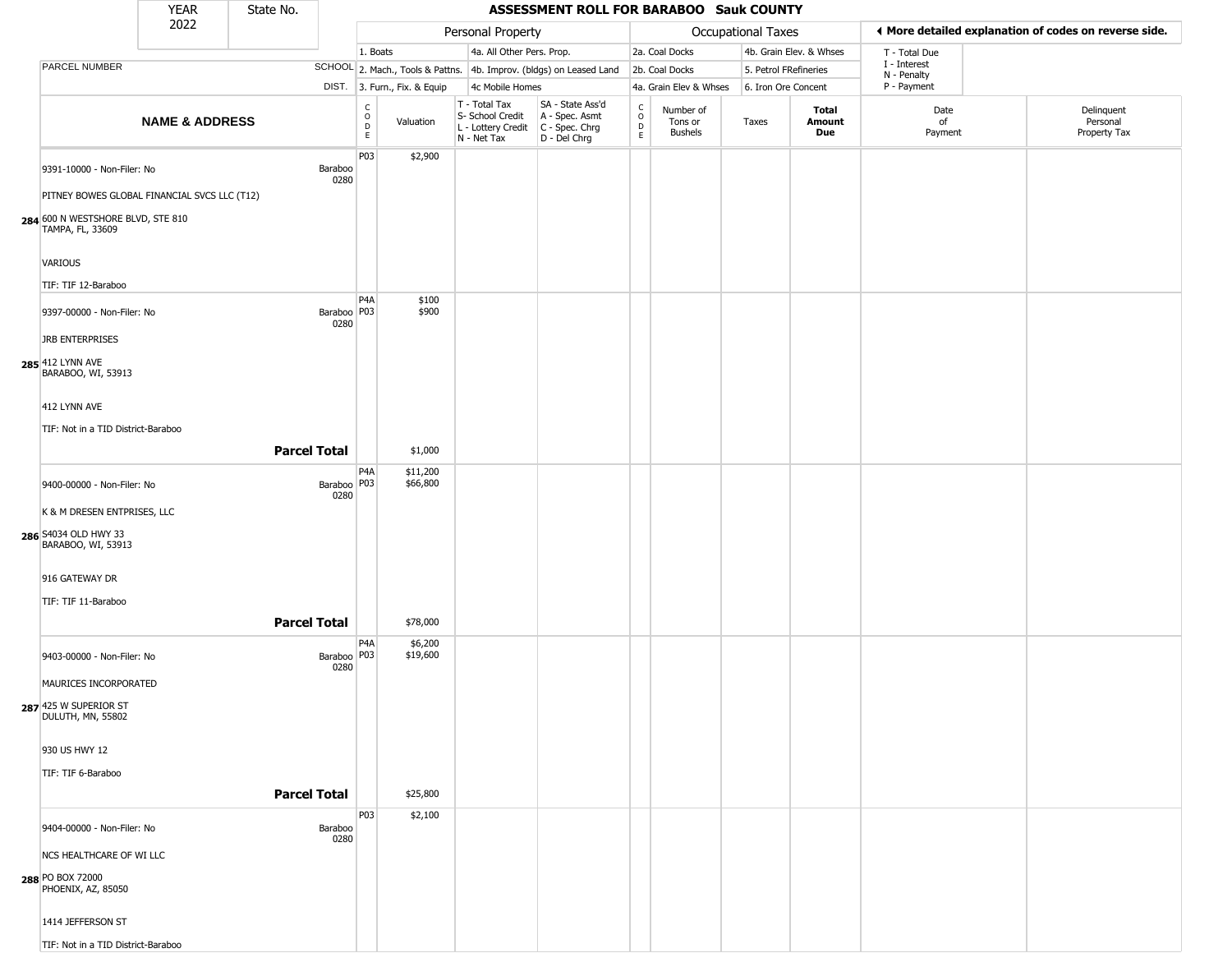| YEAR 2022 | State No. | ASSESSMENT ROLL FOR BARABOO Sauk COUNTY |
|---|---|---|

| | | Personal Property | | | | Occupational Taxes | | | | ◀ More detailed explanation of codes on reverse side. | |
|---|---|---|---|---|---|---|---|---|---|---|---|
| PARCEL NUMBER | SCHOOL DIST. | 1. Boats<br>2. Mach., Tools & Pattns.<br>3. Furn., Fix. & Equip | | 4a. All Other Pers. Prop.<br>4b. Improv. (bldgs) on Leased Land<br>4c Mobile Homes | | 2a. Coal Docks<br>2b. Coal Docks<br>4a. Grain Elev & Whses | | 4b. Grain Elev. & Whses<br>5. Petrol FRefineries<br>6. Iron Ore Concent | | T - Total Due<br>I - Interest<br>N - Penalty<br>P - Payment | |
| **NAME & ADDRESS** | | CODE | Valuation | T - Total Tax<br>S- School Credit<br>L - Lottery Credit<br>N - Net Tax | SA - State Ass'd<br>A - Spec. Asmt<br>C - Spec. Chrg<br>D - Del Chrg | CODE | Number of Tons or Bushels | Taxes | **Total Amount Due** | Date of Payment | Delinquent Personal Property Tax |
| 284 9391-10000 - Non-Filer: No<br>PITNEY BOWES GLOBAL FINANCIAL SVCS LLC (T12)<br>600 N WESTSHORE BLVD, STE 810<br>TAMPA, FL, 33609<br>VARIOUS<br>TIF: TIF 12-Baraboo | Baraboo 0280 | P03 | $2,900 | | | | | | | | |
| 285 9397-00000 - Non-Filer: No<br>JRB ENTERPRISES<br>412 LYNN AVE<br>BARABOO, WI, 53913<br>412 LYNN AVE<br>TIF: Not in a TID District-Baraboo | Baraboo 0280 | P4A<br>P03 | $100<br>$900 | | | | | | | | |
| **Parcel Total** | | | $1,000 | | | | | | | | |
| 286 9400-00000 - Non-Filer: No<br>K & M DRESEN ENTPRISES, LLC<br>S4034 OLD HWY 33<br>BARABOO, WI, 53913<br>916 GATEWAY DR<br>TIF: TIF 11-Baraboo | Baraboo 0280 | P4A<br>P03 | $11,200<br>$66,800 | | | | | | | | |
| **Parcel Total** | | | $78,000 | | | | | | | | |
| 287 9403-00000 - Non-Filer: No<br>MAURICES INCORPORATED<br>425 W SUPERIOR ST<br>DULUTH, MN, 55802<br>930 US HWY 12<br>TIF: TIF 6-Baraboo | Baraboo 0280 | P4A<br>P03 | $6,200<br>$19,600 | | | | | | | | |
| **Parcel Total** | | | $25,800 | | | | | | | | |
| 288 9404-00000 - Non-Filer: No<br>NCS HEALTHCARE OF WI LLC<br>PO BOX 72000<br>PHOENIX, AZ, 85050<br>1414 JEFFERSON ST<br>TIF: Not in a TID District-Baraboo | Baraboo 0280 | P03 | $2,100 | | | | | | | | |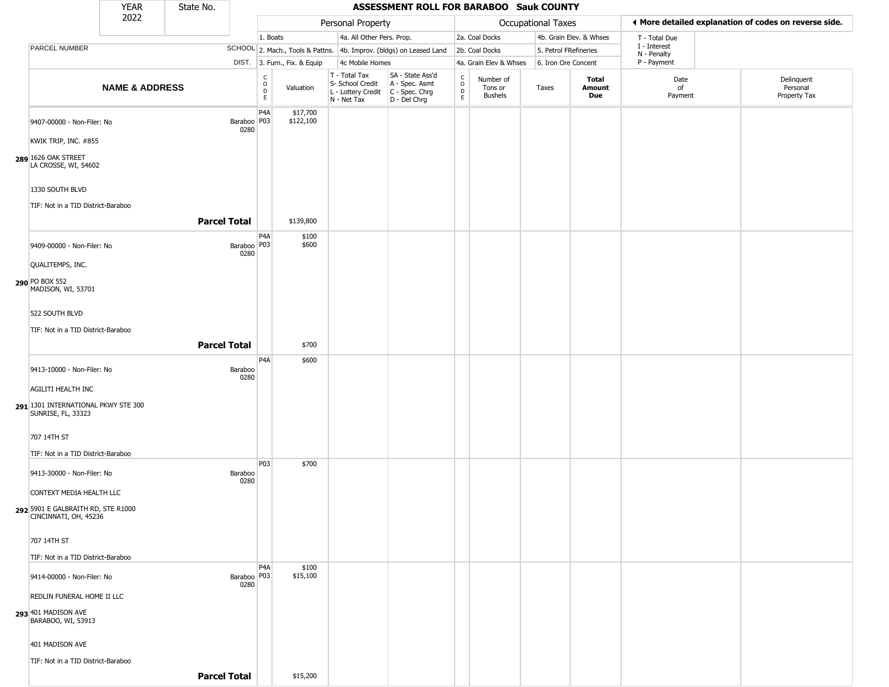| YEAR 2022 | State No. | ASSESSMENT ROLL FOR BARABOO Sauk COUNTY |
|---|---|---|

| PARCEL NUMBER / NAME & ADDRESS | SCHOOL DIST. | CODE | Valuation | T - Total Tax / S- School Credit / L - Lottery Credit / N - Net Tax | SA - State Ass'd / A - Spec. Asmt / C - Spec. Chrg / D - Del Chrg | CODE | Number of Tons or Bushels | Taxes | Total Amount Due | Date of Payment | Delinquent Personal Property Tax |
|---|---|---|---|---|---|---|---|---|---|---|---|
| | | | | | | | | | | | |

Personal Property: 1. Boats; 2. Mach., Tools & Pattns.; 3. Furn., Fix. & Equip; 4a. All Other Pers. Prop.; 4b. Improv. (bldgs) on Leased Land; 4c Mobile Homes

Occupational Taxes: 2a. Coal Docks; 2b. Coal Docks; 4a. Grain Elev & Whses; 4b. Grain Elev. & Whses; 5. Petrol FRefineries; 6. Iron Ore Concent

T - Total Due; I - Interest; N - Penalty; P - Payment

◄ More detailed explanation of codes on reverse side.

| # | NAME & ADDRESS | SCHOOL DIST. | CODE | Valuation |
|---|---|---|---|---|
| 289 | 9407-00000 - Non-Filer: No<br>KWIK TRIP, INC. #855<br>1626 OAK STREET<br>LA CROSSE, WI, 54602<br>1330 SOUTH BLVD<br>TIF: Not in a TID District-Baraboo | Baraboo 0280 | P4A<br>P03 | $17,700<br>$122,100 |
| | **Parcel Total** | | | $139,800 |
| 290 | 9409-00000 - Non-Filer: No<br>QUALITEMPS, INC.<br>PO BOX 552<br>MADISON, WI, 53701<br>522 SOUTH BLVD<br>TIF: Not in a TID District-Baraboo | Baraboo 0280 | P4A<br>P03 | $100<br>$600 |
| | **Parcel Total** | | | $700 |
| 291 | 9413-10000 - Non-Filer: No<br>AGILITI HEALTH INC<br>1301 INTERNATIONAL PKWY STE 300<br>SUNRISE, FL, 33323<br>707 14TH ST<br>TIF: Not in a TID District-Baraboo | Baraboo 0280 | P4A | $600 |
| 292 | 9413-30000 - Non-Filer: No<br>CONTEXT MEDIA HEALTH LLC<br>5901 E GALBRAITH RD, STE R1000<br>CINCINNATI, OH, 45236<br>707 14TH ST<br>TIF: Not in a TID District-Baraboo | Baraboo 0280 | P03 | $700 |
| 293 | 9414-00000 - Non-Filer: No<br>REDLIN FUNERAL HOME II LLC<br>401 MADISON AVE<br>BARABOO, WI, 53913<br>401 MADISON AVE<br>TIF: Not in a TID District-Baraboo | Baraboo 0280 | P4A<br>P03 | $100<br>$15,100 |
| | **Parcel Total** | | | $15,200 |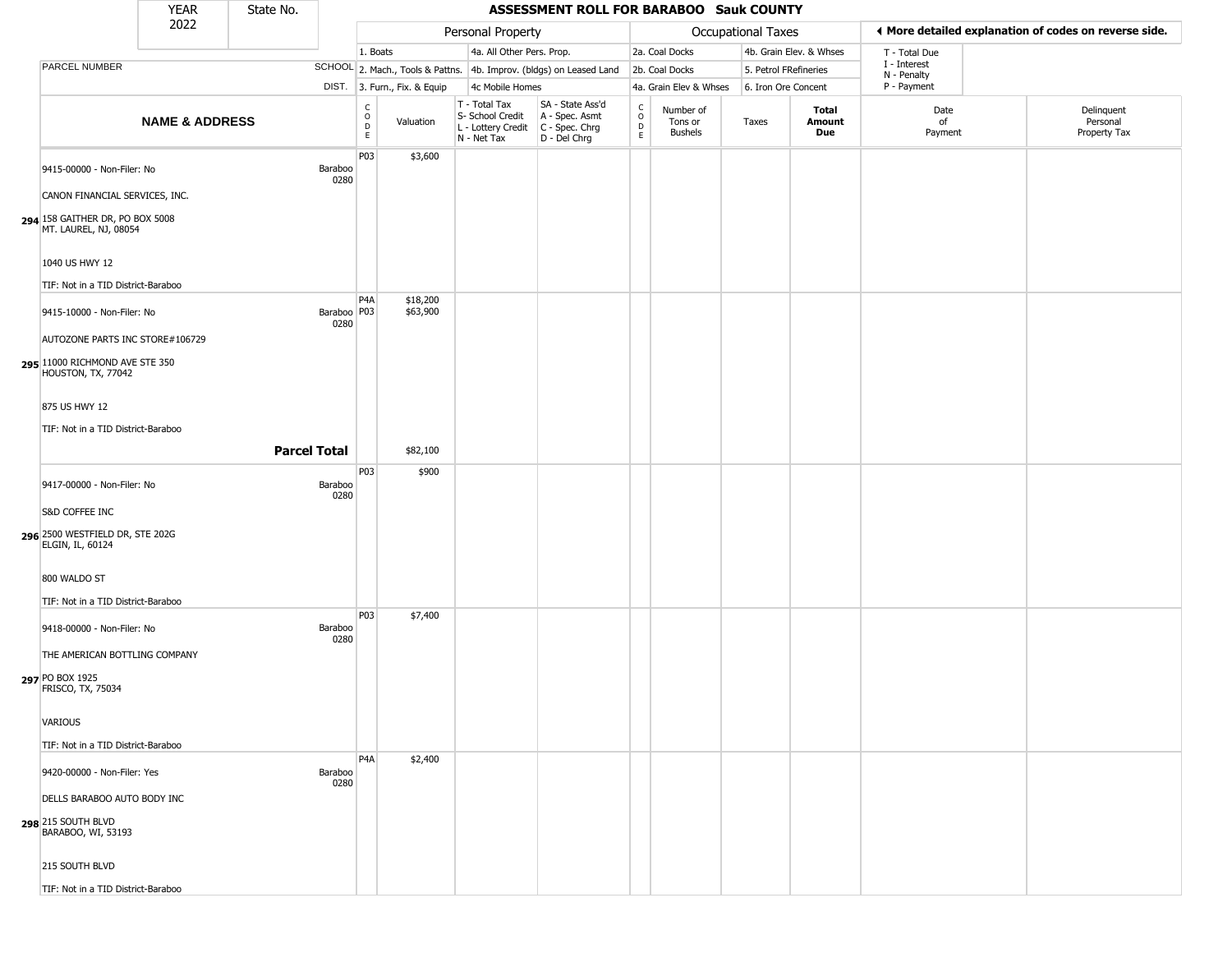| YEAR 2022 | State No. |
|---|---|

# ASSESSMENT ROLL FOR BARABOO Sauk COUNTY

| | | Personal Property | | | | Occupational Taxes | | | | ◄ More detailed explanation of codes on reverse side. | |
|---|---|---|---|---|---|---|---|---|---|---|---|
| PARCEL NUMBER | SCHOOL DIST. | 1. Boats<br>2. Mach., Tools & Pattns.<br>3. Furn., Fix. & Equip | | 4a. All Other Pers. Prop.<br>4b. Improv. (bldgs) on Leased Land<br>4c Mobile Homes | | 2a. Coal Docks<br>2b. Coal Docks<br>4a. Grain Elev & Whses | | 4b. Grain Elev. & Whses<br>5. Petrol FRefineries<br>6. Iron Ore Concent | | T - Total Due<br>I - Interest<br>N - Penalty<br>P - Payment | |
| **NAME & ADDRESS** | | CODE | Valuation | T - Total Tax<br>S- School Credit<br>L - Lottery Credit<br>N - Net Tax | SA - State Ass'd<br>A - Spec. Asmt<br>C - Spec. Chrg<br>D - Del Chrg | CODE | Number of Tons or Bushels | Taxes | **Total Amount Due** | Date of Payment | Delinquent Personal Property Tax |
| 294 9415-00000 - Non-Filer: No<br>CANON FINANCIAL SERVICES, INC.<br>158 GAITHER DR, PO BOX 5008<br>MT. LAUREL, NJ, 08054<br>1040 US HWY 12<br>TIF: Not in a TID District-Baraboo | Baraboo 0280 | P03 | $3,600 | | | | | | | | |
| 295 9415-10000 - Non-Filer: No<br>AUTOZONE PARTS INC STORE#106729<br>11000 RICHMOND AVE STE 350<br>HOUSTON, TX, 77042<br>875 US HWY 12<br>TIF: Not in a TID District-Baraboo | Baraboo 0280 | P4A<br>P03 | $18,200<br>$63,900 | | | | | | | | |
| | **Parcel Total** | | $82,100 | | | | | | | | |
| 296 9417-00000 - Non-Filer: No<br>S&D COFFEE INC<br>2500 WESTFIELD DR, STE 202G<br>ELGIN, IL, 60124<br>800 WALDO ST<br>TIF: Not in a TID District-Baraboo | Baraboo 0280 | P03 | $900 | | | | | | | | |
| 297 9418-00000 - Non-Filer: No<br>THE AMERICAN BOTTLING COMPANY<br>PO BOX 1925<br>FRISCO, TX, 75034<br>VARIOUS<br>TIF: Not in a TID District-Baraboo | Baraboo 0280 | P03 | $7,400 | | | | | | | | |
| 298 9420-00000 - Non-Filer: Yes<br>DELLS BARABOO AUTO BODY INC<br>215 SOUTH BLVD<br>BARABOO, WI, 53193<br>215 SOUTH BLVD<br>TIF: Not in a TID District-Baraboo | Baraboo 0280 | P4A | $2,400 | | | | | | | | |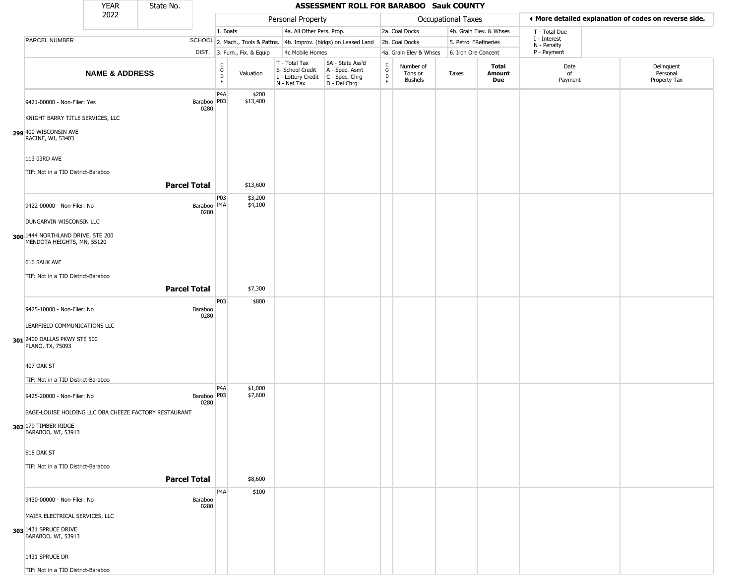# ASSESSMENT ROLL FOR BARABOO Sauk COUNTY

YEAR 2022 | State No.

| PARCEL NUMBER / NAME & ADDRESS | SCHOOL DIST. | CODE | Valuation | T - Total Tax / S- School Credit / L - Lottery Credit / N - Net Tax | SA - State Ass'd / A - Spec. Asmt / C - Spec. Chrg / D - Del Chrg | CODE | Number of Tons or Bushels | Taxes | Total Amount Due | Date of Payment | Delinquent Personal Property Tax |
|---|---|---|---|---|---|---|---|---|---|---|---|
| 9421-00000 - Non-Filer: Yes | Baraboo 0280 | P4A | $200 | | | | | | | | |
| KNIGHT BARRY TITLE SERVICES, LLC | | P03 | $13,400 | | | | | | | | |
| 299 400 WISCONSIN AVE RACINE, WI, 53403 | | | | | | | | | | | |
| 113 03RD AVE | | | | | | | | | | | |
| TIF: Not in a TID District-Baraboo | | | | | | | | | | | |
| **Parcel Total** | | | $13,600 | | | | | | | | |
| 9422-00000 - Non-Filer: No | Baraboo 0280 | P03 | $3,200 | | | | | | | | |
| DUNGARVIN WISCONSIN LLC | | P4A | $4,100 | | | | | | | | |
| 300 1444 NORTHLAND DRIVE, STE 200 MENDOTA HEIGHTS, MN, 55120 | | | | | | | | | | | |
| 616 SAUK AVE | | | | | | | | | | | |
| TIF: Not in a TID District-Baraboo | | | | | | | | | | | |
| **Parcel Total** | | | $7,300 | | | | | | | | |
| 9425-10000 - Non-Filer: No | Baraboo 0280 | P03 | $800 | | | | | | | | |
| LEARFIELD COMMUNICATIONS LLC | | | | | | | | | | | |
| 301 2400 DALLAS PKWY STE 500 PLANO, TX, 75093 | | | | | | | | | | | |
| 407 OAK ST | | | | | | | | | | | |
| TIF: Not in a TID District-Baraboo | | | | | | | | | | | |
| 9425-20000 - Non-Filer: No | Baraboo 0280 | P4A | $1,000 | | | | | | | | |
| SAGE-LOUISE HOLDING LLC DBA CHEEZE FACTORY RESTAURANT | | P03 | $7,600 | | | | | | | | |
| 302 179 TIMBER RIDGE BARABOO, WI, 53913 | | | | | | | | | | | |
| 618 OAK ST | | | | | | | | | | | |
| TIF: Not in a TID District-Baraboo | | | | | | | | | | | |
| **Parcel Total** | | | $8,600 | | | | | | | | |
| 9430-00000 - Non-Filer: No | Baraboo 0280 | P4A | $100 | | | | | | | | |
| MAIER ELECTRICAL SERVICES, LLC | | | | | | | | | | | |
| 303 1431 SPRUCE DRIVE BARABOO, WI, 53913 | | | | | | | | | | | |
| 1431 SPRUCE DR | | | | | | | | | | | |
| TIF: Not in a TID District-Baraboo | | | | | | | | | | | |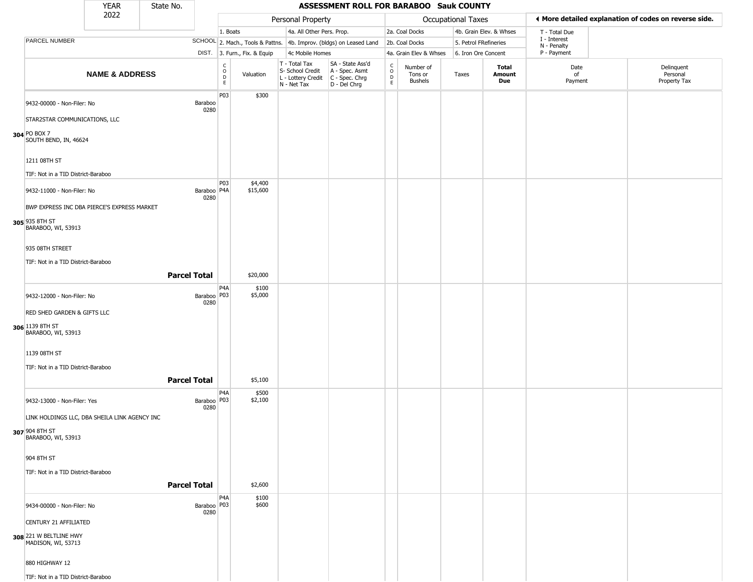| YEAR 2022 | State No. | | ASSESSMENT ROLL FOR BARABOO Sauk COUNTY | | | | | | | | | | |
|---|---|---|---|---|---|---|---|---|---|---|---|---|---|

| | | | Personal Property | | | | Occupational Taxes | | | | ◄ More detailed explanation of codes on reverse side. | |
|---|---|---|---|---|---|---|---|---|---|---|---|---|
| PARCEL NUMBER | SCHOOL DIST. | | 1. Boats | 4a. All Other Pers. Prop. | | | 2a. Coal Docks | 4b. Grain Elev. & Whses | | | T - Total Due | |
| | | | 2. Mach., Tools & Pattns. | 4b. Improv. (bldgs) on Leased Land | | | 2b. Coal Docks | 5. Petrol FRefineries | | | I - Interest | |
| | | | 3. Furn., Fix. & Equip | 4c Mobile Homes | | | 4a. Grain Elev & Whses | 6. Iron Ore Concent | | | N - Penalty | |
| | | | | | | | | | | | P - Payment | |
| **NAME & ADDRESS** | | CODE | Valuation | T - Total Tax S- School Credit L - Lottery Credit N - Net Tax | SA - State Ass'd A - Spec. Asmt C - Spec. Chrg D - Del Chrg | CODE | Number of Tons or Bushels | Taxes | **Total Amount Due** | Date of Payment | Delinquent Personal Property Tax | |
| 9432-00000 - Non-Filer: No | Baraboo 0280 | P03 | $300 | | | | | | | | | |
| STAR2STAR COMMUNICATIONS, LLC | | | | | | | | | | | | |
| 304 PO BOX 7 SOUTH BEND, IN, 46624 | | | | | | | | | | | | |
| 1211 08TH ST | | | | | | | | | | | | |
| TIF: Not in a TID District-Baraboo | | | | | | | | | | | | |
| 9432-11000 - Non-Filer: No | Baraboo 0280 | P03 P4A | $4,400 $15,600 | | | | | | | | | |
| BWP EXPRESS INC DBA PIERCE'S EXPRESS MARKET | | | | | | | | | | | | |
| 305 935 8TH ST BARABOO, WI, 53913 | | | | | | | | | | | | |
| 935 08TH STREET | | | | | | | | | | | | |
| TIF: Not in a TID District-Baraboo | | | | | | | | | | | | |
| | **Parcel Total** | | $20,000 | | | | | | | | | |
| 9432-12000 - Non-Filer: No | Baraboo 0280 | P4A P03 | $100 $5,000 | | | | | | | | | |
| RED SHED GARDEN & GIFTS LLC | | | | | | | | | | | | |
| 306 1139 8TH ST BARABOO, WI, 53913 | | | | | | | | | | | | |
| 1139 08TH ST | | | | | | | | | | | | |
| TIF: Not in a TID District-Baraboo | | | | | | | | | | | | |
| | **Parcel Total** | | $5,100 | | | | | | | | | |
| 9432-13000 - Non-Filer: Yes | Baraboo 0280 | P4A P03 | $500 $2,100 | | | | | | | | | |
| LINK HOLDINGS LLC, DBA SHEILA LINK AGENCY INC | | | | | | | | | | | | |
| 307 904 8TH ST BARABOO, WI, 53913 | | | | | | | | | | | | |
| 904 8TH ST | | | | | | | | | | | | |
| TIF: Not in a TID District-Baraboo | | | | | | | | | | | | |
| | **Parcel Total** | | $2,600 | | | | | | | | | |
| 9434-00000 - Non-Filer: No | Baraboo 0280 | P4A P03 | $100 $600 | | | | | | | | | |
| CENTURY 21 AFFILIATED | | | | | | | | | | | | |
| 308 221 W BELTLINE HWY MADISON, WI, 53713 | | | | | | | | | | | | |
| 880 HIGHWAY 12 | | | | | | | | | | | | |
| TIF: Not in a TID District-Baraboo | | | | | | | | | | | | |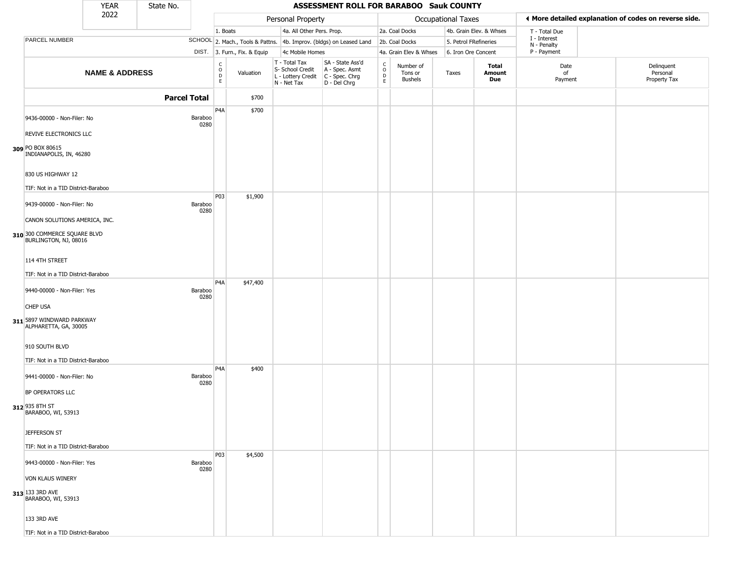| YEAR 2022 | State No. | ASSESSMENT ROLL FOR BARABOO Sauk COUNTY |
|---|---|---|

| | | Personal Property | | | | Occupational Taxes | | | | ◀ More detailed explanation of codes on reverse side. | |
|---|---|---|---|---|---|---|---|---|---|---|---|
| | | 1. Boats | | 4a. All Other Pers. Prop. | | 2a. Coal Docks | | 4b. Grain Elev. & Whses | | T - Total Due, I - Interest, N - Penalty, P - Payment | |
| PARCEL NUMBER | SCHOOL | 2. Mach., Tools & Pattns. | | 4b. Improv. (bldgs) on Leased Land | | 2b. Coal Docks | | 5. Petrol FRefineries | | | |
| | DIST. | 3. Furn., Fix. & Equip | | 4c Mobile Homes | | 4a. Grain Elev & Whses | | 6. Iron Ore Concent | | | |
| **NAME & ADDRESS** | | CODE | Valuation | T - Total Tax, S- School Credit, L - Lottery Credit, N - Net Tax | SA - State Ass'd, A - Spec. Asmt, C - Spec. Chrg, D - Del Chrg | CODE | Number of Tons or Bushels | Taxes | **Total Amount Due** | Date of Payment | Delinquent Personal Property Tax |
| **Parcel Total** | | | $700 | | | | | | | | |
| 9436-00000 - Non-Filer: No<br>REVIVE ELECTRONICS LLC<br>309 PO BOX 80615<br>INDIANAPOLIS, IN, 46280<br>830 US HIGHWAY 12<br>TIF: Not in a TID District-Baraboo | Baraboo 0280 | P4A | $700 | | | | | | | | |
| 9439-00000 - Non-Filer: No<br>CANON SOLUTIONS AMERICA, INC.<br>310 300 COMMERCE SQUARE BLVD<br>BURLINGTON, NJ, 08016<br>114 4TH STREET<br>TIF: Not in a TID District-Baraboo | Baraboo 0280 | P03 | $1,900 | | | | | | | | |
| 9440-00000 - Non-Filer: Yes<br>CHEP USA<br>311 5897 WINDWARD PARKWAY<br>ALPHARETTA, GA, 30005<br>910 SOUTH BLVD<br>TIF: Not in a TID District-Baraboo | Baraboo 0280 | P4A | $47,400 | | | | | | | | |
| 9441-00000 - Non-Filer: No<br>BP OPERATORS LLC<br>312 935 8TH ST<br>BARABOO, WI, 53913<br>JEFFERSON ST<br>TIF: Not in a TID District-Baraboo | Baraboo 0280 | P4A | $400 | | | | | | | | |
| 9443-00000 - Non-Filer: Yes<br>VON KLAUS WINERY<br>313 133 3RD AVE<br>BARABOO, WI, 53913<br>133 3RD AVE<br>TIF: Not in a TID District-Baraboo | Baraboo 0280 | P03 | $4,500 | | | | | | | | |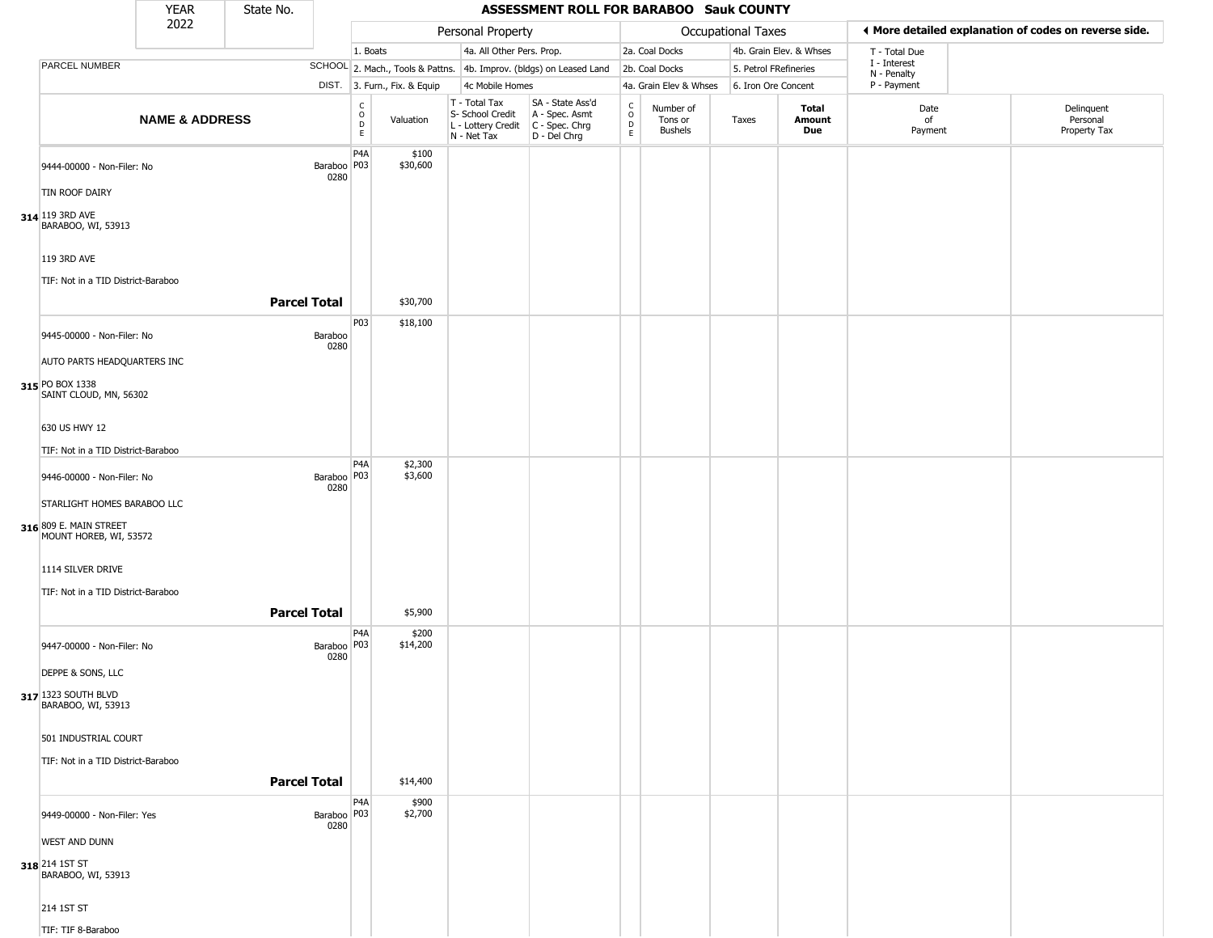| YEAR 2022 | State No. | ASSESSMENT ROLL FOR BARABOO Sauk COUNTY |
|---|---|---|

| | | Personal Property | | | | Occupational Taxes | | | | More detailed explanation of codes on reverse side. | |
|---|---|---|---|---|---|---|---|---|---|---|---|
| PARCEL NUMBER | SCHOOL DIST. | 1. Boats<br>2. Mach., Tools & Pattns.<br>3. Furn., Fix. & Equip | | 4a. All Other Pers. Prop.<br>4b. Improv. (bldgs) on Leased Land<br>4c Mobile Homes | | 2a. Coal Docks<br>2b. Coal Docks<br>4a. Grain Elev & Whses | | 4b. Grain Elev. & Whses<br>5. Petrol FRefineries<br>6. Iron Ore Concent | | T - Total Due<br>I - Interest<br>N - Penalty<br>P - Payment | |
| **NAME & ADDRESS** | | CODE | Valuation | T - Total Tax<br>S- School Credit<br>L - Lottery Credit<br>N - Net Tax | SA - State Ass'd<br>A - Spec. Asmt<br>C - Spec. Chrg<br>D - Del Chrg | CODE | Number of Tons or Bushels | Taxes | **Total Amount Due** | Date of Payment | Delinquent Personal Property Tax |
| 314 9444-00000 - Non-Filer: No<br>TIN ROOF DAIRY<br>119 3RD AVE<br>BARABOO, WI, 53913<br>119 3RD AVE<br>TIF: Not in a TID District-Baraboo | Baraboo 0280 | P4A<br>P03 | $100<br>$30,600 | | | | | | | | |
| **Parcel Total** | | | $30,700 | | | | | | | | |
| 315 9445-00000 - Non-Filer: No<br>AUTO PARTS HEADQUARTERS INC<br>PO BOX 1338<br>SAINT CLOUD, MN, 56302<br>630 US HWY 12<br>TIF: Not in a TID District-Baraboo | Baraboo 0280 | P03 | $18,100 | | | | | | | | |
| 316 9446-00000 - Non-Filer: No<br>STARLIGHT HOMES BARABOO LLC<br>809 E. MAIN STREET<br>MOUNT HOREB, WI, 53572<br>1114 SILVER DRIVE<br>TIF: Not in a TID District-Baraboo | Baraboo 0280 | P4A<br>P03 | $2,300<br>$3,600 | | | | | | | | |
| **Parcel Total** | | | $5,900 | | | | | | | | |
| 317 9447-00000 - Non-Filer: No<br>DEPPE & SONS, LLC<br>1323 SOUTH BLVD<br>BARABOO, WI, 53913<br>501 INDUSTRIAL COURT<br>TIF: Not in a TID District-Baraboo | Baraboo 0280 | P4A<br>P03 | $200<br>$14,200 | | | | | | | | |
| **Parcel Total** | | | $14,400 | | | | | | | | |
| 318 9449-00000 - Non-Filer: Yes<br>WEST AND DUNN<br>214 1ST ST<br>BARABOO, WI, 53913<br>214 1ST ST<br>TIF: TIF 8-Baraboo | Baraboo 0280 | P4A<br>P03 | $900<br>$2,700 | | | | | | | | |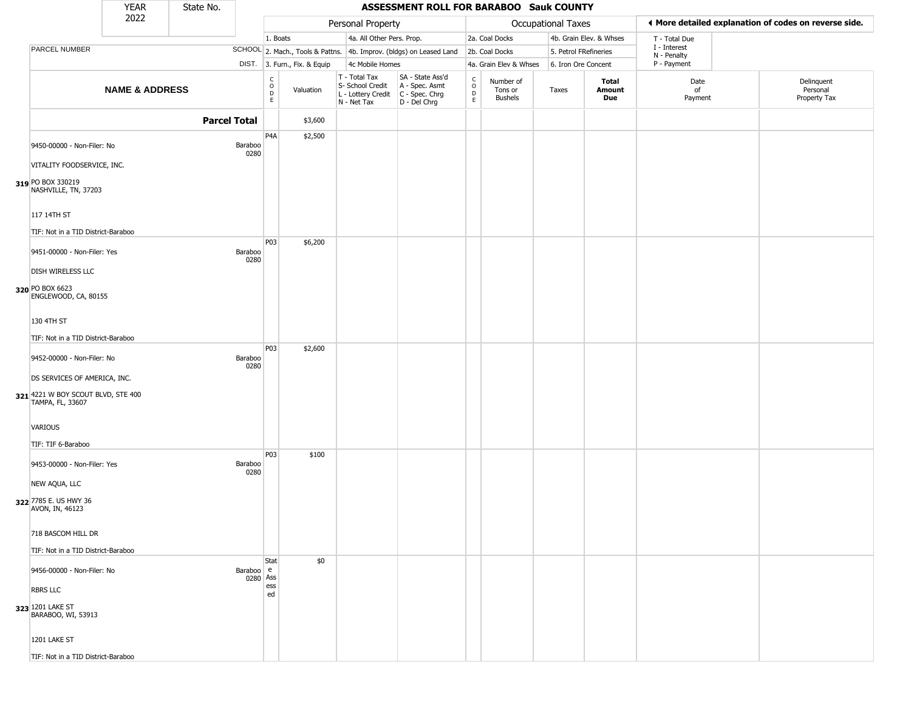| YEAR 2022 | State No. | ASSESSMENT ROLL FOR BARABOO Sauk COUNTY |
|---|---|---|

| | | Personal Property | | | | Occupational Taxes | | | | ◀ More detailed explanation of codes on reverse side. | |
|---|---|---|---|---|---|---|---|---|---|---|---|
| | | 1. Boats | | 4a. All Other Pers. Prop. | | 2a. Coal Docks | | 4b. Grain Elev. & Whses | | T - Total Due | |
| PARCEL NUMBER | SCHOOL | 2. Mach., Tools & Pattns. | | 4b. Improv. (bldgs) on Leased Land | | 2b. Coal Docks | | 5. Petrol FRefineries | | I - Interest N - Penalty | |
| | DIST. | 3. Furn., Fix. & Equip | | 4c Mobile Homes | | 4a. Grain Elev & Whses | | 6. Iron Ore Concent | | P - Payment | |
| **NAME & ADDRESS** | | CODE | Valuation | T - Total Tax S- School Credit L - Lottery Credit N - Net Tax | SA - State Ass'd A - Spec. Asmt C - Spec. Chrg D - Del Chrg | CODE | Number of Tons or Bushels | Taxes | **Total Amount Due** | Date of Payment | Delinquent Personal Property Tax |
| **Parcel Total** | | | $3,600 | | | | | | | | |
| 9450-00000 - Non-Filer: No<br>VITALITY FOODSERVICE, INC.<br>319 PO BOX 330219<br>NASHVILLE, TN, 37203<br>117 14TH ST<br>TIF: Not in a TID District-Baraboo | Baraboo 0280 | P4A | $2,500 | | | | | | | | |
| 9451-00000 - Non-Filer: Yes<br>DISH WIRELESS LLC<br>320 PO BOX 6623<br>ENGLEWOOD, CA, 80155<br>130 4TH ST<br>TIF: Not in a TID District-Baraboo | Baraboo 0280 | P03 | $6,200 | | | | | | | | |
| 9452-00000 - Non-Filer: No<br>DS SERVICES OF AMERICA, INC.<br>321 4221 W BOY SCOUT BLVD, STE 400<br>TAMPA, FL, 33607<br>VARIOUS<br>TIF: TIF 6-Baraboo | Baraboo 0280 | P03 | $2,600 | | | | | | | | |
| 9453-00000 - Non-Filer: Yes<br>NEW AQUA, LLC<br>322 7785 E. US HWY 36<br>AVON, IN, 46123<br>718 BASCOM HILL DR<br>TIF: Not in a TID District-Baraboo | Baraboo 0280 | P03 | $100 | | | | | | | | |
| 9456-00000 - Non-Filer: No<br>RBRS LLC<br>323 1201 LAKE ST<br>BARABOO, WI, 53913<br>1201 LAKE ST<br>TIF: Not in a TID District-Baraboo | Baraboo 0280 | State Assessed | $0 | | | | | | | | |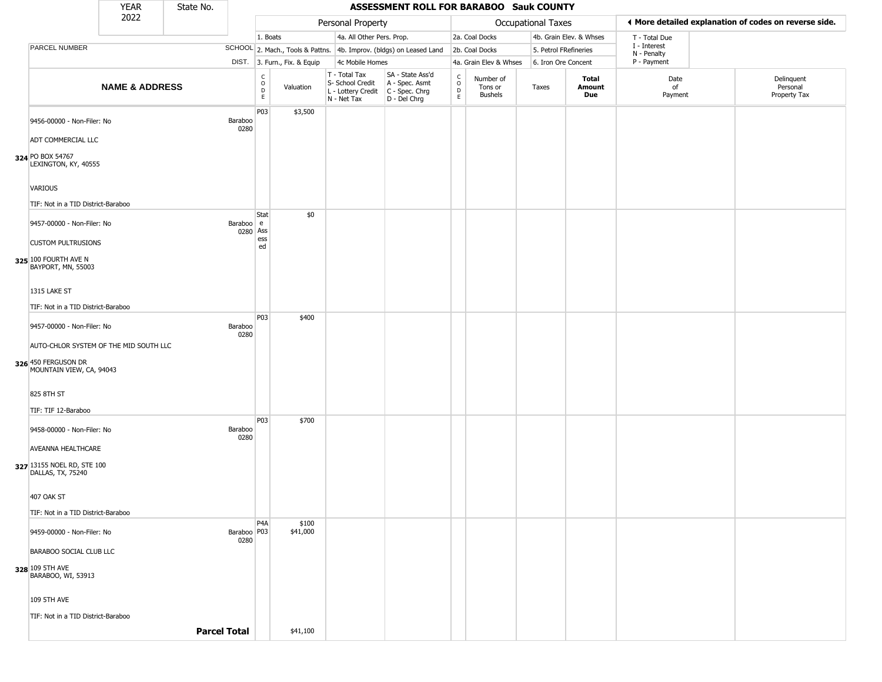| YEAR 2022 | State No. | | ASSESSMENT ROLL FOR BARABOO Sauk COUNTY | | | | | | | | | | |
|---|---|---|---|---|---|---|---|---|---|---|---|---|---|

| | | Personal Property | | | | Occupational Taxes | | | | ◄ More detailed explanation of codes on reverse side. | |
|---|---|---|---|---|---|---|---|---|---|---|---|
| PARCEL NUMBER | SCHOOL DIST. | 1. Boats<br>2. Mach., Tools & Pattns.<br>3. Furn., Fix. & Equip | | 4a. All Other Pers. Prop.<br>4b. Improv. (bldgs) on Leased Land<br>4c Mobile Homes | | 2a. Coal Docks<br>2b. Coal Docks<br>4a. Grain Elev & Whses | | 4b. Grain Elev. & Whses<br>5. Petrol FRefineries<br>6. Iron Ore Concent | | T - Total Due<br>I - Interest<br>N - Penalty<br>P - Payment | |
| **NAME & ADDRESS** | | CODE | Valuation | T - Total Tax<br>S- School Credit<br>L - Lottery Credit<br>N - Net Tax | SA - State Ass'd<br>A - Spec. Asmt<br>C - Spec. Chrg<br>D - Del Chrg | CODE | Number of Tons or Bushels | Taxes | **Total Amount Due** | Date of Payment | Delinquent Personal Property Tax |
| **324** 9456-00000 - Non-Filer: No<br>ADT COMMERCIAL LLC<br>PO BOX 54767<br>LEXINGTON, KY, 40555<br>VARIOUS<br>TIF: Not in a TID District-Baraboo | Baraboo 0280 | P03 | $3,500 | | | | | | | | |
| **325** 9457-00000 - Non-Filer: No<br>CUSTOM PULTRUSIONS<br>100 FOURTH AVE N<br>BAYPORT, MN, 55003<br>1315 LAKE ST<br>TIF: Not in a TID District-Baraboo | Baraboo 0280 | State Assessed | $0 | | | | | | | | |
| **326** 9457-00000 - Non-Filer: No<br>AUTO-CHLOR SYSTEM OF THE MID SOUTH LLC<br>450 FERGUSON DR<br>MOUNTAIN VIEW, CA, 94043<br>825 8TH ST<br>TIF: TIF 12-Baraboo | Baraboo 0280 | P03 | $400 | | | | | | | | |
| **327** 9458-00000 - Non-Filer: No<br>AVEANNA HEALTHCARE<br>13155 NOEL RD, STE 100<br>DALLAS, TX, 75240<br>407 OAK ST<br>TIF: Not in a TID District-Baraboo | Baraboo 0280 | P03 | $700 | | | | | | | | |
| **328** 9459-00000 - Non-Filer: No<br>BARABOO SOCIAL CLUB LLC<br>109 5TH AVE<br>BARABOO, WI, 53913<br>109 5TH AVE<br>TIF: Not in a TID District-Baraboo | Baraboo 0280 | P4A<br>P03 | $100<br>$41,000 | | | | | | | | |
| **Parcel Total** | | | $41,100 | | | | | | | | |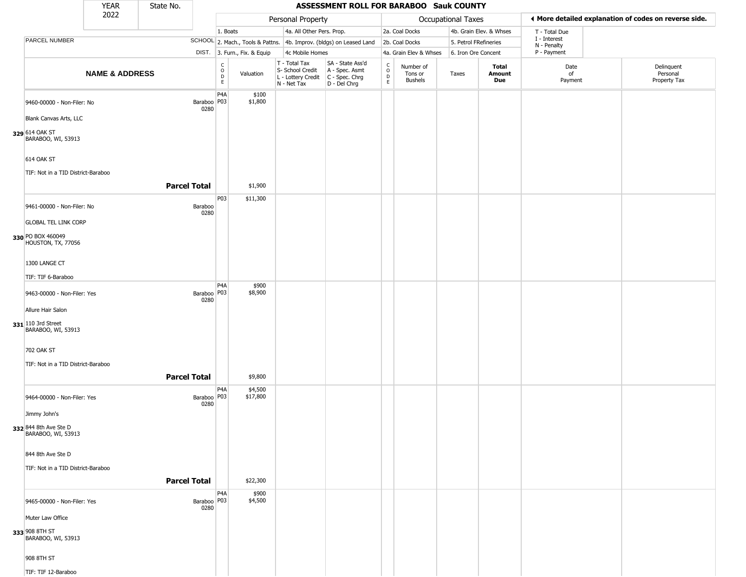| YEAR 2022 | State No. | ASSESSMENT ROLL FOR BARABOO Sauk COUNTY |
|---|---|---|

| | | Personal Property | | | | Occupational Taxes | | | | ◄ More detailed explanation of codes on reverse side. | |
|---|---|---|---|---|---|---|---|---|---|---|---|
| PARCEL NUMBER | SCHOOL DIST. | 1. Boats 2. Mach., Tools & Pattns. 3. Furn., Fix. & Equip | | 4a. All Other Pers. Prop. 4b. Improv. (bldgs) on Leased Land 4c Mobile Homes | | 2a. Coal Docks 2b. Coal Docks 4a. Grain Elev & Whses | | 4b. Grain Elev. & Whses 5. Petrol FRefineries 6. Iron Ore Concent | | T - Total Due I - Interest N - Penalty P - Payment | |
| NAME & ADDRESS | | CODE | Valuation | T - Total Tax S- School Credit L - Lottery Credit N - Net Tax | SA - State Ass'd A - Spec. Asmt C - Spec. Chrg D - Del Chrg | CODE | Number of Tons or Bushels | Taxes | Total Amount Due | Date of Payment | Delinquent Personal Property Tax |
| 9460-00000 - Non-Filer: No<br>Blank Canvas Arts, LLC<br>**329** 614 OAK ST<br>BARABOO, WI, 53913<br>614 OAK ST<br>TIF: Not in a TID District-Baraboo | Baraboo 0280 | P4A<br>P03 | $100<br>$1,800 | | | | | | | | |
| | **Parcel Total** | | $1,900 | | | | | | | | |
| 9461-00000 - Non-Filer: No<br>GLOBAL TEL LINK CORP<br>**330** PO BOX 460049<br>HOUSTON, TX, 77056<br>1300 LANGE CT<br>TIF: TIF 6-Baraboo | Baraboo 0280 | P03 | $11,300 | | | | | | | | |
| 9463-00000 - Non-Filer: Yes<br>Allure Hair Salon<br>**331** 110 3rd Street<br>BARABOO, WI, 53913<br>702 OAK ST<br>TIF: Not in a TID District-Baraboo | Baraboo 0280 | P4A<br>P03 | $900<br>$8,900 | | | | | | | | |
| | **Parcel Total** | | $9,800 | | | | | | | | |
| 9464-00000 - Non-Filer: Yes<br>Jimmy John's<br>**332** 844 8th Ave Ste D<br>BARABOO, WI, 53913<br>844 8th Ave Ste D<br>TIF: Not in a TID District-Baraboo | Baraboo 0280 | P4A<br>P03 | $4,500<br>$17,800 | | | | | | | | |
| | **Parcel Total** | | $22,300 | | | | | | | | |
| 9465-00000 - Non-Filer: Yes<br>Muter Law Office<br>**333** 908 8TH ST<br>BARABOO, WI, 53913<br>908 8TH ST<br>TIF: TIF 12-Baraboo | Baraboo 0280 | P4A<br>P03 | $900<br>$4,500 | | | | | | | | |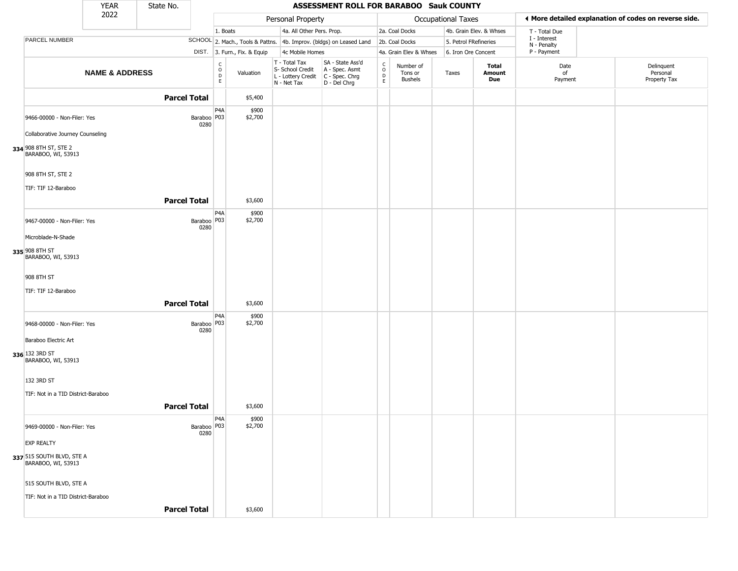| YEAR 2022 | State No. | ASSESSMENT ROLL FOR BARABOO Sauk COUNTY | | | | | | | | | | |
|---|---|---|---|---|---|---|---|---|---|---|---|---|

| PARCEL NUMBER | SCHOOL DIST. | Personal Property: 1. Boats; 2. Mach., Tools & Pattns.; 3. Furn., Fix. & Equip; 4a. All Other Pers. Prop.; 4b. Improv. (bldgs) on Leased Land; 4c Mobile Homes | | | | Occupational Taxes: 2a. Coal Docks; 2b. Coal Docks; 4a. Grain Elev & Whses; 4b. Grain Elev. & Whses; 5. Petrol FRefineries; 6. Iron Ore Concent | | | | ◄ More detailed explanation of codes on reverse side. T - Total Due; I - Interest; N - Penalty; P - Payment | |
|---|---|---|---|---|---|---|---|---|---|---|---|
| **NAME & ADDRESS** | | CODE | Valuation | T - Total Tax; S- School Credit; L - Lottery Credit; N - Net Tax | SA - State Ass'd; A - Spec. Asmt; C - Spec. Chrg; D - Del Chrg | CODE | Number of Tons or Bushels | Taxes | **Total Amount Due** | Date of Payment | Delinquent Personal Property Tax |
| **Parcel Total** | | | $5,400 | | | | | | | | |
| 9466-00000 - Non-Filer: Yes<br>Collaborative Journey Counseling<br>**334** 908 8TH ST, STE 2<br>BARABOO, WI, 53913<br>908 8TH ST, STE 2<br>TIF: TIF 12-Baraboo | Baraboo 0280 | P4A<br>P03 | $900<br>$2,700 | | | | | | | | |
| **Parcel Total** | | | $3,600 | | | | | | | | |
| 9467-00000 - Non-Filer: Yes<br>Microblade-N-Shade<br>**335** 908 8TH ST<br>BARABOO, WI, 53913<br>908 8TH ST<br>TIF: TIF 12-Baraboo | Baraboo 0280 | P4A<br>P03 | $900<br>$2,700 | | | | | | | | |
| **Parcel Total** | | | $3,600 | | | | | | | | |
| 9468-00000 - Non-Filer: Yes<br>Baraboo Electric Art<br>**336** 132 3RD ST<br>BARABOO, WI, 53913<br>132 3RD ST<br>TIF: Not in a TID District-Baraboo | Baraboo 0280 | P4A<br>P03 | $900<br>$2,700 | | | | | | | | |
| **Parcel Total** | | | $3,600 | | | | | | | | |
| 9469-00000 - Non-Filer: Yes<br>EXP REALTY<br>**337** 515 SOUTH BLVD, STE A<br>BARABOO, WI, 53913<br>515 SOUTH BLVD, STE A<br>TIF: Not in a TID District-Baraboo | Baraboo 0280 | P4A<br>P03 | $900<br>$2,700 | | | | | | | | |
| **Parcel Total** | | | $3,600 | | | | | | | | |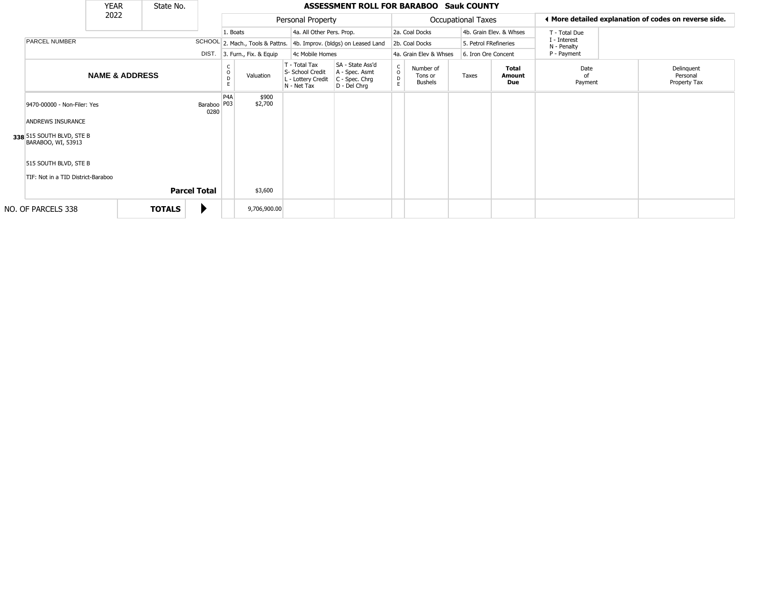| YEAR 2022 | State No. | | **ASSESSMENT ROLL FOR BARABOO Sauk COUNTY** | | | | | | | | | | |
|---|---|---|---|---|---|---|---|---|---|---|---|---|---|
| | | | Personal Property | | | | Occupational Taxes | | | | ◂ More detailed explanation of codes on reverse side. | | |
| | | | 1. Boats | | 4a. All Other Pers. Prop. | | 2a. Coal Docks | | 4b. Grain Elev. & Whses | | T - Total Due | | |
| PARCEL NUMBER | | SCHOOL | 2. Mach., Tools & Pattns. | | 4b. Improv. (bldgs) on Leased Land | | 2b. Coal Docks | | 5. Petrol FRefineries | | I - Interest | | |
| | | DIST. | 3. Furn., Fix. & Equip | | 4c Mobile Homes | | 4a. Grain Elev & Whses | | 6. Iron Ore Concent | | N - Penalty P - Payment | | |
| **NAME & ADDRESS** | | | CODE | Valuation | T - Total Tax S- School Credit L - Lottery Credit N - Net Tax | SA - State Ass'd A - Spec. Asmt C - Spec. Chrg D - Del Chrg | CODE | Number of Tons or Bushels | Taxes | **Total Amount Due** | Date of Payment | Delinquent Personal Property Tax | |
| 338 | 9470-00000 - Non-Filer: Yes<br>ANDREWS INSURANCE<br>515 SOUTH BLVD, STE B<br>BARABOO, WI, 53913<br>515 SOUTH BLVD, STE B<br>TIF: Not in a TID District-Baraboo | Baraboo 0280 | P4A<br>P03 | \$900<br>\$2,700 | | | | | | | | | |
| | | **Parcel Total** | | \$3,600 | | | | | | | | | |
| NO. OF PARCELS 338 | **TOTALS** | ▶ | | 9,706,900.00 | | | | | | | | | |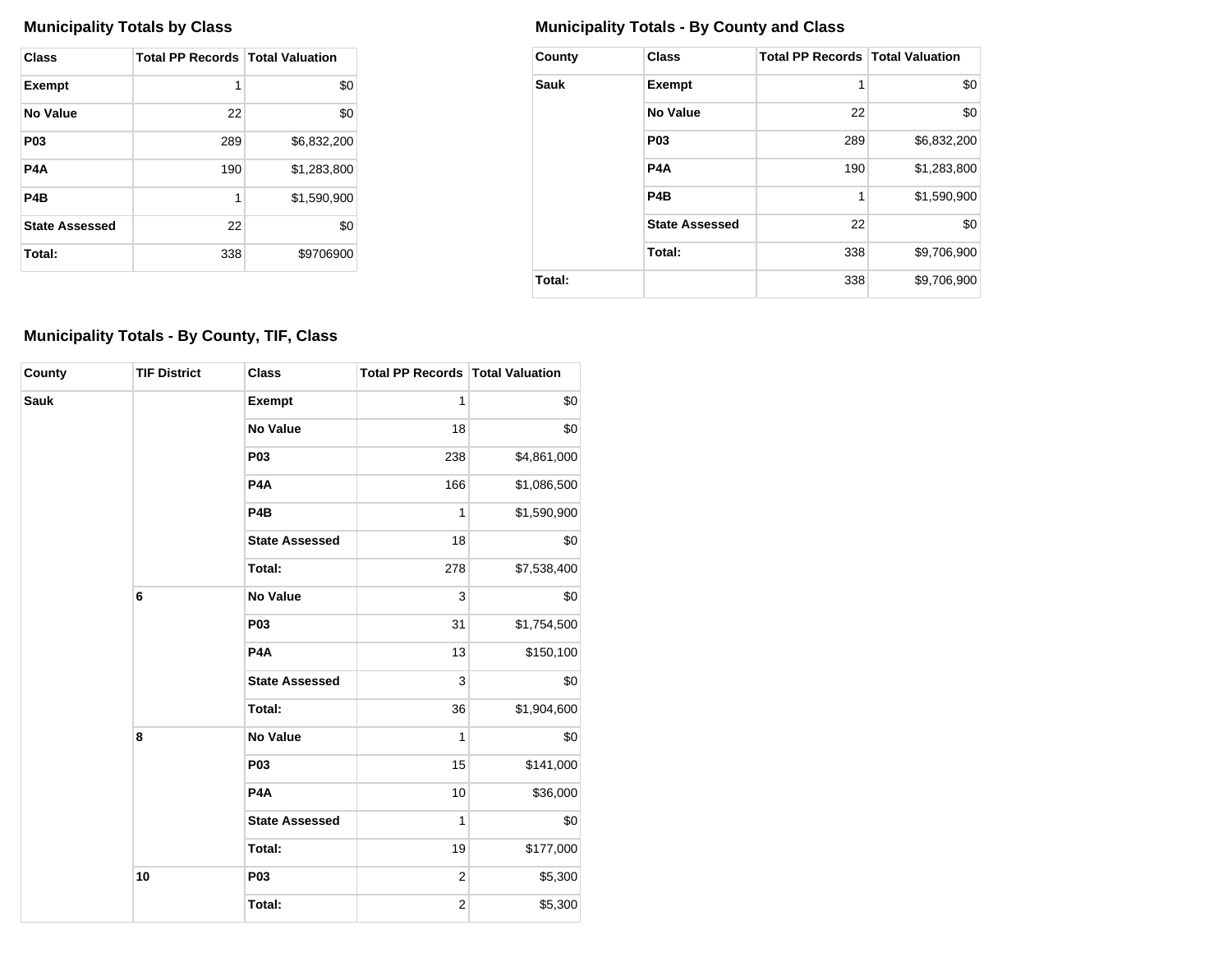## Municipality Totals by Class

| Class | Total PP Records | Total Valuation |
|---|---|---|
| Exempt | 1 | $0 |
| No Value | 22 | $0 |
| P03 | 289 | $6,832,200 |
| P4A | 190 | $1,283,800 |
| P4B | 1 | $1,590,900 |
| State Assessed | 22 | $0 |
| Total: | 338 | $9706900 |

## Municipality Totals - By County and Class

| County | Class | Total PP Records | Total Valuation |
|---|---|---|---|
| Sauk | Exempt | 1 | $0 |
| | No Value | 22 | $0 |
| | P03 | 289 | $6,832,200 |
| | P4A | 190 | $1,283,800 |
| | P4B | 1 | $1,590,900 |
| | State Assessed | 22 | $0 |
| | Total: | 338 | $9,706,900 |
| Total: | | 338 | $9,706,900 |

## Municipality Totals - By County, TIF, Class

| County | TIF District | Class | Total PP Records | Total Valuation |
|---|---|---|---|---|
| Sauk | | Exempt | 1 | $0 |
| | | No Value | 18 | $0 |
| | | P03 | 238 | $4,861,000 |
| | | P4A | 166 | $1,086,500 |
| | | P4B | 1 | $1,590,900 |
| | | State Assessed | 18 | $0 |
| | | Total: | 278 | $7,538,400 |
| | 6 | No Value | 3 | $0 |
| | | P03 | 31 | $1,754,500 |
| | | P4A | 13 | $150,100 |
| | | State Assessed | 3 | $0 |
| | | Total: | 36 | $1,904,600 |
| | 8 | No Value | 1 | $0 |
| | | P03 | 15 | $141,000 |
| | | P4A | 10 | $36,000 |
| | | State Assessed | 1 | $0 |
| | | Total: | 19 | $177,000 |
| | 10 | P03 | 2 | $5,300 |
| | | Total: | 2 | $5,300 |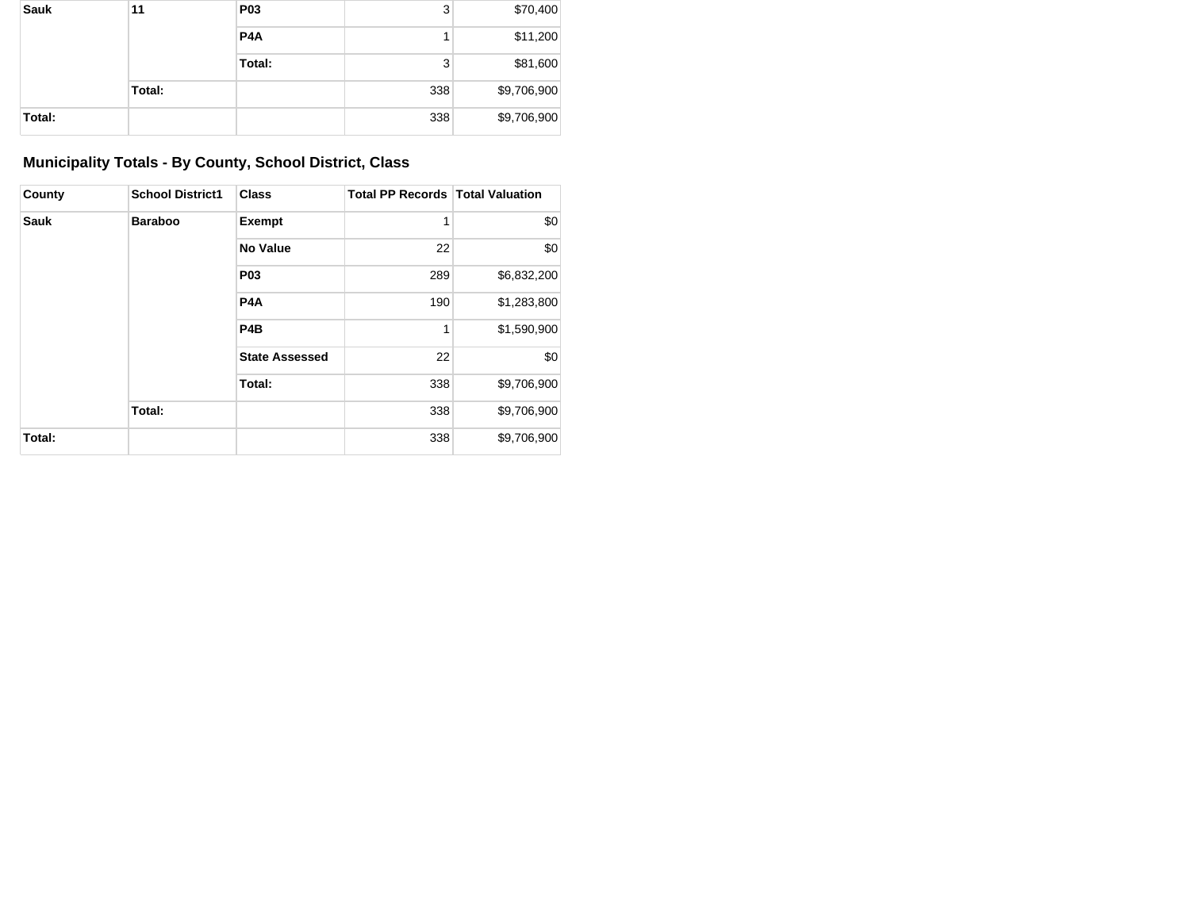| | | | | |
|---|---|---|---|---|
| **Sauk** | **11** | **P03** | 3 | $70,400 |
| | | **P4A** | 1 | $11,200 |
| | | **Total:** | 3 | $81,600 |
| | **Total:** | | 338 | $9,706,900 |
| **Total:** | | | 338 | $9,706,900 |

### Municipality Totals - By County, School District, Class

| County | School District1 | Class | Total PP Records | Total Valuation |
|---|---|---|---|---|
| **Sauk** | **Baraboo** | **Exempt** | 1 | $0 |
| | | **No Value** | 22 | $0 |
| | | **P03** | 289 | $6,832,200 |
| | | **P4A** | 190 | $1,283,800 |
| | | **P4B** | 1 | $1,590,900 |
| | | **State Assessed** | 22 | $0 |
| | | **Total:** | 338 | $9,706,900 |
| | **Total:** | | 338 | $9,706,900 |
| **Total:** | | | 338 | $9,706,900 |